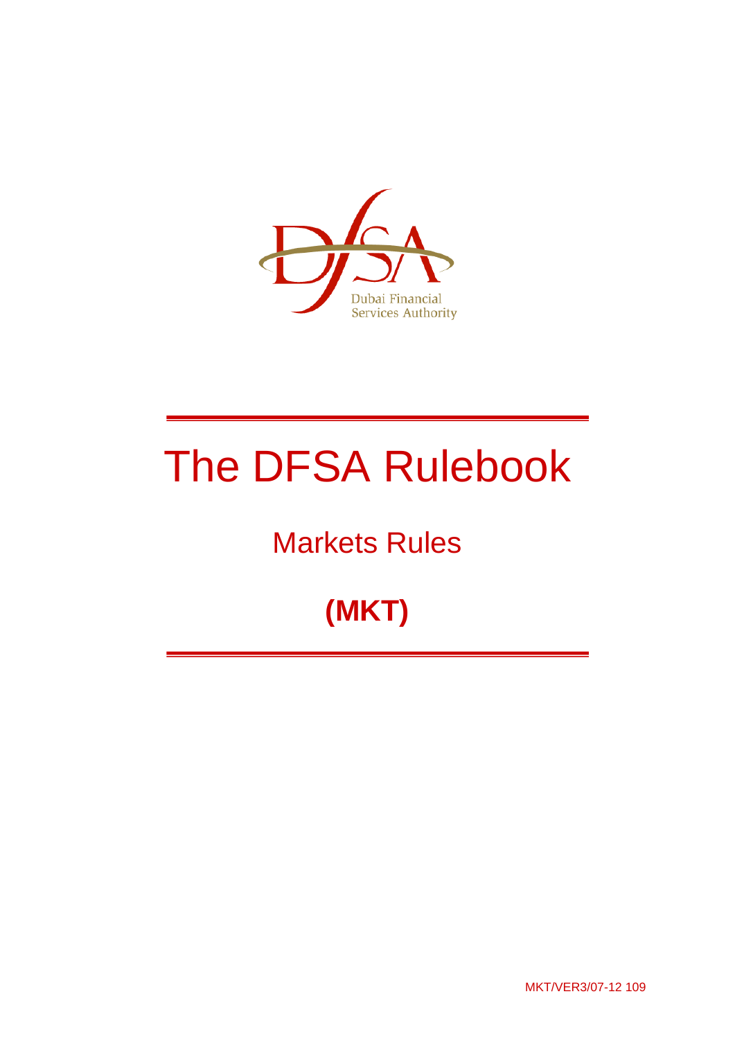Dubai Financial Services Authority

# The DFSA Rulebook

## Markets Rules

## (MKT)

MKT/VER3/07-12 109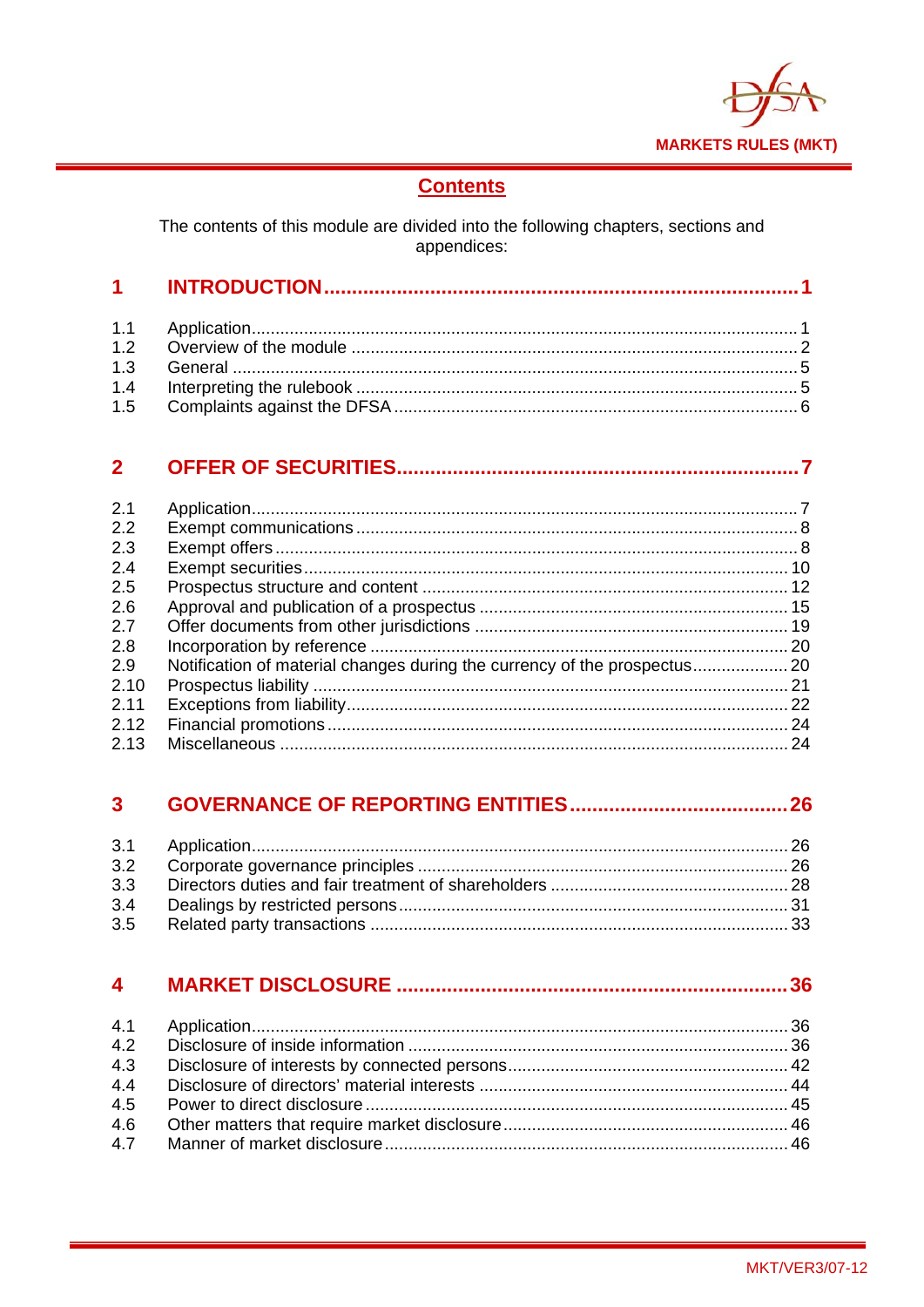## Contents

The contents of this module are divided into the following chapters, sections and appendices:

| | | |
|---|---|---|
| **1** | **INTRODUCTION** | **1** |
| 1.1 | Application | 1 |
| 1.2 | Overview of the module | 2 |
| 1.3 | General | 5 |
| 1.4 | Interpreting the rulebook | 5 |
| 1.5 | Complaints against the DFSA | 6 |
| **2** | **OFFER OF SECURITIES** | **7** |
| 2.1 | Application | 7 |
| 2.2 | Exempt communications | 8 |
| 2.3 | Exempt offers | 8 |
| 2.4 | Exempt securities | 10 |
| 2.5 | Prospectus structure and content | 12 |
| 2.6 | Approval and publication of a prospectus | 15 |
| 2.7 | Offer documents from other jurisdictions | 19 |
| 2.8 | Incorporation by reference | 20 |
| 2.9 | Notification of material changes during the currency of the prospectus | 20 |
| 2.10 | Prospectus liability | 21 |
| 2.11 | Exceptions from liability | 22 |
| 2.12 | Financial promotions | 24 |
| 2.13 | Miscellaneous | 24 |
| **3** | **GOVERNANCE OF REPORTING ENTITIES** | **26** |
| 3.1 | Application | 26 |
| 3.2 | Corporate governance principles | 26 |
| 3.3 | Directors duties and fair treatment of shareholders | 28 |
| 3.4 | Dealings by restricted persons | 31 |
| 3.5 | Related party transactions | 33 |
| **4** | **MARKET DISCLOSURE** | **36** |
| 4.1 | Application | 36 |
| 4.2 | Disclosure of inside information | 36 |
| 4.3 | Disclosure of interests by connected persons | 42 |
| 4.4 | Disclosure of directors' material interests | 44 |
| 4.5 | Power to direct disclosure | 45 |
| 4.6 | Other matters that require market disclosure | 46 |
| 4.7 | Manner of market disclosure | 46 |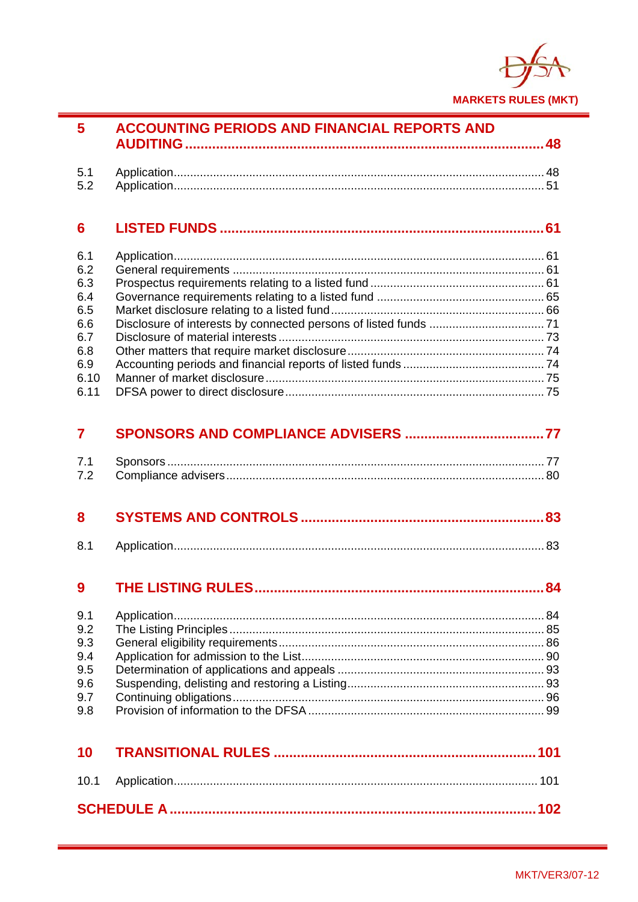**5 ACCOUNTING PERIODS AND FINANCIAL REPORTS AND AUDITING ........ 48**

5.1 Application ........ 48
5.2 Application ........ 51

**6 LISTED FUNDS ........ 61**

6.1 Application ........ 61
6.2 General requirements ........ 61
6.3 Prospectus requirements relating to a listed fund ........ 61
6.4 Governance requirements relating to a listed fund ........ 65
6.5 Market disclosure relating to a listed fund ........ 66
6.6 Disclosure of interests by connected persons of listed funds ........ 71
6.7 Disclosure of material interests ........ 73
6.8 Other matters that require market disclosure ........ 74
6.9 Accounting periods and financial reports of listed funds ........ 74
6.10 Manner of market disclosure ........ 75
6.11 DFSA power to direct disclosure ........ 75

**7 SPONSORS AND COMPLIANCE ADVISERS ........ 77**

7.1 Sponsors ........ 77
7.2 Compliance advisers ........ 80

**8 SYSTEMS AND CONTROLS ........ 83**

8.1 Application ........ 83

**9 THE LISTING RULES ........ 84**

9.1 Application ........ 84
9.2 The Listing Principles ........ 85
9.3 General eligibility requirements ........ 86
9.4 Application for admission to the List ........ 90
9.5 Determination of applications and appeals ........ 93
9.6 Suspending, delisting and restoring a Listing ........ 93
9.7 Continuing obligations ........ 96
9.8 Provision of information to the DFSA ........ 99

**10 TRANSITIONAL RULES ........ 101**

10.1 Application ........ 101

**SCHEDULE A ........ 102**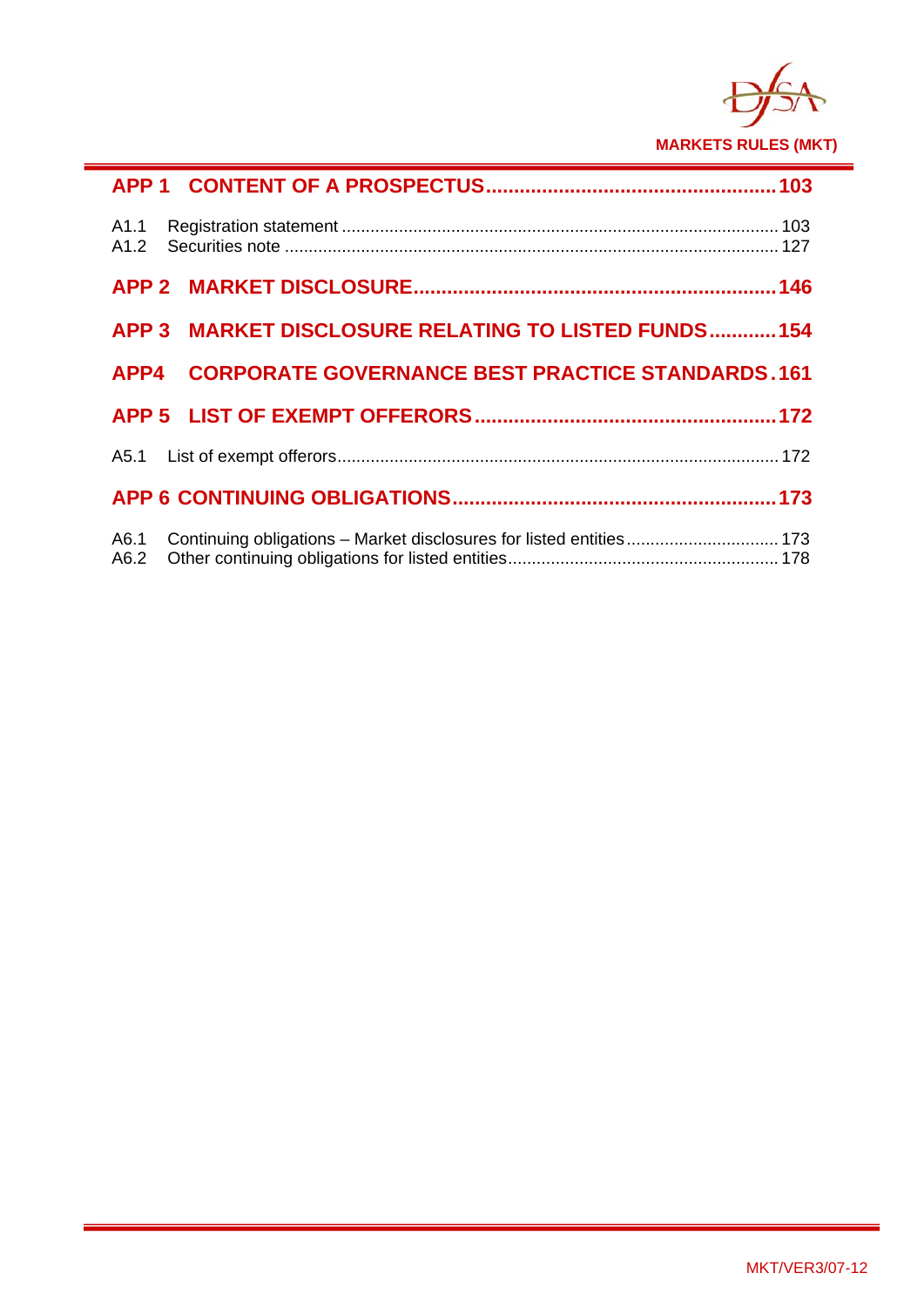**APP 1 CONTENT OF A PROSPECTUS .......................................................... 103**

A1.1 Registration statement ............................................................................................. 103
A1.2 Securities note ......................................................................................................... 127

**APP 2 MARKET DISCLOSURE .................................................................................. 146**

**APP 3 MARKET DISCLOSURE RELATING TO LISTED FUNDS ............ 154**

**APP4 CORPORATE GOVERNANCE BEST PRACTICE STANDARDS . 161**

**APP 5 LIST OF EXEMPT OFFERORS ..................................................................... 172**

A5.1 List of exempt offerors.............................................................................................. 172

**APP 6 CONTINUING OBLIGATIONS ......................................................................... 173**

A6.1 Continuing obligations – Market disclosures for listed entities ................................ 173
A6.2 Other continuing obligations for listed entities......................................................... 178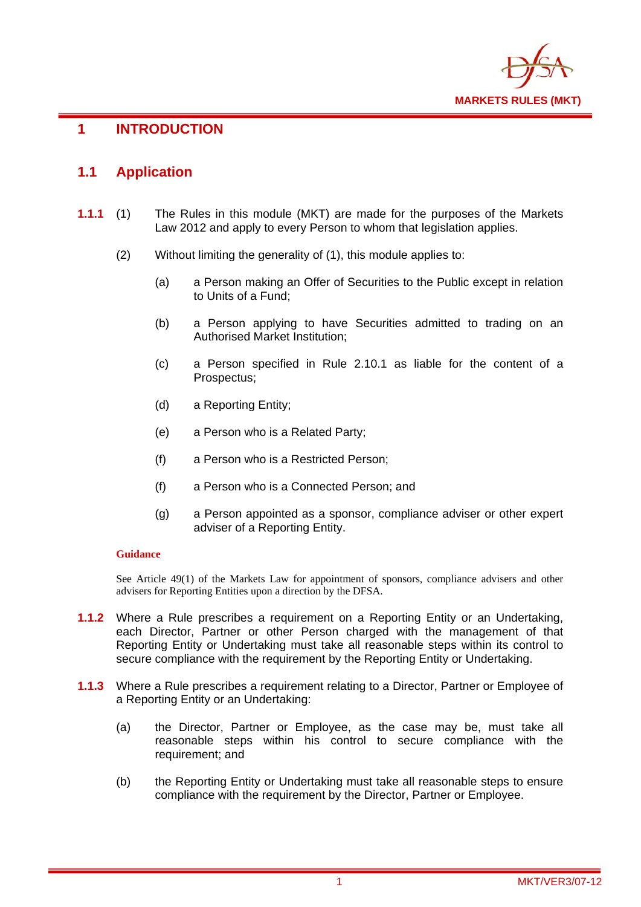# 1 INTRODUCTION

## 1.1 Application

**1.1.1** (1) The Rules in this module (MKT) are made for the purposes of the Markets Law 2012 and apply to every Person to whom that legislation applies.

(2) Without limiting the generality of (1), this module applies to:

(a) a Person making an Offer of Securities to the Public except in relation to Units of a Fund;

(b) a Person applying to have Securities admitted to trading on an Authorised Market Institution;

(c) a Person specified in Rule 2.10.1 as liable for the content of a Prospectus;

(d) a Reporting Entity;

(e) a Person who is a Related Party;

(f) a Person who is a Restricted Person;

(f) a Person who is a Connected Person; and

(g) a Person appointed as a sponsor, compliance adviser or other expert adviser of a Reporting Entity.

**Guidance**

See Article 49(1) of the Markets Law for appointment of sponsors, compliance advisers and other advisers for Reporting Entities upon a direction by the DFSA.

**1.1.2** Where a Rule prescribes a requirement on a Reporting Entity or an Undertaking, each Director, Partner or other Person charged with the management of that Reporting Entity or Undertaking must take all reasonable steps within its control to secure compliance with the requirement by the Reporting Entity or Undertaking.

**1.1.3** Where a Rule prescribes a requirement relating to a Director, Partner or Employee of a Reporting Entity or an Undertaking:

(a) the Director, Partner or Employee, as the case may be, must take all reasonable steps within his control to secure compliance with the requirement; and

(b) the Reporting Entity or Undertaking must take all reasonable steps to ensure compliance with the requirement by the Director, Partner or Employee.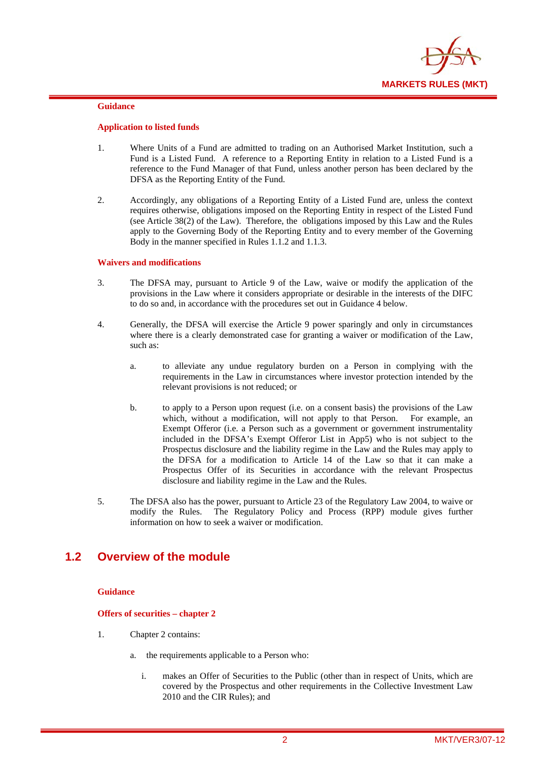**Guidance**

**Application to listed funds**

1. Where Units of a Fund are admitted to trading on an Authorised Market Institution, such a Fund is a Listed Fund. A reference to a Reporting Entity in relation to a Listed Fund is a reference to the Fund Manager of that Fund, unless another person has been declared by the DFSA as the Reporting Entity of the Fund.

2. Accordingly, any obligations of a Reporting Entity of a Listed Fund are, unless the context requires otherwise, obligations imposed on the Reporting Entity in respect of the Listed Fund (see Article 38(2) of the Law). Therefore, the obligations imposed by this Law and the Rules apply to the Governing Body of the Reporting Entity and to every member of the Governing Body in the manner specified in Rules 1.1.2 and 1.1.3.

**Waivers and modifications**

3. The DFSA may, pursuant to Article 9 of the Law, waive or modify the application of the provisions in the Law where it considers appropriate or desirable in the interests of the DIFC to do so and, in accordance with the procedures set out in Guidance 4 below.

4. Generally, the DFSA will exercise the Article 9 power sparingly and only in circumstances where there is a clearly demonstrated case for granting a waiver or modification of the Law, such as:

   a. to alleviate any undue regulatory burden on a Person in complying with the requirements in the Law in circumstances where investor protection intended by the relevant provisions is not reduced; or

   b. to apply to a Person upon request (i.e. on a consent basis) the provisions of the Law which, without a modification, will not apply to that Person. For example, an Exempt Offeror (i.e. a Person such as a government or government instrumentality included in the DFSA's Exempt Offeror List in App5) who is not subject to the Prospectus disclosure and the liability regime in the Law and the Rules may apply to the DFSA for a modification to Article 14 of the Law so that it can make a Prospectus Offer of its Securities in accordance with the relevant Prospectus disclosure and liability regime in the Law and the Rules.

5. The DFSA also has the power, pursuant to Article 23 of the Regulatory Law 2004, to waive or modify the Rules. The Regulatory Policy and Process (RPP) module gives further information on how to seek a waiver or modification.

## 1.2 Overview of the module

**Guidance**

**Offers of securities – chapter 2**

1. Chapter 2 contains:

   a. the requirements applicable to a Person who:

      i. makes an Offer of Securities to the Public (other than in respect of Units, which are covered by the Prospectus and other requirements in the Collective Investment Law 2010 and the CIR Rules); and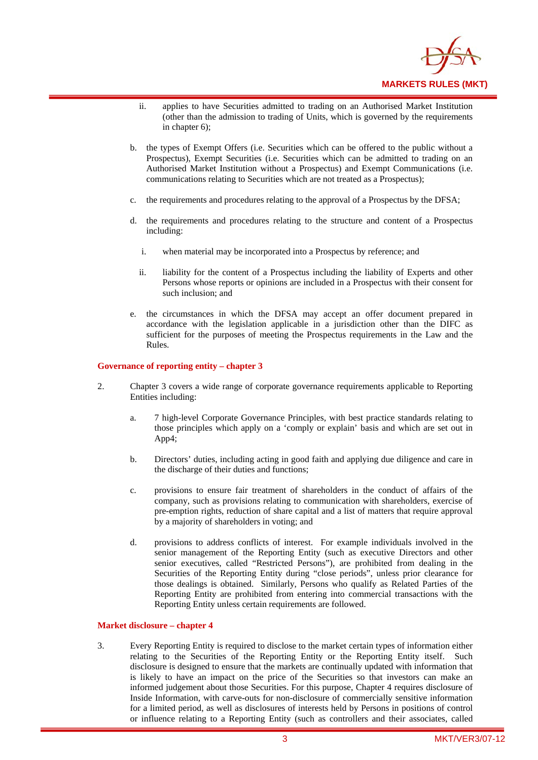ii. applies to have Securities admitted to trading on an Authorised Market Institution (other than the admission to trading of Units, which is governed by the requirements in chapter 6);

b. the types of Exempt Offers (i.e. Securities which can be offered to the public without a Prospectus), Exempt Securities (i.e. Securities which can be admitted to trading on an Authorised Market Institution without a Prospectus) and Exempt Communications (i.e. communications relating to Securities which are not treated as a Prospectus);

c. the requirements and procedures relating to the approval of a Prospectus by the DFSA;

d. the requirements and procedures relating to the structure and content of a Prospectus including:

   i. when material may be incorporated into a Prospectus by reference; and

   ii. liability for the content of a Prospectus including the liability of Experts and other Persons whose reports or opinions are included in a Prospectus with their consent for such inclusion; and

e. the circumstances in which the DFSA may accept an offer document prepared in accordance with the legislation applicable in a jurisdiction other than the DIFC as sufficient for the purposes of meeting the Prospectus requirements in the Law and the Rules.

**Governance of reporting entity – chapter 3**

2. Chapter 3 covers a wide range of corporate governance requirements applicable to Reporting Entities including:

   a. 7 high-level Corporate Governance Principles, with best practice standards relating to those principles which apply on a 'comply or explain' basis and which are set out in App4;

   b. Directors' duties, including acting in good faith and applying due diligence and care in the discharge of their duties and functions;

   c. provisions to ensure fair treatment of shareholders in the conduct of affairs of the company, such as provisions relating to communication with shareholders, exercise of pre-emption rights, reduction of share capital and a list of matters that require approval by a majority of shareholders in voting; and

   d. provisions to address conflicts of interest. For example individuals involved in the senior management of the Reporting Entity (such as executive Directors and other senior executives, called "Restricted Persons"), are prohibited from dealing in the Securities of the Reporting Entity during "close periods", unless prior clearance for those dealings is obtained. Similarly, Persons who qualify as Related Parties of the Reporting Entity are prohibited from entering into commercial transactions with the Reporting Entity unless certain requirements are followed.

**Market disclosure – chapter 4**

3. Every Reporting Entity is required to disclose to the market certain types of information either relating to the Securities of the Reporting Entity or the Reporting Entity itself. Such disclosure is designed to ensure that the markets are continually updated with information that is likely to have an impact on the price of the Securities so that investors can make an informed judgement about those Securities. For this purpose, Chapter 4 requires disclosure of Inside Information, with carve-outs for non-disclosure of commercially sensitive information for a limited period, as well as disclosures of interests held by Persons in positions of control or influence relating to a Reporting Entity (such as controllers and their associates, called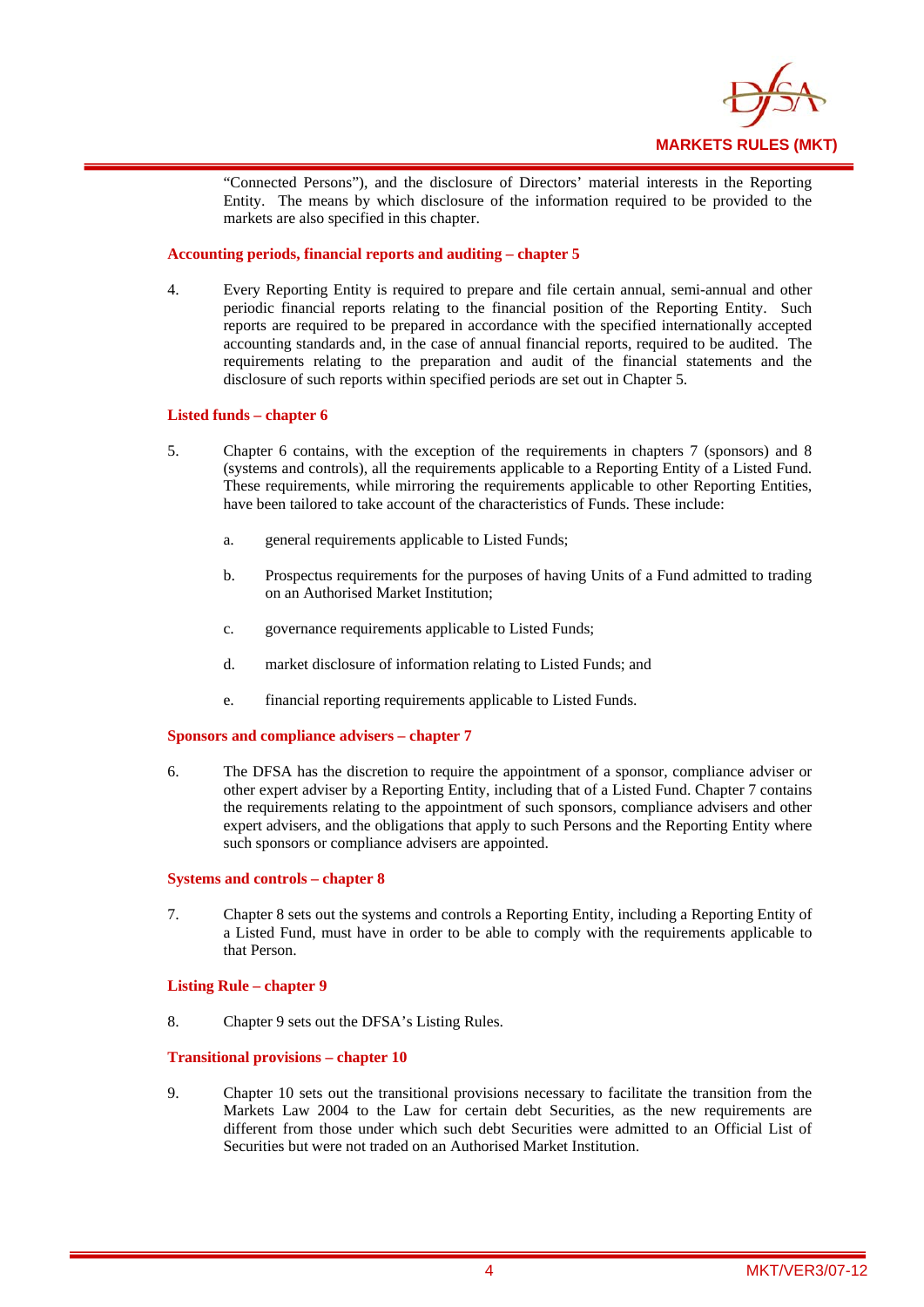"Connected Persons"), and the disclosure of Directors' material interests in the Reporting Entity. The means by which disclosure of the information required to be provided to the markets are also specified in this chapter.

**Accounting periods, financial reports and auditing – chapter 5**

4. Every Reporting Entity is required to prepare and file certain annual, semi-annual and other periodic financial reports relating to the financial position of the Reporting Entity. Such reports are required to be prepared in accordance with the specified internationally accepted accounting standards and, in the case of annual financial reports, required to be audited. The requirements relating to the preparation and audit of the financial statements and the disclosure of such reports within specified periods are set out in Chapter 5.

**Listed funds – chapter 6**

5. Chapter 6 contains, with the exception of the requirements in chapters 7 (sponsors) and 8 (systems and controls), all the requirements applicable to a Reporting Entity of a Listed Fund. These requirements, while mirroring the requirements applicable to other Reporting Entities, have been tailored to take account of the characteristics of Funds. These include:

   a. general requirements applicable to Listed Funds;

   b. Prospectus requirements for the purposes of having Units of a Fund admitted to trading on an Authorised Market Institution;

   c. governance requirements applicable to Listed Funds;

   d. market disclosure of information relating to Listed Funds; and

   e. financial reporting requirements applicable to Listed Funds.

**Sponsors and compliance advisers – chapter 7**

6. The DFSA has the discretion to require the appointment of a sponsor, compliance adviser or other expert adviser by a Reporting Entity, including that of a Listed Fund. Chapter 7 contains the requirements relating to the appointment of such sponsors, compliance advisers and other expert advisers, and the obligations that apply to such Persons and the Reporting Entity where such sponsors or compliance advisers are appointed.

**Systems and controls – chapter 8**

7. Chapter 8 sets out the systems and controls a Reporting Entity, including a Reporting Entity of a Listed Fund, must have in order to be able to comply with the requirements applicable to that Person.

**Listing Rule – chapter 9**

8. Chapter 9 sets out the DFSA's Listing Rules.

**Transitional provisions – chapter 10**

9. Chapter 10 sets out the transitional provisions necessary to facilitate the transition from the Markets Law 2004 to the Law for certain debt Securities, as the new requirements are different from those under which such debt Securities were admitted to an Official List of Securities but were not traded on an Authorised Market Institution.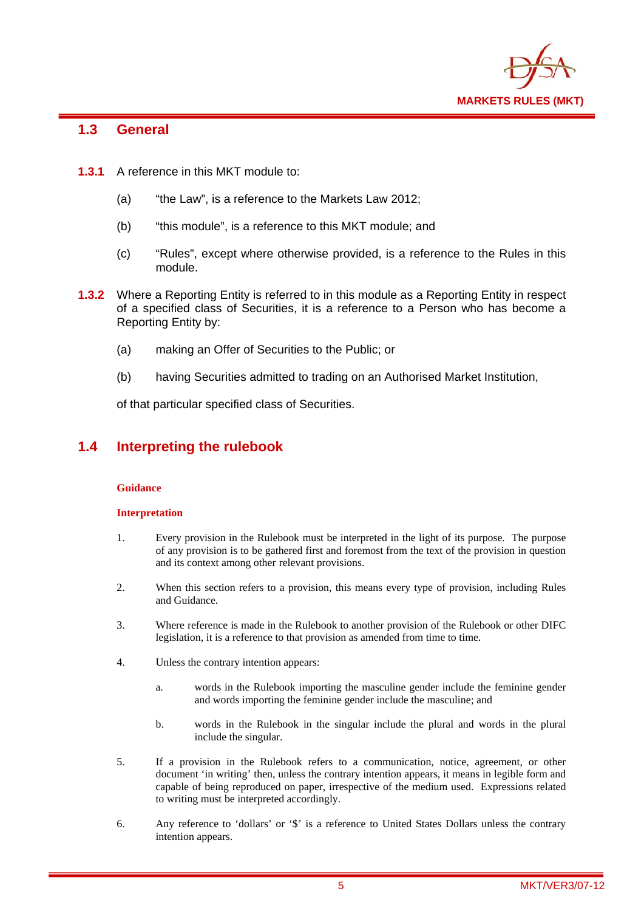## 1.3 General

**1.3.1** A reference in this MKT module to:

(a) "the Law", is a reference to the Markets Law 2012;

(b) "this module", is a reference to this MKT module; and

(c) "Rules", except where otherwise provided, is a reference to the Rules in this module.

**1.3.2** Where a Reporting Entity is referred to in this module as a Reporting Entity in respect of a specified class of Securities, it is a reference to a Person who has become a Reporting Entity by:

(a) making an Offer of Securities to the Public; or

(b) having Securities admitted to trading on an Authorised Market Institution,

of that particular specified class of Securities.

## 1.4 Interpreting the rulebook

**Guidance**

**Interpretation**

1. Every provision in the Rulebook must be interpreted in the light of its purpose. The purpose of any provision is to be gathered first and foremost from the text of the provision in question and its context among other relevant provisions.

2. When this section refers to a provision, this means every type of provision, including Rules and Guidance.

3. Where reference is made in the Rulebook to another provision of the Rulebook or other DIFC legislation, it is a reference to that provision as amended from time to time.

4. Unless the contrary intention appears:

   a. words in the Rulebook importing the masculine gender include the feminine gender and words importing the feminine gender include the masculine; and

   b. words in the Rulebook in the singular include the plural and words in the plural include the singular.

5. If a provision in the Rulebook refers to a communication, notice, agreement, or other document 'in writing' then, unless the contrary intention appears, it means in legible form and capable of being reproduced on paper, irrespective of the medium used. Expressions related to writing must be interpreted accordingly.

6. Any reference to 'dollars' or '$' is a reference to United States Dollars unless the contrary intention appears.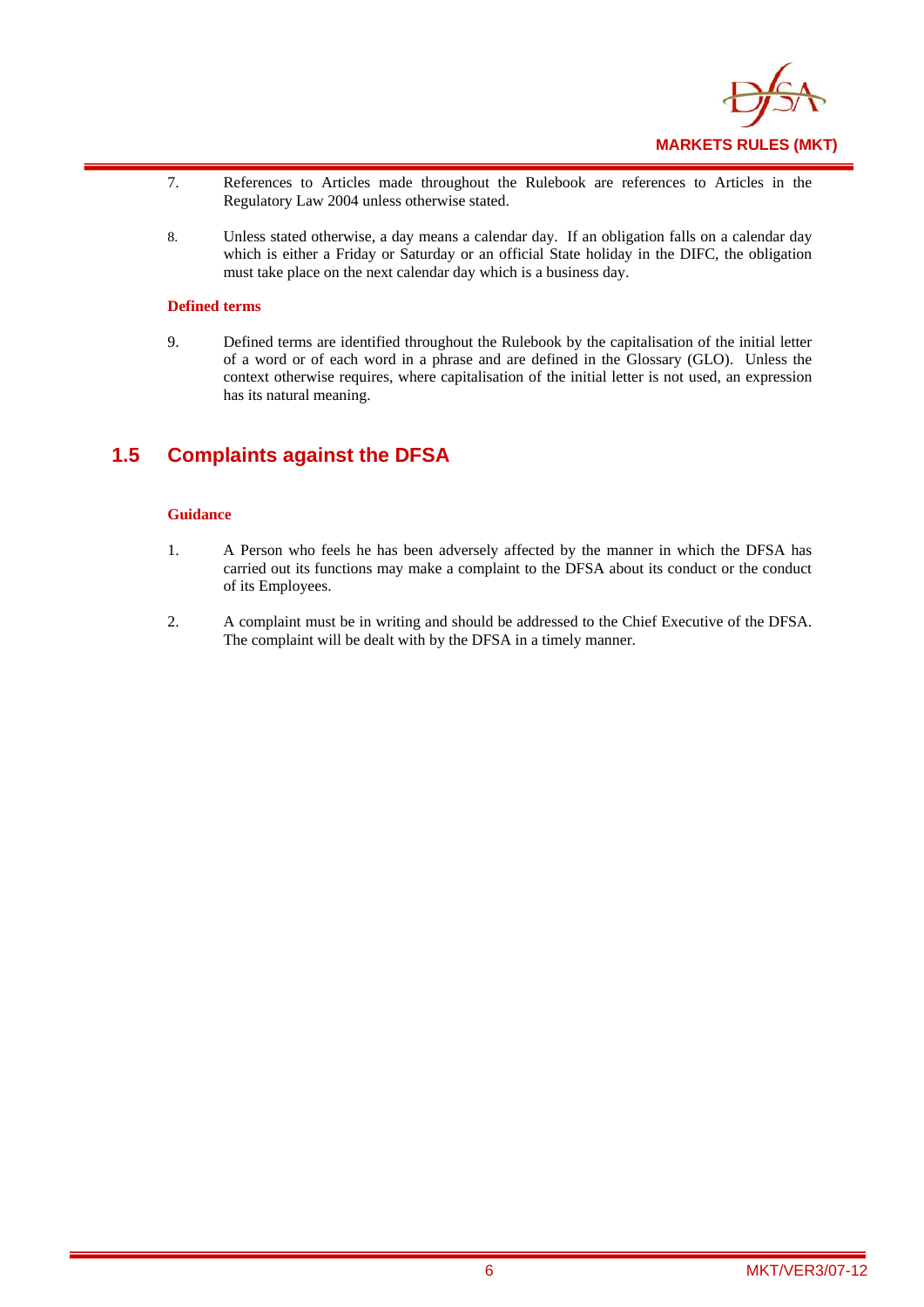7. References to Articles made throughout the Rulebook are references to Articles in the Regulatory Law 2004 unless otherwise stated.

8. Unless stated otherwise, a day means a calendar day. If an obligation falls on a calendar day which is either a Friday or Saturday or an official State holiday in the DIFC, the obligation must take place on the next calendar day which is a business day.

**Defined terms**

9. Defined terms are identified throughout the Rulebook by the capitalisation of the initial letter of a word or of each word in a phrase and are defined in the Glossary (GLO). Unless the context otherwise requires, where capitalisation of the initial letter is not used, an expression has its natural meaning.

## 1.5 Complaints against the DFSA

**Guidance**

1. A Person who feels he has been adversely affected by the manner in which the DFSA has carried out its functions may make a complaint to the DFSA about its conduct or the conduct of its Employees.

2. A complaint must be in writing and should be addressed to the Chief Executive of the DFSA. The complaint will be dealt with by the DFSA in a timely manner.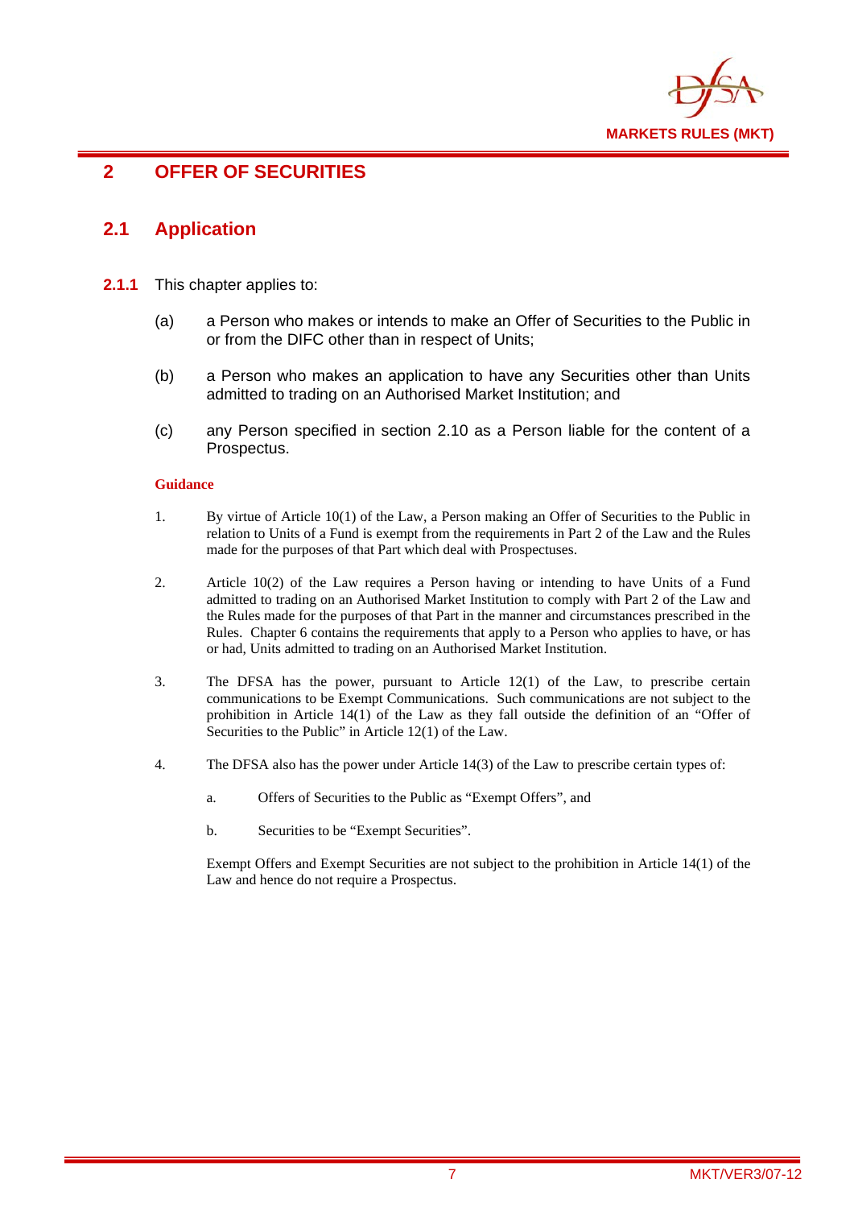# 2 OFFER OF SECURITIES

## 2.1 Application

**2.1.1** This chapter applies to:

(a) a Person who makes or intends to make an Offer of Securities to the Public in or from the DIFC other than in respect of Units;

(b) a Person who makes an application to have any Securities other than Units admitted to trading on an Authorised Market Institution; and

(c) any Person specified in section 2.10 as a Person liable for the content of a Prospectus.

**Guidance**

1. By virtue of Article 10(1) of the Law, a Person making an Offer of Securities to the Public in relation to Units of a Fund is exempt from the requirements in Part 2 of the Law and the Rules made for the purposes of that Part which deal with Prospectuses.

2. Article 10(2) of the Law requires a Person having or intending to have Units of a Fund admitted to trading on an Authorised Market Institution to comply with Part 2 of the Law and the Rules made for the purposes of that Part in the manner and circumstances prescribed in the Rules. Chapter 6 contains the requirements that apply to a Person who applies to have, or has or had, Units admitted to trading on an Authorised Market Institution.

3. The DFSA has the power, pursuant to Article 12(1) of the Law, to prescribe certain communications to be Exempt Communications. Such communications are not subject to the prohibition in Article 14(1) of the Law as they fall outside the definition of an "Offer of Securities to the Public" in Article 12(1) of the Law.

4. The DFSA also has the power under Article 14(3) of the Law to prescribe certain types of:

   a. Offers of Securities to the Public as "Exempt Offers", and

   b. Securities to be "Exempt Securities".

   Exempt Offers and Exempt Securities are not subject to the prohibition in Article 14(1) of the Law and hence do not require a Prospectus.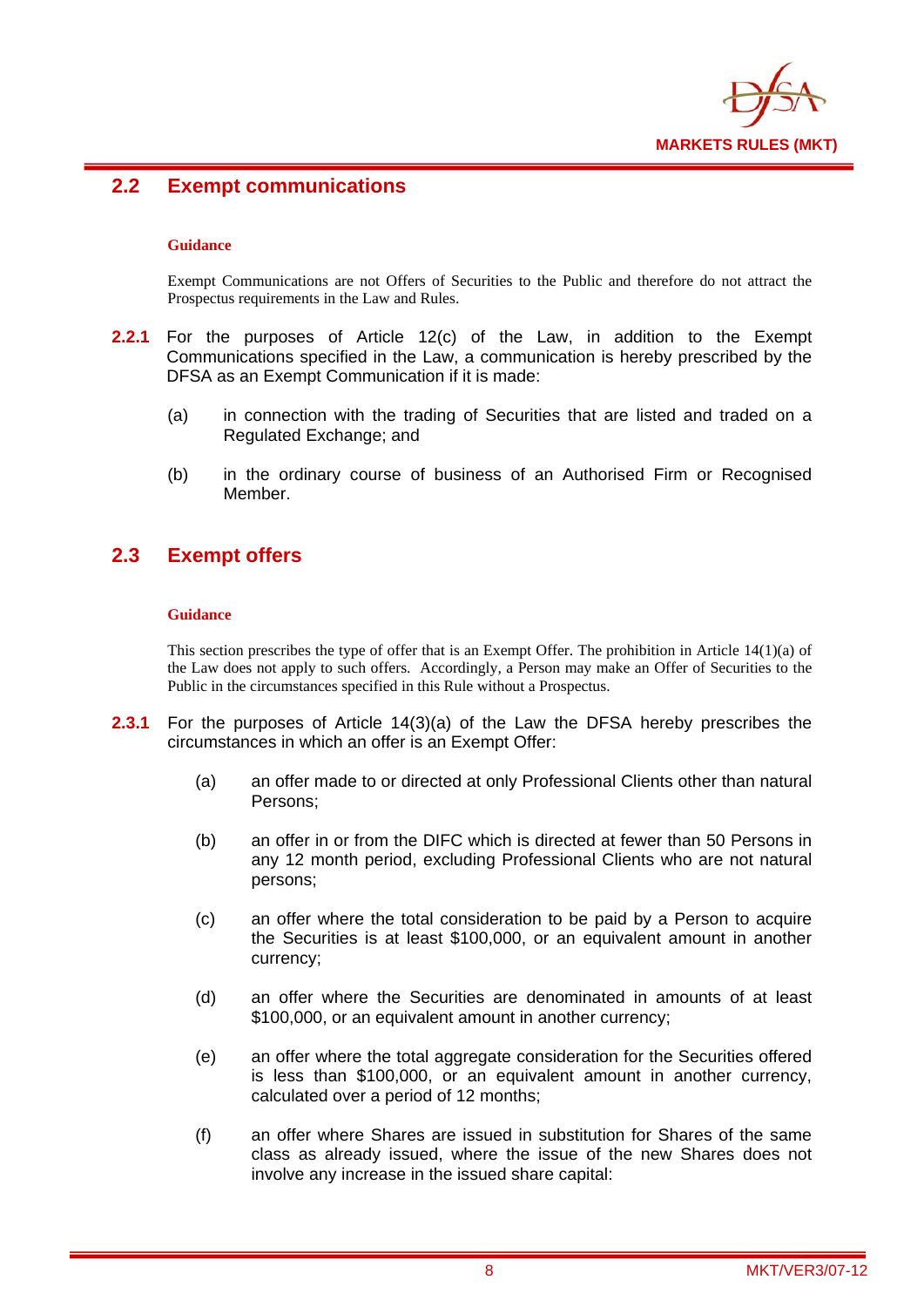## 2.2 Exempt communications

**Guidance**

Exempt Communications are not Offers of Securities to the Public and therefore do not attract the Prospectus requirements in the Law and Rules.

**2.2.1** For the purposes of Article 12(c) of the Law, in addition to the Exempt Communications specified in the Law, a communication is hereby prescribed by the DFSA as an Exempt Communication if it is made:

(a) in connection with the trading of Securities that are listed and traded on a Regulated Exchange; and

(b) in the ordinary course of business of an Authorised Firm or Recognised Member.

## 2.3 Exempt offers

**Guidance**

This section prescribes the type of offer that is an Exempt Offer. The prohibition in Article 14(1)(a) of the Law does not apply to such offers. Accordingly, a Person may make an Offer of Securities to the Public in the circumstances specified in this Rule without a Prospectus.

**2.3.1** For the purposes of Article 14(3)(a) of the Law the DFSA hereby prescribes the circumstances in which an offer is an Exempt Offer:

(a) an offer made to or directed at only Professional Clients other than natural Persons;

(b) an offer in or from the DIFC which is directed at fewer than 50 Persons in any 12 month period, excluding Professional Clients who are not natural persons;

(c) an offer where the total consideration to be paid by a Person to acquire the Securities is at least $100,000, or an equivalent amount in another currency;

(d) an offer where the Securities are denominated in amounts of at least $100,000, or an equivalent amount in another currency;

(e) an offer where the total aggregate consideration for the Securities offered is less than $100,000, or an equivalent amount in another currency, calculated over a period of 12 months;

(f) an offer where Shares are issued in substitution for Shares of the same class as already issued, where the issue of the new Shares does not involve any increase in the issued share capital: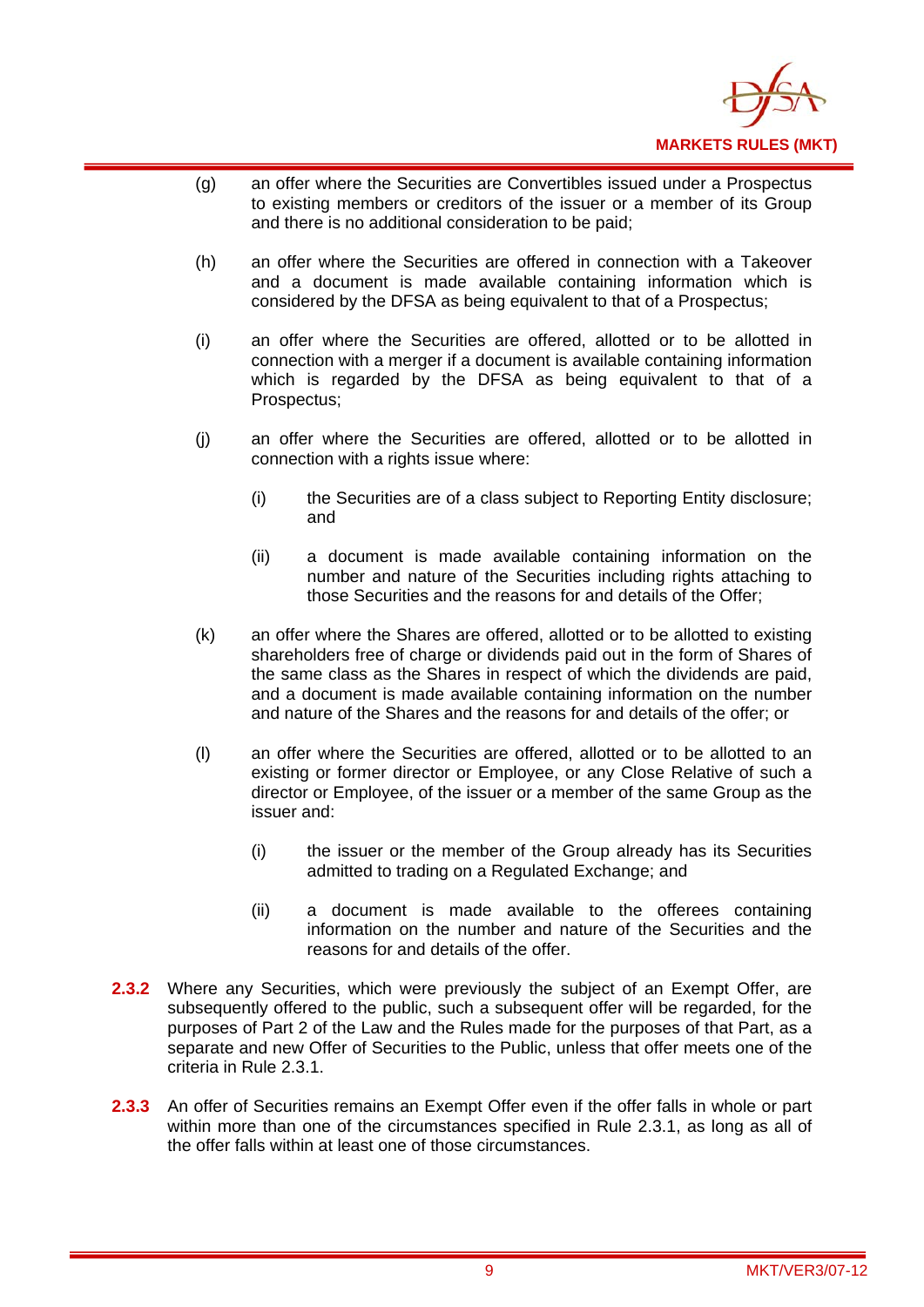(g) an offer where the Securities are Convertibles issued under a Prospectus to existing members or creditors of the issuer or a member of its Group and there is no additional consideration to be paid;

(h) an offer where the Securities are offered in connection with a Takeover and a document is made available containing information which is considered by the DFSA as being equivalent to that of a Prospectus;

(i) an offer where the Securities are offered, allotted or to be allotted in connection with a merger if a document is available containing information which is regarded by the DFSA as being equivalent to that of a Prospectus;

(j) an offer where the Securities are offered, allotted or to be allotted in connection with a rights issue where:

  (i) the Securities are of a class subject to Reporting Entity disclosure; and

  (ii) a document is made available containing information on the number and nature of the Securities including rights attaching to those Securities and the reasons for and details of the Offer;

(k) an offer where the Shares are offered, allotted or to be allotted to existing shareholders free of charge or dividends paid out in the form of Shares of the same class as the Shares in respect of which the dividends are paid, and a document is made available containing information on the number and nature of the Shares and the reasons for and details of the offer; or

(l) an offer where the Securities are offered, allotted or to be allotted to an existing or former director or Employee, or any Close Relative of such a director or Employee, of the issuer or a member of the same Group as the issuer and:

  (i) the issuer or the member of the Group already has its Securities admitted to trading on a Regulated Exchange; and

  (ii) a document is made available to the offerees containing information on the number and nature of the Securities and the reasons for and details of the offer.

**2.3.2** Where any Securities, which were previously the subject of an Exempt Offer, are subsequently offered to the public, such a subsequent offer will be regarded, for the purposes of Part 2 of the Law and the Rules made for the purposes of that Part, as a separate and new Offer of Securities to the Public, unless that offer meets one of the criteria in Rule 2.3.1.

**2.3.3** An offer of Securities remains an Exempt Offer even if the offer falls in whole or part within more than one of the circumstances specified in Rule 2.3.1, as long as all of the offer falls within at least one of those circumstances.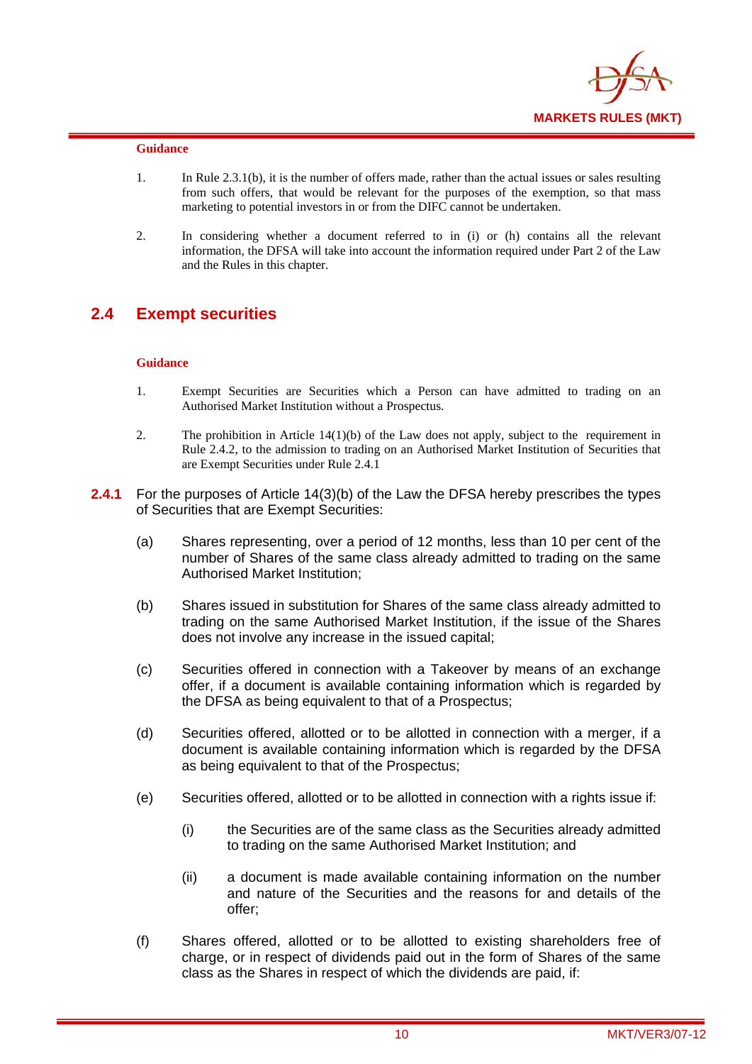**Guidance**

1. In Rule 2.3.1(b), it is the number of offers made, rather than the actual issues or sales resulting from such offers, that would be relevant for the purposes of the exemption, so that mass marketing to potential investors in or from the DIFC cannot be undertaken.

2. In considering whether a document referred to in (i) or (h) contains all the relevant information, the DFSA will take into account the information required under Part 2 of the Law and the Rules in this chapter.

## 2.4 Exempt securities

**Guidance**

1. Exempt Securities are Securities which a Person can have admitted to trading on an Authorised Market Institution without a Prospectus.

2. The prohibition in Article 14(1)(b) of the Law does not apply, subject to the requirement in Rule 2.4.2, to the admission to trading on an Authorised Market Institution of Securities that are Exempt Securities under Rule 2.4.1

**2.4.1** For the purposes of Article 14(3)(b) of the Law the DFSA hereby prescribes the types of Securities that are Exempt Securities:

(a) Shares representing, over a period of 12 months, less than 10 per cent of the number of Shares of the same class already admitted to trading on the same Authorised Market Institution;

(b) Shares issued in substitution for Shares of the same class already admitted to trading on the same Authorised Market Institution, if the issue of the Shares does not involve any increase in the issued capital;

(c) Securities offered in connection with a Takeover by means of an exchange offer, if a document is available containing information which is regarded by the DFSA as being equivalent to that of a Prospectus;

(d) Securities offered, allotted or to be allotted in connection with a merger, if a document is available containing information which is regarded by the DFSA as being equivalent to that of the Prospectus;

(e) Securities offered, allotted or to be allotted in connection with a rights issue if:

   (i) the Securities are of the same class as the Securities already admitted to trading on the same Authorised Market Institution; and

   (ii) a document is made available containing information on the number and nature of the Securities and the reasons for and details of the offer;

(f) Shares offered, allotted or to be allotted to existing shareholders free of charge, or in respect of dividends paid out in the form of Shares of the same class as the Shares in respect of which the dividends are paid, if: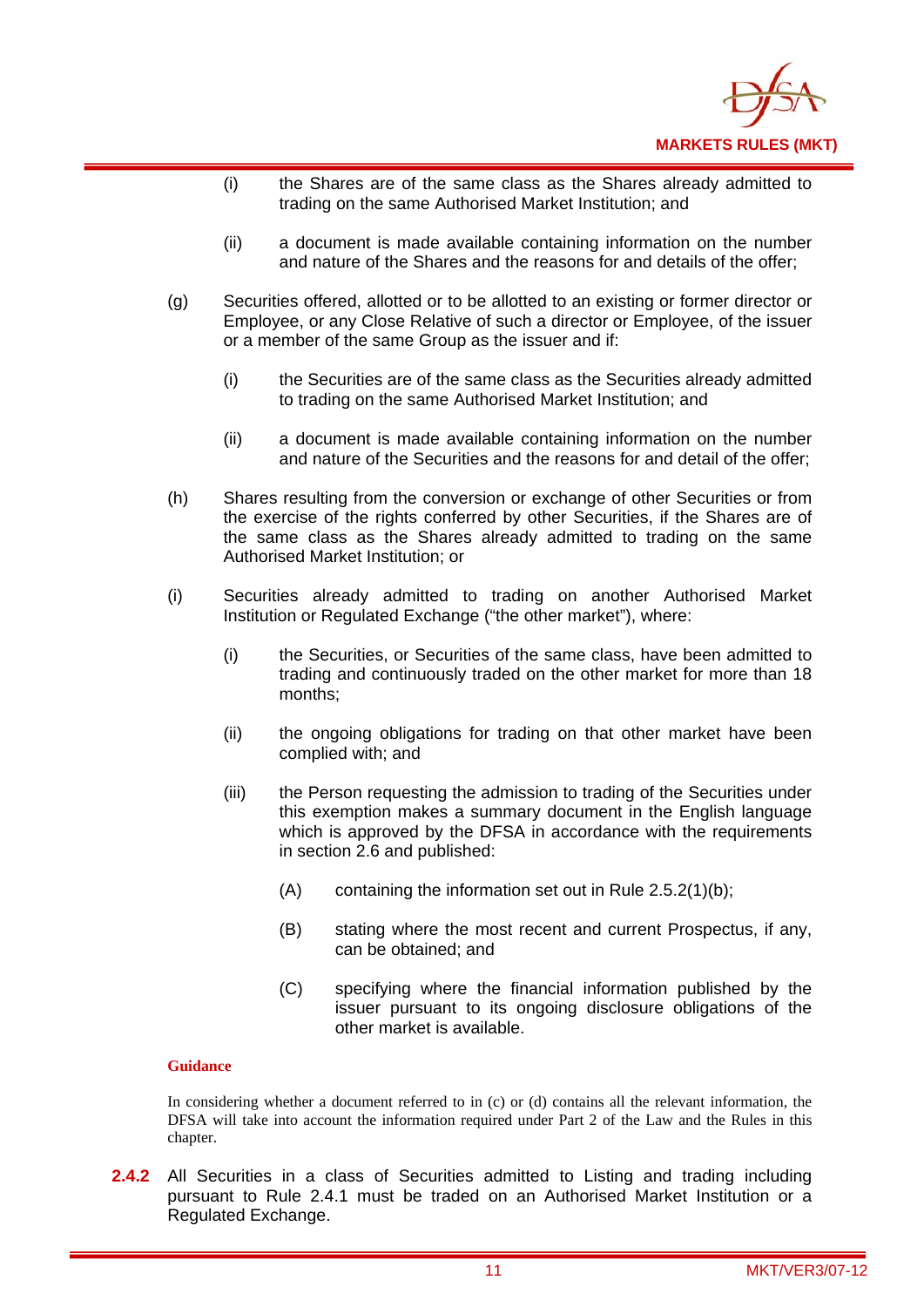(i) the Shares are of the same class as the Shares already admitted to trading on the same Authorised Market Institution; and

(ii) a document is made available containing information on the number and nature of the Shares and the reasons for and details of the offer;

(g) Securities offered, allotted or to be allotted to an existing or former director or Employee, or any Close Relative of such a director or Employee, of the issuer or a member of the same Group as the issuer and if:

(i) the Securities are of the same class as the Securities already admitted to trading on the same Authorised Market Institution; and

(ii) a document is made available containing information on the number and nature of the Securities and the reasons for and detail of the offer;

(h) Shares resulting from the conversion or exchange of other Securities or from the exercise of the rights conferred by other Securities, if the Shares are of the same class as the Shares already admitted to trading on the same Authorised Market Institution; or

(i) Securities already admitted to trading on another Authorised Market Institution or Regulated Exchange ("the other market"), where:

(i) the Securities, or Securities of the same class, have been admitted to trading and continuously traded on the other market for more than 18 months;

(ii) the ongoing obligations for trading on that other market have been complied with; and

(iii) the Person requesting the admission to trading of the Securities under this exemption makes a summary document in the English language which is approved by the DFSA in accordance with the requirements in section 2.6 and published:

(A) containing the information set out in Rule 2.5.2(1)(b);

(B) stating where the most recent and current Prospectus, if any, can be obtained; and

(C) specifying where the financial information published by the issuer pursuant to its ongoing disclosure obligations of the other market is available.

**Guidance**

In considering whether a document referred to in (c) or (d) contains all the relevant information, the DFSA will take into account the information required under Part 2 of the Law and the Rules in this chapter.

**2.4.2** All Securities in a class of Securities admitted to Listing and trading including pursuant to Rule 2.4.1 must be traded on an Authorised Market Institution or a Regulated Exchange.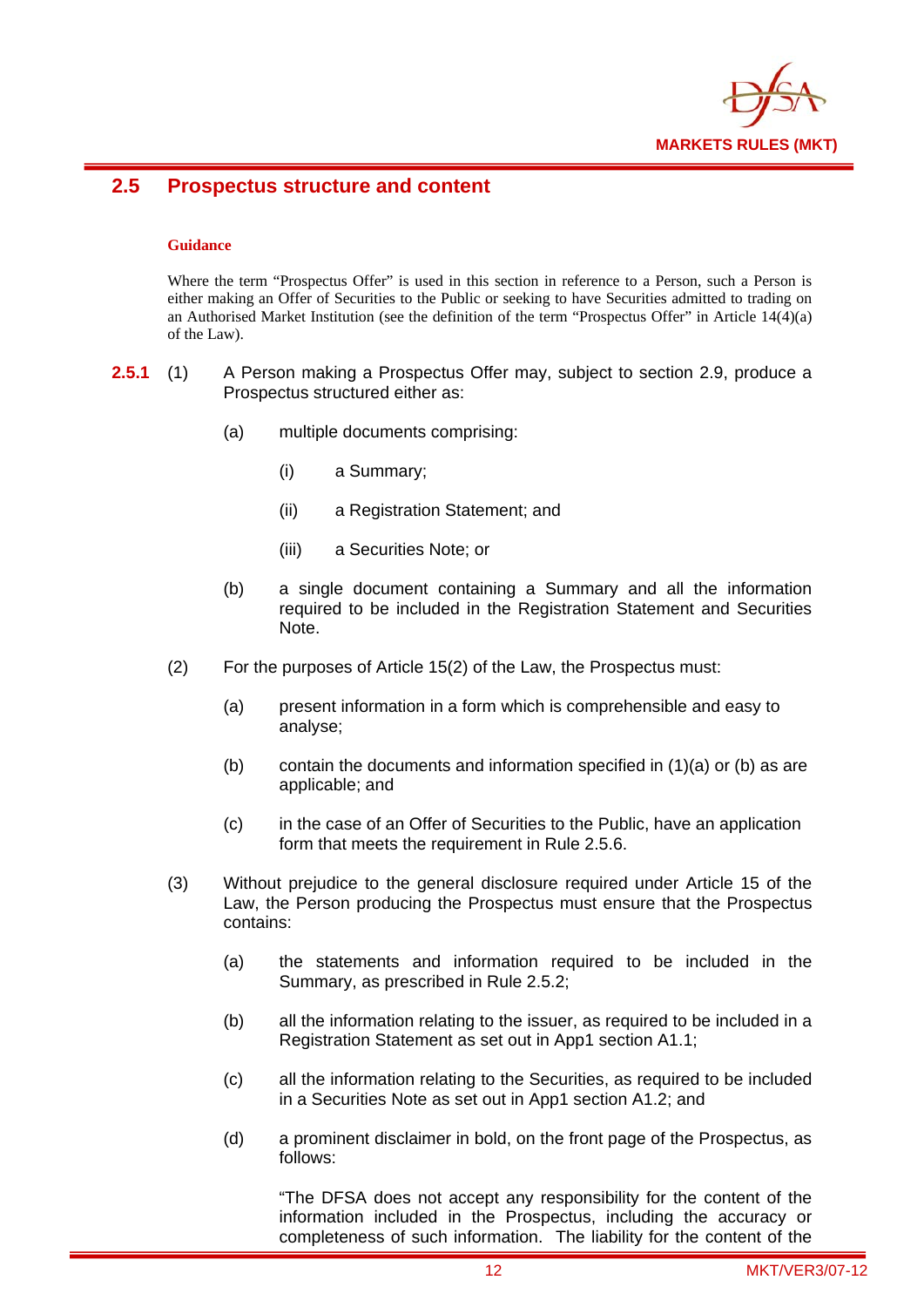## 2.5 Prospectus structure and content

**Guidance**

Where the term "Prospectus Offer" is used in this section in reference to a Person, such a Person is either making an Offer of Securities to the Public or seeking to have Securities admitted to trading on an Authorised Market Institution (see the definition of the term "Prospectus Offer" in Article 14(4)(a) of the Law).

**2.5.1** (1) A Person making a Prospectus Offer may, subject to section 2.9, produce a Prospectus structured either as:

(a) multiple documents comprising:

(i) a Summary;

(ii) a Registration Statement; and

(iii) a Securities Note; or

(b) a single document containing a Summary and all the information required to be included in the Registration Statement and Securities Note.

(2) For the purposes of Article 15(2) of the Law, the Prospectus must:

(a) present information in a form which is comprehensible and easy to analyse;

(b) contain the documents and information specified in (1)(a) or (b) as are applicable; and

(c) in the case of an Offer of Securities to the Public, have an application form that meets the requirement in Rule 2.5.6.

(3) Without prejudice to the general disclosure required under Article 15 of the Law, the Person producing the Prospectus must ensure that the Prospectus contains:

(a) the statements and information required to be included in the Summary, as prescribed in Rule 2.5.2;

(b) all the information relating to the issuer, as required to be included in a Registration Statement as set out in App1 section A1.1;

(c) all the information relating to the Securities, as required to be included in a Securities Note as set out in App1 section A1.2; and

(d) a prominent disclaimer in bold, on the front page of the Prospectus, as follows:

"The DFSA does not accept any responsibility for the content of the information included in the Prospectus, including the accuracy or completeness of such information. The liability for the content of the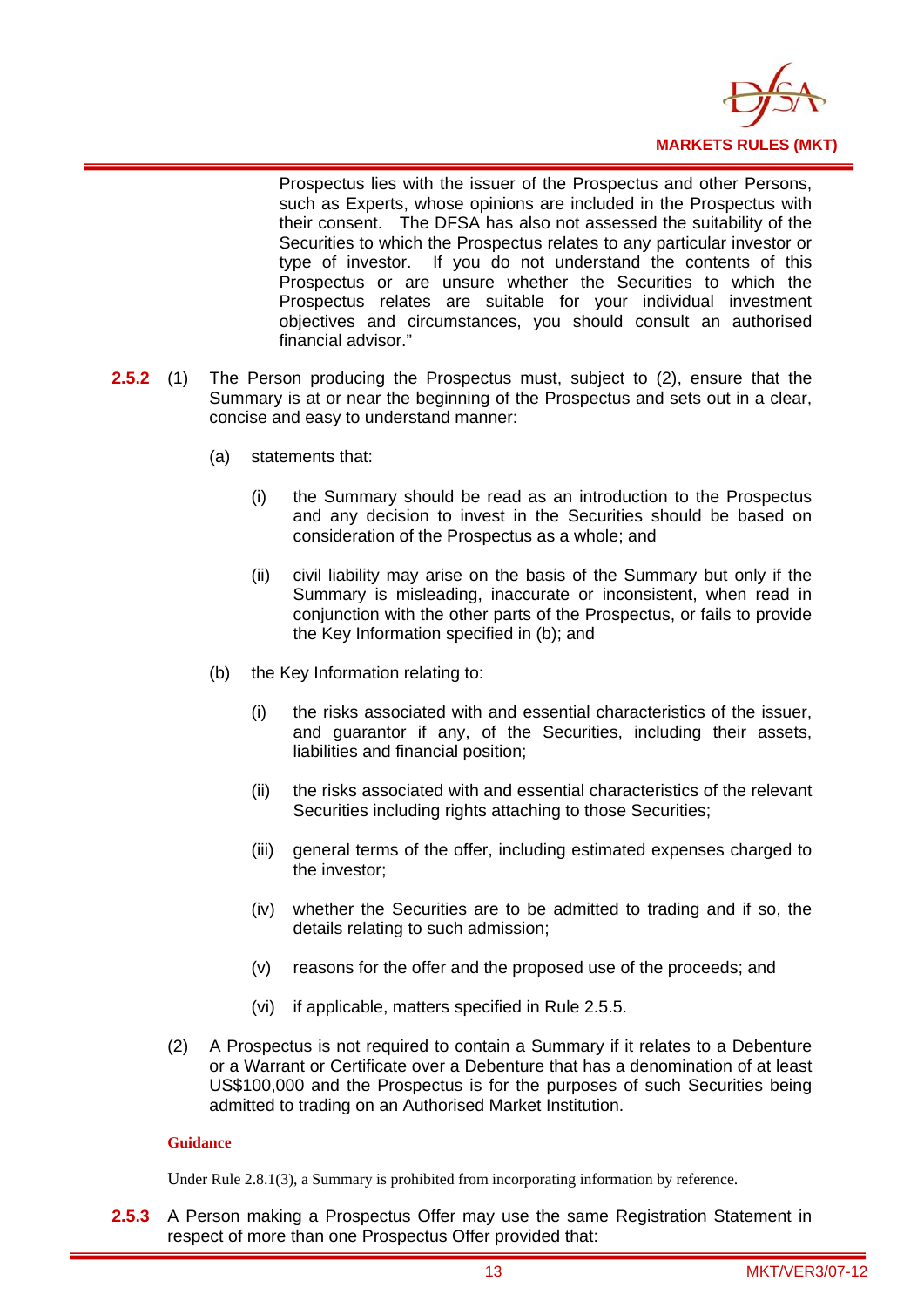Prospectus lies with the issuer of the Prospectus and other Persons, such as Experts, whose opinions are included in the Prospectus with their consent. The DFSA has also not assessed the suitability of the Securities to which the Prospectus relates to any particular investor or type of investor. If you do not understand the contents of this Prospectus or are unsure whether the Securities to which the Prospectus relates are suitable for your individual investment objectives and circumstances, you should consult an authorised financial advisor."

**2.5.2** (1) The Person producing the Prospectus must, subject to (2), ensure that the Summary is at or near the beginning of the Prospectus and sets out in a clear, concise and easy to understand manner:

(a) statements that:

(i) the Summary should be read as an introduction to the Prospectus and any decision to invest in the Securities should be based on consideration of the Prospectus as a whole; and

(ii) civil liability may arise on the basis of the Summary but only if the Summary is misleading, inaccurate or inconsistent, when read in conjunction with the other parts of the Prospectus, or fails to provide the Key Information specified in (b); and

(b) the Key Information relating to:

(i) the risks associated with and essential characteristics of the issuer, and guarantor if any, of the Securities, including their assets, liabilities and financial position;

(ii) the risks associated with and essential characteristics of the relevant Securities including rights attaching to those Securities;

(iii) general terms of the offer, including estimated expenses charged to the investor;

(iv) whether the Securities are to be admitted to trading and if so, the details relating to such admission;

(v) reasons for the offer and the proposed use of the proceeds; and

(vi) if applicable, matters specified in Rule 2.5.5.

(2) A Prospectus is not required to contain a Summary if it relates to a Debenture or a Warrant or Certificate over a Debenture that has a denomination of at least US$100,000 and the Prospectus is for the purposes of such Securities being admitted to trading on an Authorised Market Institution.

**Guidance**

Under Rule 2.8.1(3), a Summary is prohibited from incorporating information by reference.

**2.5.3** A Person making a Prospectus Offer may use the same Registration Statement in respect of more than one Prospectus Offer provided that: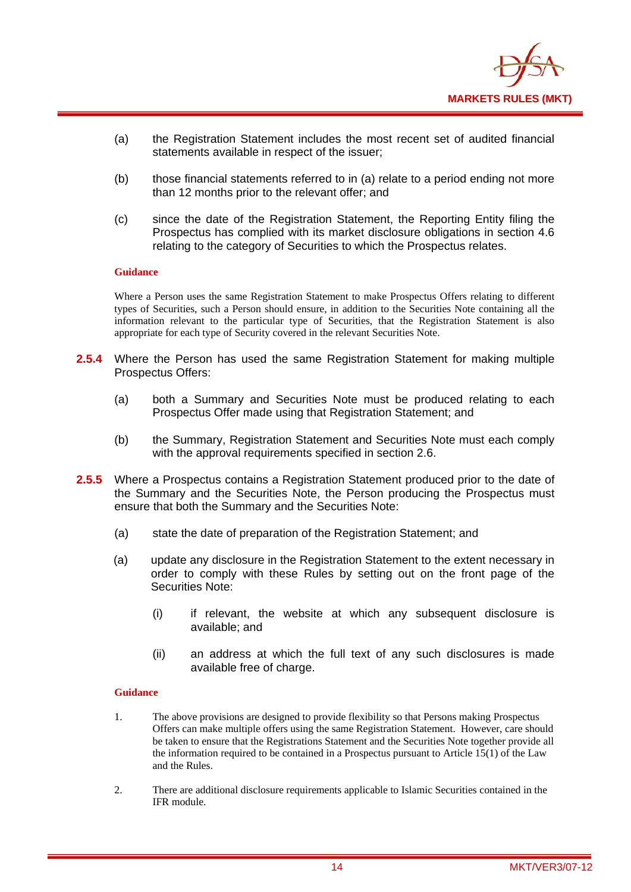(a) the Registration Statement includes the most recent set of audited financial statements available in respect of the issuer;

(b) those financial statements referred to in (a) relate to a period ending not more than 12 months prior to the relevant offer; and

(c) since the date of the Registration Statement, the Reporting Entity filing the Prospectus has complied with its market disclosure obligations in section 4.6 relating to the category of Securities to which the Prospectus relates.

**Guidance**

Where a Person uses the same Registration Statement to make Prospectus Offers relating to different types of Securities, such a Person should ensure, in addition to the Securities Note containing all the information relevant to the particular type of Securities, that the Registration Statement is also appropriate for each type of Security covered in the relevant Securities Note.

**2.5.4** Where the Person has used the same Registration Statement for making multiple Prospectus Offers:

(a) both a Summary and Securities Note must be produced relating to each Prospectus Offer made using that Registration Statement; and

(b) the Summary, Registration Statement and Securities Note must each comply with the approval requirements specified in section 2.6.

**2.5.5** Where a Prospectus contains a Registration Statement produced prior to the date of the Summary and the Securities Note, the Person producing the Prospectus must ensure that both the Summary and the Securities Note:

(a) state the date of preparation of the Registration Statement; and

(a) update any disclosure in the Registration Statement to the extent necessary in order to comply with these Rules by setting out on the front page of the Securities Note:

  (i) if relevant, the website at which any subsequent disclosure is available; and

  (ii) an address at which the full text of any such disclosures is made available free of charge.

**Guidance**

1. The above provisions are designed to provide flexibility so that Persons making Prospectus Offers can make multiple offers using the same Registration Statement. However, care should be taken to ensure that the Registrations Statement and the Securities Note together provide all the information required to be contained in a Prospectus pursuant to Article 15(1) of the Law and the Rules.

2. There are additional disclosure requirements applicable to Islamic Securities contained in the IFR module.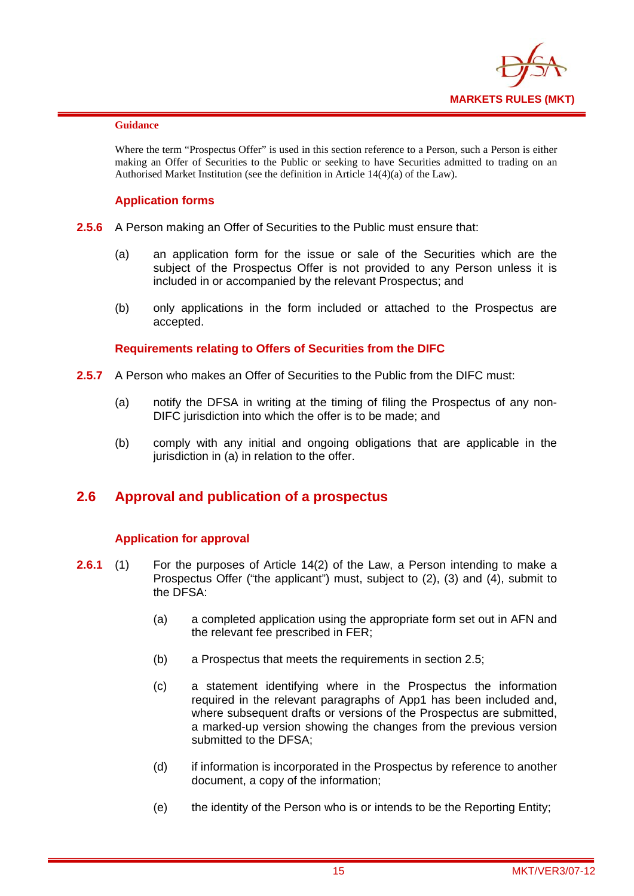**Guidance**

Where the term "Prospectus Offer" is used in this section reference to a Person, such a Person is either making an Offer of Securities to the Public or seeking to have Securities admitted to trading on an Authorised Market Institution (see the definition in Article 14(4)(a) of the Law).

### Application forms

**2.5.6** A Person making an Offer of Securities to the Public must ensure that:

(a) an application form for the issue or sale of the Securities which are the subject of the Prospectus Offer is not provided to any Person unless it is included in or accompanied by the relevant Prospectus; and

(b) only applications in the form included or attached to the Prospectus are accepted.

### Requirements relating to Offers of Securities from the DIFC

**2.5.7** A Person who makes an Offer of Securities to the Public from the DIFC must:

(a) notify the DFSA in writing at the timing of filing the Prospectus of any non-DIFC jurisdiction into which the offer is to be made; and

(b) comply with any initial and ongoing obligations that are applicable in the jurisdiction in (a) in relation to the offer.

## 2.6 Approval and publication of a prospectus

### Application for approval

**2.6.1** (1) For the purposes of Article 14(2) of the Law, a Person intending to make a Prospectus Offer ("the applicant") must, subject to (2), (3) and (4), submit to the DFSA:

(a) a completed application using the appropriate form set out in AFN and the relevant fee prescribed in FER;

(b) a Prospectus that meets the requirements in section 2.5;

(c) a statement identifying where in the Prospectus the information required in the relevant paragraphs of App1 has been included and, where subsequent drafts or versions of the Prospectus are submitted, a marked-up version showing the changes from the previous version submitted to the DFSA;

(d) if information is incorporated in the Prospectus by reference to another document, a copy of the information;

(e) the identity of the Person who is or intends to be the Reporting Entity;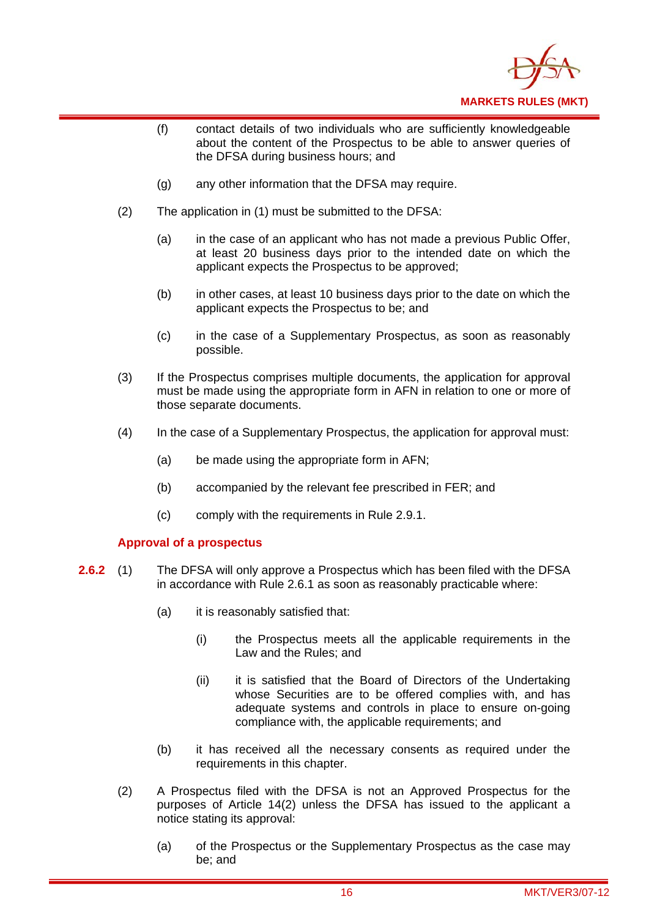(f) contact details of two individuals who are sufficiently knowledgeable about the content of the Prospectus to be able to answer queries of the DFSA during business hours; and

(g) any other information that the DFSA may require.

(2) The application in (1) must be submitted to the DFSA:

(a) in the case of an applicant who has not made a previous Public Offer, at least 20 business days prior to the intended date on which the applicant expects the Prospectus to be approved;

(b) in other cases, at least 10 business days prior to the date on which the applicant expects the Prospectus to be; and

(c) in the case of a Supplementary Prospectus, as soon as reasonably possible.

(3) If the Prospectus comprises multiple documents, the application for approval must be made using the appropriate form in AFN in relation to one or more of those separate documents.

(4) In the case of a Supplementary Prospectus, the application for approval must:

(a) be made using the appropriate form in AFN;

(b) accompanied by the relevant fee prescribed in FER; and

(c) comply with the requirements in Rule 2.9.1.

### Approval of a prospectus

**2.6.2** (1) The DFSA will only approve a Prospectus which has been filed with the DFSA in accordance with Rule 2.6.1 as soon as reasonably practicable where:

(a) it is reasonably satisfied that:

(i) the Prospectus meets all the applicable requirements in the Law and the Rules; and

(ii) it is satisfied that the Board of Directors of the Undertaking whose Securities are to be offered complies with, and has adequate systems and controls in place to ensure on-going compliance with, the applicable requirements; and

(b) it has received all the necessary consents as required under the requirements in this chapter.

(2) A Prospectus filed with the DFSA is not an Approved Prospectus for the purposes of Article 14(2) unless the DFSA has issued to the applicant a notice stating its approval:

(a) of the Prospectus or the Supplementary Prospectus as the case may be; and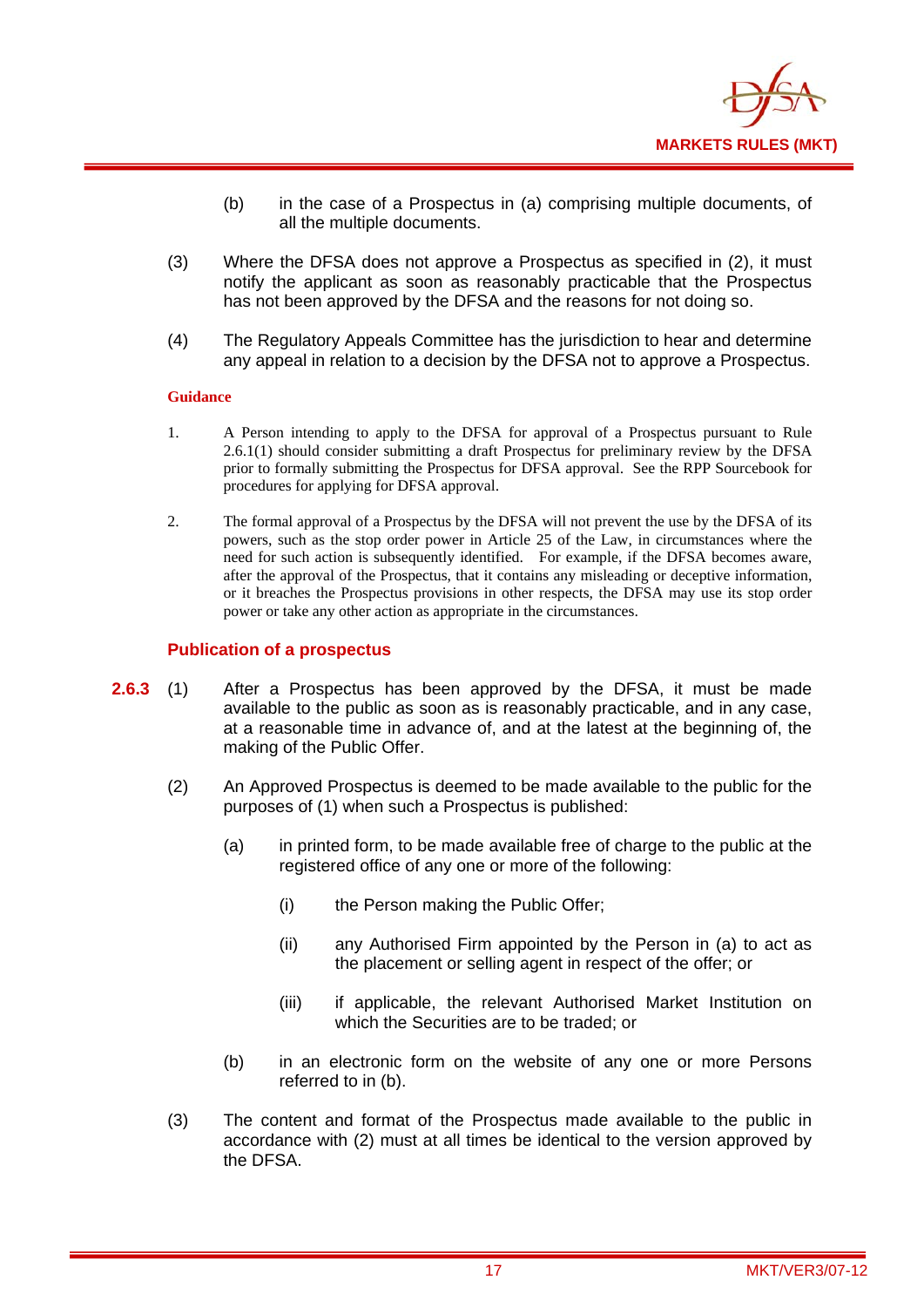(b) in the case of a Prospectus in (a) comprising multiple documents, of all the multiple documents.

(3) Where the DFSA does not approve a Prospectus as specified in (2), it must notify the applicant as soon as reasonably practicable that the Prospectus has not been approved by the DFSA and the reasons for not doing so.

(4) The Regulatory Appeals Committee has the jurisdiction to hear and determine any appeal in relation to a decision by the DFSA not to approve a Prospectus.

**Guidance**

1. A Person intending to apply to the DFSA for approval of a Prospectus pursuant to Rule 2.6.1(1) should consider submitting a draft Prospectus for preliminary review by the DFSA prior to formally submitting the Prospectus for DFSA approval. See the RPP Sourcebook for procedures for applying for DFSA approval.

2. The formal approval of a Prospectus by the DFSA will not prevent the use by the DFSA of its powers, such as the stop order power in Article 25 of the Law, in circumstances where the need for such action is subsequently identified. For example, if the DFSA becomes aware, after the approval of the Prospectus, that it contains any misleading or deceptive information, or it breaches the Prospectus provisions in other respects, the DFSA may use its stop order power or take any other action as appropriate in the circumstances.

### Publication of a prospectus

**2.6.3** (1) After a Prospectus has been approved by the DFSA, it must be made available to the public as soon as is reasonably practicable, and in any case, at a reasonable time in advance of, and at the latest at the beginning of, the making of the Public Offer.

(2) An Approved Prospectus is deemed to be made available to the public for the purposes of (1) when such a Prospectus is published:

(a) in printed form, to be made available free of charge to the public at the registered office of any one or more of the following:

(i) the Person making the Public Offer;

(ii) any Authorised Firm appointed by the Person in (a) to act as the placement or selling agent in respect of the offer; or

(iii) if applicable, the relevant Authorised Market Institution on which the Securities are to be traded; or

(b) in an electronic form on the website of any one or more Persons referred to in (b).

(3) The content and format of the Prospectus made available to the public in accordance with (2) must at all times be identical to the version approved by the DFSA.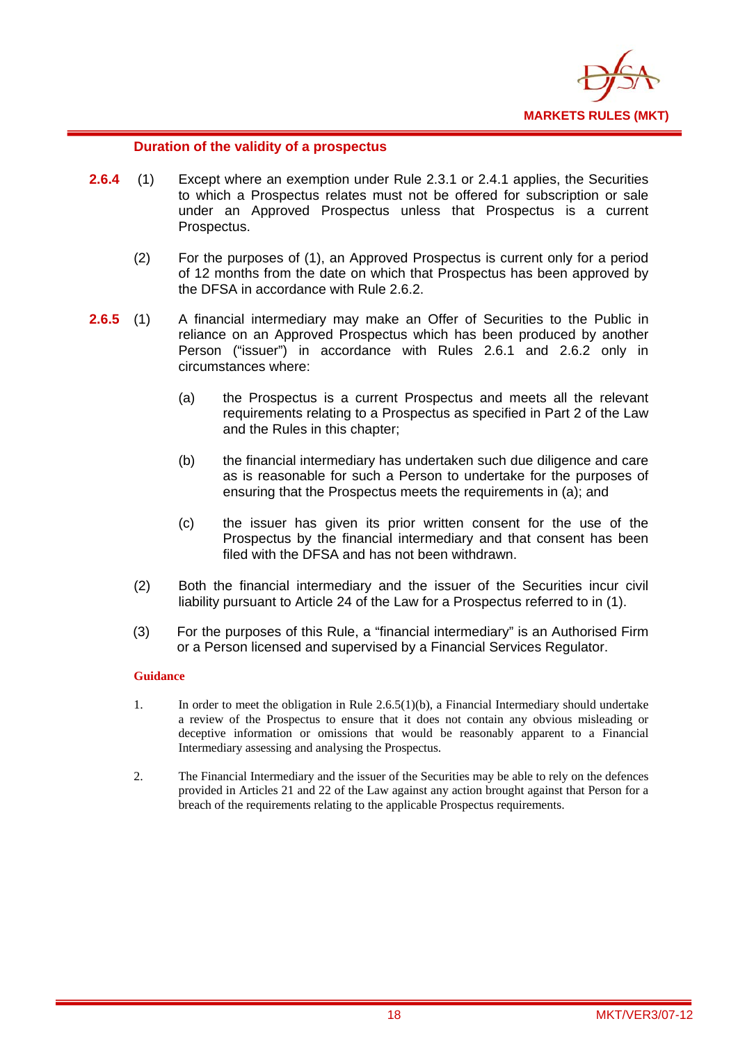### Duration of the validity of a prospectus

**2.6.4** (1) Except where an exemption under Rule 2.3.1 or 2.4.1 applies, the Securities to which a Prospectus relates must not be offered for subscription or sale under an Approved Prospectus unless that Prospectus is a current Prospectus.

(2) For the purposes of (1), an Approved Prospectus is current only for a period of 12 months from the date on which that Prospectus has been approved by the DFSA in accordance with Rule 2.6.2.

**2.6.5** (1) A financial intermediary may make an Offer of Securities to the Public in reliance on an Approved Prospectus which has been produced by another Person ("issuer") in accordance with Rules 2.6.1 and 2.6.2 only in circumstances where:

(a) the Prospectus is a current Prospectus and meets all the relevant requirements relating to a Prospectus as specified in Part 2 of the Law and the Rules in this chapter;

(b) the financial intermediary has undertaken such due diligence and care as is reasonable for such a Person to undertake for the purposes of ensuring that the Prospectus meets the requirements in (a); and

(c) the issuer has given its prior written consent for the use of the Prospectus by the financial intermediary and that consent has been filed with the DFSA and has not been withdrawn.

(2) Both the financial intermediary and the issuer of the Securities incur civil liability pursuant to Article 24 of the Law for a Prospectus referred to in (1).

(3) For the purposes of this Rule, a "financial intermediary" is an Authorised Firm or a Person licensed and supervised by a Financial Services Regulator.

**Guidance**

1. In order to meet the obligation in Rule 2.6.5(1)(b), a Financial Intermediary should undertake a review of the Prospectus to ensure that it does not contain any obvious misleading or deceptive information or omissions that would be reasonably apparent to a Financial Intermediary assessing and analysing the Prospectus.

2. The Financial Intermediary and the issuer of the Securities may be able to rely on the defences provided in Articles 21 and 22 of the Law against any action brought against that Person for a breach of the requirements relating to the applicable Prospectus requirements.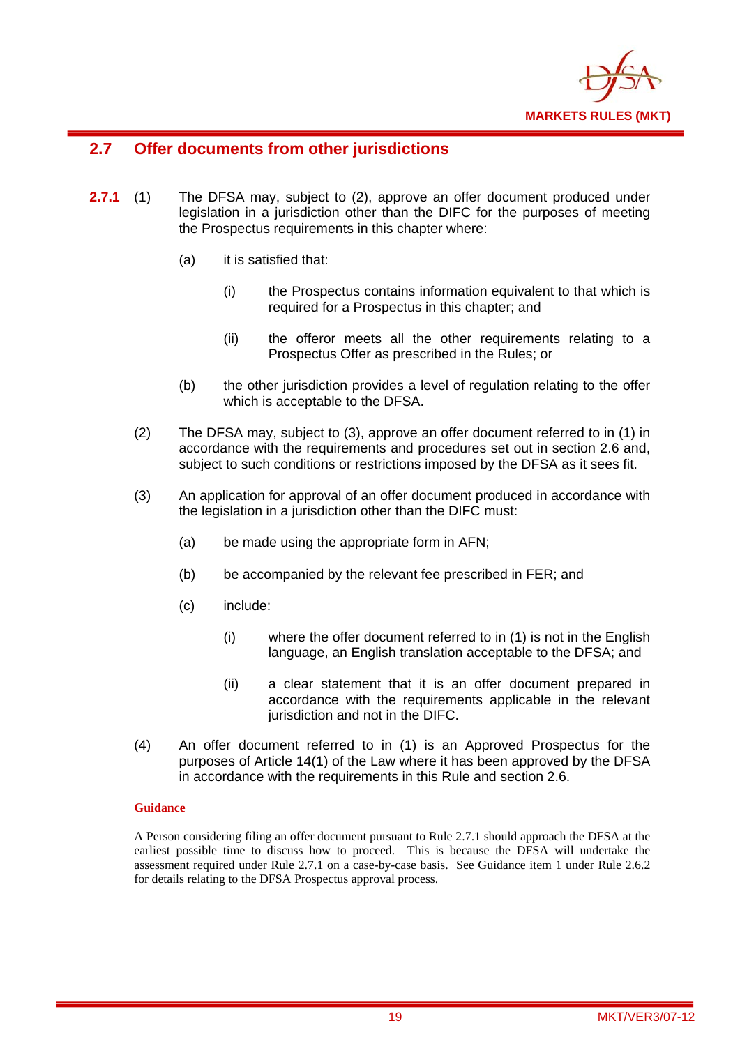## 2.7 Offer documents from other jurisdictions

**2.7.1** (1) The DFSA may, subject to (2), approve an offer document produced under legislation in a jurisdiction other than the DIFC for the purposes of meeting the Prospectus requirements in this chapter where:

(a) it is satisfied that:

(i) the Prospectus contains information equivalent to that which is required for a Prospectus in this chapter; and

(ii) the offeror meets all the other requirements relating to a Prospectus Offer as prescribed in the Rules; or

(b) the other jurisdiction provides a level of regulation relating to the offer which is acceptable to the DFSA.

(2) The DFSA may, subject to (3), approve an offer document referred to in (1) in accordance with the requirements and procedures set out in section 2.6 and, subject to such conditions or restrictions imposed by the DFSA as it sees fit.

(3) An application for approval of an offer document produced in accordance with the legislation in a jurisdiction other than the DIFC must:

(a) be made using the appropriate form in AFN;

(b) be accompanied by the relevant fee prescribed in FER; and

(c) include:

(i) where the offer document referred to in (1) is not in the English language, an English translation acceptable to the DFSA; and

(ii) a clear statement that it is an offer document prepared in accordance with the requirements applicable in the relevant jurisdiction and not in the DIFC.

(4) An offer document referred to in (1) is an Approved Prospectus for the purposes of Article 14(1) of the Law where it has been approved by the DFSA in accordance with the requirements in this Rule and section 2.6.

**Guidance**

A Person considering filing an offer document pursuant to Rule 2.7.1 should approach the DFSA at the earliest possible time to discuss how to proceed. This is because the DFSA will undertake the assessment required under Rule 2.7.1 on a case-by-case basis. See Guidance item 1 under Rule 2.6.2 for details relating to the DFSA Prospectus approval process.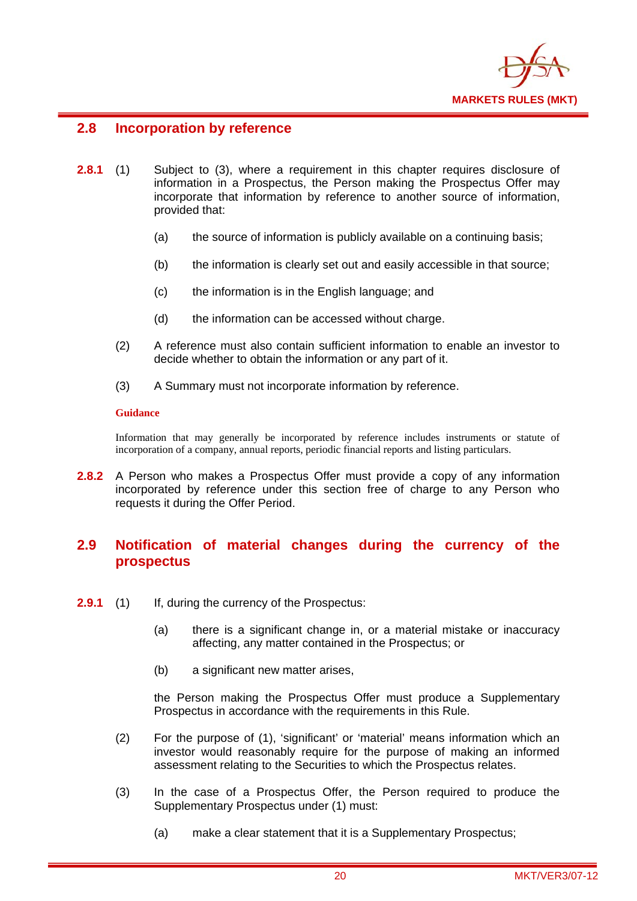## 2.8 Incorporation by reference

**2.8.1** (1) Subject to (3), where a requirement in this chapter requires disclosure of information in a Prospectus, the Person making the Prospectus Offer may incorporate that information by reference to another source of information, provided that:

(a) the source of information is publicly available on a continuing basis;

(b) the information is clearly set out and easily accessible in that source;

(c) the information is in the English language; and

(d) the information can be accessed without charge.

(2) A reference must also contain sufficient information to enable an investor to decide whether to obtain the information or any part of it.

(3) A Summary must not incorporate information by reference.

**Guidance**

Information that may generally be incorporated by reference includes instruments or statute of incorporation of a company, annual reports, periodic financial reports and listing particulars.

**2.8.2** A Person who makes a Prospectus Offer must provide a copy of any information incorporated by reference under this section free of charge to any Person who requests it during the Offer Period.

## 2.9 Notification of material changes during the currency of the prospectus

**2.9.1** (1) If, during the currency of the Prospectus:

(a) there is a significant change in, or a material mistake or inaccuracy affecting, any matter contained in the Prospectus; or

(b) a significant new matter arises,

the Person making the Prospectus Offer must produce a Supplementary Prospectus in accordance with the requirements in this Rule.

(2) For the purpose of (1), 'significant' or 'material' means information which an investor would reasonably require for the purpose of making an informed assessment relating to the Securities to which the Prospectus relates.

(3) In the case of a Prospectus Offer, the Person required to produce the Supplementary Prospectus under (1) must:

(a) make a clear statement that it is a Supplementary Prospectus;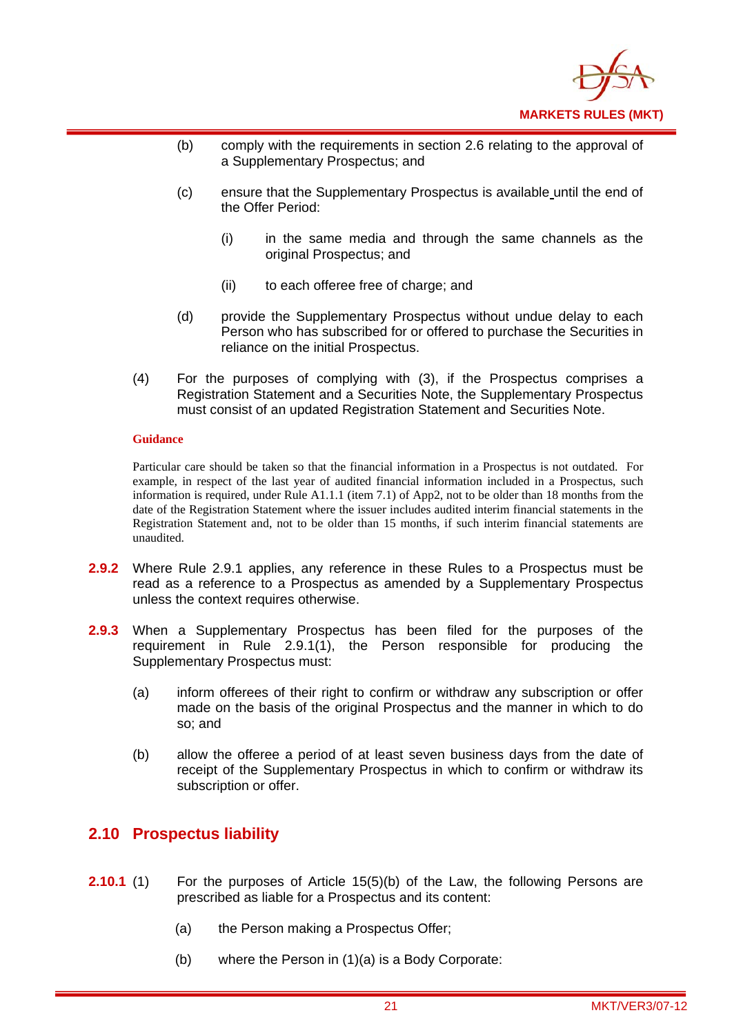(b) comply with the requirements in section 2.6 relating to the approval of a Supplementary Prospectus; and

(c) ensure that the Supplementary Prospectus is available until the end of the Offer Period:

(i) in the same media and through the same channels as the original Prospectus; and

(ii) to each offeree free of charge; and

(d) provide the Supplementary Prospectus without undue delay to each Person who has subscribed for or offered to purchase the Securities in reliance on the initial Prospectus.

(4) For the purposes of complying with (3), if the Prospectus comprises a Registration Statement and a Securities Note, the Supplementary Prospectus must consist of an updated Registration Statement and Securities Note.

**Guidance**

Particular care should be taken so that the financial information in a Prospectus is not outdated. For example, in respect of the last year of audited financial information included in a Prospectus, such information is required, under Rule A1.1.1 (item 7.1) of App2, not to be older than 18 months from the date of the Registration Statement where the issuer includes audited interim financial statements in the Registration Statement and, not to be older than 15 months, if such interim financial statements are unaudited.

**2.9.2** Where Rule 2.9.1 applies, any reference in these Rules to a Prospectus must be read as a reference to a Prospectus as amended by a Supplementary Prospectus unless the context requires otherwise.

**2.9.3** When a Supplementary Prospectus has been filed for the purposes of the requirement in Rule 2.9.1(1), the Person responsible for producing the Supplementary Prospectus must:

(a) inform offerees of their right to confirm or withdraw any subscription or offer made on the basis of the original Prospectus and the manner in which to do so; and

(b) allow the offeree a period of at least seven business days from the date of receipt of the Supplementary Prospectus in which to confirm or withdraw its subscription or offer.

## 2.10 Prospectus liability

**2.10.1** (1) For the purposes of Article 15(5)(b) of the Law, the following Persons are prescribed as liable for a Prospectus and its content:

(a) the Person making a Prospectus Offer;

(b) where the Person in (1)(a) is a Body Corporate: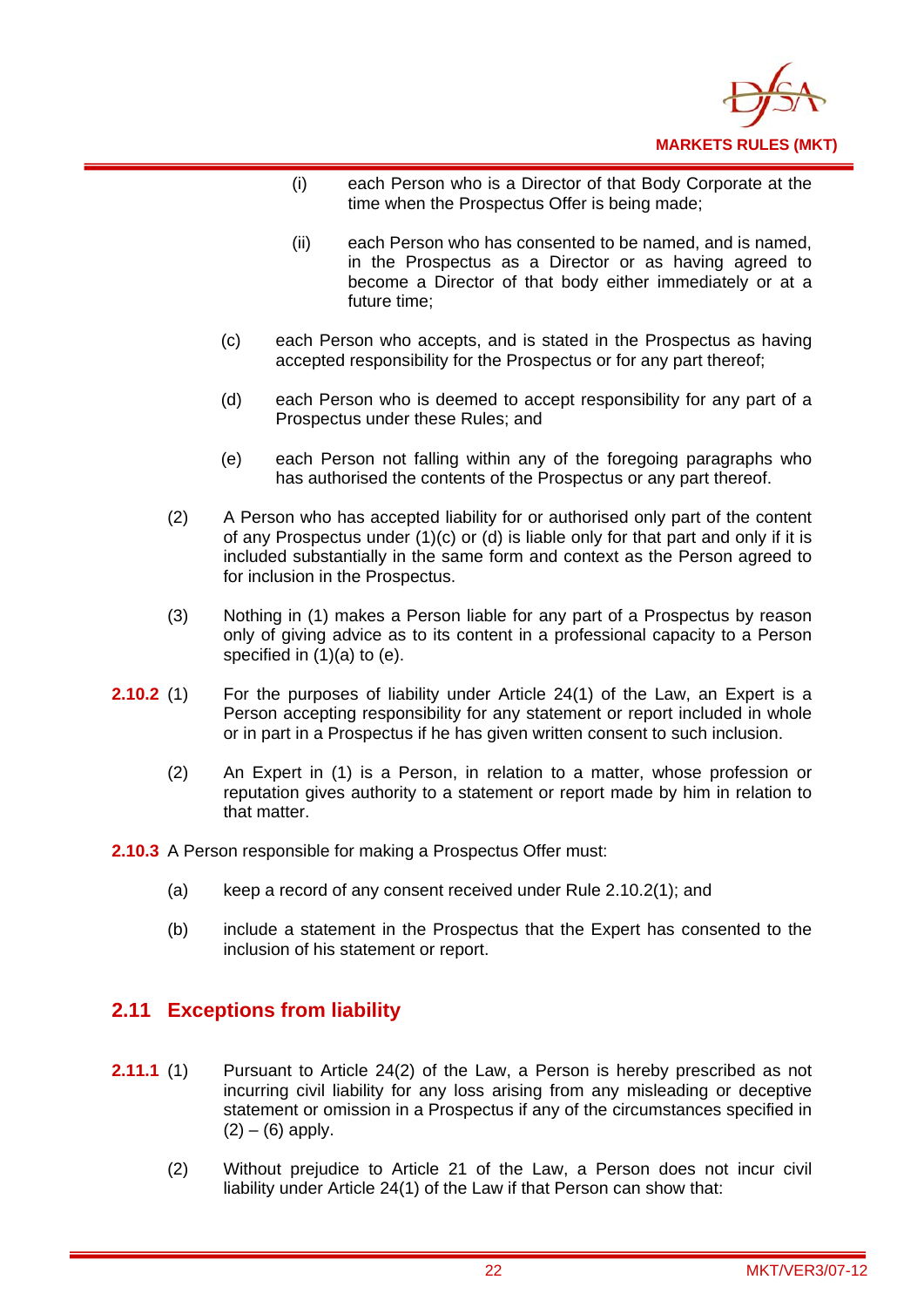(i) each Person who is a Director of that Body Corporate at the time when the Prospectus Offer is being made;

(ii) each Person who has consented to be named, and is named, in the Prospectus as a Director or as having agreed to become a Director of that body either immediately or at a future time;

(c) each Person who accepts, and is stated in the Prospectus as having accepted responsibility for the Prospectus or for any part thereof;

(d) each Person who is deemed to accept responsibility for any part of a Prospectus under these Rules; and

(e) each Person not falling within any of the foregoing paragraphs who has authorised the contents of the Prospectus or any part thereof.

(2) A Person who has accepted liability for or authorised only part of the content of any Prospectus under (1)(c) or (d) is liable only for that part and only if it is included substantially in the same form and context as the Person agreed to for inclusion in the Prospectus.

(3) Nothing in (1) makes a Person liable for any part of a Prospectus by reason only of giving advice as to its content in a professional capacity to a Person specified in (1)(a) to (e).

**2.10.2** (1) For the purposes of liability under Article 24(1) of the Law, an Expert is a Person accepting responsibility for any statement or report included in whole or in part in a Prospectus if he has given written consent to such inclusion.

(2) An Expert in (1) is a Person, in relation to a matter, whose profession or reputation gives authority to a statement or report made by him in relation to that matter.

**2.10.3** A Person responsible for making a Prospectus Offer must:

(a) keep a record of any consent received under Rule 2.10.2(1); and

(b) include a statement in the Prospectus that the Expert has consented to the inclusion of his statement or report.

## 2.11 Exceptions from liability

**2.11.1** (1) Pursuant to Article 24(2) of the Law, a Person is hereby prescribed as not incurring civil liability for any loss arising from any misleading or deceptive statement or omission in a Prospectus if any of the circumstances specified in (2) – (6) apply.

(2) Without prejudice to Article 21 of the Law, a Person does not incur civil liability under Article 24(1) of the Law if that Person can show that: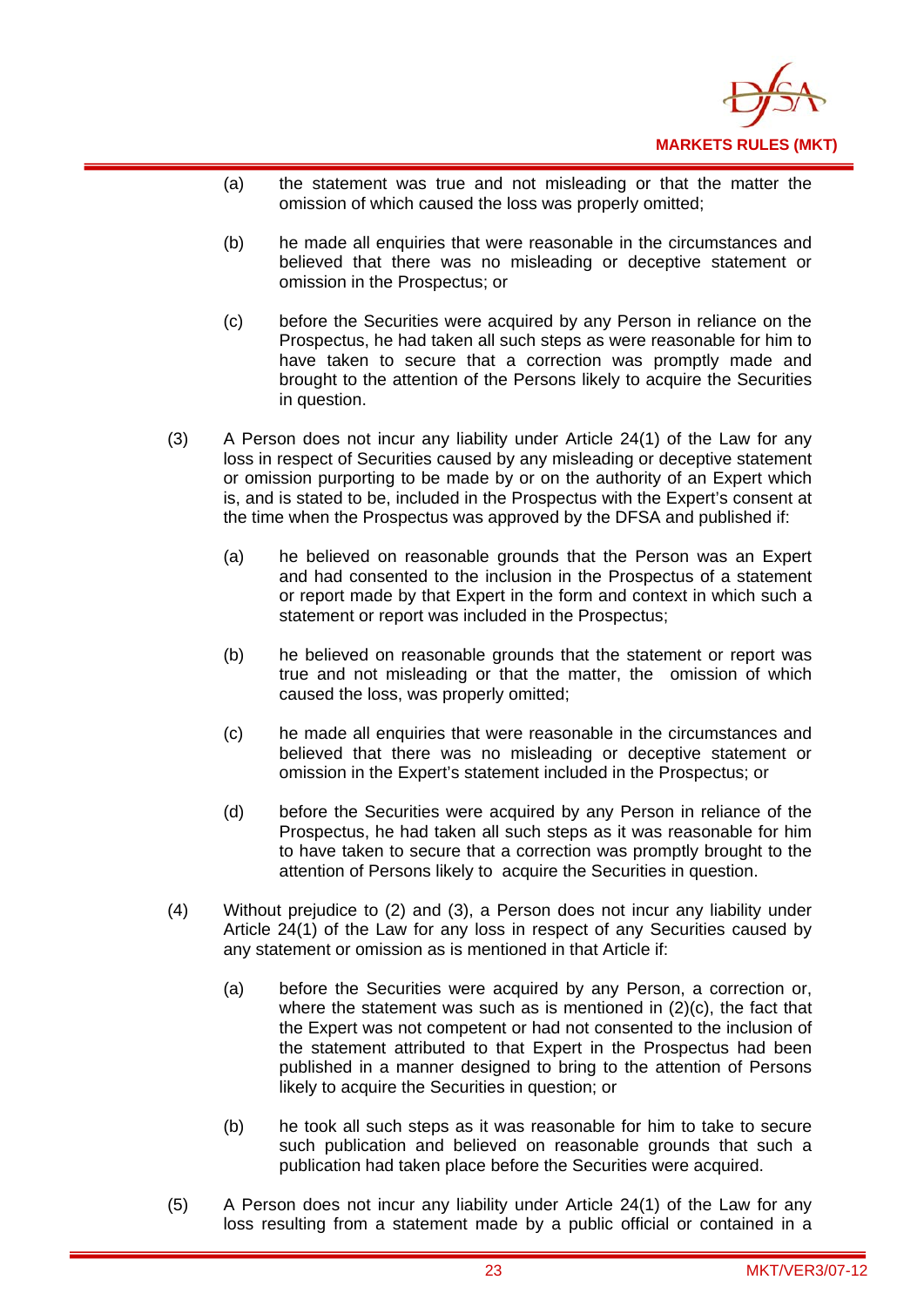(a) the statement was true and not misleading or that the matter the omission of which caused the loss was properly omitted;

(b) he made all enquiries that were reasonable in the circumstances and believed that there was no misleading or deceptive statement or omission in the Prospectus; or

(c) before the Securities were acquired by any Person in reliance on the Prospectus, he had taken all such steps as were reasonable for him to have taken to secure that a correction was promptly made and brought to the attention of the Persons likely to acquire the Securities in question.

(3) A Person does not incur any liability under Article 24(1) of the Law for any loss in respect of Securities caused by any misleading or deceptive statement or omission purporting to be made by or on the authority of an Expert which is, and is stated to be, included in the Prospectus with the Expert's consent at the time when the Prospectus was approved by the DFSA and published if:

(a) he believed on reasonable grounds that the Person was an Expert and had consented to the inclusion in the Prospectus of a statement or report made by that Expert in the form and context in which such a statement or report was included in the Prospectus;

(b) he believed on reasonable grounds that the statement or report was true and not misleading or that the matter, the omission of which caused the loss, was properly omitted;

(c) he made all enquiries that were reasonable in the circumstances and believed that there was no misleading or deceptive statement or omission in the Expert's statement included in the Prospectus; or

(d) before the Securities were acquired by any Person in reliance of the Prospectus, he had taken all such steps as it was reasonable for him to have taken to secure that a correction was promptly brought to the attention of Persons likely to acquire the Securities in question.

(4) Without prejudice to (2) and (3), a Person does not incur any liability under Article 24(1) of the Law for any loss in respect of any Securities caused by any statement or omission as is mentioned in that Article if:

(a) before the Securities were acquired by any Person, a correction or, where the statement was such as is mentioned in (2)(c), the fact that the Expert was not competent or had not consented to the inclusion of the statement attributed to that Expert in the Prospectus had been published in a manner designed to bring to the attention of Persons likely to acquire the Securities in question; or

(b) he took all such steps as it was reasonable for him to take to secure such publication and believed on reasonable grounds that such a publication had taken place before the Securities were acquired.

(5) A Person does not incur any liability under Article 24(1) of the Law for any loss resulting from a statement made by a public official or contained in a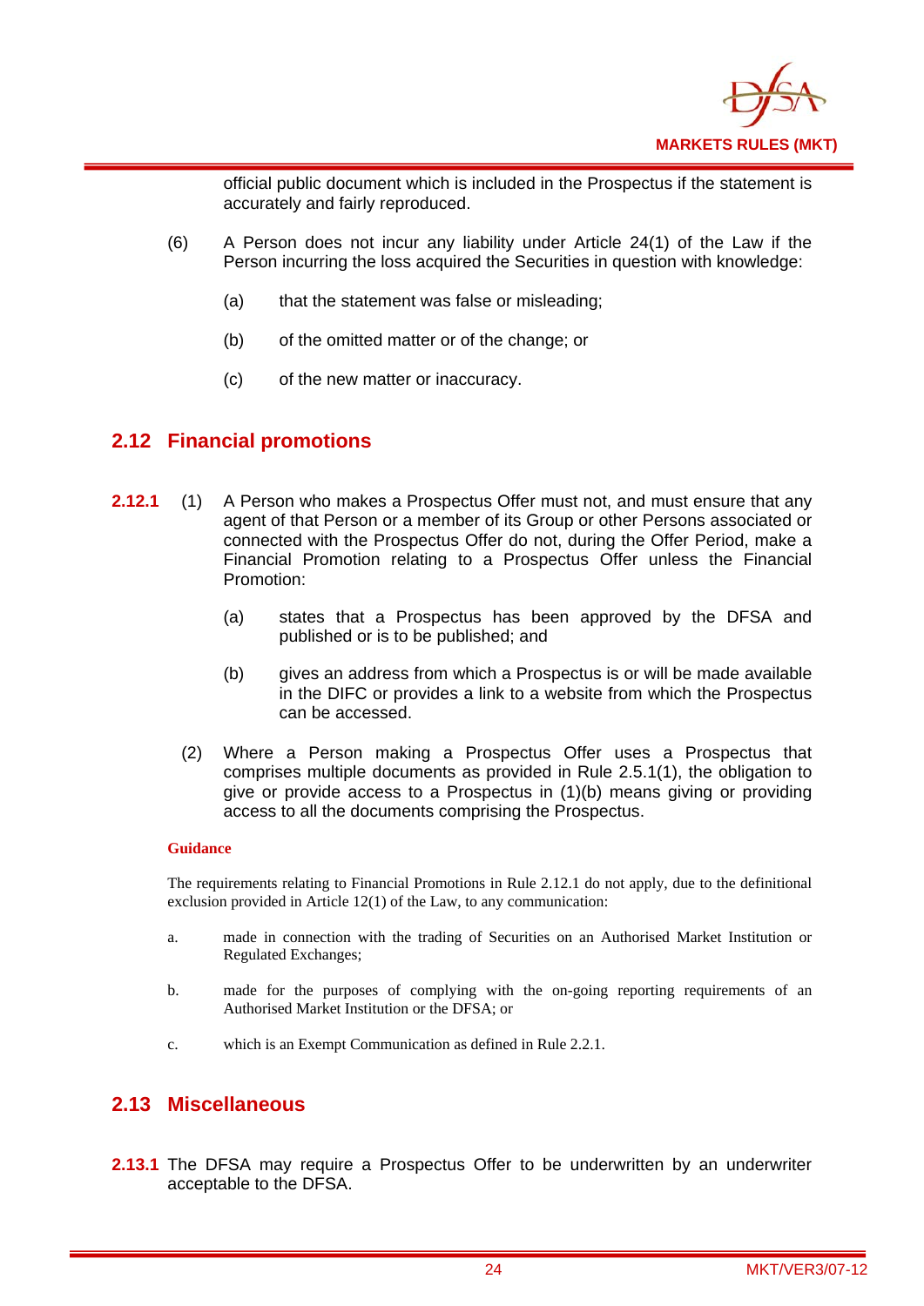official public document which is included in the Prospectus if the statement is accurately and fairly reproduced.

(6) A Person does not incur any liability under Article 24(1) of the Law if the Person incurring the loss acquired the Securities in question with knowledge:

(a) that the statement was false or misleading;

(b) of the omitted matter or of the change; or

(c) of the new matter or inaccuracy.

## 2.12 Financial promotions

**2.12.1** (1) A Person who makes a Prospectus Offer must not, and must ensure that any agent of that Person or a member of its Group or other Persons associated or connected with the Prospectus Offer do not, during the Offer Period, make a Financial Promotion relating to a Prospectus Offer unless the Financial Promotion:

(a) states that a Prospectus has been approved by the DFSA and published or is to be published; and

(b) gives an address from which a Prospectus is or will be made available in the DIFC or provides a link to a website from which the Prospectus can be accessed.

(2) Where a Person making a Prospectus Offer uses a Prospectus that comprises multiple documents as provided in Rule 2.5.1(1), the obligation to give or provide access to a Prospectus in (1)(b) means giving or providing access to all the documents comprising the Prospectus.

**Guidance**

The requirements relating to Financial Promotions in Rule 2.12.1 do not apply, due to the definitional exclusion provided in Article 12(1) of the Law, to any communication:

a. made in connection with the trading of Securities on an Authorised Market Institution or Regulated Exchanges;

b. made for the purposes of complying with the on-going reporting requirements of an Authorised Market Institution or the DFSA; or

c. which is an Exempt Communication as defined in Rule 2.2.1.

## 2.13 Miscellaneous

**2.13.1** The DFSA may require a Prospectus Offer to be underwritten by an underwriter acceptable to the DFSA.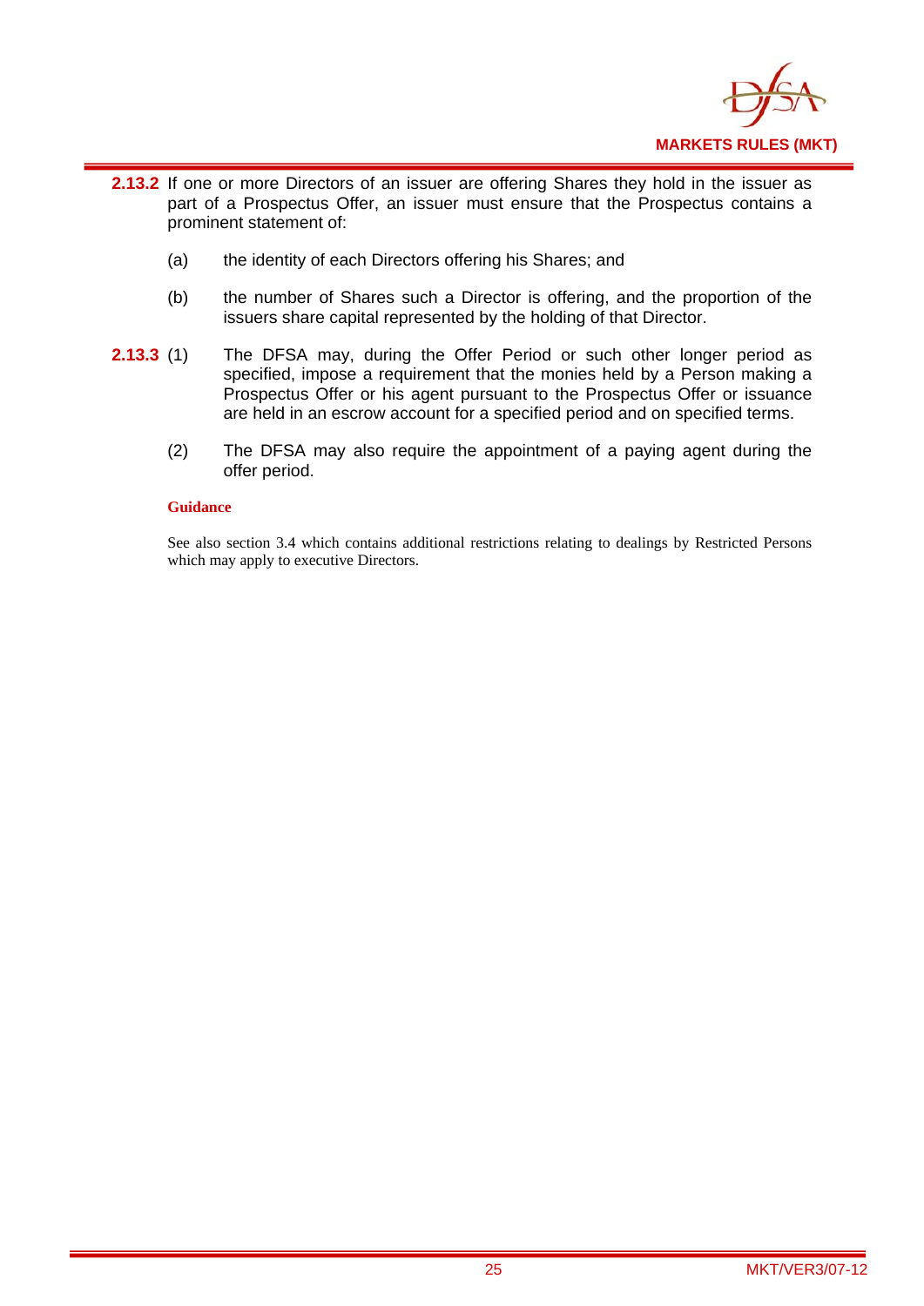**2.13.2** If one or more Directors of an issuer are offering Shares they hold in the issuer as part of a Prospectus Offer, an issuer must ensure that the Prospectus contains a prominent statement of:

(a) the identity of each Directors offering his Shares; and

(b) the number of Shares such a Director is offering, and the proportion of the issuers share capital represented by the holding of that Director.

**2.13.3** (1) The DFSA may, during the Offer Period or such other longer period as specified, impose a requirement that the monies held by a Person making a Prospectus Offer or his agent pursuant to the Prospectus Offer or issuance are held in an escrow account for a specified period and on specified terms.

(2) The DFSA may also require the appointment of a paying agent during the offer period.

**Guidance**

See also section 3.4 which contains additional restrictions relating to dealings by Restricted Persons which may apply to executive Directors.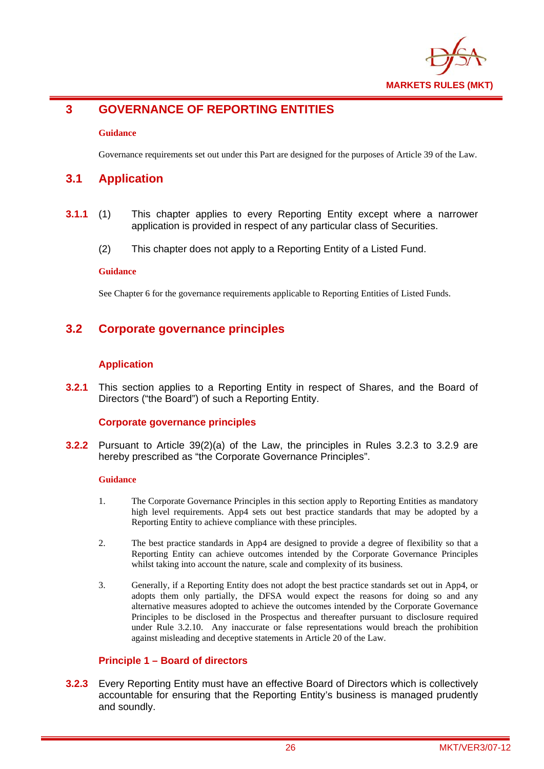# 3 GOVERNANCE OF REPORTING ENTITIES

**Guidance**

Governance requirements set out under this Part are designed for the purposes of Article 39 of the Law.

## 3.1 Application

**3.1.1** (1) This chapter applies to every Reporting Entity except where a narrower application is provided in respect of any particular class of Securities.

(2) This chapter does not apply to a Reporting Entity of a Listed Fund.

**Guidance**

See Chapter 6 for the governance requirements applicable to Reporting Entities of Listed Funds.

## 3.2 Corporate governance principles

### Application

**3.2.1** This section applies to a Reporting Entity in respect of Shares, and the Board of Directors ("the Board") of such a Reporting Entity.

### Corporate governance principles

**3.2.2** Pursuant to Article 39(2)(a) of the Law, the principles in Rules 3.2.3 to 3.2.9 are hereby prescribed as "the Corporate Governance Principles".

**Guidance**

1. The Corporate Governance Principles in this section apply to Reporting Entities as mandatory high level requirements. App4 sets out best practice standards that may be adopted by a Reporting Entity to achieve compliance with these principles.

2. The best practice standards in App4 are designed to provide a degree of flexibility so that a Reporting Entity can achieve outcomes intended by the Corporate Governance Principles whilst taking into account the nature, scale and complexity of its business.

3. Generally, if a Reporting Entity does not adopt the best practice standards set out in App4, or adopts them only partially, the DFSA would expect the reasons for doing so and any alternative measures adopted to achieve the outcomes intended by the Corporate Governance Principles to be disclosed in the Prospectus and thereafter pursuant to disclosure required under Rule 3.2.10. Any inaccurate or false representations would breach the prohibition against misleading and deceptive statements in Article 20 of the Law.

### Principle 1 – Board of directors

**3.2.3** Every Reporting Entity must have an effective Board of Directors which is collectively accountable for ensuring that the Reporting Entity's business is managed prudently and soundly.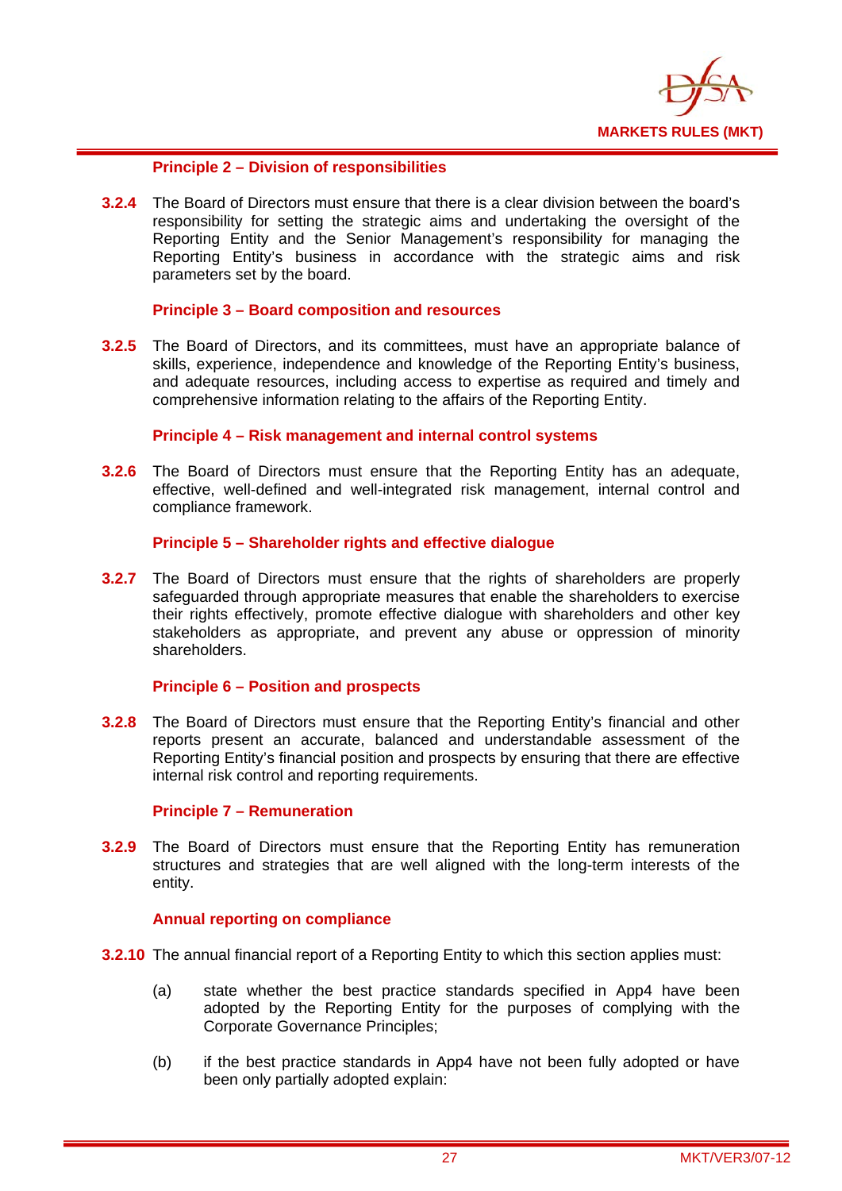#### Principle 2 – Division of responsibilities

**3.2.4** The Board of Directors must ensure that there is a clear division between the board's responsibility for setting the strategic aims and undertaking the oversight of the Reporting Entity and the Senior Management's responsibility for managing the Reporting Entity's business in accordance with the strategic aims and risk parameters set by the board.

#### Principle 3 – Board composition and resources

**3.2.5** The Board of Directors, and its committees, must have an appropriate balance of skills, experience, independence and knowledge of the Reporting Entity's business, and adequate resources, including access to expertise as required and timely and comprehensive information relating to the affairs of the Reporting Entity.

#### Principle 4 – Risk management and internal control systems

**3.2.6** The Board of Directors must ensure that the Reporting Entity has an adequate, effective, well-defined and well-integrated risk management, internal control and compliance framework.

#### Principle 5 – Shareholder rights and effective dialogue

**3.2.7** The Board of Directors must ensure that the rights of shareholders are properly safeguarded through appropriate measures that enable the shareholders to exercise their rights effectively, promote effective dialogue with shareholders and other key stakeholders as appropriate, and prevent any abuse or oppression of minority shareholders.

#### Principle 6 – Position and prospects

**3.2.8** The Board of Directors must ensure that the Reporting Entity's financial and other reports present an accurate, balanced and understandable assessment of the Reporting Entity's financial position and prospects by ensuring that there are effective internal risk control and reporting requirements.

#### Principle 7 – Remuneration

**3.2.9** The Board of Directors must ensure that the Reporting Entity has remuneration structures and strategies that are well aligned with the long-term interests of the entity.

#### Annual reporting on compliance

**3.2.10** The annual financial report of a Reporting Entity to which this section applies must:

(a) state whether the best practice standards specified in App4 have been adopted by the Reporting Entity for the purposes of complying with the Corporate Governance Principles;

(b) if the best practice standards in App4 have not been fully adopted or have been only partially adopted explain: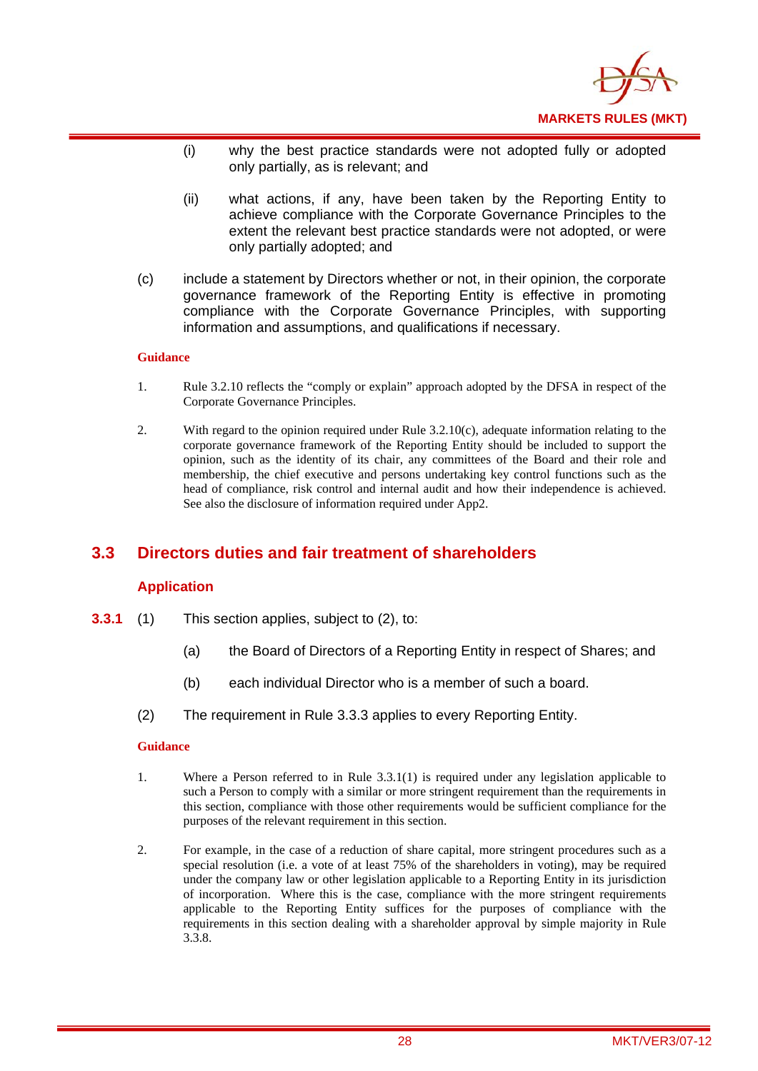(i) why the best practice standards were not adopted fully or adopted only partially, as is relevant; and

(ii) what actions, if any, have been taken by the Reporting Entity to achieve compliance with the Corporate Governance Principles to the extent the relevant best practice standards were not adopted, or were only partially adopted; and

(c) include a statement by Directors whether or not, in their opinion, the corporate governance framework of the Reporting Entity is effective in promoting compliance with the Corporate Governance Principles, with supporting information and assumptions, and qualifications if necessary.

**Guidance**

1. Rule 3.2.10 reflects the "comply or explain" approach adopted by the DFSA in respect of the Corporate Governance Principles.

2. With regard to the opinion required under Rule 3.2.10(c), adequate information relating to the corporate governance framework of the Reporting Entity should be included to support the opinion, such as the identity of its chair, any committees of the Board and their role and membership, the chief executive and persons undertaking key control functions such as the head of compliance, risk control and internal audit and how their independence is achieved. See also the disclosure of information required under App2.

## 3.3 Directors duties and fair treatment of shareholders

### Application

**3.3.1** (1) This section applies, subject to (2), to:

(a) the Board of Directors of a Reporting Entity in respect of Shares; and

(b) each individual Director who is a member of such a board.

(2) The requirement in Rule 3.3.3 applies to every Reporting Entity.

**Guidance**

1. Where a Person referred to in Rule 3.3.1(1) is required under any legislation applicable to such a Person to comply with a similar or more stringent requirement than the requirements in this section, compliance with those other requirements would be sufficient compliance for the purposes of the relevant requirement in this section.

2. For example, in the case of a reduction of share capital, more stringent procedures such as a special resolution (i.e. a vote of at least 75% of the shareholders in voting), may be required under the company law or other legislation applicable to a Reporting Entity in its jurisdiction of incorporation. Where this is the case, compliance with the more stringent requirements applicable to the Reporting Entity suffices for the purposes of compliance with the requirements in this section dealing with a shareholder approval by simple majority in Rule 3.3.8.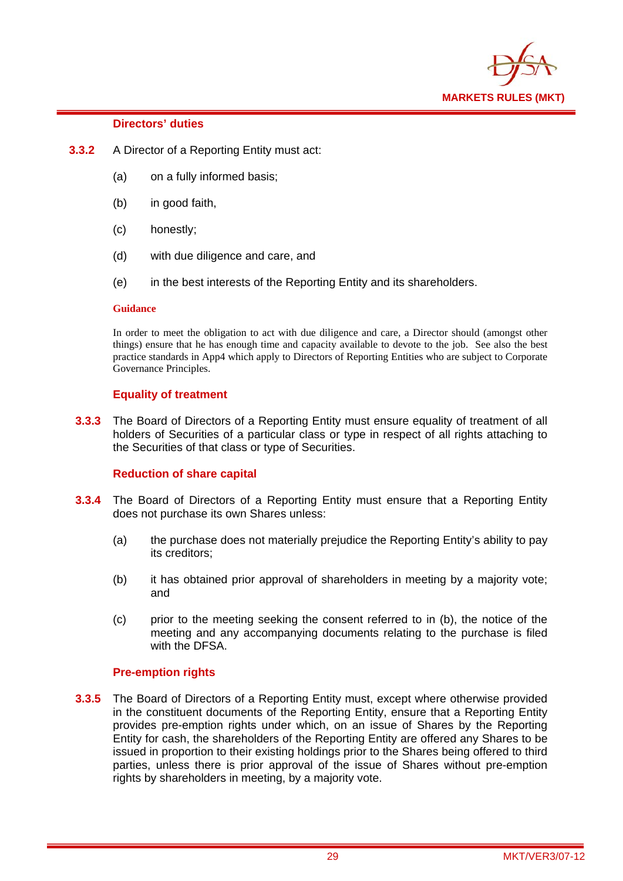### Directors' duties

**3.3.2** A Director of a Reporting Entity must act:

(a) on a fully informed basis;

(b) in good faith,

(c) honestly;

(d) with due diligence and care, and

(e) in the best interests of the Reporting Entity and its shareholders.

**Guidance**

In order to meet the obligation to act with due diligence and care, a Director should (amongst other things) ensure that he has enough time and capacity available to devote to the job. See also the best practice standards in App4 which apply to Directors of Reporting Entities who are subject to Corporate Governance Principles.

### Equality of treatment

**3.3.3** The Board of Directors of a Reporting Entity must ensure equality of treatment of all holders of Securities of a particular class or type in respect of all rights attaching to the Securities of that class or type of Securities.

### Reduction of share capital

**3.3.4** The Board of Directors of a Reporting Entity must ensure that a Reporting Entity does not purchase its own Shares unless:

(a) the purchase does not materially prejudice the Reporting Entity's ability to pay its creditors;

(b) it has obtained prior approval of shareholders in meeting by a majority vote; and

(c) prior to the meeting seeking the consent referred to in (b), the notice of the meeting and any accompanying documents relating to the purchase is filed with the DFSA.

### Pre-emption rights

**3.3.5** The Board of Directors of a Reporting Entity must, except where otherwise provided in the constituent documents of the Reporting Entity, ensure that a Reporting Entity provides pre-emption rights under which, on an issue of Shares by the Reporting Entity for cash, the shareholders of the Reporting Entity are offered any Shares to be issued in proportion to their existing holdings prior to the Shares being offered to third parties, unless there is prior approval of the issue of Shares without pre-emption rights by shareholders in meeting, by a majority vote.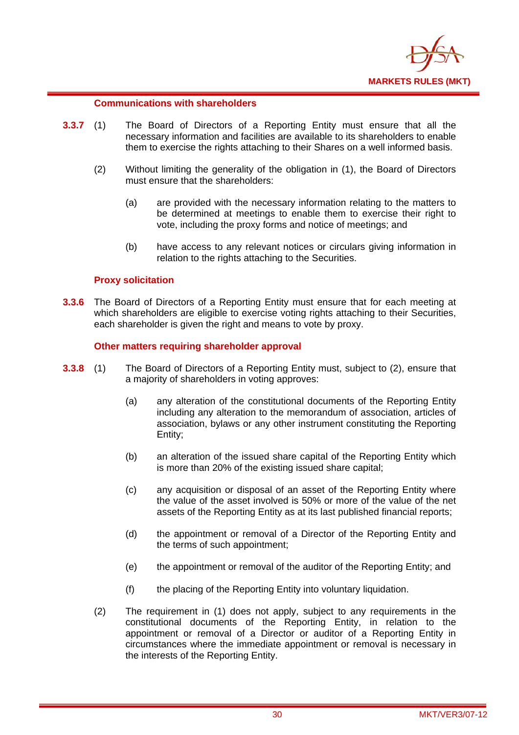### Communications with shareholders

**3.3.7** (1) The Board of Directors of a Reporting Entity must ensure that all the necessary information and facilities are available to its shareholders to enable them to exercise the rights attaching to their Shares on a well informed basis.

(2) Without limiting the generality of the obligation in (1), the Board of Directors must ensure that the shareholders:

(a) are provided with the necessary information relating to the matters to be determined at meetings to enable them to exercise their right to vote, including the proxy forms and notice of meetings; and

(b) have access to any relevant notices or circulars giving information in relation to the rights attaching to the Securities.

### Proxy solicitation

**3.3.6** The Board of Directors of a Reporting Entity must ensure that for each meeting at which shareholders are eligible to exercise voting rights attaching to their Securities, each shareholder is given the right and means to vote by proxy.

### Other matters requiring shareholder approval

**3.3.8** (1) The Board of Directors of a Reporting Entity must, subject to (2), ensure that a majority of shareholders in voting approves:

(a) any alteration of the constitutional documents of the Reporting Entity including any alteration to the memorandum of association, articles of association, bylaws or any other instrument constituting the Reporting Entity;

(b) an alteration of the issued share capital of the Reporting Entity which is more than 20% of the existing issued share capital;

(c) any acquisition or disposal of an asset of the Reporting Entity where the value of the asset involved is 50% or more of the value of the net assets of the Reporting Entity as at its last published financial reports;

(d) the appointment or removal of a Director of the Reporting Entity and the terms of such appointment;

(e) the appointment or removal of the auditor of the Reporting Entity; and

(f) the placing of the Reporting Entity into voluntary liquidation.

(2) The requirement in (1) does not apply, subject to any requirements in the constitutional documents of the Reporting Entity, in relation to the appointment or removal of a Director or auditor of a Reporting Entity in circumstances where the immediate appointment or removal is necessary in the interests of the Reporting Entity.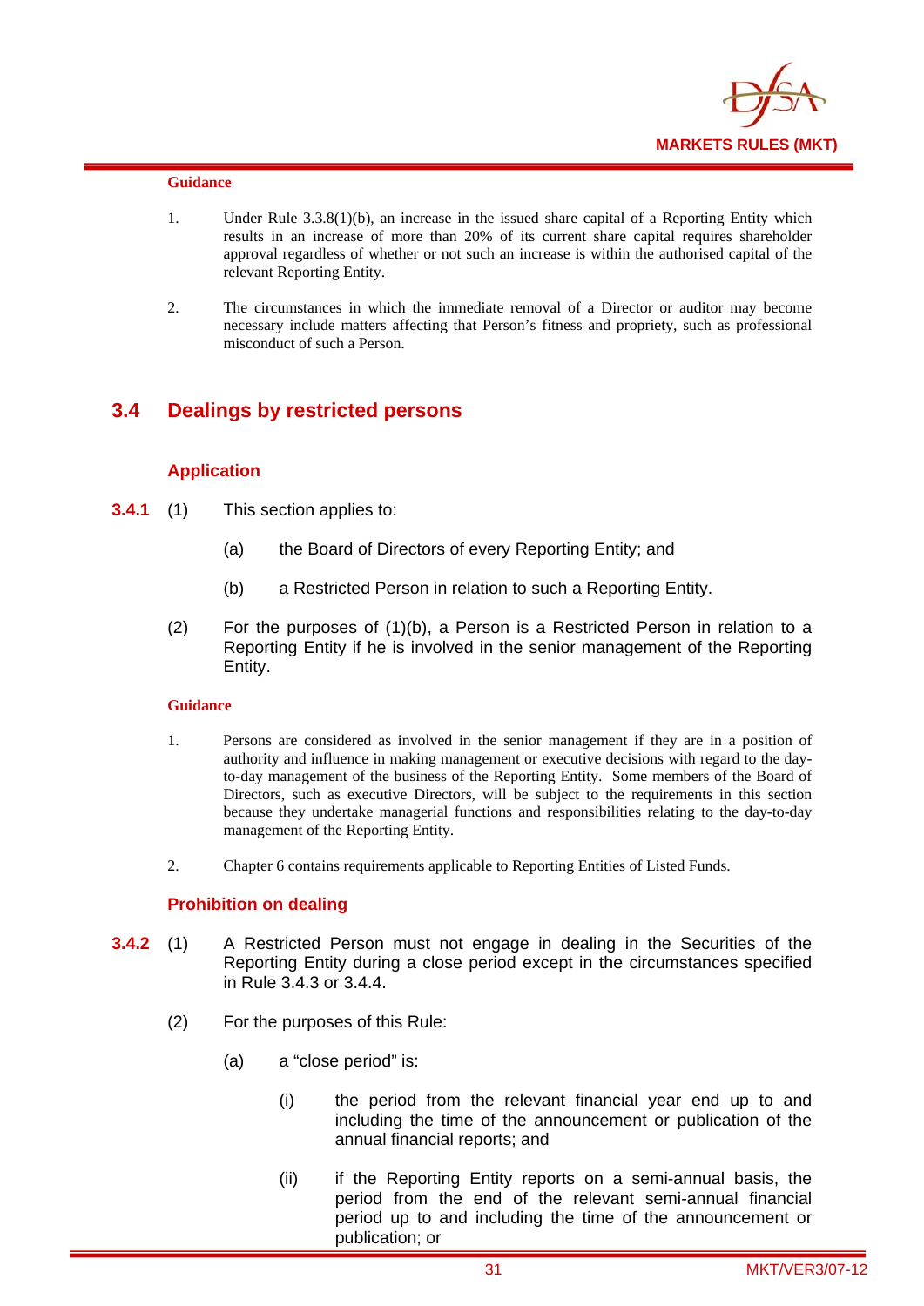#### Guidance

1. Under Rule 3.3.8(1)(b), an increase in the issued share capital of a Reporting Entity which results in an increase of more than 20% of its current share capital requires shareholder approval regardless of whether or not such an increase is within the authorised capital of the relevant Reporting Entity.

2. The circumstances in which the immediate removal of a Director or auditor may become necessary include matters affecting that Person's fitness and propriety, such as professional misconduct of such a Person.

## 3.4 Dealings by restricted persons

### Application

**3.4.1** (1) This section applies to:

(a) the Board of Directors of every Reporting Entity; and

(b) a Restricted Person in relation to such a Reporting Entity.

(2) For the purposes of (1)(b), a Person is a Restricted Person in relation to a Reporting Entity if he is involved in the senior management of the Reporting Entity.

#### Guidance

1. Persons are considered as involved in the senior management if they are in a position of authority and influence in making management or executive decisions with regard to the day-to-day management of the business of the Reporting Entity. Some members of the Board of Directors, such as executive Directors, will be subject to the requirements in this section because they undertake managerial functions and responsibilities relating to the day-to-day management of the Reporting Entity.

2. Chapter 6 contains requirements applicable to Reporting Entities of Listed Funds.

### Prohibition on dealing

**3.4.2** (1) A Restricted Person must not engage in dealing in the Securities of the Reporting Entity during a close period except in the circumstances specified in Rule 3.4.3 or 3.4.4.

(2) For the purposes of this Rule:

(a) a "close period" is:

(i) the period from the relevant financial year end up to and including the time of the announcement or publication of the annual financial reports; and

(ii) if the Reporting Entity reports on a semi-annual basis, the period from the end of the relevant semi-annual financial period up to and including the time of the announcement or publication; or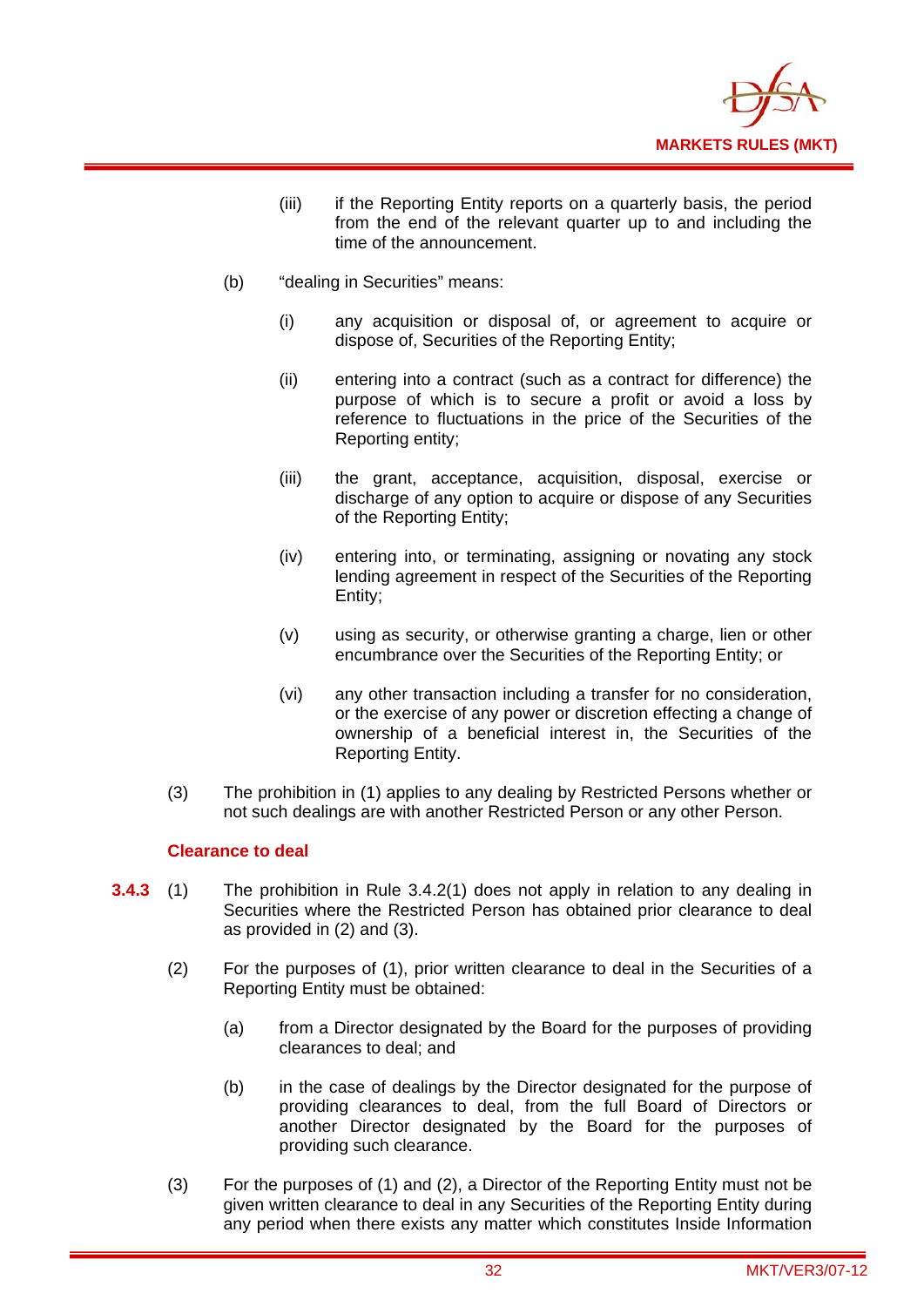(iii) if the Reporting Entity reports on a quarterly basis, the period from the end of the relevant quarter up to and including the time of the announcement.

(b) "dealing in Securities" means:

(i) any acquisition or disposal of, or agreement to acquire or dispose of, Securities of the Reporting Entity;

(ii) entering into a contract (such as a contract for difference) the purpose of which is to secure a profit or avoid a loss by reference to fluctuations in the price of the Securities of the Reporting entity;

(iii) the grant, acceptance, acquisition, disposal, exercise or discharge of any option to acquire or dispose of any Securities of the Reporting Entity;

(iv) entering into, or terminating, assigning or novating any stock lending agreement in respect of the Securities of the Reporting Entity;

(v) using as security, or otherwise granting a charge, lien or other encumbrance over the Securities of the Reporting Entity; or

(vi) any other transaction including a transfer for no consideration, or the exercise of any power or discretion effecting a change of ownership of a beneficial interest in, the Securities of the Reporting Entity.

(3) The prohibition in (1) applies to any dealing by Restricted Persons whether or not such dealings are with another Restricted Person or any other Person.

### Clearance to deal

**3.4.3** (1) The prohibition in Rule 3.4.2(1) does not apply in relation to any dealing in Securities where the Restricted Person has obtained prior clearance to deal as provided in (2) and (3).

(2) For the purposes of (1), prior written clearance to deal in the Securities of a Reporting Entity must be obtained:

(a) from a Director designated by the Board for the purposes of providing clearances to deal; and

(b) in the case of dealings by the Director designated for the purpose of providing clearances to deal, from the full Board of Directors or another Director designated by the Board for the purposes of providing such clearance.

(3) For the purposes of (1) and (2), a Director of the Reporting Entity must not be given written clearance to deal in any Securities of the Reporting Entity during any period when there exists any matter which constitutes Inside Information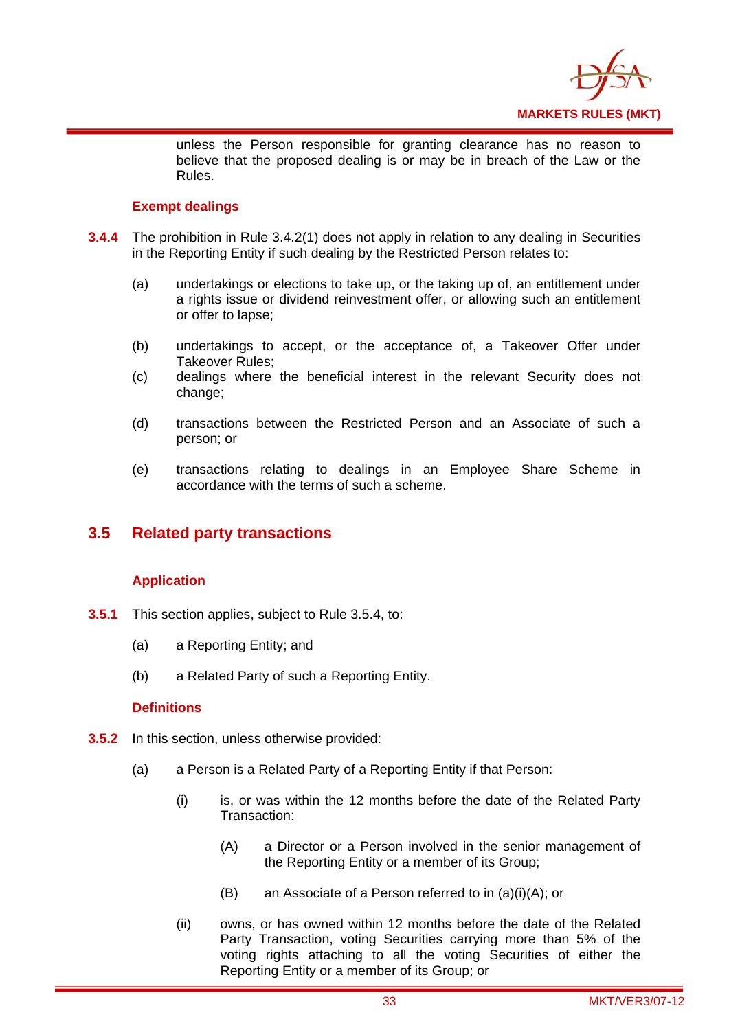unless the Person responsible for granting clearance has no reason to believe that the proposed dealing is or may be in breach of the Law or the Rules.

### Exempt dealings

**3.4.4** The prohibition in Rule 3.4.2(1) does not apply in relation to any dealing in Securities in the Reporting Entity if such dealing by the Restricted Person relates to:

(a) undertakings or elections to take up, or the taking up of, an entitlement under a rights issue or dividend reinvestment offer, or allowing such an entitlement or offer to lapse;

(b) undertakings to accept, or the acceptance of, a Takeover Offer under Takeover Rules;

(c) dealings where the beneficial interest in the relevant Security does not change;

(d) transactions between the Restricted Person and an Associate of such a person; or

(e) transactions relating to dealings in an Employee Share Scheme in accordance with the terms of such a scheme.

## 3.5 Related party transactions

### Application

**3.5.1** This section applies, subject to Rule 3.5.4, to:

(a) a Reporting Entity; and

(b) a Related Party of such a Reporting Entity.

### Definitions

**3.5.2** In this section, unless otherwise provided:

(a) a Person is a Related Party of a Reporting Entity if that Person:

(i) is, or was within the 12 months before the date of the Related Party Transaction:

(A) a Director or a Person involved in the senior management of the Reporting Entity or a member of its Group;

(B) an Associate of a Person referred to in (a)(i)(A); or

(ii) owns, or has owned within 12 months before the date of the Related Party Transaction, voting Securities carrying more than 5% of the voting rights attaching to all the voting Securities of either the Reporting Entity or a member of its Group; or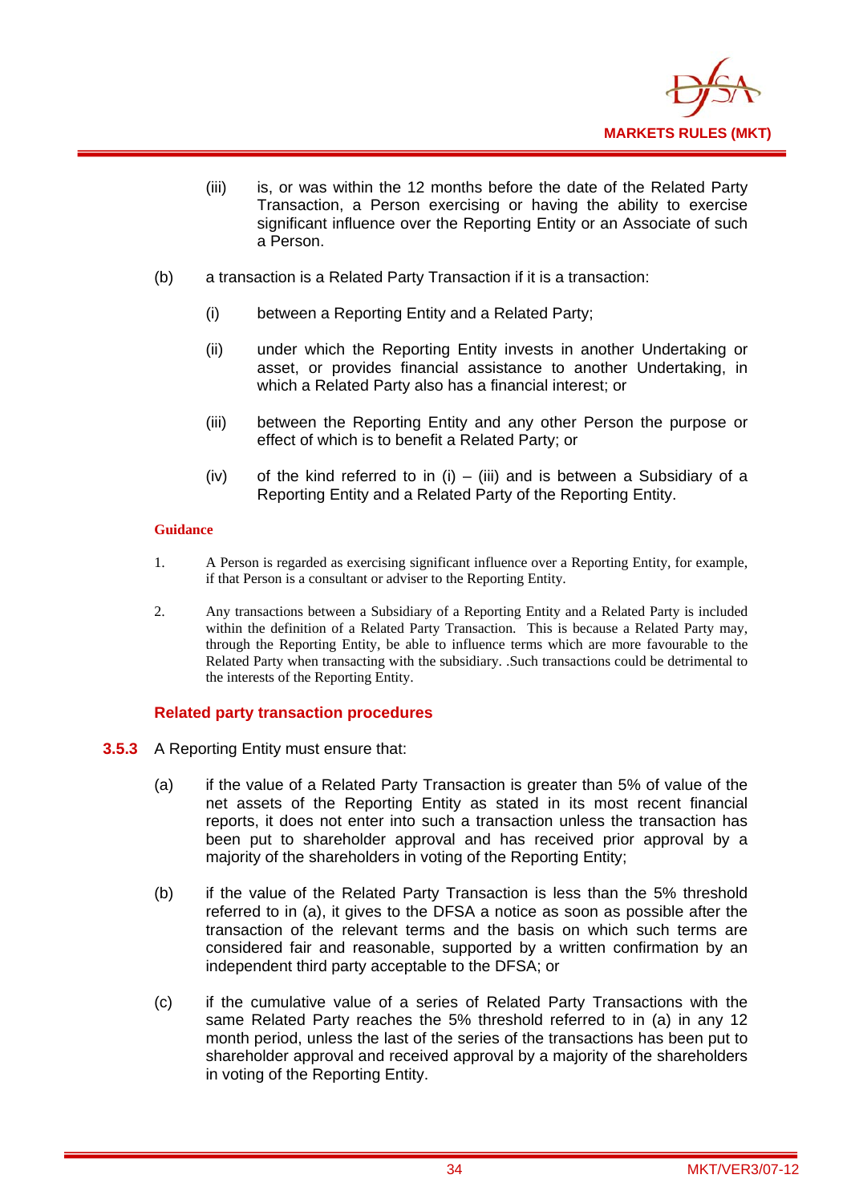(iii) is, or was within the 12 months before the date of the Related Party Transaction, a Person exercising or having the ability to exercise significant influence over the Reporting Entity or an Associate of such a Person.

(b) a transaction is a Related Party Transaction if it is a transaction:

(i) between a Reporting Entity and a Related Party;

(ii) under which the Reporting Entity invests in another Undertaking or asset, or provides financial assistance to another Undertaking, in which a Related Party also has a financial interest; or

(iii) between the Reporting Entity and any other Person the purpose or effect of which is to benefit a Related Party; or

(iv) of the kind referred to in (i) – (iii) and is between a Subsidiary of a Reporting Entity and a Related Party of the Reporting Entity.

**Guidance**

1. A Person is regarded as exercising significant influence over a Reporting Entity, for example, if that Person is a consultant or adviser to the Reporting Entity.

2. Any transactions between a Subsidiary of a Reporting Entity and a Related Party is included within the definition of a Related Party Transaction. This is because a Related Party may, through the Reporting Entity, be able to influence terms which are more favourable to the Related Party when transacting with the subsidiary. .Such transactions could be detrimental to the interests of the Reporting Entity.

### Related party transaction procedures

**3.5.3** A Reporting Entity must ensure that:

(a) if the value of a Related Party Transaction is greater than 5% of value of the net assets of the Reporting Entity as stated in its most recent financial reports, it does not enter into such a transaction unless the transaction has been put to shareholder approval and has received prior approval by a majority of the shareholders in voting of the Reporting Entity;

(b) if the value of the Related Party Transaction is less than the 5% threshold referred to in (a), it gives to the DFSA a notice as soon as possible after the transaction of the relevant terms and the basis on which such terms are considered fair and reasonable, supported by a written confirmation by an independent third party acceptable to the DFSA; or

(c) if the cumulative value of a series of Related Party Transactions with the same Related Party reaches the 5% threshold referred to in (a) in any 12 month period, unless the last of the series of the transactions has been put to shareholder approval and received approval by a majority of the shareholders in voting of the Reporting Entity.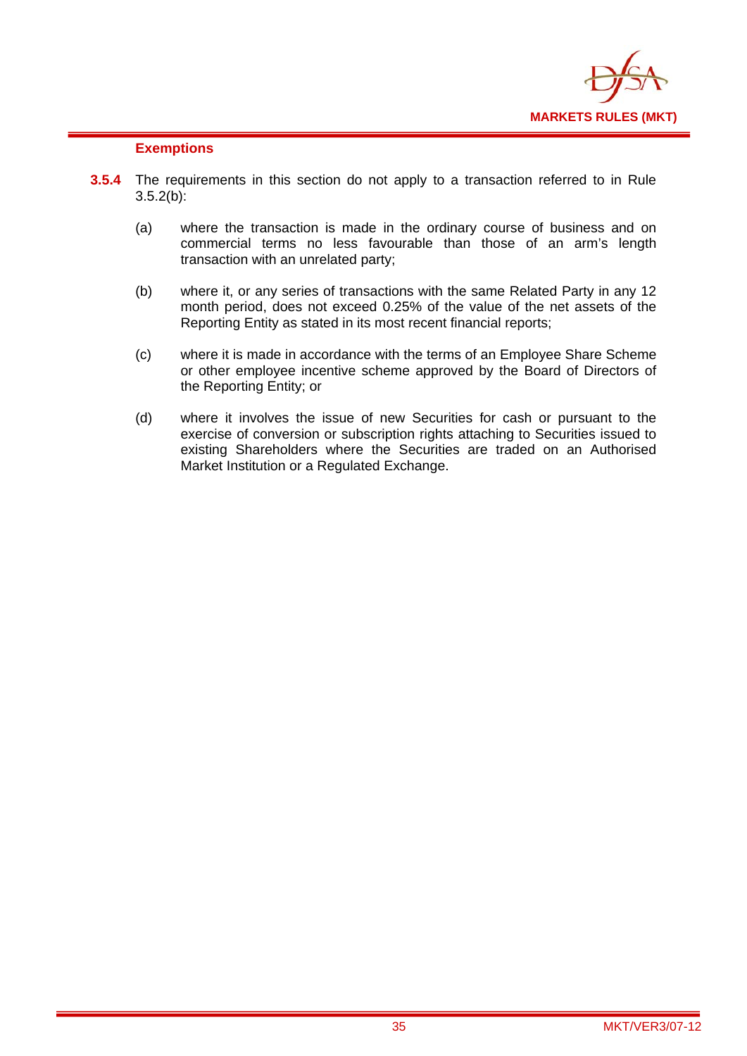### Exemptions

**3.5.4** The requirements in this section do not apply to a transaction referred to in Rule 3.5.2(b):

(a) where the transaction is made in the ordinary course of business and on commercial terms no less favourable than those of an arm's length transaction with an unrelated party;

(b) where it, or any series of transactions with the same Related Party in any 12 month period, does not exceed 0.25% of the value of the net assets of the Reporting Entity as stated in its most recent financial reports;

(c) where it is made in accordance with the terms of an Employee Share Scheme or other employee incentive scheme approved by the Board of Directors of the Reporting Entity; or

(d) where it involves the issue of new Securities for cash or pursuant to the exercise of conversion or subscription rights attaching to Securities issued to existing Shareholders where the Securities are traded on an Authorised Market Institution or a Regulated Exchange.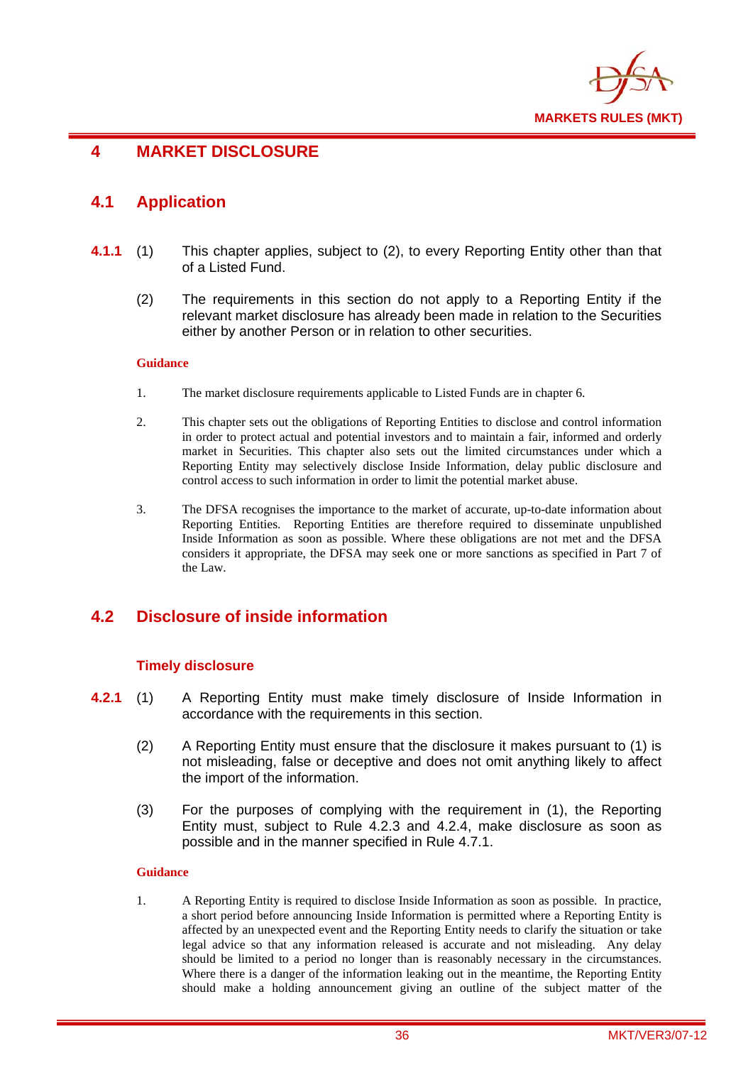# 4 MARKET DISCLOSURE

## 4.1 Application

**4.1.1** (1) This chapter applies, subject to (2), to every Reporting Entity other than that of a Listed Fund.

(2) The requirements in this section do not apply to a Reporting Entity if the relevant market disclosure has already been made in relation to the Securities either by another Person or in relation to other securities.

**Guidance**

1. The market disclosure requirements applicable to Listed Funds are in chapter 6.

2. This chapter sets out the obligations of Reporting Entities to disclose and control information in order to protect actual and potential investors and to maintain a fair, informed and orderly market in Securities. This chapter also sets out the limited circumstances under which a Reporting Entity may selectively disclose Inside Information, delay public disclosure and control access to such information in order to limit the potential market abuse.

3. The DFSA recognises the importance to the market of accurate, up-to-date information about Reporting Entities. Reporting Entities are therefore required to disseminate unpublished Inside Information as soon as possible. Where these obligations are not met and the DFSA considers it appropriate, the DFSA may seek one or more sanctions as specified in Part 7 of the Law.

## 4.2 Disclosure of inside information

### Timely disclosure

**4.2.1** (1) A Reporting Entity must make timely disclosure of Inside Information in accordance with the requirements in this section.

(2) A Reporting Entity must ensure that the disclosure it makes pursuant to (1) is not misleading, false or deceptive and does not omit anything likely to affect the import of the information.

(3) For the purposes of complying with the requirement in (1), the Reporting Entity must, subject to Rule 4.2.3 and 4.2.4, make disclosure as soon as possible and in the manner specified in Rule 4.7.1.

**Guidance**

1. A Reporting Entity is required to disclose Inside Information as soon as possible. In practice, a short period before announcing Inside Information is permitted where a Reporting Entity is affected by an unexpected event and the Reporting Entity needs to clarify the situation or take legal advice so that any information released is accurate and not misleading. Any delay should be limited to a period no longer than is reasonably necessary in the circumstances. Where there is a danger of the information leaking out in the meantime, the Reporting Entity should make a holding announcement giving an outline of the subject matter of the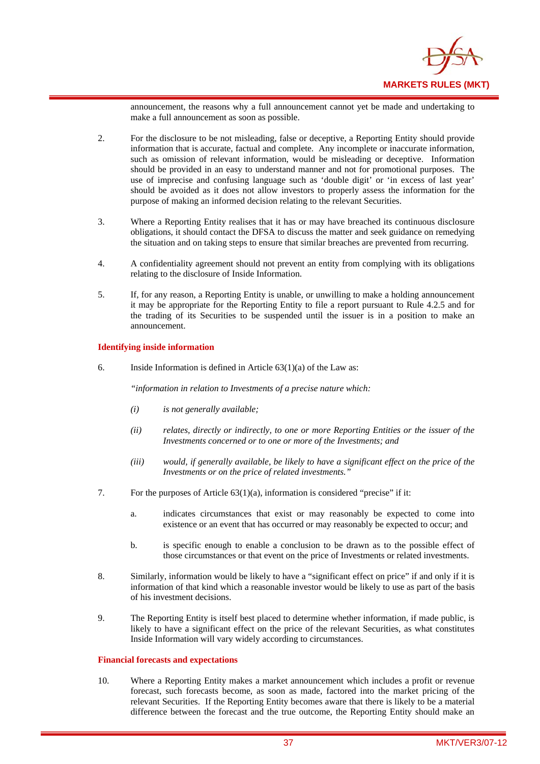announcement, the reasons why a full announcement cannot yet be made and undertaking to make a full announcement as soon as possible.

2. For the disclosure to be not misleading, false or deceptive, a Reporting Entity should provide information that is accurate, factual and complete. Any incomplete or inaccurate information, such as omission of relevant information, would be misleading or deceptive. Information should be provided in an easy to understand manner and not for promotional purposes. The use of imprecise and confusing language such as 'double digit' or 'in excess of last year' should be avoided as it does not allow investors to properly assess the information for the purpose of making an informed decision relating to the relevant Securities.

3. Where a Reporting Entity realises that it has or may have breached its continuous disclosure obligations, it should contact the DFSA to discuss the matter and seek guidance on remedying the situation and on taking steps to ensure that similar breaches are prevented from recurring.

4. A confidentiality agreement should not prevent an entity from complying with its obligations relating to the disclosure of Inside Information.

5. If, for any reason, a Reporting Entity is unable, or unwilling to make a holding announcement it may be appropriate for the Reporting Entity to file a report pursuant to Rule 4.2.5 and for the trading of its Securities to be suspended until the issuer is in a position to make an announcement.

**Identifying inside information**

6. Inside Information is defined in Article 63(1)(a) of the Law as:

   *"information in relation to Investments of a precise nature which:*

   *(i) is not generally available;*

   *(ii) relates, directly or indirectly, to one or more Reporting Entities or the issuer of the Investments concerned or to one or more of the Investments; and*

   *(iii) would, if generally available, be likely to have a significant effect on the price of the Investments or on the price of related investments."*

7. For the purposes of Article 63(1)(a), information is considered "precise" if it:

   a. indicates circumstances that exist or may reasonably be expected to come into existence or an event that has occurred or may reasonably be expected to occur; and

   b. is specific enough to enable a conclusion to be drawn as to the possible effect of those circumstances or that event on the price of Investments or related investments.

8. Similarly, information would be likely to have a "significant effect on price" if and only if it is information of that kind which a reasonable investor would be likely to use as part of the basis of his investment decisions.

9. The Reporting Entity is itself best placed to determine whether information, if made public, is likely to have a significant effect on the price of the relevant Securities, as what constitutes Inside Information will vary widely according to circumstances.

**Financial forecasts and expectations**

10. Where a Reporting Entity makes a market announcement which includes a profit or revenue forecast, such forecasts become, as soon as made, factored into the market pricing of the relevant Securities. If the Reporting Entity becomes aware that there is likely to be a material difference between the forecast and the true outcome, the Reporting Entity should make an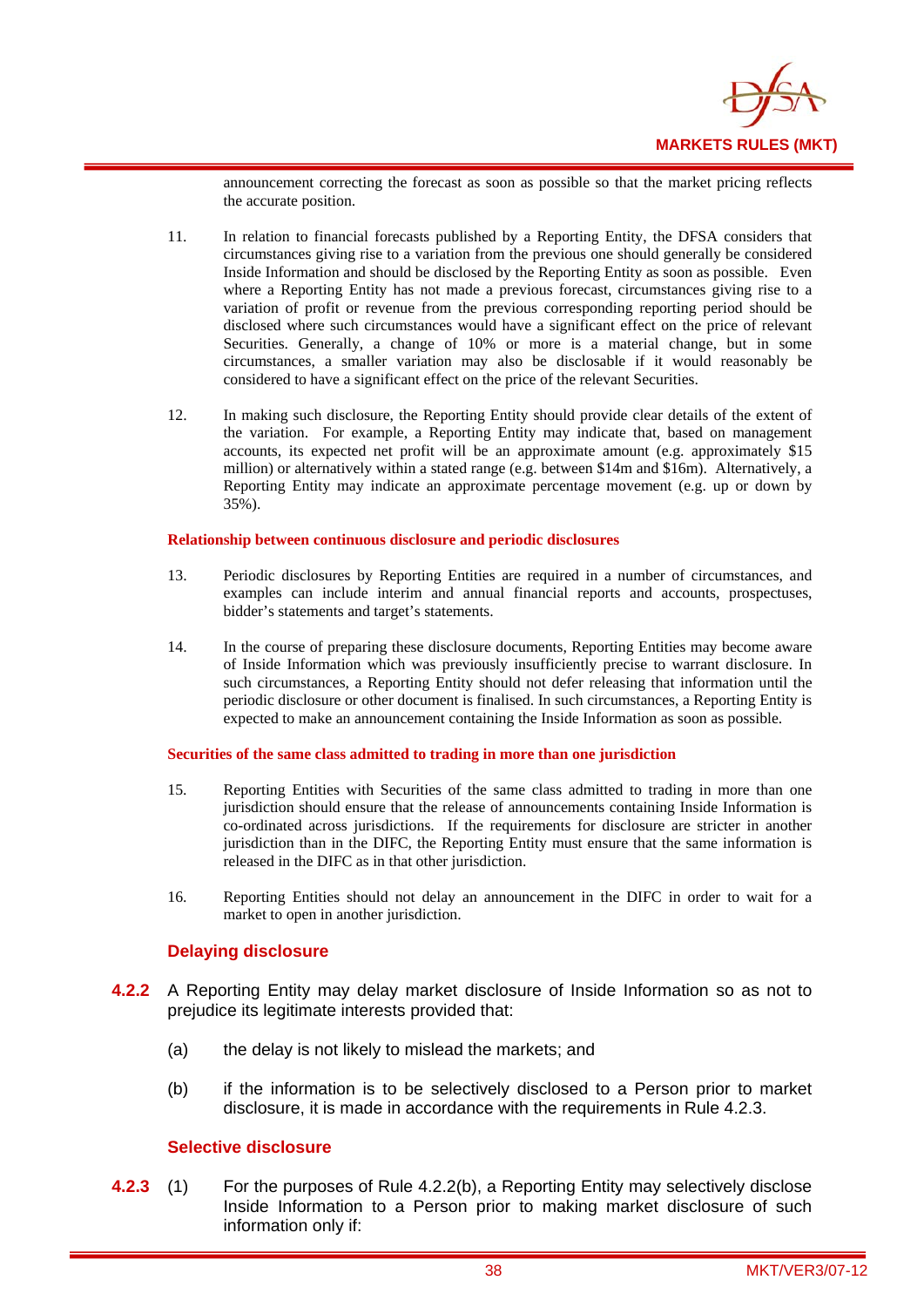announcement correcting the forecast as soon as possible so that the market pricing reflects the accurate position.

11. In relation to financial forecasts published by a Reporting Entity, the DFSA considers that circumstances giving rise to a variation from the previous one should generally be considered Inside Information and should be disclosed by the Reporting Entity as soon as possible. Even where a Reporting Entity has not made a previous forecast, circumstances giving rise to a variation of profit or revenue from the previous corresponding reporting period should be disclosed where such circumstances would have a significant effect on the price of relevant Securities. Generally, a change of 10% or more is a material change, but in some circumstances, a smaller variation may also be disclosable if it would reasonably be considered to have a significant effect on the price of the relevant Securities.

12. In making such disclosure, the Reporting Entity should provide clear details of the extent of the variation. For example, a Reporting Entity may indicate that, based on management accounts, its expected net profit will be an approximate amount (e.g. approximately $15 million) or alternatively within a stated range (e.g. between $14m and $16m). Alternatively, a Reporting Entity may indicate an approximate percentage movement (e.g. up or down by 35%).

**Relationship between continuous disclosure and periodic disclosures**

13. Periodic disclosures by Reporting Entities are required in a number of circumstances, and examples can include interim and annual financial reports and accounts, prospectuses, bidder's statements and target's statements.

14. In the course of preparing these disclosure documents, Reporting Entities may become aware of Inside Information which was previously insufficiently precise to warrant disclosure. In such circumstances, a Reporting Entity should not defer releasing that information until the periodic disclosure or other document is finalised. In such circumstances, a Reporting Entity is expected to make an announcement containing the Inside Information as soon as possible.

**Securities of the same class admitted to trading in more than one jurisdiction**

15. Reporting Entities with Securities of the same class admitted to trading in more than one jurisdiction should ensure that the release of announcements containing Inside Information is co-ordinated across jurisdictions. If the requirements for disclosure are stricter in another jurisdiction than in the DIFC, the Reporting Entity must ensure that the same information is released in the DIFC as in that other jurisdiction.

16. Reporting Entities should not delay an announcement in the DIFC in order to wait for a market to open in another jurisdiction.

### Delaying disclosure

**4.2.2** A Reporting Entity may delay market disclosure of Inside Information so as not to prejudice its legitimate interests provided that:

(a) the delay is not likely to mislead the markets; and

(b) if the information is to be selectively disclosed to a Person prior to market disclosure, it is made in accordance with the requirements in Rule 4.2.3.

### Selective disclosure

**4.2.3** (1) For the purposes of Rule 4.2.2(b), a Reporting Entity may selectively disclose Inside Information to a Person prior to making market disclosure of such information only if: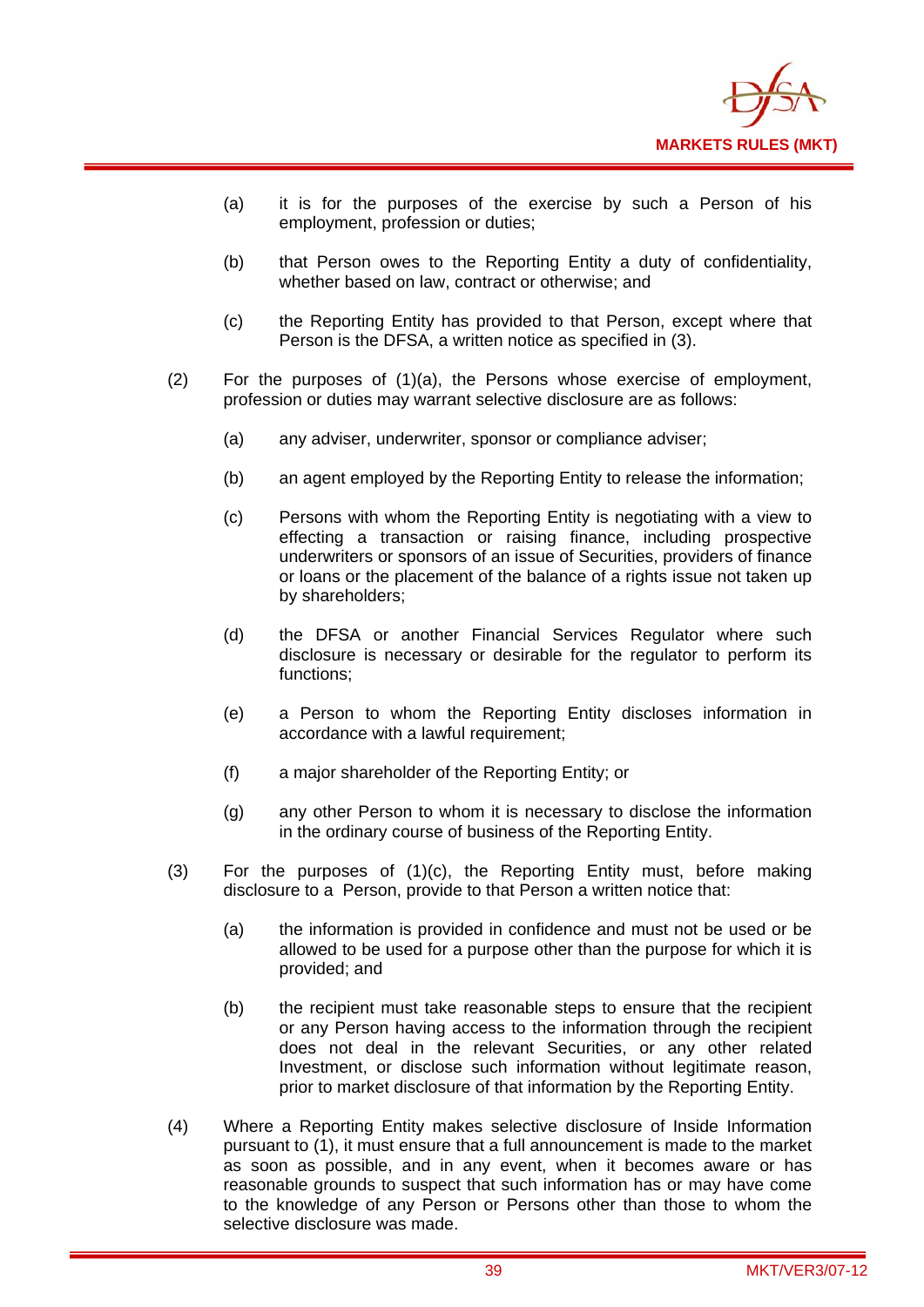(a) it is for the purposes of the exercise by such a Person of his employment, profession or duties;

(b) that Person owes to the Reporting Entity a duty of confidentiality, whether based on law, contract or otherwise; and

(c) the Reporting Entity has provided to that Person, except where that Person is the DFSA, a written notice as specified in (3).

(2) For the purposes of (1)(a), the Persons whose exercise of employment, profession or duties may warrant selective disclosure are as follows:

(a) any adviser, underwriter, sponsor or compliance adviser;

(b) an agent employed by the Reporting Entity to release the information;

(c) Persons with whom the Reporting Entity is negotiating with a view to effecting a transaction or raising finance, including prospective underwriters or sponsors of an issue of Securities, providers of finance or loans or the placement of the balance of a rights issue not taken up by shareholders;

(d) the DFSA or another Financial Services Regulator where such disclosure is necessary or desirable for the regulator to perform its functions;

(e) a Person to whom the Reporting Entity discloses information in accordance with a lawful requirement;

(f) a major shareholder of the Reporting Entity; or

(g) any other Person to whom it is necessary to disclose the information in the ordinary course of business of the Reporting Entity.

(3) For the purposes of (1)(c), the Reporting Entity must, before making disclosure to a Person, provide to that Person a written notice that:

(a) the information is provided in confidence and must not be used or be allowed to be used for a purpose other than the purpose for which it is provided; and

(b) the recipient must take reasonable steps to ensure that the recipient or any Person having access to the information through the recipient does not deal in the relevant Securities, or any other related Investment, or disclose such information without legitimate reason, prior to market disclosure of that information by the Reporting Entity.

(4) Where a Reporting Entity makes selective disclosure of Inside Information pursuant to (1), it must ensure that a full announcement is made to the market as soon as possible, and in any event, when it becomes aware or has reasonable grounds to suspect that such information has or may have come to the knowledge of any Person or Persons other than those to whom the selective disclosure was made.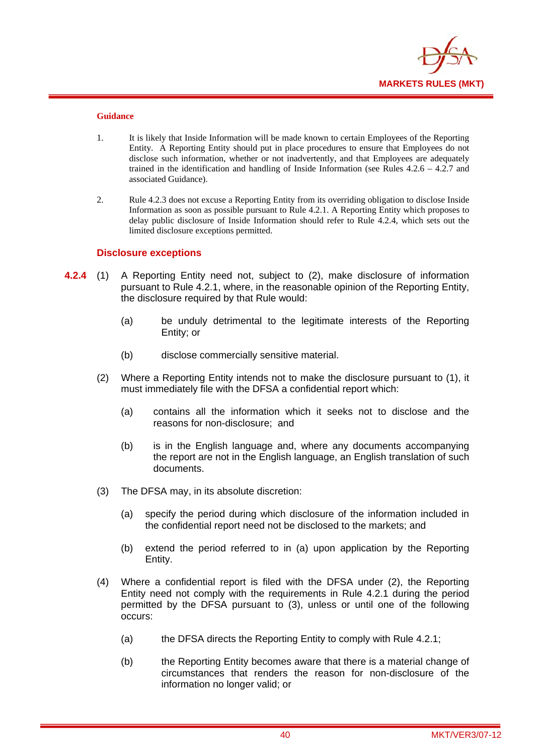#### Guidance

1. It is likely that Inside Information will be made known to certain Employees of the Reporting Entity. A Reporting Entity should put in place procedures to ensure that Employees do not disclose such information, whether or not inadvertently, and that Employees are adequately trained in the identification and handling of Inside Information (see Rules 4.2.6 – 4.2.7 and associated Guidance).

2. Rule 4.2.3 does not excuse a Reporting Entity from its overriding obligation to disclose Inside Information as soon as possible pursuant to Rule 4.2.1. A Reporting Entity which proposes to delay public disclosure of Inside Information should refer to Rule 4.2.4, which sets out the limited disclosure exceptions permitted.

### Disclosure exceptions

**4.2.4** (1) A Reporting Entity need not, subject to (2), make disclosure of information pursuant to Rule 4.2.1, where, in the reasonable opinion of the Reporting Entity, the disclosure required by that Rule would:

(a) be unduly detrimental to the legitimate interests of the Reporting Entity; or

(b) disclose commercially sensitive material.

(2) Where a Reporting Entity intends not to make the disclosure pursuant to (1), it must immediately file with the DFSA a confidential report which:

(a) contains all the information which it seeks not to disclose and the reasons for non-disclosure; and

(b) is in the English language and, where any documents accompanying the report are not in the English language, an English translation of such documents.

(3) The DFSA may, in its absolute discretion:

(a) specify the period during which disclosure of the information included in the confidential report need not be disclosed to the markets; and

(b) extend the period referred to in (a) upon application by the Reporting Entity.

(4) Where a confidential report is filed with the DFSA under (2), the Reporting Entity need not comply with the requirements in Rule 4.2.1 during the period permitted by the DFSA pursuant to (3), unless or until one of the following occurs:

(a) the DFSA directs the Reporting Entity to comply with Rule 4.2.1;

(b) the Reporting Entity becomes aware that there is a material change of circumstances that renders the reason for non-disclosure of the information no longer valid; or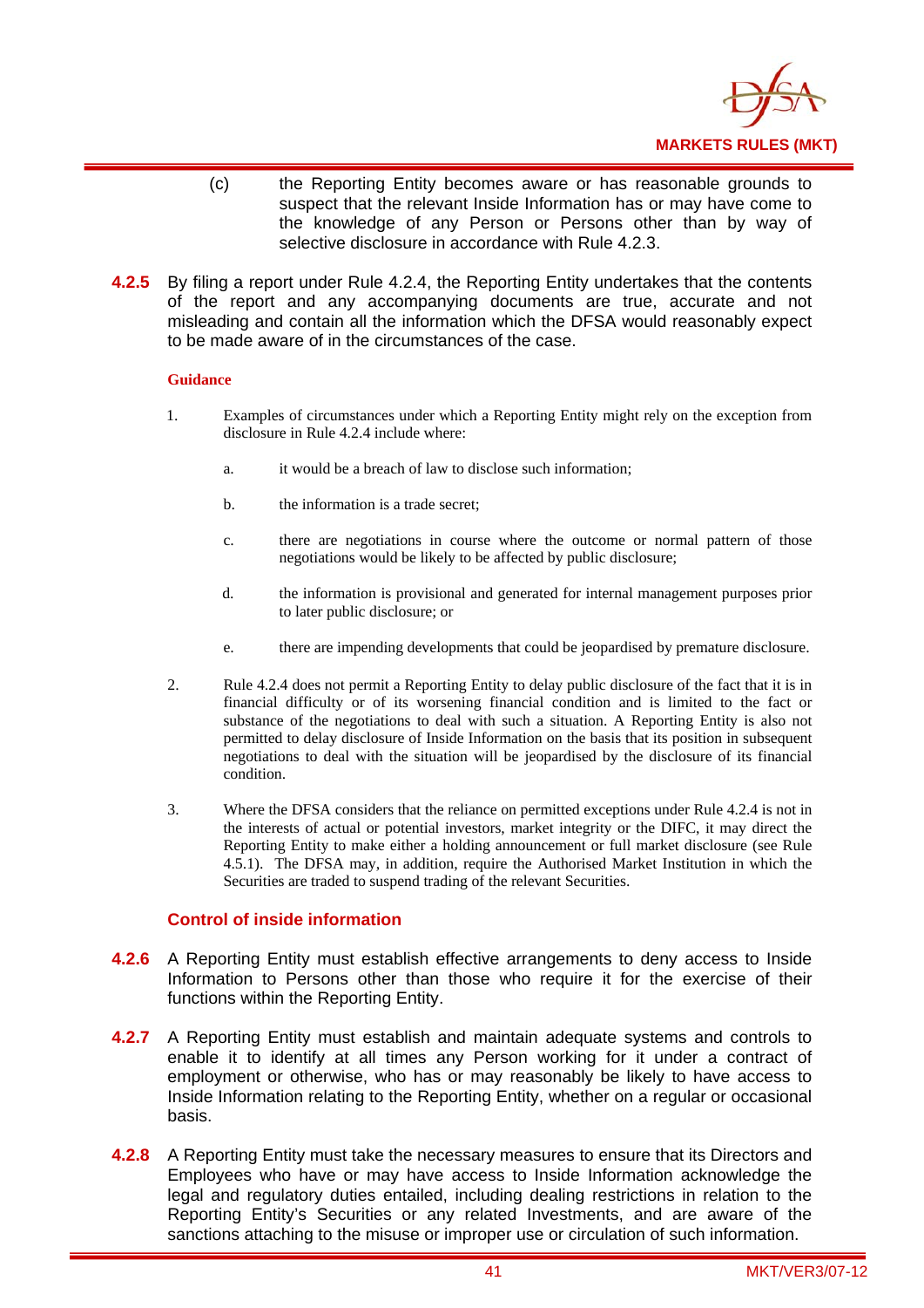(c) the Reporting Entity becomes aware or has reasonable grounds to suspect that the relevant Inside Information has or may have come to the knowledge of any Person or Persons other than by way of selective disclosure in accordance with Rule 4.2.3.

**4.2.5** By filing a report under Rule 4.2.4, the Reporting Entity undertakes that the contents of the report and any accompanying documents are true, accurate and not misleading and contain all the information which the DFSA would reasonably expect to be made aware of in the circumstances of the case.

**Guidance**

1. Examples of circumstances under which a Reporting Entity might rely on the exception from disclosure in Rule 4.2.4 include where:

   a. it would be a breach of law to disclose such information;

   b. the information is a trade secret;

   c. there are negotiations in course where the outcome or normal pattern of those negotiations would be likely to be affected by public disclosure;

   d. the information is provisional and generated for internal management purposes prior to later public disclosure; or

   e. there are impending developments that could be jeopardised by premature disclosure.

2. Rule 4.2.4 does not permit a Reporting Entity to delay public disclosure of the fact that it is in financial difficulty or of its worsening financial condition and is limited to the fact or substance of the negotiations to deal with such a situation. A Reporting Entity is also not permitted to delay disclosure of Inside Information on the basis that its position in subsequent negotiations to deal with the situation will be jeopardised by the disclosure of its financial condition.

3. Where the DFSA considers that the reliance on permitted exceptions under Rule 4.2.4 is not in the interests of actual or potential investors, market integrity or the DIFC, it may direct the Reporting Entity to make either a holding announcement or full market disclosure (see Rule 4.5.1). The DFSA may, in addition, require the Authorised Market Institution in which the Securities are traded to suspend trading of the relevant Securities.

### Control of inside information

**4.2.6** A Reporting Entity must establish effective arrangements to deny access to Inside Information to Persons other than those who require it for the exercise of their functions within the Reporting Entity.

**4.2.7** A Reporting Entity must establish and maintain adequate systems and controls to enable it to identify at all times any Person working for it under a contract of employment or otherwise, who has or may reasonably be likely to have access to Inside Information relating to the Reporting Entity, whether on a regular or occasional basis.

**4.2.8** A Reporting Entity must take the necessary measures to ensure that its Directors and Employees who have or may have access to Inside Information acknowledge the legal and regulatory duties entailed, including dealing restrictions in relation to the Reporting Entity's Securities or any related Investments, and are aware of the sanctions attaching to the misuse or improper use or circulation of such information.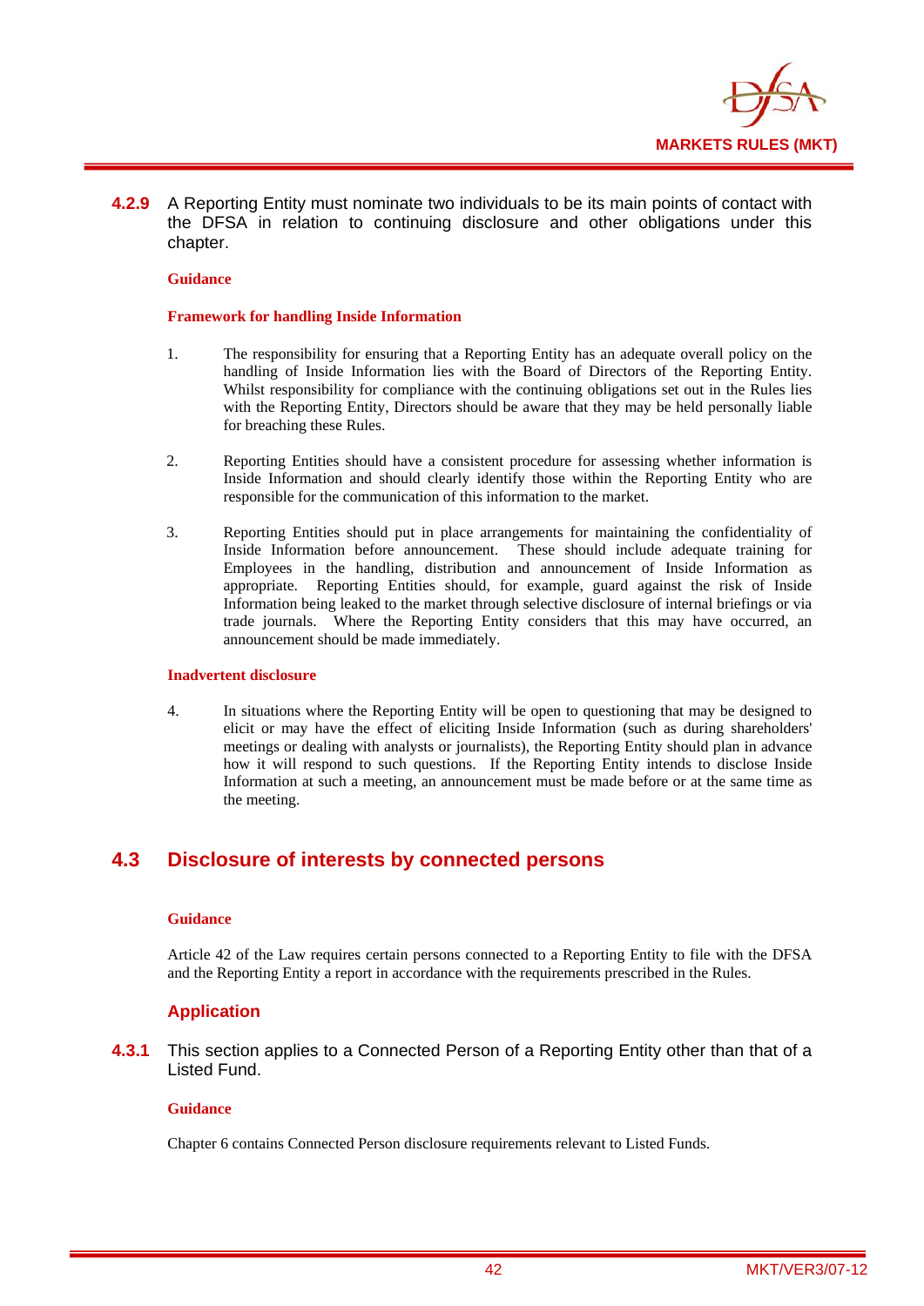**4.2.9** A Reporting Entity must nominate two individuals to be its main points of contact with the DFSA in relation to continuing disclosure and other obligations under this chapter.

**Guidance**

**Framework for handling Inside Information**

1. The responsibility for ensuring that a Reporting Entity has an adequate overall policy on the handling of Inside Information lies with the Board of Directors of the Reporting Entity. Whilst responsibility for compliance with the continuing obligations set out in the Rules lies with the Reporting Entity, Directors should be aware that they may be held personally liable for breaching these Rules.

2. Reporting Entities should have a consistent procedure for assessing whether information is Inside Information and should clearly identify those within the Reporting Entity who are responsible for the communication of this information to the market.

3. Reporting Entities should put in place arrangements for maintaining the confidentiality of Inside Information before announcement. These should include adequate training for Employees in the handling, distribution and announcement of Inside Information as appropriate. Reporting Entities should, for example, guard against the risk of Inside Information being leaked to the market through selective disclosure of internal briefings or via trade journals. Where the Reporting Entity considers that this may have occurred, an announcement should be made immediately.

**Inadvertent disclosure**

4. In situations where the Reporting Entity will be open to questioning that may be designed to elicit or may have the effect of eliciting Inside Information (such as during shareholders' meetings or dealing with analysts or journalists), the Reporting Entity should plan in advance how it will respond to such questions. If the Reporting Entity intends to disclose Inside Information at such a meeting, an announcement must be made before or at the same time as the meeting.

## 4.3 Disclosure of interests by connected persons

**Guidance**

Article 42 of the Law requires certain persons connected to a Reporting Entity to file with the DFSA and the Reporting Entity a report in accordance with the requirements prescribed in the Rules.

### Application

**4.3.1** This section applies to a Connected Person of a Reporting Entity other than that of a Listed Fund.

**Guidance**

Chapter 6 contains Connected Person disclosure requirements relevant to Listed Funds.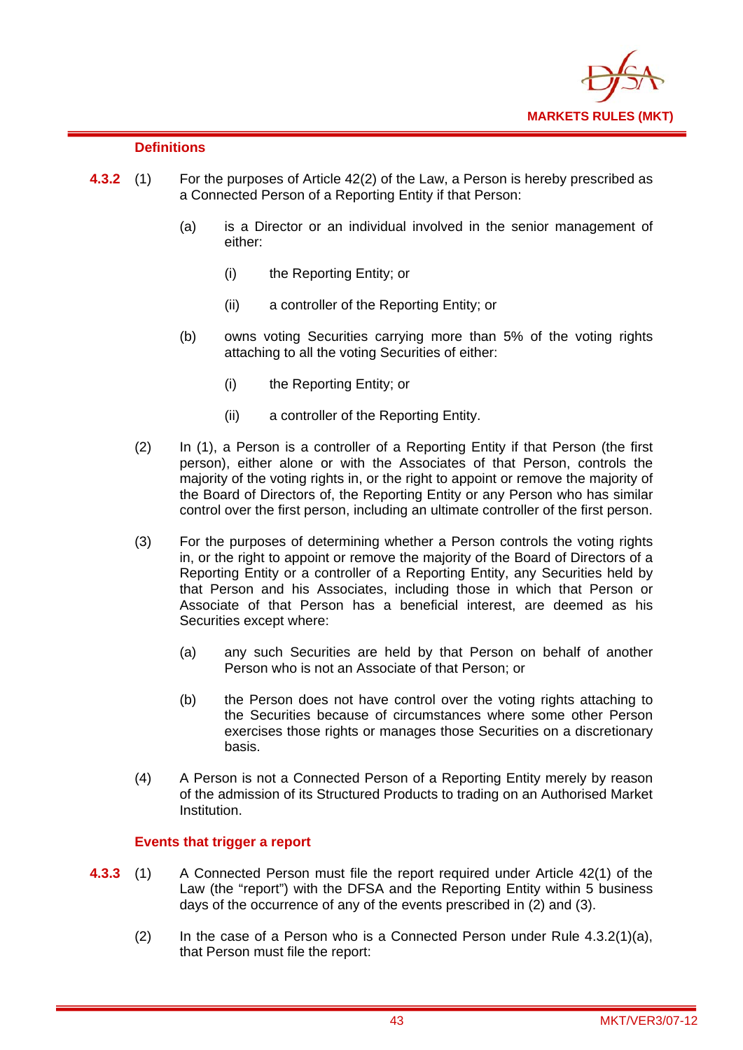#### Definitions

**4.3.2** (1) For the purposes of Article 42(2) of the Law, a Person is hereby prescribed as a Connected Person of a Reporting Entity if that Person:

(a) is a Director or an individual involved in the senior management of either:

(i) the Reporting Entity; or

(ii) a controller of the Reporting Entity; or

(b) owns voting Securities carrying more than 5% of the voting rights attaching to all the voting Securities of either:

(i) the Reporting Entity; or

(ii) a controller of the Reporting Entity.

(2) In (1), a Person is a controller of a Reporting Entity if that Person (the first person), either alone or with the Associates of that Person, controls the majority of the voting rights in, or the right to appoint or remove the majority of the Board of Directors of, the Reporting Entity or any Person who has similar control over the first person, including an ultimate controller of the first person.

(3) For the purposes of determining whether a Person controls the voting rights in, or the right to appoint or remove the majority of the Board of Directors of a Reporting Entity or a controller of a Reporting Entity, any Securities held by that Person and his Associates, including those in which that Person or Associate of that Person has a beneficial interest, are deemed as his Securities except where:

(a) any such Securities are held by that Person on behalf of another Person who is not an Associate of that Person; or

(b) the Person does not have control over the voting rights attaching to the Securities because of circumstances where some other Person exercises those rights or manages those Securities on a discretionary basis.

(4) A Person is not a Connected Person of a Reporting Entity merely by reason of the admission of its Structured Products to trading on an Authorised Market Institution.

#### Events that trigger a report

**4.3.3** (1) A Connected Person must file the report required under Article 42(1) of the Law (the "report") with the DFSA and the Reporting Entity within 5 business days of the occurrence of any of the events prescribed in (2) and (3).

(2) In the case of a Person who is a Connected Person under Rule 4.3.2(1)(a), that Person must file the report: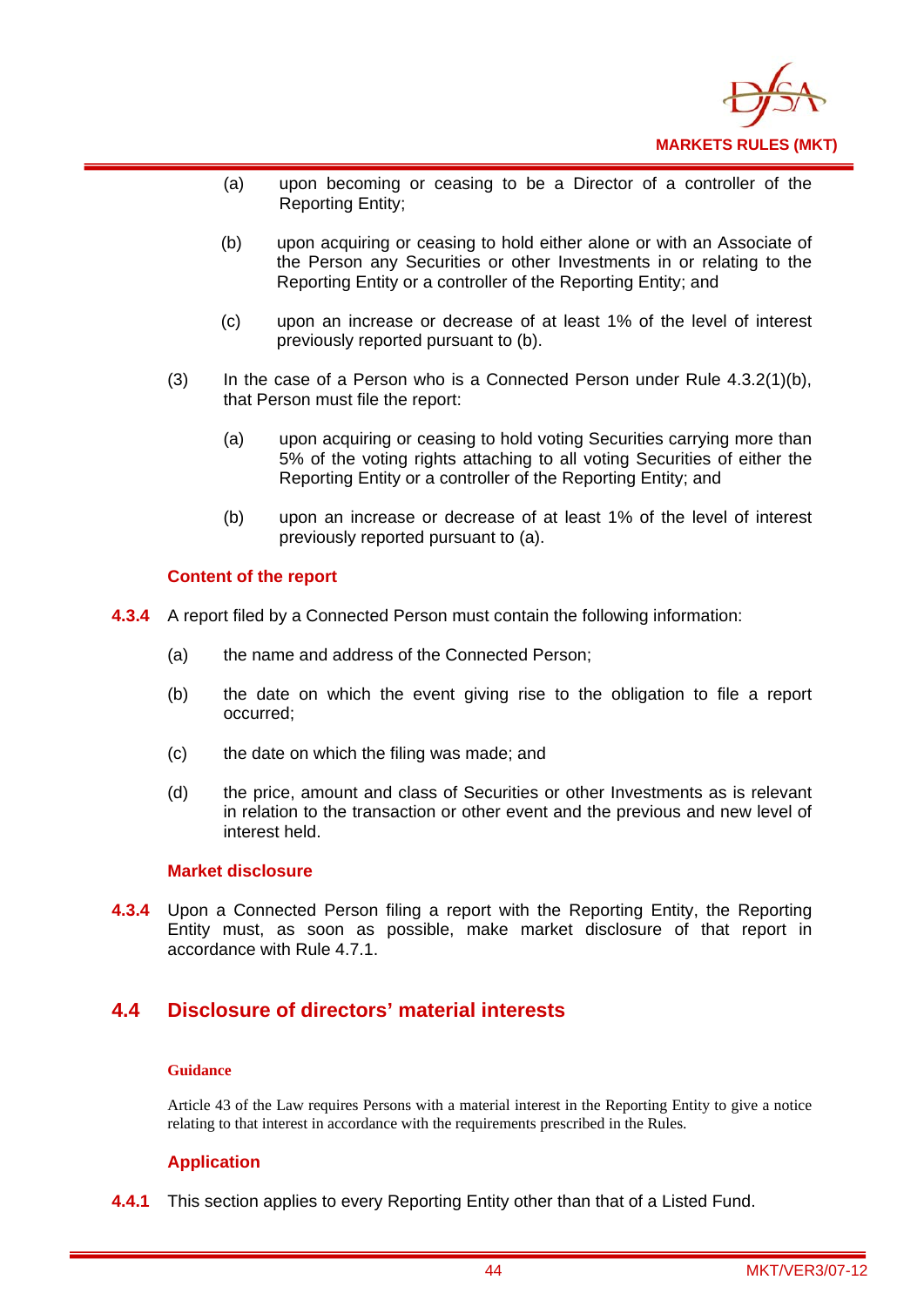(a) upon becoming or ceasing to be a Director of a controller of the Reporting Entity;

(b) upon acquiring or ceasing to hold either alone or with an Associate of the Person any Securities or other Investments in or relating to the Reporting Entity or a controller of the Reporting Entity; and

(c) upon an increase or decrease of at least 1% of the level of interest previously reported pursuant to (b).

(3) In the case of a Person who is a Connected Person under Rule 4.3.2(1)(b), that Person must file the report:

(a) upon acquiring or ceasing to hold voting Securities carrying more than 5% of the voting rights attaching to all voting Securities of either the Reporting Entity or a controller of the Reporting Entity; and

(b) upon an increase or decrease of at least 1% of the level of interest previously reported pursuant to (a).

### Content of the report

**4.3.4** A report filed by a Connected Person must contain the following information:

(a) the name and address of the Connected Person;

(b) the date on which the event giving rise to the obligation to file a report occurred;

(c) the date on which the filing was made; and

(d) the price, amount and class of Securities or other Investments as is relevant in relation to the transaction or other event and the previous and new level of interest held.

### Market disclosure

**4.3.4** Upon a Connected Person filing a report with the Reporting Entity, the Reporting Entity must, as soon as possible, make market disclosure of that report in accordance with Rule 4.7.1.

## 4.4 Disclosure of directors' material interests

#### Guidance

Article 43 of the Law requires Persons with a material interest in the Reporting Entity to give a notice relating to that interest in accordance with the requirements prescribed in the Rules.

### Application

**4.4.1** This section applies to every Reporting Entity other than that of a Listed Fund.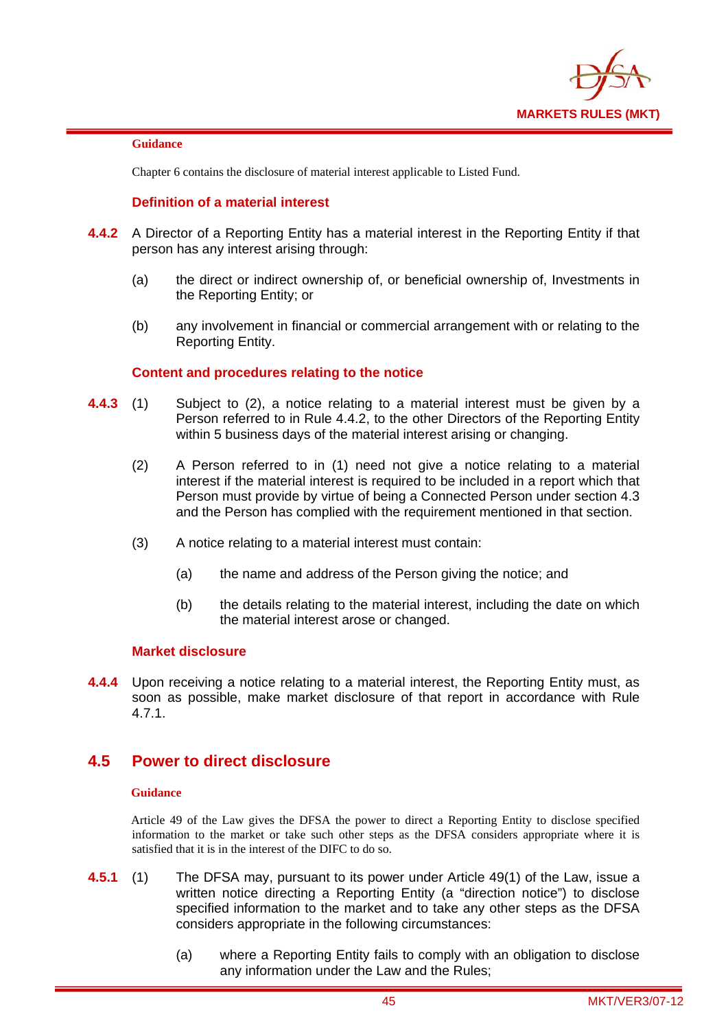**Guidance**

Chapter 6 contains the disclosure of material interest applicable to Listed Fund.

**Definition of a material interest**

**4.4.2** A Director of a Reporting Entity has a material interest in the Reporting Entity if that person has any interest arising through:

(a) the direct or indirect ownership of, or beneficial ownership of, Investments in the Reporting Entity; or

(b) any involvement in financial or commercial arrangement with or relating to the Reporting Entity.

**Content and procedures relating to the notice**

**4.4.3** (1) Subject to (2), a notice relating to a material interest must be given by a Person referred to in Rule 4.4.2, to the other Directors of the Reporting Entity within 5 business days of the material interest arising or changing.

(2) A Person referred to in (1) need not give a notice relating to a material interest if the material interest is required to be included in a report which that Person must provide by virtue of being a Connected Person under section 4.3 and the Person has complied with the requirement mentioned in that section.

(3) A notice relating to a material interest must contain:

(a) the name and address of the Person giving the notice; and

(b) the details relating to the material interest, including the date on which the material interest arose or changed.

**Market disclosure**

**4.4.4** Upon receiving a notice relating to a material interest, the Reporting Entity must, as soon as possible, make market disclosure of that report in accordance with Rule 4.7.1.

## 4.5 Power to direct disclosure

**Guidance**

Article 49 of the Law gives the DFSA the power to direct a Reporting Entity to disclose specified information to the market or take such other steps as the DFSA considers appropriate where it is satisfied that it is in the interest of the DIFC to do so.

**4.5.1** (1) The DFSA may, pursuant to its power under Article 49(1) of the Law, issue a written notice directing a Reporting Entity (a "direction notice") to disclose specified information to the market and to take any other steps as the DFSA considers appropriate in the following circumstances:

(a) where a Reporting Entity fails to comply with an obligation to disclose any information under the Law and the Rules;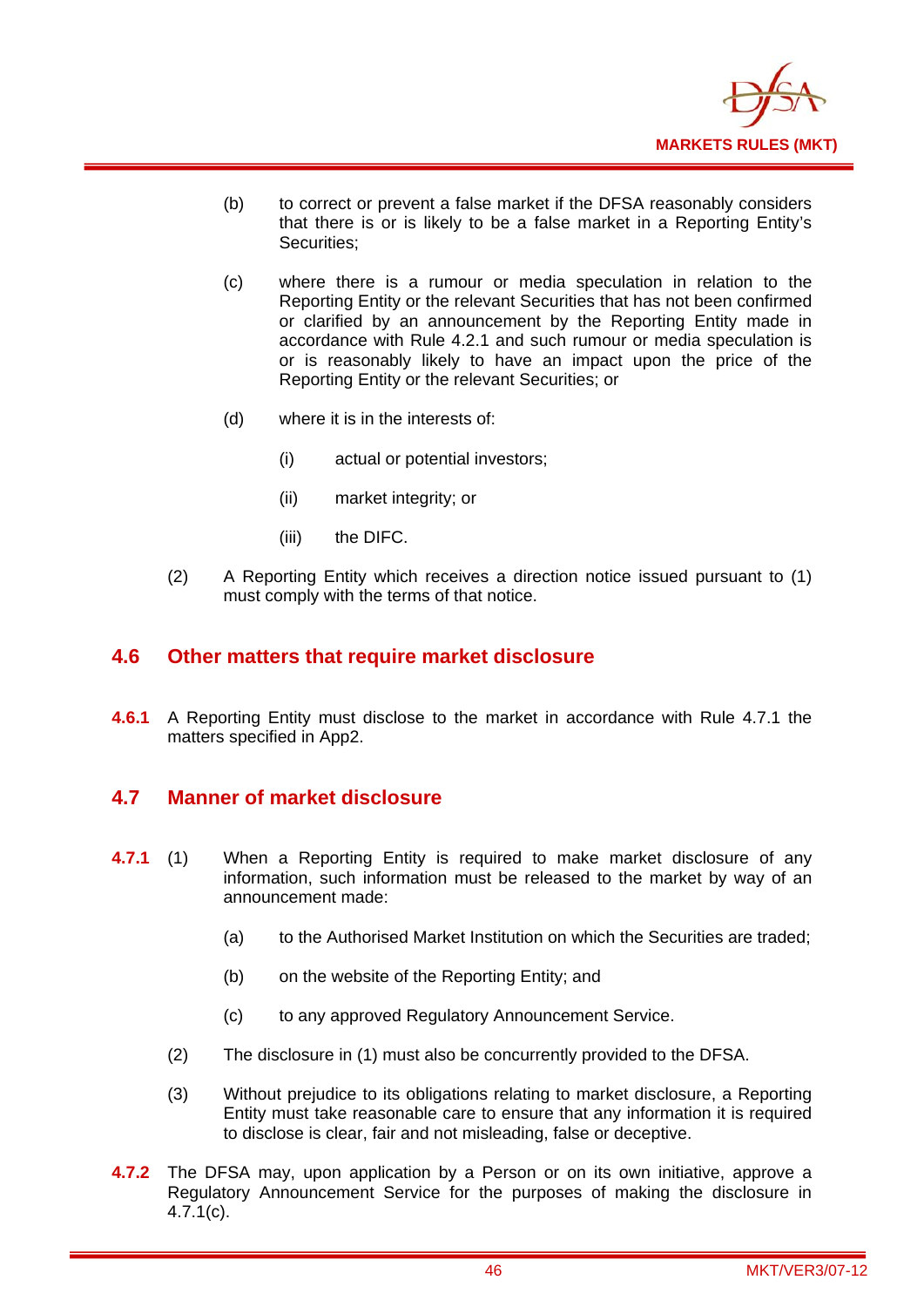(b) to correct or prevent a false market if the DFSA reasonably considers that there is or is likely to be a false market in a Reporting Entity's Securities;

(c) where there is a rumour or media speculation in relation to the Reporting Entity or the relevant Securities that has not been confirmed or clarified by an announcement by the Reporting Entity made in accordance with Rule 4.2.1 and such rumour or media speculation is or is reasonably likely to have an impact upon the price of the Reporting Entity or the relevant Securities; or

(d) where it is in the interests of:

(i) actual or potential investors;

(ii) market integrity; or

(iii) the DIFC.

(2) A Reporting Entity which receives a direction notice issued pursuant to (1) must comply with the terms of that notice.

## 4.6 Other matters that require market disclosure

**4.6.1** A Reporting Entity must disclose to the market in accordance with Rule 4.7.1 the matters specified in App2.

## 4.7 Manner of market disclosure

**4.7.1** (1) When a Reporting Entity is required to make market disclosure of any information, such information must be released to the market by way of an announcement made:

(a) to the Authorised Market Institution on which the Securities are traded;

(b) on the website of the Reporting Entity; and

(c) to any approved Regulatory Announcement Service.

(2) The disclosure in (1) must also be concurrently provided to the DFSA.

(3) Without prejudice to its obligations relating to market disclosure, a Reporting Entity must take reasonable care to ensure that any information it is required to disclose is clear, fair and not misleading, false or deceptive.

**4.7.2** The DFSA may, upon application by a Person or on its own initiative, approve a Regulatory Announcement Service for the purposes of making the disclosure in 4.7.1(c).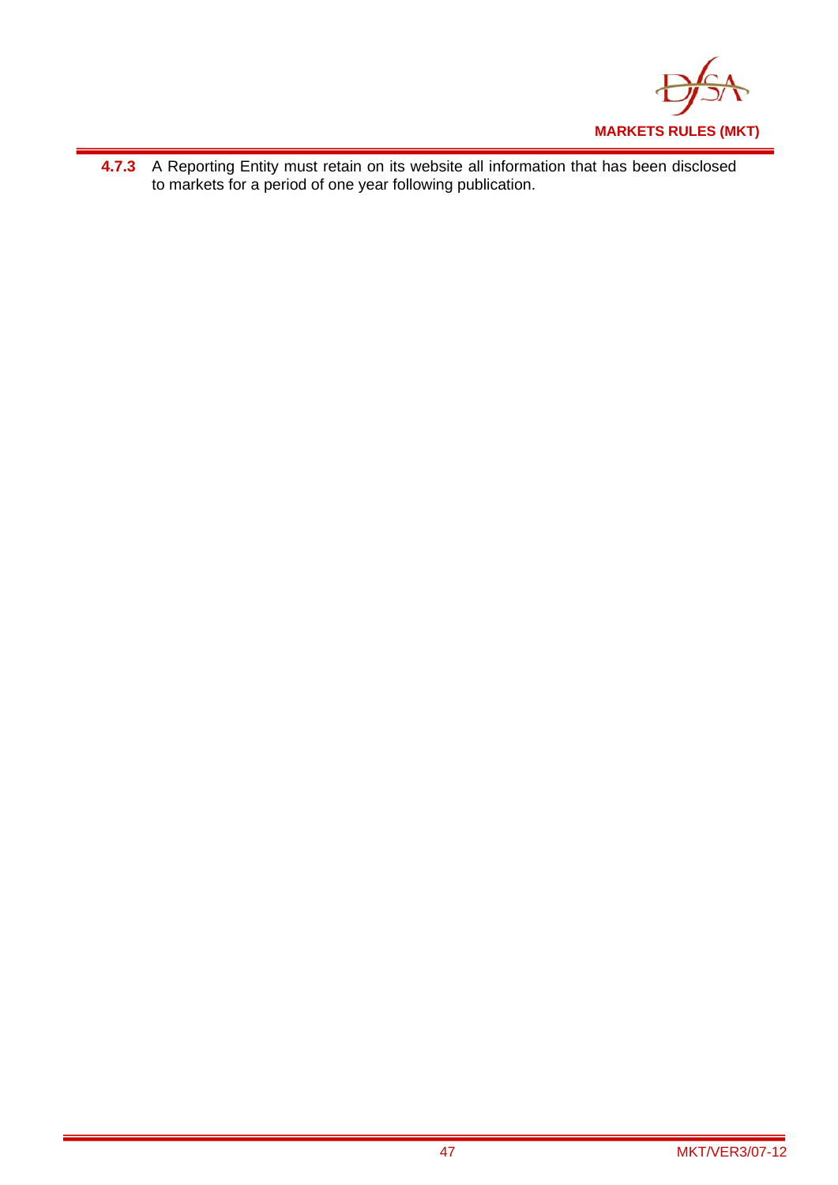**4.7.3** A Reporting Entity must retain on its website all information that has been disclosed to markets for a period of one year following publication.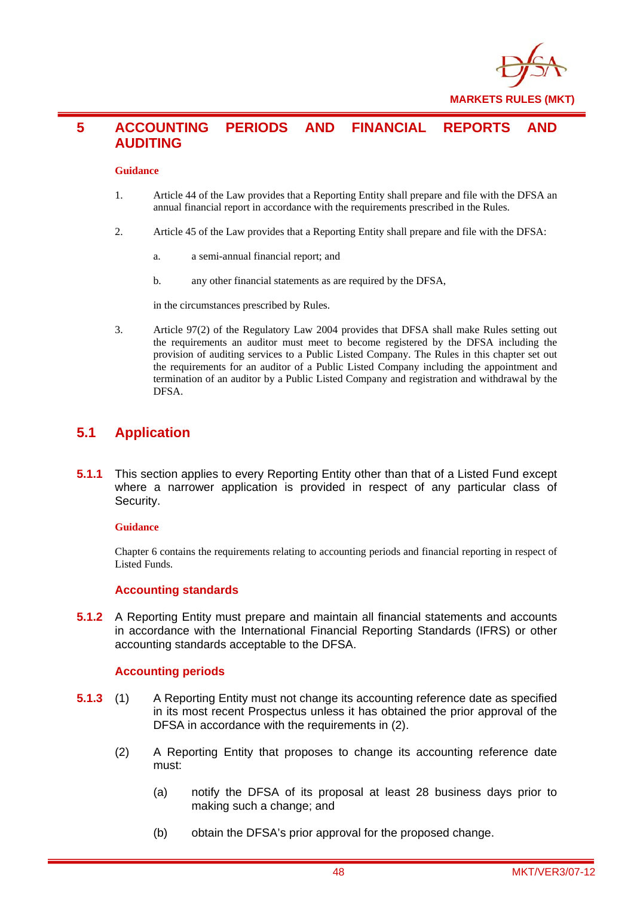# 5 ACCOUNTING PERIODS AND FINANCIAL REPORTS AND AUDITING

**Guidance**

1. Article 44 of the Law provides that a Reporting Entity shall prepare and file with the DFSA an annual financial report in accordance with the requirements prescribed in the Rules.

2. Article 45 of the Law provides that a Reporting Entity shall prepare and file with the DFSA:

   a. a semi-annual financial report; and

   b. any other financial statements as are required by the DFSA,

   in the circumstances prescribed by Rules.

3. Article 97(2) of the Regulatory Law 2004 provides that DFSA shall make Rules setting out the requirements an auditor must meet to become registered by the DFSA including the provision of auditing services to a Public Listed Company. The Rules in this chapter set out the requirements for an auditor of a Public Listed Company including the appointment and termination of an auditor by a Public Listed Company and registration and withdrawal by the DFSA.

## 5.1 Application

**5.1.1** This section applies to every Reporting Entity other than that of a Listed Fund except where a narrower application is provided in respect of any particular class of Security.

**Guidance**

Chapter 6 contains the requirements relating to accounting periods and financial reporting in respect of Listed Funds.

### Accounting standards

**5.1.2** A Reporting Entity must prepare and maintain all financial statements and accounts in accordance with the International Financial Reporting Standards (IFRS) or other accounting standards acceptable to the DFSA.

### Accounting periods

**5.1.3** (1) A Reporting Entity must not change its accounting reference date as specified in its most recent Prospectus unless it has obtained the prior approval of the DFSA in accordance with the requirements in (2).

(2) A Reporting Entity that proposes to change its accounting reference date must:

(a) notify the DFSA of its proposal at least 28 business days prior to making such a change; and

(b) obtain the DFSA's prior approval for the proposed change.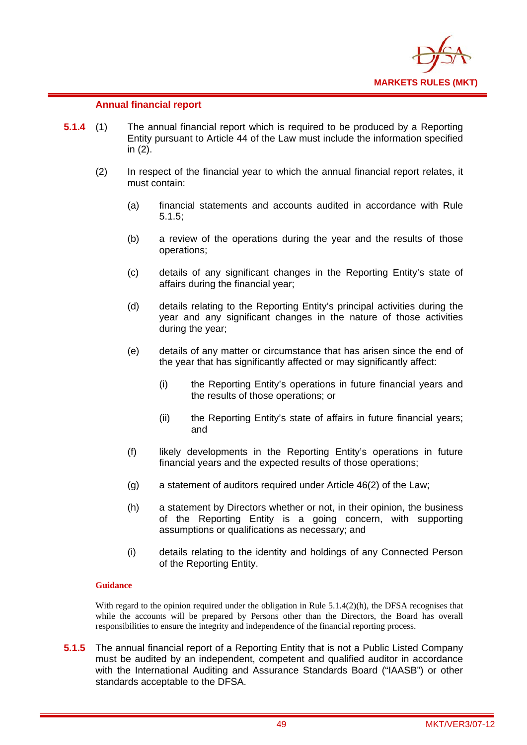### Annual financial report

**5.1.4** (1) The annual financial report which is required to be produced by a Reporting Entity pursuant to Article 44 of the Law must include the information specified in (2).

(2) In respect of the financial year to which the annual financial report relates, it must contain:

- (a) financial statements and accounts audited in accordance with Rule 5.1.5;
- (b) a review of the operations during the year and the results of those operations;
- (c) details of any significant changes in the Reporting Entity's state of affairs during the financial year;
- (d) details relating to the Reporting Entity's principal activities during the year and any significant changes in the nature of those activities during the year;
- (e) details of any matter or circumstance that has arisen since the end of the year that has significantly affected or may significantly affect:
  - (i) the Reporting Entity's operations in future financial years and the results of those operations; or
  - (ii) the Reporting Entity's state of affairs in future financial years; and
- (f) likely developments in the Reporting Entity's operations in future financial years and the expected results of those operations;
- (g) a statement of auditors required under Article 46(2) of the Law;
- (h) a statement by Directors whether or not, in their opinion, the business of the Reporting Entity is a going concern, with supporting assumptions or qualifications as necessary; and
- (i) details relating to the identity and holdings of any Connected Person of the Reporting Entity.

**Guidance**

With regard to the opinion required under the obligation in Rule 5.1.4(2)(h), the DFSA recognises that while the accounts will be prepared by Persons other than the Directors, the Board has overall responsibilities to ensure the integrity and independence of the financial reporting process.

**5.1.5** The annual financial report of a Reporting Entity that is not a Public Listed Company must be audited by an independent, competent and qualified auditor in accordance with the International Auditing and Assurance Standards Board ("IAASB") or other standards acceptable to the DFSA.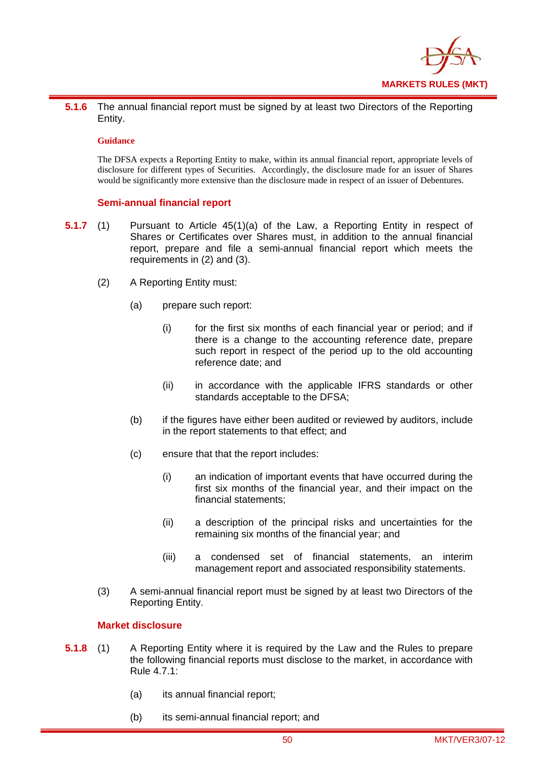**5.1.6** The annual financial report must be signed by at least two Directors of the Reporting Entity.

**Guidance**

The DFSA expects a Reporting Entity to make, within its annual financial report, appropriate levels of disclosure for different types of Securities. Accordingly, the disclosure made for an issuer of Shares would be significantly more extensive than the disclosure made in respect of an issuer of Debentures.

### Semi-annual financial report

**5.1.7** (1) Pursuant to Article 45(1)(a) of the Law, a Reporting Entity in respect of Shares or Certificates over Shares must, in addition to the annual financial report, prepare and file a semi-annual financial report which meets the requirements in (2) and (3).

(2) A Reporting Entity must:

(a) prepare such report:

(i) for the first six months of each financial year or period; and if there is a change to the accounting reference date, prepare such report in respect of the period up to the old accounting reference date; and

(ii) in accordance with the applicable IFRS standards or other standards acceptable to the DFSA;

(b) if the figures have either been audited or reviewed by auditors, include in the report statements to that effect; and

(c) ensure that that the report includes:

(i) an indication of important events that have occurred during the first six months of the financial year, and their impact on the financial statements;

(ii) a description of the principal risks and uncertainties for the remaining six months of the financial year; and

(iii) a condensed set of financial statements, an interim management report and associated responsibility statements.

(3) A semi-annual financial report must be signed by at least two Directors of the Reporting Entity.

### Market disclosure

**5.1.8** (1) A Reporting Entity where it is required by the Law and the Rules to prepare the following financial reports must disclose to the market, in accordance with Rule 4.7.1:

(a) its annual financial report;

(b) its semi-annual financial report; and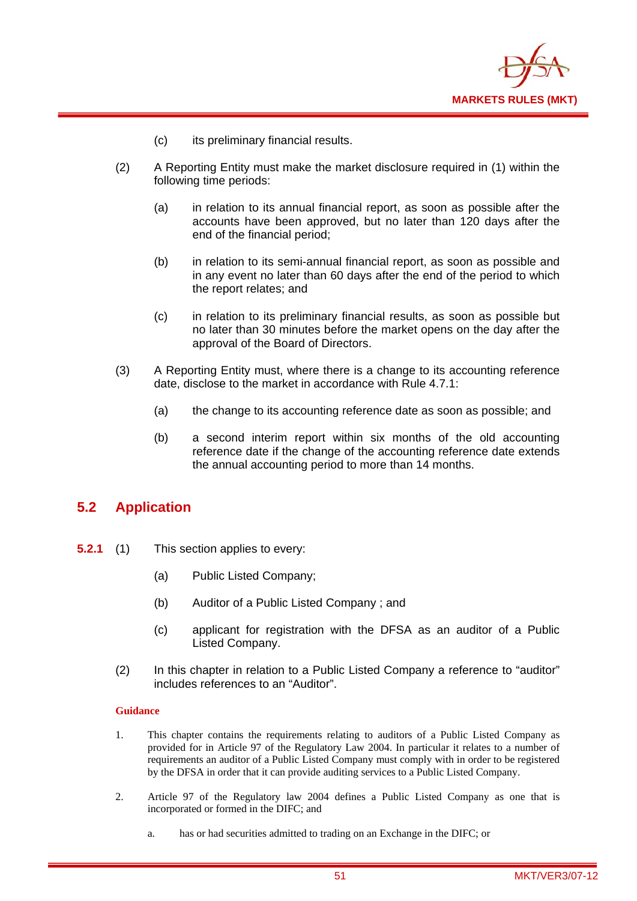(c) its preliminary financial results.

(2) A Reporting Entity must make the market disclosure required in (1) within the following time periods:

(a) in relation to its annual financial report, as soon as possible after the accounts have been approved, but no later than 120 days after the end of the financial period;

(b) in relation to its semi-annual financial report, as soon as possible and in any event no later than 60 days after the end of the period to which the report relates; and

(c) in relation to its preliminary financial results, as soon as possible but no later than 30 minutes before the market opens on the day after the approval of the Board of Directors.

(3) A Reporting Entity must, where there is a change to its accounting reference date, disclose to the market in accordance with Rule 4.7.1:

(a) the change to its accounting reference date as soon as possible; and

(b) a second interim report within six months of the old accounting reference date if the change of the accounting reference date extends the annual accounting period to more than 14 months.

## 5.2 Application

**5.2.1** (1) This section applies to every:

(a) Public Listed Company;

(b) Auditor of a Public Listed Company ; and

(c) applicant for registration with the DFSA as an auditor of a Public Listed Company.

(2) In this chapter in relation to a Public Listed Company a reference to "auditor" includes references to an "Auditor".

**Guidance**

1. This chapter contains the requirements relating to auditors of a Public Listed Company as provided for in Article 97 of the Regulatory Law 2004. In particular it relates to a number of requirements an auditor of a Public Listed Company must comply with in order to be registered by the DFSA in order that it can provide auditing services to a Public Listed Company.

2. Article 97 of the Regulatory law 2004 defines a Public Listed Company as one that is incorporated or formed in the DIFC; and

   a. has or had securities admitted to trading on an Exchange in the DIFC; or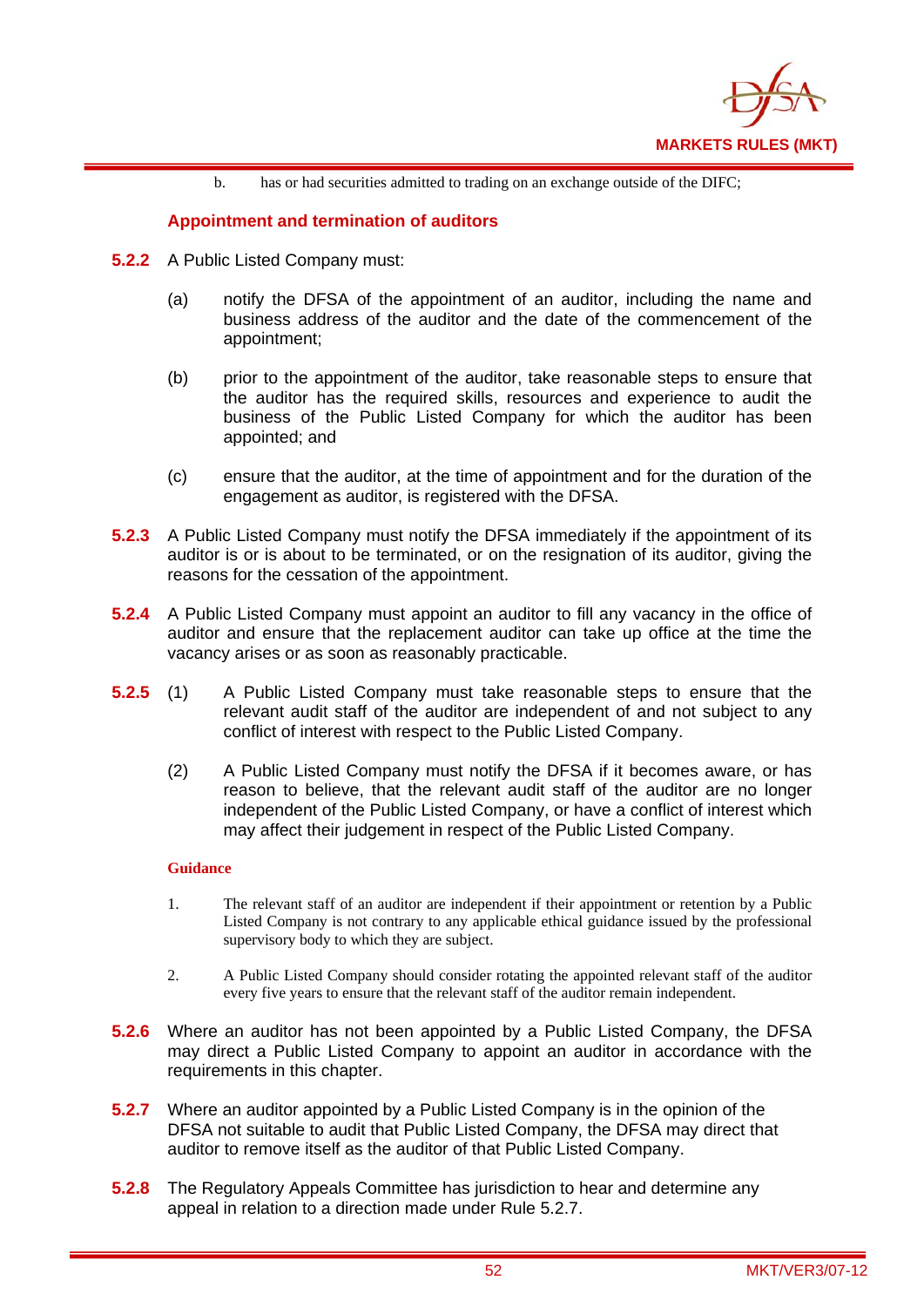b. has or had securities admitted to trading on an exchange outside of the DIFC;

### Appointment and termination of auditors

**5.2.2** A Public Listed Company must:

(a) notify the DFSA of the appointment of an auditor, including the name and business address of the auditor and the date of the commencement of the appointment;

(b) prior to the appointment of the auditor, take reasonable steps to ensure that the auditor has the required skills, resources and experience to audit the business of the Public Listed Company for which the auditor has been appointed; and

(c) ensure that the auditor, at the time of appointment and for the duration of the engagement as auditor, is registered with the DFSA.

**5.2.3** A Public Listed Company must notify the DFSA immediately if the appointment of its auditor is or is about to be terminated, or on the resignation of its auditor, giving the reasons for the cessation of the appointment.

**5.2.4** A Public Listed Company must appoint an auditor to fill any vacancy in the office of auditor and ensure that the replacement auditor can take up office at the time the vacancy arises or as soon as reasonably practicable.

**5.2.5** (1) A Public Listed Company must take reasonable steps to ensure that the relevant audit staff of the auditor are independent of and not subject to any conflict of interest with respect to the Public Listed Company.

(2) A Public Listed Company must notify the DFSA if it becomes aware, or has reason to believe, that the relevant audit staff of the auditor are no longer independent of the Public Listed Company, or have a conflict of interest which may affect their judgement in respect of the Public Listed Company.

**Guidance**

1. The relevant staff of an auditor are independent if their appointment or retention by a Public Listed Company is not contrary to any applicable ethical guidance issued by the professional supervisory body to which they are subject.

2. A Public Listed Company should consider rotating the appointed relevant staff of the auditor every five years to ensure that the relevant staff of the auditor remain independent.

**5.2.6** Where an auditor has not been appointed by a Public Listed Company, the DFSA may direct a Public Listed Company to appoint an auditor in accordance with the requirements in this chapter.

**5.2.7** Where an auditor appointed by a Public Listed Company is in the opinion of the DFSA not suitable to audit that Public Listed Company, the DFSA may direct that auditor to remove itself as the auditor of that Public Listed Company.

**5.2.8** The Regulatory Appeals Committee has jurisdiction to hear and determine any appeal in relation to a direction made under Rule 5.2.7.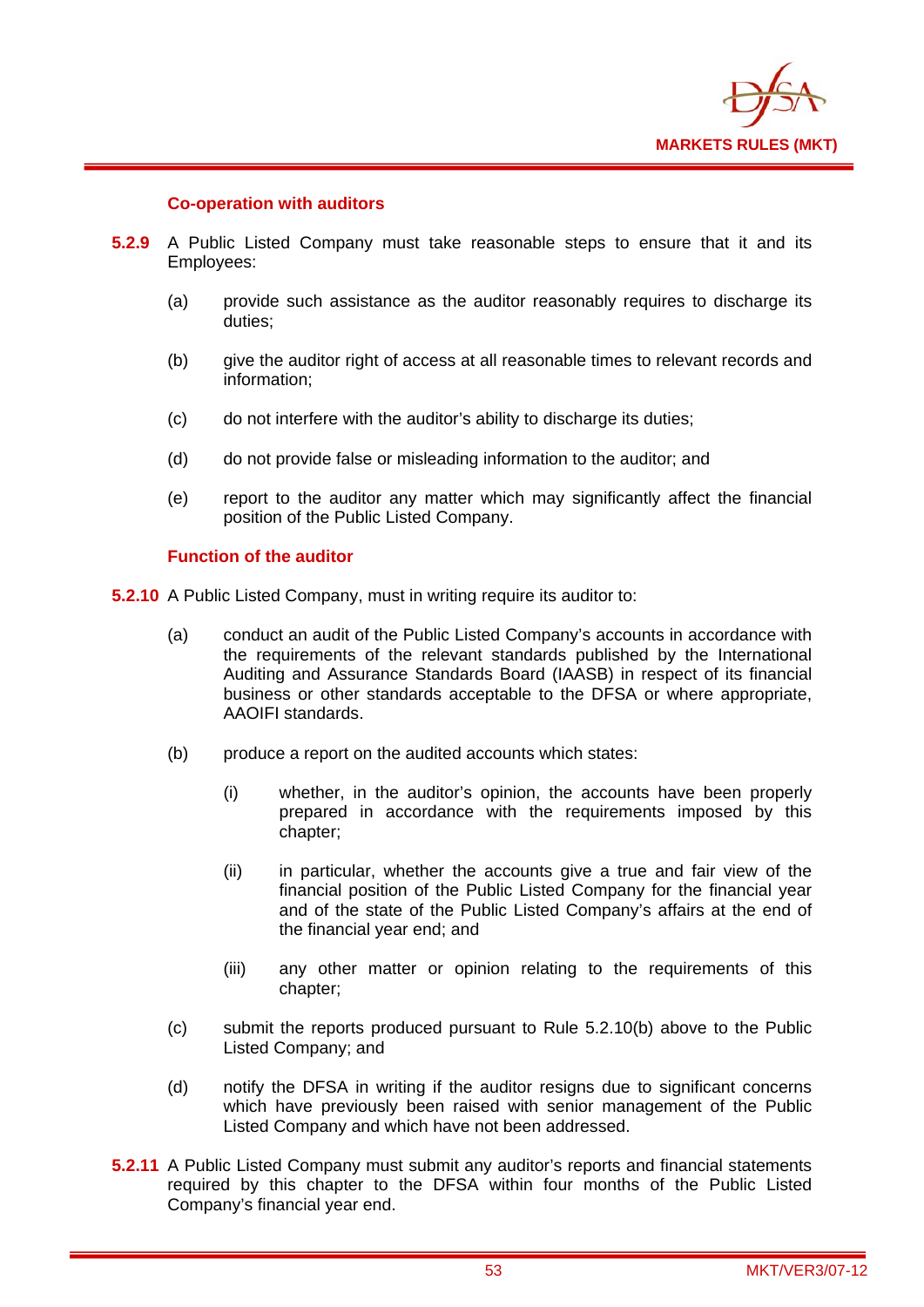### Co-operation with auditors

**5.2.9** A Public Listed Company must take reasonable steps to ensure that it and its Employees:

(a) provide such assistance as the auditor reasonably requires to discharge its duties;

(b) give the auditor right of access at all reasonable times to relevant records and information;

(c) do not interfere with the auditor's ability to discharge its duties;

(d) do not provide false or misleading information to the auditor; and

(e) report to the auditor any matter which may significantly affect the financial position of the Public Listed Company.

### Function of the auditor

**5.2.10** A Public Listed Company, must in writing require its auditor to:

(a) conduct an audit of the Public Listed Company's accounts in accordance with the requirements of the relevant standards published by the International Auditing and Assurance Standards Board (IAASB) in respect of its financial business or other standards acceptable to the DFSA or where appropriate, AAOIFI standards.

(b) produce a report on the audited accounts which states:

   (i) whether, in the auditor's opinion, the accounts have been properly prepared in accordance with the requirements imposed by this chapter;

   (ii) in particular, whether the accounts give a true and fair view of the financial position of the Public Listed Company for the financial year and of the state of the Public Listed Company's affairs at the end of the financial year end; and

   (iii) any other matter or opinion relating to the requirements of this chapter;

(c) submit the reports produced pursuant to Rule 5.2.10(b) above to the Public Listed Company; and

(d) notify the DFSA in writing if the auditor resigns due to significant concerns which have previously been raised with senior management of the Public Listed Company and which have not been addressed.

**5.2.11** A Public Listed Company must submit any auditor's reports and financial statements required by this chapter to the DFSA within four months of the Public Listed Company's financial year end.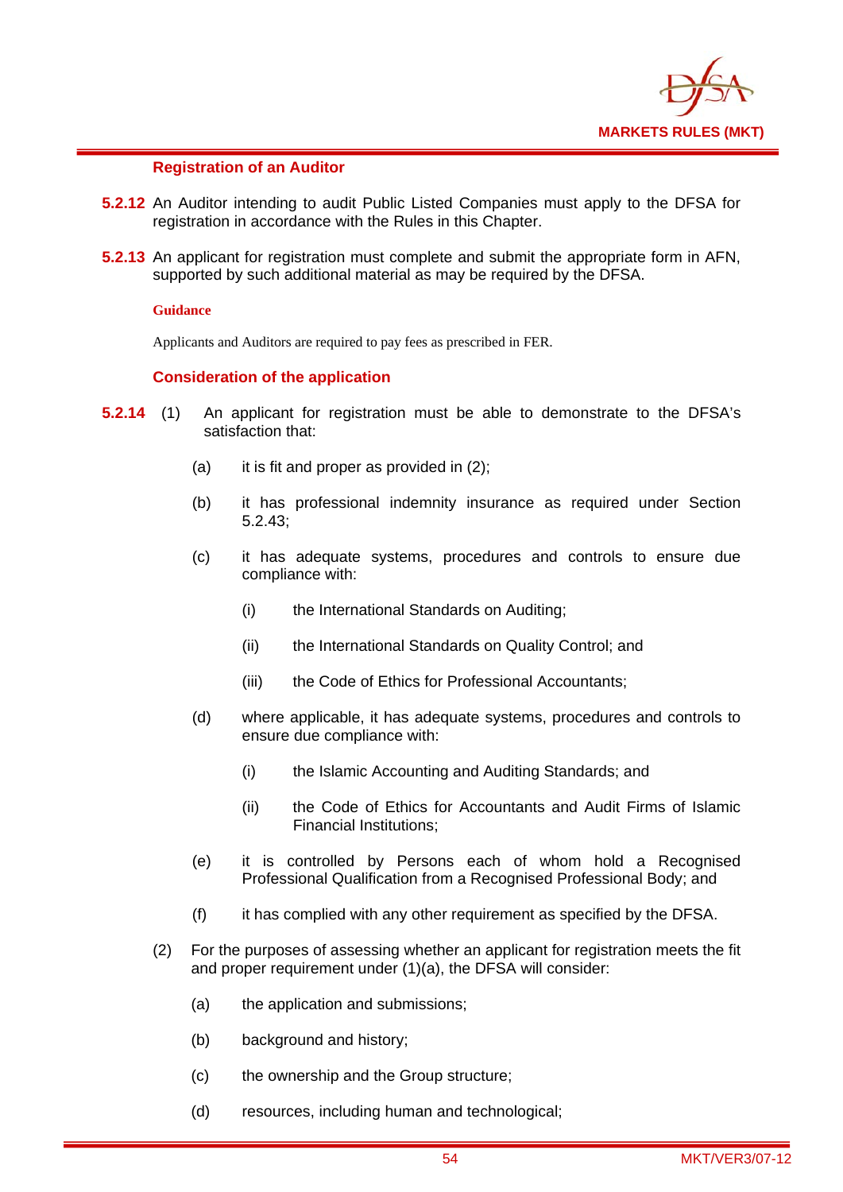### Registration of an Auditor

**5.2.12** An Auditor intending to audit Public Listed Companies must apply to the DFSA for registration in accordance with the Rules in this Chapter.

**5.2.13** An applicant for registration must complete and submit the appropriate form in AFN, supported by such additional material as may be required by the DFSA.

**Guidance**

Applicants and Auditors are required to pay fees as prescribed in FER.

### Consideration of the application

**5.2.14** (1) An applicant for registration must be able to demonstrate to the DFSA's satisfaction that:

(a) it is fit and proper as provided in (2);

(b) it has professional indemnity insurance as required under Section 5.2.43;

(c) it has adequate systems, procedures and controls to ensure due compliance with:

(i) the International Standards on Auditing;

(ii) the International Standards on Quality Control; and

(iii) the Code of Ethics for Professional Accountants;

(d) where applicable, it has adequate systems, procedures and controls to ensure due compliance with:

(i) the Islamic Accounting and Auditing Standards; and

(ii) the Code of Ethics for Accountants and Audit Firms of Islamic Financial Institutions;

(e) it is controlled by Persons each of whom hold a Recognised Professional Qualification from a Recognised Professional Body; and

(f) it has complied with any other requirement as specified by the DFSA.

(2) For the purposes of assessing whether an applicant for registration meets the fit and proper requirement under (1)(a), the DFSA will consider:

(a) the application and submissions;

(b) background and history;

(c) the ownership and the Group structure;

(d) resources, including human and technological;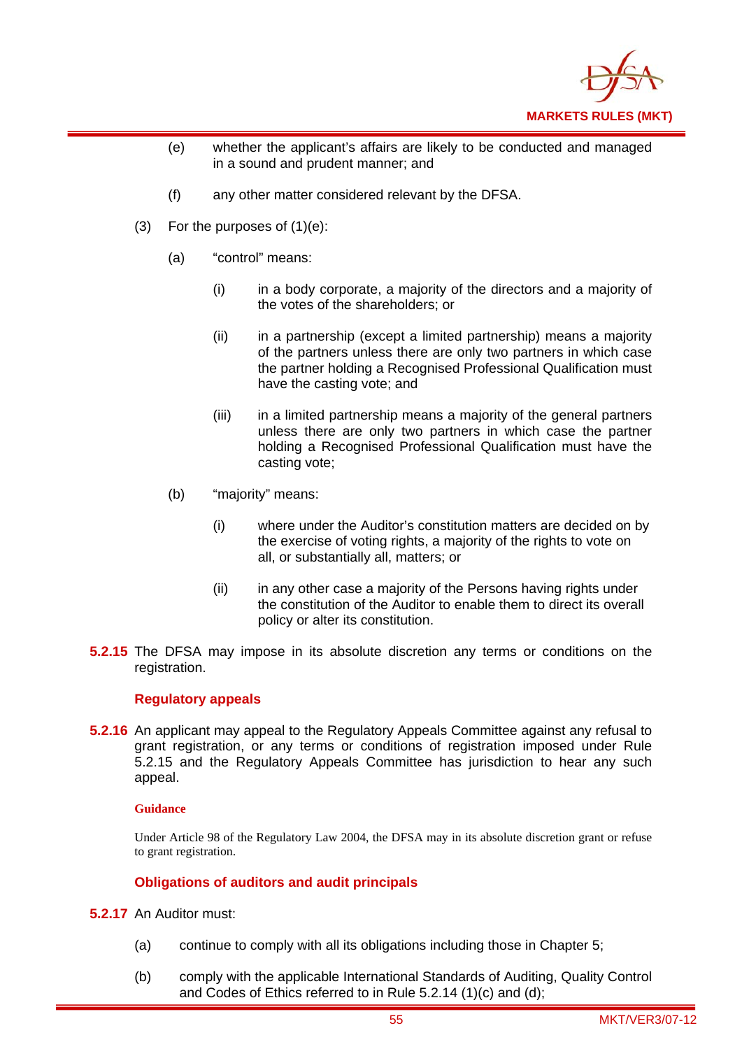(e) whether the applicant's affairs are likely to be conducted and managed in a sound and prudent manner; and

(f) any other matter considered relevant by the DFSA.

(3) For the purposes of (1)(e):

(a) "control" means:

(i) in a body corporate, a majority of the directors and a majority of the votes of the shareholders; or

(ii) in a partnership (except a limited partnership) means a majority of the partners unless there are only two partners in which case the partner holding a Recognised Professional Qualification must have the casting vote; and

(iii) in a limited partnership means a majority of the general partners unless there are only two partners in which case the partner holding a Recognised Professional Qualification must have the casting vote;

(b) "majority" means:

(i) where under the Auditor's constitution matters are decided on by the exercise of voting rights, a majority of the rights to vote on all, or substantially all, matters; or

(ii) in any other case a majority of the Persons having rights under the constitution of the Auditor to enable them to direct its overall policy or alter its constitution.

**5.2.15** The DFSA may impose in its absolute discretion any terms or conditions on the registration.

### Regulatory appeals

**5.2.16** An applicant may appeal to the Regulatory Appeals Committee against any refusal to grant registration, or any terms or conditions of registration imposed under Rule 5.2.15 and the Regulatory Appeals Committee has jurisdiction to hear any such appeal.

#### Guidance

Under Article 98 of the Regulatory Law 2004, the DFSA may in its absolute discretion grant or refuse to grant registration.

### Obligations of auditors and audit principals

**5.2.17** An Auditor must:

(a) continue to comply with all its obligations including those in Chapter 5;

(b) comply with the applicable International Standards of Auditing, Quality Control and Codes of Ethics referred to in Rule 5.2.14 (1)(c) and (d);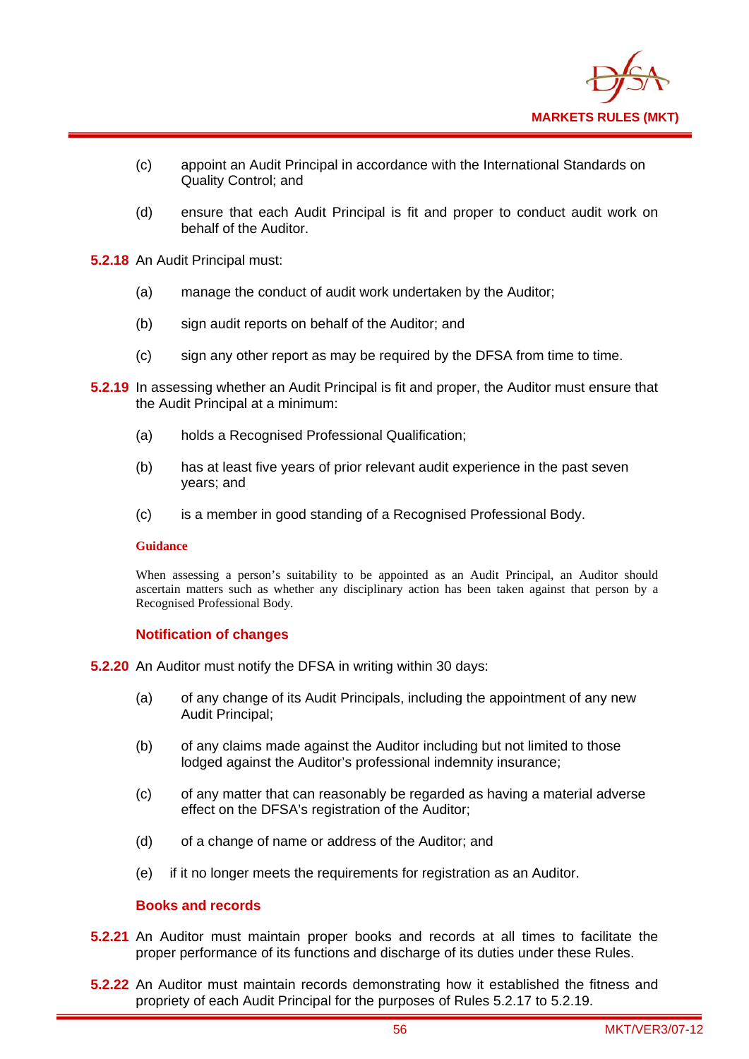(c) appoint an Audit Principal in accordance with the International Standards on Quality Control; and

(d) ensure that each Audit Principal is fit and proper to conduct audit work on behalf of the Auditor.

**5.2.18** An Audit Principal must:

(a) manage the conduct of audit work undertaken by the Auditor;

(b) sign audit reports on behalf of the Auditor; and

(c) sign any other report as may be required by the DFSA from time to time.

**5.2.19** In assessing whether an Audit Principal is fit and proper, the Auditor must ensure that the Audit Principal at a minimum:

(a) holds a Recognised Professional Qualification;

(b) has at least five years of prior relevant audit experience in the past seven years; and

(c) is a member in good standing of a Recognised Professional Body.

**Guidance**

When assessing a person's suitability to be appointed as an Audit Principal, an Auditor should ascertain matters such as whether any disciplinary action has been taken against that person by a Recognised Professional Body.

### Notification of changes

**5.2.20** An Auditor must notify the DFSA in writing within 30 days:

(a) of any change of its Audit Principals, including the appointment of any new Audit Principal;

(b) of any claims made against the Auditor including but not limited to those lodged against the Auditor's professional indemnity insurance;

(c) of any matter that can reasonably be regarded as having a material adverse effect on the DFSA's registration of the Auditor;

(d) of a change of name or address of the Auditor; and

(e) if it no longer meets the requirements for registration as an Auditor.

### Books and records

**5.2.21** An Auditor must maintain proper books and records at all times to facilitate the proper performance of its functions and discharge of its duties under these Rules.

**5.2.22** An Auditor must maintain records demonstrating how it established the fitness and propriety of each Audit Principal for the purposes of Rules 5.2.17 to 5.2.19.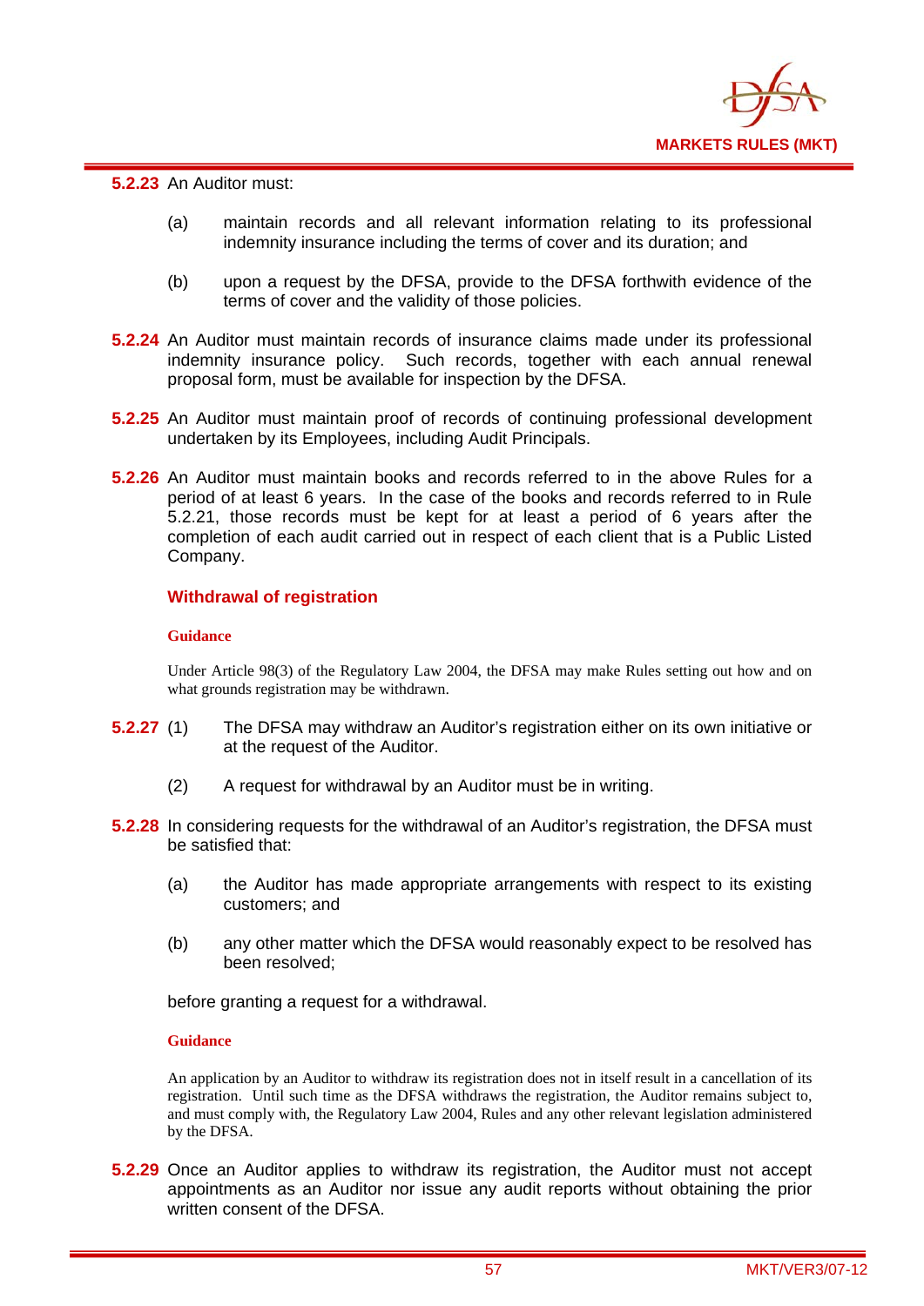**5.2.23** An Auditor must:

(a) maintain records and all relevant information relating to its professional indemnity insurance including the terms of cover and its duration; and

(b) upon a request by the DFSA, provide to the DFSA forthwith evidence of the terms of cover and the validity of those policies.

**5.2.24** An Auditor must maintain records of insurance claims made under its professional indemnity insurance policy. Such records, together with each annual renewal proposal form, must be available for inspection by the DFSA.

**5.2.25** An Auditor must maintain proof of records of continuing professional development undertaken by its Employees, including Audit Principals.

**5.2.26** An Auditor must maintain books and records referred to in the above Rules for a period of at least 6 years. In the case of the books and records referred to in Rule 5.2.21, those records must be kept for at least a period of 6 years after the completion of each audit carried out in respect of each client that is a Public Listed Company.

### Withdrawal of registration

**Guidance**

Under Article 98(3) of the Regulatory Law 2004, the DFSA may make Rules setting out how and on what grounds registration may be withdrawn.

**5.2.27** (1) The DFSA may withdraw an Auditor's registration either on its own initiative or at the request of the Auditor.

(2) A request for withdrawal by an Auditor must be in writing.

**5.2.28** In considering requests for the withdrawal of an Auditor's registration, the DFSA must be satisfied that:

(a) the Auditor has made appropriate arrangements with respect to its existing customers; and

(b) any other matter which the DFSA would reasonably expect to be resolved has been resolved;

before granting a request for a withdrawal.

**Guidance**

An application by an Auditor to withdraw its registration does not in itself result in a cancellation of its registration. Until such time as the DFSA withdraws the registration, the Auditor remains subject to, and must comply with, the Regulatory Law 2004, Rules and any other relevant legislation administered by the DFSA.

**5.2.29** Once an Auditor applies to withdraw its registration, the Auditor must not accept appointments as an Auditor nor issue any audit reports without obtaining the prior written consent of the DFSA.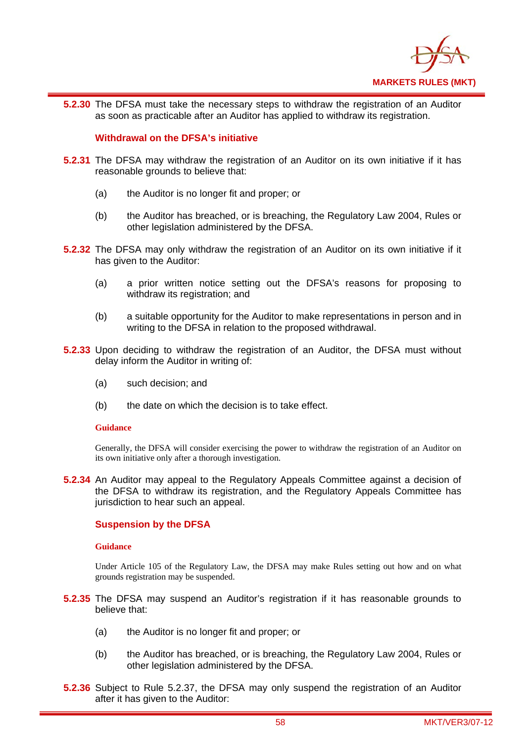**5.2.30** The DFSA must take the necessary steps to withdraw the registration of an Auditor as soon as practicable after an Auditor has applied to withdraw its registration.

### Withdrawal on the DFSA's initiative

**5.2.31** The DFSA may withdraw the registration of an Auditor on its own initiative if it has reasonable grounds to believe that:

(a) the Auditor is no longer fit and proper; or

(b) the Auditor has breached, or is breaching, the Regulatory Law 2004, Rules or other legislation administered by the DFSA.

**5.2.32** The DFSA may only withdraw the registration of an Auditor on its own initiative if it has given to the Auditor:

(a) a prior written notice setting out the DFSA's reasons for proposing to withdraw its registration; and

(b) a suitable opportunity for the Auditor to make representations in person and in writing to the DFSA in relation to the proposed withdrawal.

**5.2.33** Upon deciding to withdraw the registration of an Auditor, the DFSA must without delay inform the Auditor in writing of:

(a) such decision; and

(b) the date on which the decision is to take effect.

**Guidance**

Generally, the DFSA will consider exercising the power to withdraw the registration of an Auditor on its own initiative only after a thorough investigation.

**5.2.34** An Auditor may appeal to the Regulatory Appeals Committee against a decision of the DFSA to withdraw its registration, and the Regulatory Appeals Committee has jurisdiction to hear such an appeal.

### Suspension by the DFSA

**Guidance**

Under Article 105 of the Regulatory Law, the DFSA may make Rules setting out how and on what grounds registration may be suspended.

**5.2.35** The DFSA may suspend an Auditor's registration if it has reasonable grounds to believe that:

(a) the Auditor is no longer fit and proper; or

(b) the Auditor has breached, or is breaching, the Regulatory Law 2004, Rules or other legislation administered by the DFSA.

**5.2.36** Subject to Rule 5.2.37, the DFSA may only suspend the registration of an Auditor after it has given to the Auditor: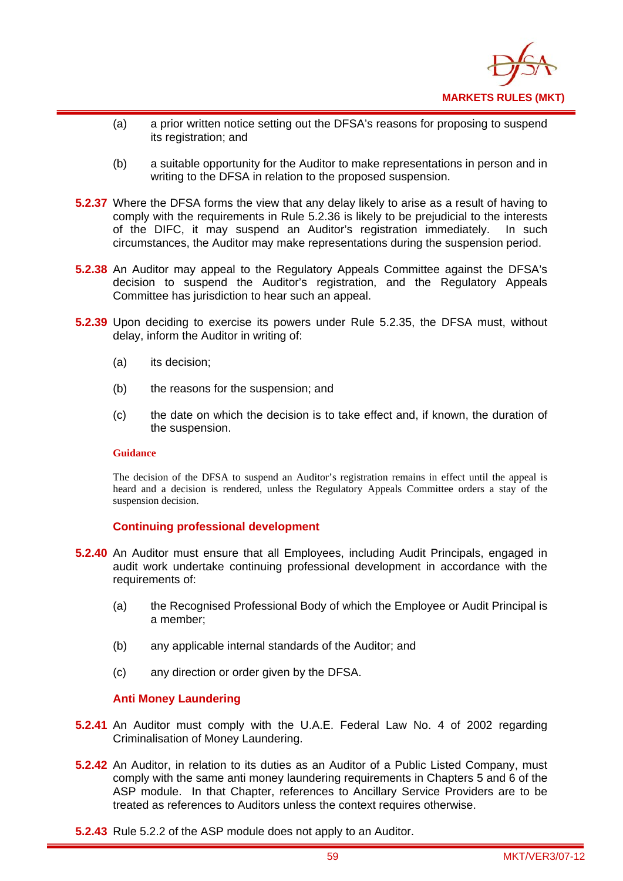(a) a prior written notice setting out the DFSA's reasons for proposing to suspend its registration; and

(b) a suitable opportunity for the Auditor to make representations in person and in writing to the DFSA in relation to the proposed suspension.

**5.2.37** Where the DFSA forms the view that any delay likely to arise as a result of having to comply with the requirements in Rule 5.2.36 is likely to be prejudicial to the interests of the DIFC, it may suspend an Auditor's registration immediately. In such circumstances, the Auditor may make representations during the suspension period.

**5.2.38** An Auditor may appeal to the Regulatory Appeals Committee against the DFSA's decision to suspend the Auditor's registration, and the Regulatory Appeals Committee has jurisdiction to hear such an appeal.

**5.2.39** Upon deciding to exercise its powers under Rule 5.2.35, the DFSA must, without delay, inform the Auditor in writing of:

(a) its decision;

(b) the reasons for the suspension; and

(c) the date on which the decision is to take effect and, if known, the duration of the suspension.

**Guidance**

The decision of the DFSA to suspend an Auditor's registration remains in effect until the appeal is heard and a decision is rendered, unless the Regulatory Appeals Committee orders a stay of the suspension decision.

### Continuing professional development

**5.2.40** An Auditor must ensure that all Employees, including Audit Principals, engaged in audit work undertake continuing professional development in accordance with the requirements of:

(a) the Recognised Professional Body of which the Employee or Audit Principal is a member;

(b) any applicable internal standards of the Auditor; and

(c) any direction or order given by the DFSA.

### Anti Money Laundering

**5.2.41** An Auditor must comply with the U.A.E. Federal Law No. 4 of 2002 regarding Criminalisation of Money Laundering.

**5.2.42** An Auditor, in relation to its duties as an Auditor of a Public Listed Company, must comply with the same anti money laundering requirements in Chapters 5 and 6 of the ASP module. In that Chapter, references to Ancillary Service Providers are to be treated as references to Auditors unless the context requires otherwise.

**5.2.43** Rule 5.2.2 of the ASP module does not apply to an Auditor.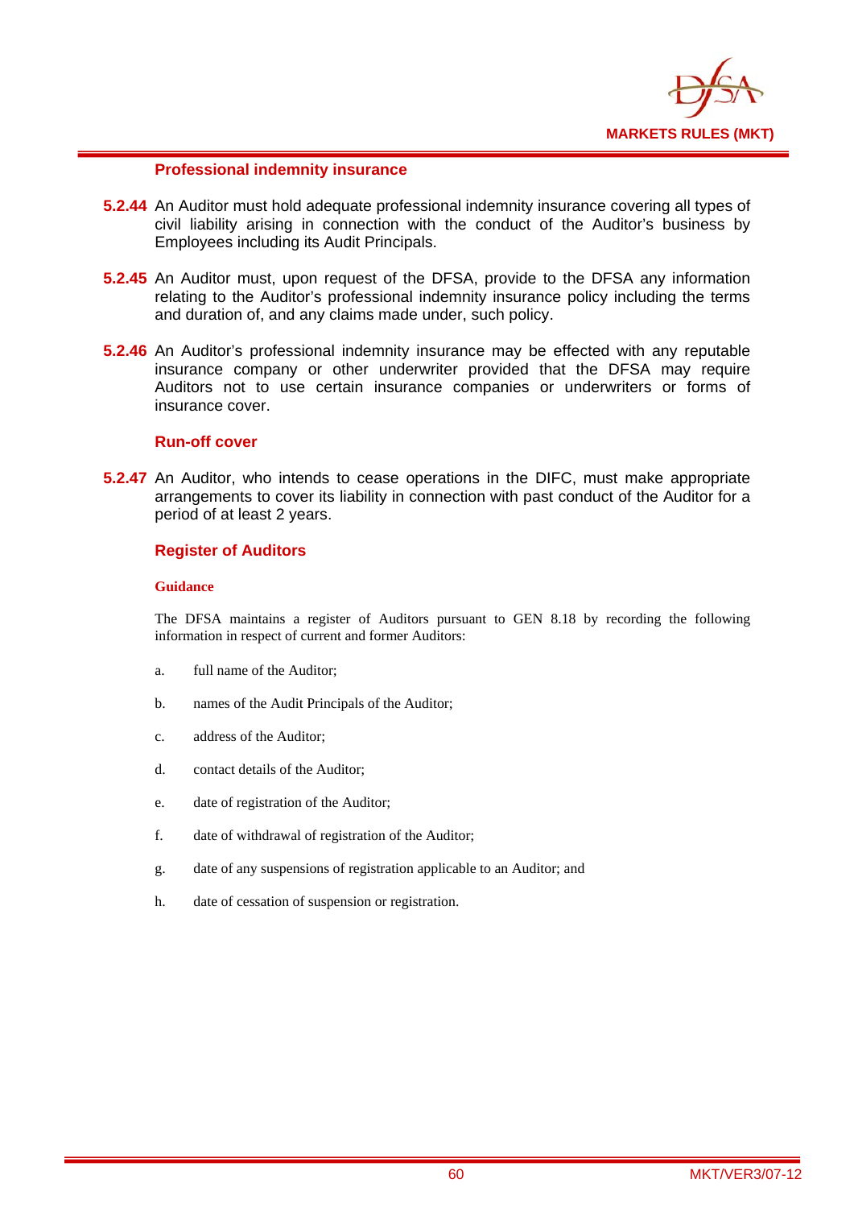### Professional indemnity insurance

**5.2.44** An Auditor must hold adequate professional indemnity insurance covering all types of civil liability arising in connection with the conduct of the Auditor's business by Employees including its Audit Principals.

**5.2.45** An Auditor must, upon request of the DFSA, provide to the DFSA any information relating to the Auditor's professional indemnity insurance policy including the terms and duration of, and any claims made under, such policy.

**5.2.46** An Auditor's professional indemnity insurance may be effected with any reputable insurance company or other underwriter provided that the DFSA may require Auditors not to use certain insurance companies or underwriters or forms of insurance cover.

### Run-off cover

**5.2.47** An Auditor, who intends to cease operations in the DIFC, must make appropriate arrangements to cover its liability in connection with past conduct of the Auditor for a period of at least 2 years.

### Register of Auditors

**Guidance**

The DFSA maintains a register of Auditors pursuant to GEN 8.18 by recording the following information in respect of current and former Auditors:

a. full name of the Auditor;

b. names of the Audit Principals of the Auditor;

c. address of the Auditor;

d. contact details of the Auditor;

e. date of registration of the Auditor;

f. date of withdrawal of registration of the Auditor;

g. date of any suspensions of registration applicable to an Auditor; and

h. date of cessation of suspension or registration.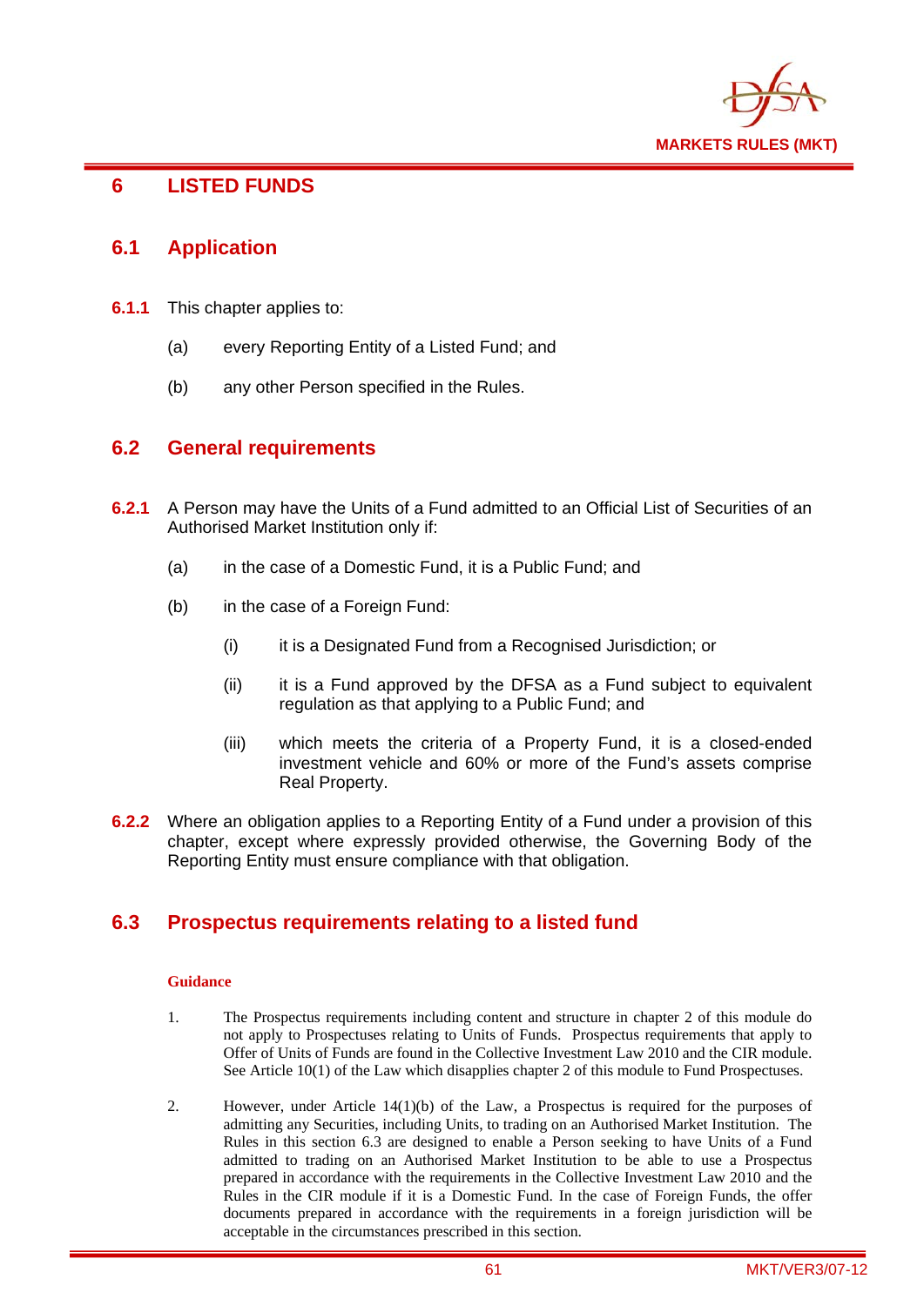# 6 LISTED FUNDS

## 6.1 Application

**6.1.1** This chapter applies to:

(a) every Reporting Entity of a Listed Fund; and

(b) any other Person specified in the Rules.

## 6.2 General requirements

**6.2.1** A Person may have the Units of a Fund admitted to an Official List of Securities of an Authorised Market Institution only if:

(a) in the case of a Domestic Fund, it is a Public Fund; and

(b) in the case of a Foreign Fund:

(i) it is a Designated Fund from a Recognised Jurisdiction; or

(ii) it is a Fund approved by the DFSA as a Fund subject to equivalent regulation as that applying to a Public Fund; and

(iii) which meets the criteria of a Property Fund, it is a closed-ended investment vehicle and 60% or more of the Fund's assets comprise Real Property.

**6.2.2** Where an obligation applies to a Reporting Entity of a Fund under a provision of this chapter, except where expressly provided otherwise, the Governing Body of the Reporting Entity must ensure compliance with that obligation.

## 6.3 Prospectus requirements relating to a listed fund

**Guidance**

1. The Prospectus requirements including content and structure in chapter 2 of this module do not apply to Prospectuses relating to Units of Funds. Prospectus requirements that apply to Offer of Units of Funds are found in the Collective Investment Law 2010 and the CIR module. See Article 10(1) of the Law which disapplies chapter 2 of this module to Fund Prospectuses.

2. However, under Article 14(1)(b) of the Law, a Prospectus is required for the purposes of admitting any Securities, including Units, to trading on an Authorised Market Institution. The Rules in this section 6.3 are designed to enable a Person seeking to have Units of a Fund admitted to trading on an Authorised Market Institution to be able to use a Prospectus prepared in accordance with the requirements in the Collective Investment Law 2010 and the Rules in the CIR module if it is a Domestic Fund. In the case of Foreign Funds, the offer documents prepared in accordance with the requirements in a foreign jurisdiction will be acceptable in the circumstances prescribed in this section.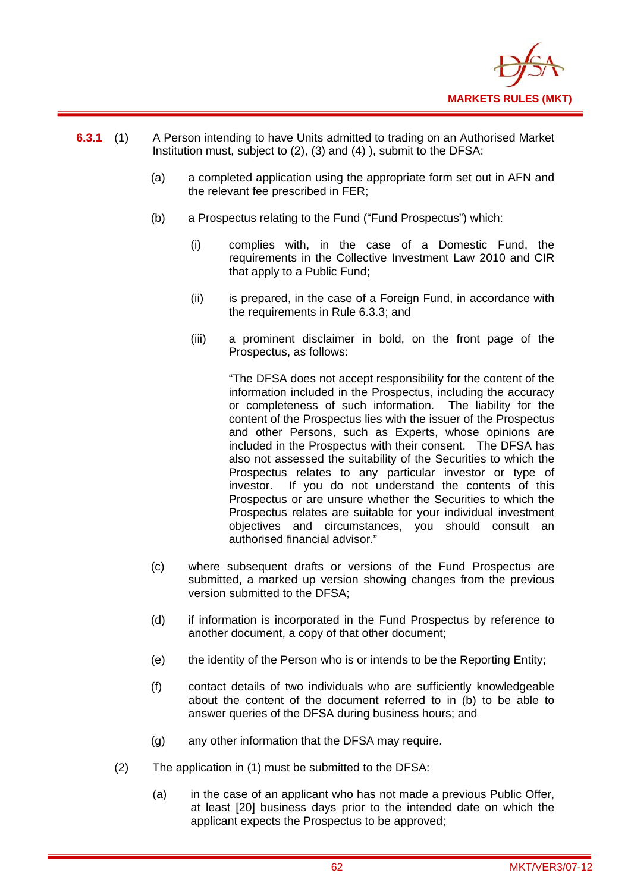**6.3.1** (1) A Person intending to have Units admitted to trading on an Authorised Market Institution must, subject to (2), (3) and (4) ), submit to the DFSA:

(a) a completed application using the appropriate form set out in AFN and the relevant fee prescribed in FER;

(b) a Prospectus relating to the Fund ("Fund Prospectus") which:

(i) complies with, in the case of a Domestic Fund, the requirements in the Collective Investment Law 2010 and CIR that apply to a Public Fund;

(ii) is prepared, in the case of a Foreign Fund, in accordance with the requirements in Rule 6.3.3; and

(iii) a prominent disclaimer in bold, on the front page of the Prospectus, as follows:

"The DFSA does not accept responsibility for the content of the information included in the Prospectus, including the accuracy or completeness of such information. The liability for the content of the Prospectus lies with the issuer of the Prospectus and other Persons, such as Experts, whose opinions are included in the Prospectus with their consent. The DFSA has also not assessed the suitability of the Securities to which the Prospectus relates to any particular investor or type of investor. If you do not understand the contents of this Prospectus or are unsure whether the Securities to which the Prospectus relates are suitable for your individual investment objectives and circumstances, you should consult an authorised financial advisor."

(c) where subsequent drafts or versions of the Fund Prospectus are submitted, a marked up version showing changes from the previous version submitted to the DFSA;

(d) if information is incorporated in the Fund Prospectus by reference to another document, a copy of that other document;

(e) the identity of the Person who is or intends to be the Reporting Entity;

(f) contact details of two individuals who are sufficiently knowledgeable about the content of the document referred to in (b) to be able to answer queries of the DFSA during business hours; and

(g) any other information that the DFSA may require.

(2) The application in (1) must be submitted to the DFSA:

(a) in the case of an applicant who has not made a previous Public Offer, at least [20] business days prior to the intended date on which the applicant expects the Prospectus to be approved;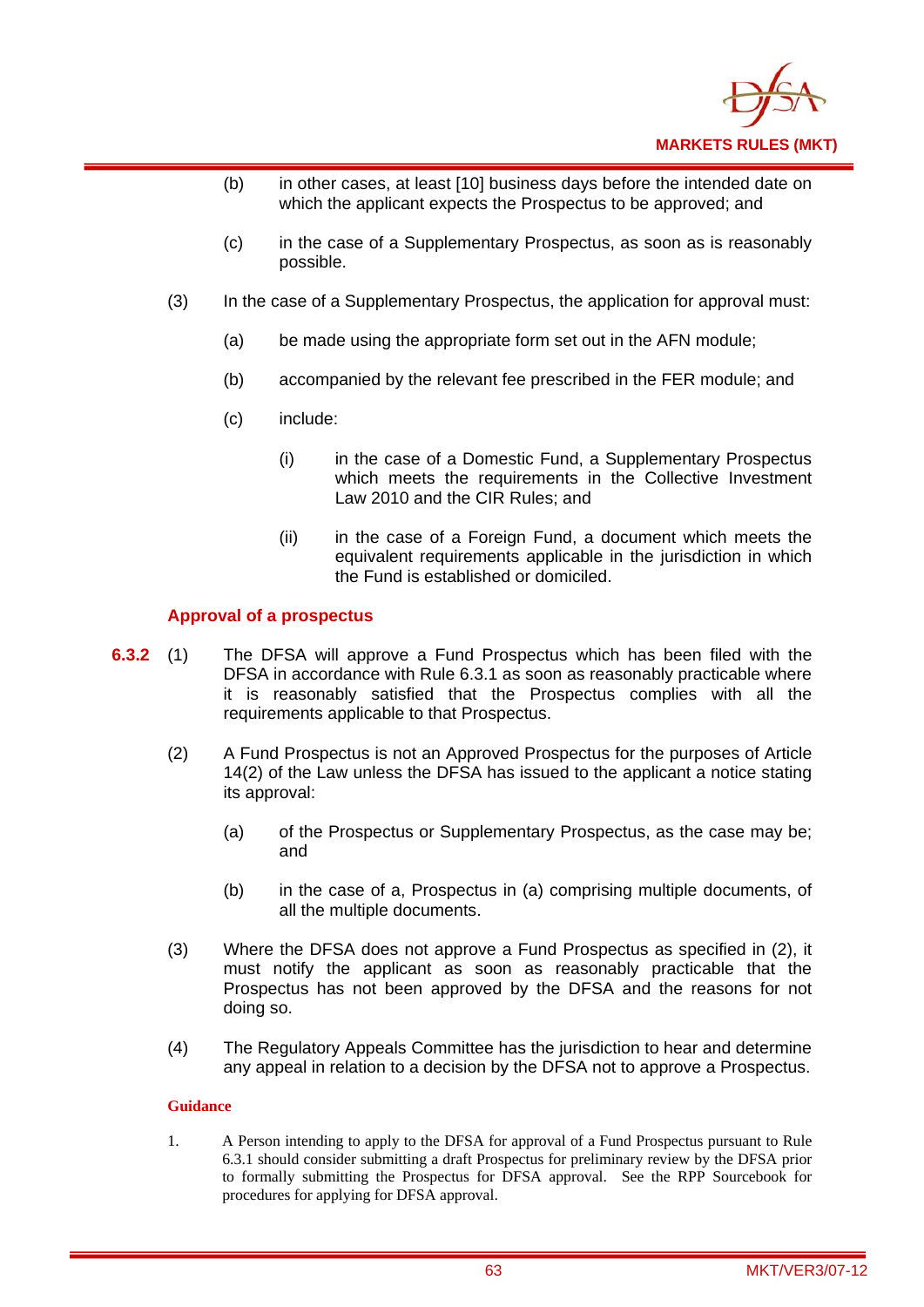(b) in other cases, at least [10] business days before the intended date on which the applicant expects the Prospectus to be approved; and

(c) in the case of a Supplementary Prospectus, as soon as is reasonably possible.

(3) In the case of a Supplementary Prospectus, the application for approval must:

(a) be made using the appropriate form set out in the AFN module;

(b) accompanied by the relevant fee prescribed in the FER module; and

(c) include:

(i) in the case of a Domestic Fund, a Supplementary Prospectus which meets the requirements in the Collective Investment Law 2010 and the CIR Rules; and

(ii) in the case of a Foreign Fund, a document which meets the equivalent requirements applicable in the jurisdiction in which the Fund is established or domiciled.

### Approval of a prospectus

**6.3.2** (1) The DFSA will approve a Fund Prospectus which has been filed with the DFSA in accordance with Rule 6.3.1 as soon as reasonably practicable where it is reasonably satisfied that the Prospectus complies with all the requirements applicable to that Prospectus.

(2) A Fund Prospectus is not an Approved Prospectus for the purposes of Article 14(2) of the Law unless the DFSA has issued to the applicant a notice stating its approval:

(a) of the Prospectus or Supplementary Prospectus, as the case may be; and

(b) in the case of a, Prospectus in (a) comprising multiple documents, of all the multiple documents.

(3) Where the DFSA does not approve a Fund Prospectus as specified in (2), it must notify the applicant as soon as reasonably practicable that the Prospectus has not been approved by the DFSA and the reasons for not doing so.

(4) The Regulatory Appeals Committee has the jurisdiction to hear and determine any appeal in relation to a decision by the DFSA not to approve a Prospectus.

#### Guidance

1. A Person intending to apply to the DFSA for approval of a Fund Prospectus pursuant to Rule 6.3.1 should consider submitting a draft Prospectus for preliminary review by the DFSA prior to formally submitting the Prospectus for DFSA approval. See the RPP Sourcebook for procedures for applying for DFSA approval.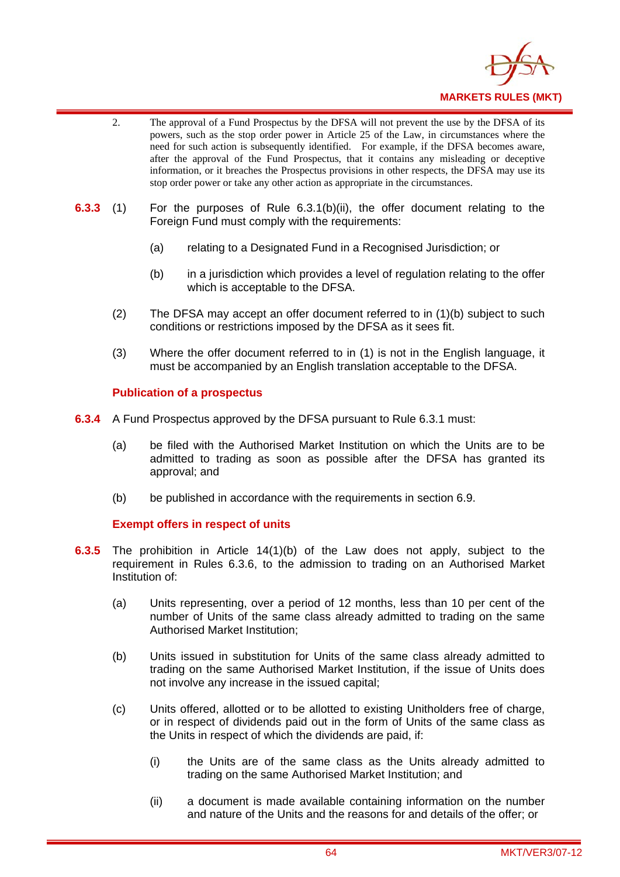2. The approval of a Fund Prospectus by the DFSA will not prevent the use by the DFSA of its powers, such as the stop order power in Article 25 of the Law, in circumstances where the need for such action is subsequently identified. For example, if the DFSA becomes aware, after the approval of the Fund Prospectus, that it contains any misleading or deceptive information, or it breaches the Prospectus provisions in other respects, the DFSA may use its stop order power or take any other action as appropriate in the circumstances.

**6.3.3** (1) For the purposes of Rule 6.3.1(b)(ii), the offer document relating to the Foreign Fund must comply with the requirements:

- (a) relating to a Designated Fund in a Recognised Jurisdiction; or
- (b) in a jurisdiction which provides a level of regulation relating to the offer which is acceptable to the DFSA.

(2) The DFSA may accept an offer document referred to in (1)(b) subject to such conditions or restrictions imposed by the DFSA as it sees fit.

(3) Where the offer document referred to in (1) is not in the English language, it must be accompanied by an English translation acceptable to the DFSA.

### Publication of a prospectus

**6.3.4** A Fund Prospectus approved by the DFSA pursuant to Rule 6.3.1 must:

- (a) be filed with the Authorised Market Institution on which the Units are to be admitted to trading as soon as possible after the DFSA has granted its approval; and
- (b) be published in accordance with the requirements in section 6.9.

### Exempt offers in respect of units

**6.3.5** The prohibition in Article 14(1)(b) of the Law does not apply, subject to the requirement in Rules 6.3.6, to the admission to trading on an Authorised Market Institution of:

- (a) Units representing, over a period of 12 months, less than 10 per cent of the number of Units of the same class already admitted to trading on the same Authorised Market Institution;
- (b) Units issued in substitution for Units of the same class already admitted to trading on the same Authorised Market Institution, if the issue of Units does not involve any increase in the issued capital;
- (c) Units offered, allotted or to be allotted to existing Unitholders free of charge, or in respect of dividends paid out in the form of Units of the same class as the Units in respect of which the dividends are paid, if:
  - (i) the Units are of the same class as the Units already admitted to trading on the same Authorised Market Institution; and
  - (ii) a document is made available containing information on the number and nature of the Units and the reasons for and details of the offer; or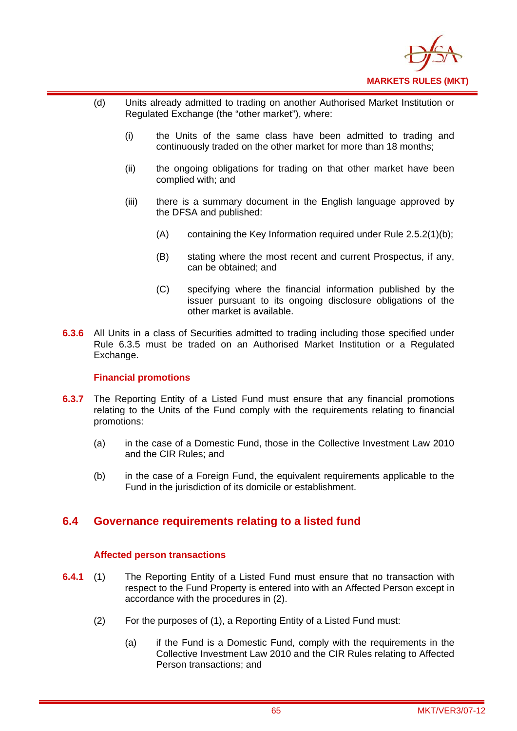(d) Units already admitted to trading on another Authorised Market Institution or Regulated Exchange (the "other market"), where:

   (i) the Units of the same class have been admitted to trading and continuously traded on the other market for more than 18 months;

   (ii) the ongoing obligations for trading on that other market have been complied with; and

   (iii) there is a summary document in the English language approved by the DFSA and published:

      (A) containing the Key Information required under Rule 2.5.2(1)(b);

      (B) stating where the most recent and current Prospectus, if any, can be obtained; and

      (C) specifying where the financial information published by the issuer pursuant to its ongoing disclosure obligations of the other market is available.

**6.3.6** All Units in a class of Securities admitted to trading including those specified under Rule 6.3.5 must be traded on an Authorised Market Institution or a Regulated Exchange.

### Financial promotions

**6.3.7** The Reporting Entity of a Listed Fund must ensure that any financial promotions relating to the Units of the Fund comply with the requirements relating to financial promotions:

(a) in the case of a Domestic Fund, those in the Collective Investment Law 2010 and the CIR Rules; and

(b) in the case of a Foreign Fund, the equivalent requirements applicable to the Fund in the jurisdiction of its domicile or establishment.

## 6.4 Governance requirements relating to a listed fund

### Affected person transactions

**6.4.1** (1) The Reporting Entity of a Listed Fund must ensure that no transaction with respect to the Fund Property is entered into with an Affected Person except in accordance with the procedures in (2).

(2) For the purposes of (1), a Reporting Entity of a Listed Fund must:

   (a) if the Fund is a Domestic Fund, comply with the requirements in the Collective Investment Law 2010 and the CIR Rules relating to Affected Person transactions; and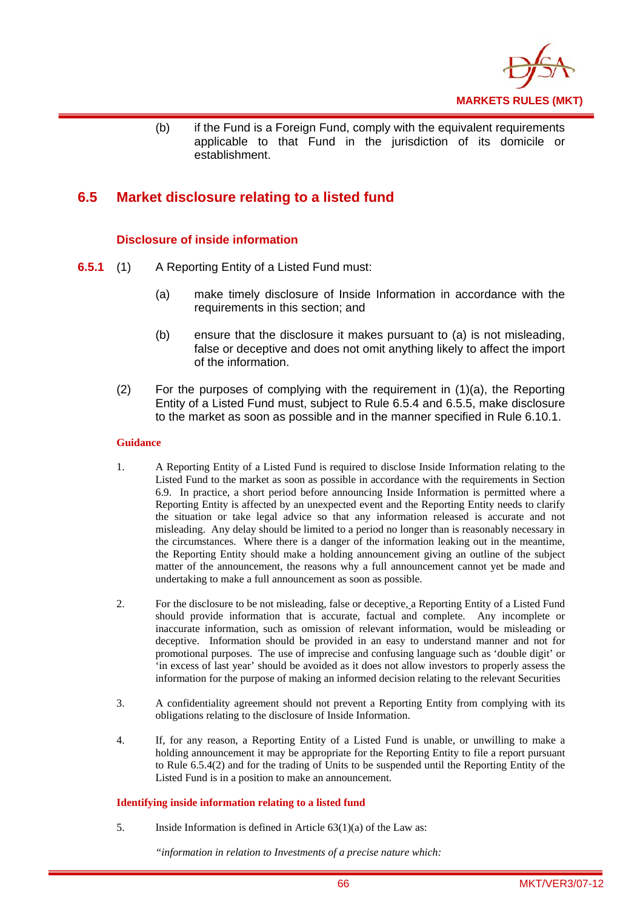(b) if the Fund is a Foreign Fund, comply with the equivalent requirements applicable to that Fund in the jurisdiction of its domicile or establishment.

## 6.5 Market disclosure relating to a listed fund

### Disclosure of inside information

**6.5.1** (1) A Reporting Entity of a Listed Fund must:

(a) make timely disclosure of Inside Information in accordance with the requirements in this section; and

(b) ensure that the disclosure it makes pursuant to (a) is not misleading, false or deceptive and does not omit anything likely to affect the import of the information.

(2) For the purposes of complying with the requirement in (1)(a), the Reporting Entity of a Listed Fund must, subject to Rule 6.5.4 and 6.5.5, make disclosure to the market as soon as possible and in the manner specified in Rule 6.10.1.

#### Guidance

1. A Reporting Entity of a Listed Fund is required to disclose Inside Information relating to the Listed Fund to the market as soon as possible in accordance with the requirements in Section 6.9. In practice, a short period before announcing Inside Information is permitted where a Reporting Entity is affected by an unexpected event and the Reporting Entity needs to clarify the situation or take legal advice so that any information released is accurate and not misleading. Any delay should be limited to a period no longer than is reasonably necessary in the circumstances. Where there is a danger of the information leaking out in the meantime, the Reporting Entity should make a holding announcement giving an outline of the subject matter of the announcement, the reasons why a full announcement cannot yet be made and undertaking to make a full announcement as soon as possible.

2. For the disclosure to be not misleading, false or deceptive, a Reporting Entity of a Listed Fund should provide information that is accurate, factual and complete. Any incomplete or inaccurate information, such as omission of relevant information, would be misleading or deceptive. Information should be provided in an easy to understand manner and not for promotional purposes. The use of imprecise and confusing language such as 'double digit' or 'in excess of last year' should be avoided as it does not allow investors to properly assess the information for the purpose of making an informed decision relating to the relevant Securities

3. A confidentiality agreement should not prevent a Reporting Entity from complying with its obligations relating to the disclosure of Inside Information.

4. If, for any reason, a Reporting Entity of a Listed Fund is unable, or unwilling to make a holding announcement it may be appropriate for the Reporting Entity to file a report pursuant to Rule 6.5.4(2) and for the trading of Units to be suspended until the Reporting Entity of the Listed Fund is in a position to make an announcement.

#### Identifying inside information relating to a listed fund

5. Inside Information is defined in Article 63(1)(a) of the Law as:

*"information in relation to Investments of a precise nature which:*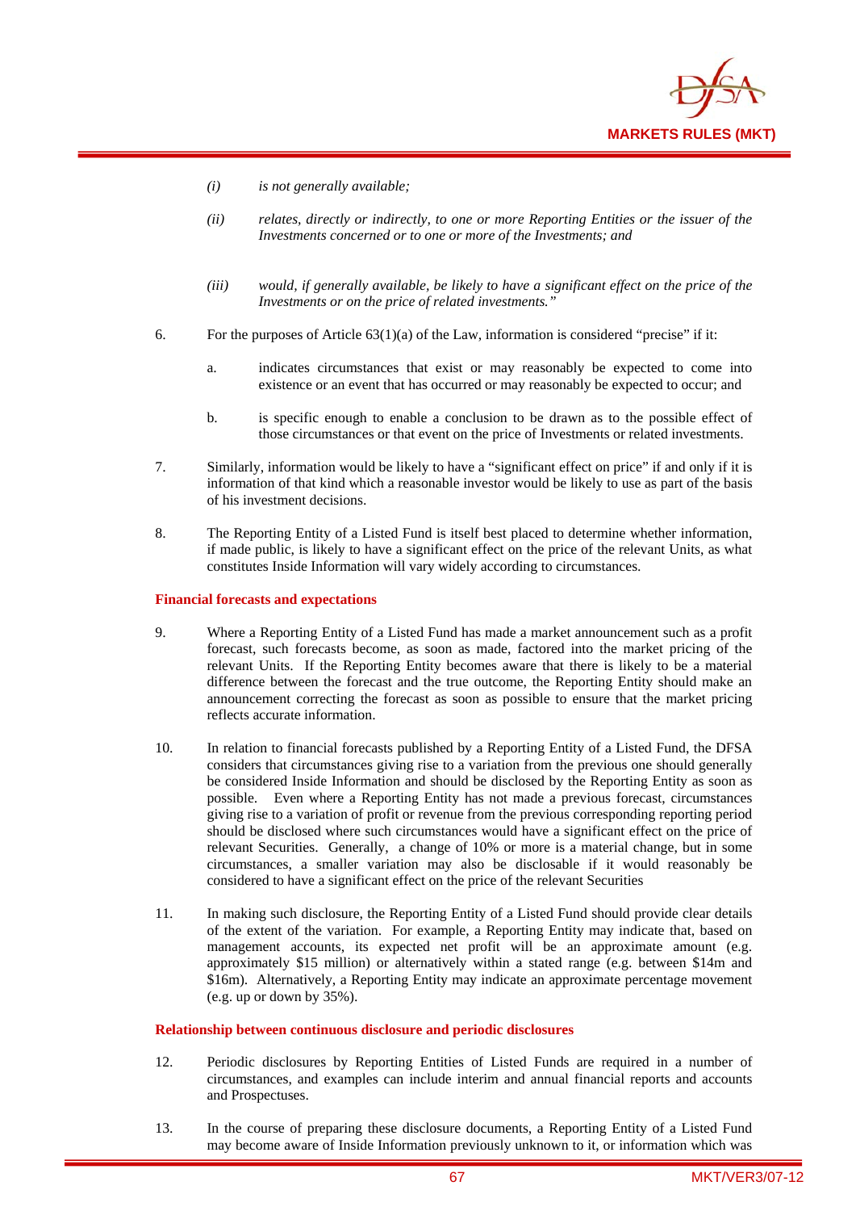(i) *is not generally available;*

(ii) *relates, directly or indirectly, to one or more Reporting Entities or the issuer of the Investments concerned or to one or more of the Investments; and*

(iii) *would, if generally available, be likely to have a significant effect on the price of the Investments or on the price of related investments."*

6. For the purposes of Article 63(1)(a) of the Law, information is considered "precise" if it:

   a. indicates circumstances that exist or may reasonably be expected to come into existence or an event that has occurred or may reasonably be expected to occur; and

   b. is specific enough to enable a conclusion to be drawn as to the possible effect of those circumstances or that event on the price of Investments or related investments.

7. Similarly, information would be likely to have a "significant effect on price" if and only if it is information of that kind which a reasonable investor would be likely to use as part of the basis of his investment decisions.

8. The Reporting Entity of a Listed Fund is itself best placed to determine whether information, if made public, is likely to have a significant effect on the price of the relevant Units, as what constitutes Inside Information will vary widely according to circumstances.

**Financial forecasts and expectations**

9. Where a Reporting Entity of a Listed Fund has made a market announcement such as a profit forecast, such forecasts become, as soon as made, factored into the market pricing of the relevant Units. If the Reporting Entity becomes aware that there is likely to be a material difference between the forecast and the true outcome, the Reporting Entity should make an announcement correcting the forecast as soon as possible to ensure that the market pricing reflects accurate information.

10. In relation to financial forecasts published by a Reporting Entity of a Listed Fund, the DFSA considers that circumstances giving rise to a variation from the previous one should generally be considered Inside Information and should be disclosed by the Reporting Entity as soon as possible. Even where a Reporting Entity has not made a previous forecast, circumstances giving rise to a variation of profit or revenue from the previous corresponding reporting period should be disclosed where such circumstances would have a significant effect on the price of relevant Securities. Generally, a change of 10% or more is a material change, but in some circumstances, a smaller variation may also be disclosable if it would reasonably be considered to have a significant effect on the price of the relevant Securities

11. In making such disclosure, the Reporting Entity of a Listed Fund should provide clear details of the extent of the variation. For example, a Reporting Entity may indicate that, based on management accounts, its expected net profit will be an approximate amount (e.g. approximately $15 million) or alternatively within a stated range (e.g. between $14m and $16m). Alternatively, a Reporting Entity may indicate an approximate percentage movement (e.g. up or down by 35%).

**Relationship between continuous disclosure and periodic disclosures**

12. Periodic disclosures by Reporting Entities of Listed Funds are required in a number of circumstances, and examples can include interim and annual financial reports and accounts and Prospectuses.

13. In the course of preparing these disclosure documents, a Reporting Entity of a Listed Fund may become aware of Inside Information previously unknown to it, or information which was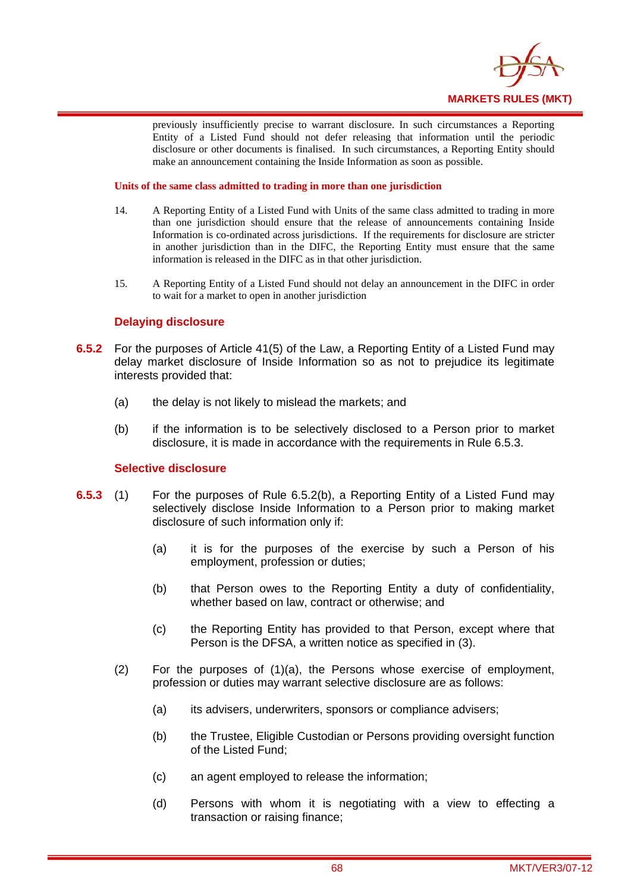previously insufficiently precise to warrant disclosure. In such circumstances a Reporting Entity of a Listed Fund should not defer releasing that information until the periodic disclosure or other documents is finalised. In such circumstances, a Reporting Entity should make an announcement containing the Inside Information as soon as possible.

**Units of the same class admitted to trading in more than one jurisdiction**

14. A Reporting Entity of a Listed Fund with Units of the same class admitted to trading in more than one jurisdiction should ensure that the release of announcements containing Inside Information is co-ordinated across jurisdictions. If the requirements for disclosure are stricter in another jurisdiction than in the DIFC, the Reporting Entity must ensure that the same information is released in the DIFC as in that other jurisdiction.

15. A Reporting Entity of a Listed Fund should not delay an announcement in the DIFC in order to wait for a market to open in another jurisdiction

### Delaying disclosure

**6.5.2** For the purposes of Article 41(5) of the Law, a Reporting Entity of a Listed Fund may delay market disclosure of Inside Information so as not to prejudice its legitimate interests provided that:

(a) the delay is not likely to mislead the markets; and

(b) if the information is to be selectively disclosed to a Person prior to market disclosure, it is made in accordance with the requirements in Rule 6.5.3.

### Selective disclosure

**6.5.3** (1) For the purposes of Rule 6.5.2(b), a Reporting Entity of a Listed Fund may selectively disclose Inside Information to a Person prior to making market disclosure of such information only if:

(a) it is for the purposes of the exercise by such a Person of his employment, profession or duties;

(b) that Person owes to the Reporting Entity a duty of confidentiality, whether based on law, contract or otherwise; and

(c) the Reporting Entity has provided to that Person, except where that Person is the DFSA, a written notice as specified in (3).

(2) For the purposes of (1)(a), the Persons whose exercise of employment, profession or duties may warrant selective disclosure are as follows:

(a) its advisers, underwriters, sponsors or compliance advisers;

(b) the Trustee, Eligible Custodian or Persons providing oversight function of the Listed Fund;

(c) an agent employed to release the information;

(d) Persons with whom it is negotiating with a view to effecting a transaction or raising finance;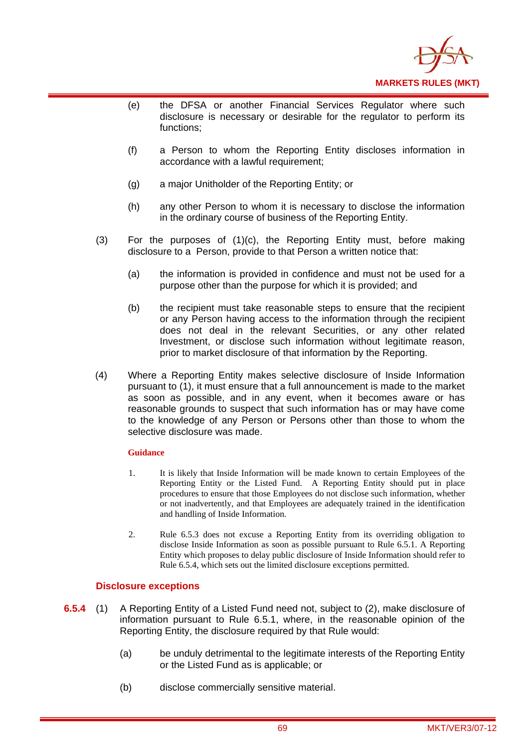(e) the DFSA or another Financial Services Regulator where such disclosure is necessary or desirable for the regulator to perform its functions;

(f) a Person to whom the Reporting Entity discloses information in accordance with a lawful requirement;

(g) a major Unitholder of the Reporting Entity; or

(h) any other Person to whom it is necessary to disclose the information in the ordinary course of business of the Reporting Entity.

(3) For the purposes of (1)(c), the Reporting Entity must, before making disclosure to a Person, provide to that Person a written notice that:

(a) the information is provided in confidence and must not be used for a purpose other than the purpose for which it is provided; and

(b) the recipient must take reasonable steps to ensure that the recipient or any Person having access to the information through the recipient does not deal in the relevant Securities, or any other related Investment, or disclose such information without legitimate reason, prior to market disclosure of that information by the Reporting.

(4) Where a Reporting Entity makes selective disclosure of Inside Information pursuant to (1), it must ensure that a full announcement is made to the market as soon as possible, and in any event, when it becomes aware or has reasonable grounds to suspect that such information has or may have come to the knowledge of any Person or Persons other than those to whom the selective disclosure was made.

**Guidance**

1. It is likely that Inside Information will be made known to certain Employees of the Reporting Entity or the Listed Fund. A Reporting Entity should put in place procedures to ensure that those Employees do not disclose such information, whether or not inadvertently, and that Employees are adequately trained in the identification and handling of Inside Information.

2. Rule 6.5.3 does not excuse a Reporting Entity from its overriding obligation to disclose Inside Information as soon as possible pursuant to Rule 6.5.1. A Reporting Entity which proposes to delay public disclosure of Inside Information should refer to Rule 6.5.4, which sets out the limited disclosure exceptions permitted.

### Disclosure exceptions

**6.5.4** (1) A Reporting Entity of a Listed Fund need not, subject to (2), make disclosure of information pursuant to Rule 6.5.1, where, in the reasonable opinion of the Reporting Entity, the disclosure required by that Rule would:

(a) be unduly detrimental to the legitimate interests of the Reporting Entity or the Listed Fund as is applicable; or

(b) disclose commercially sensitive material.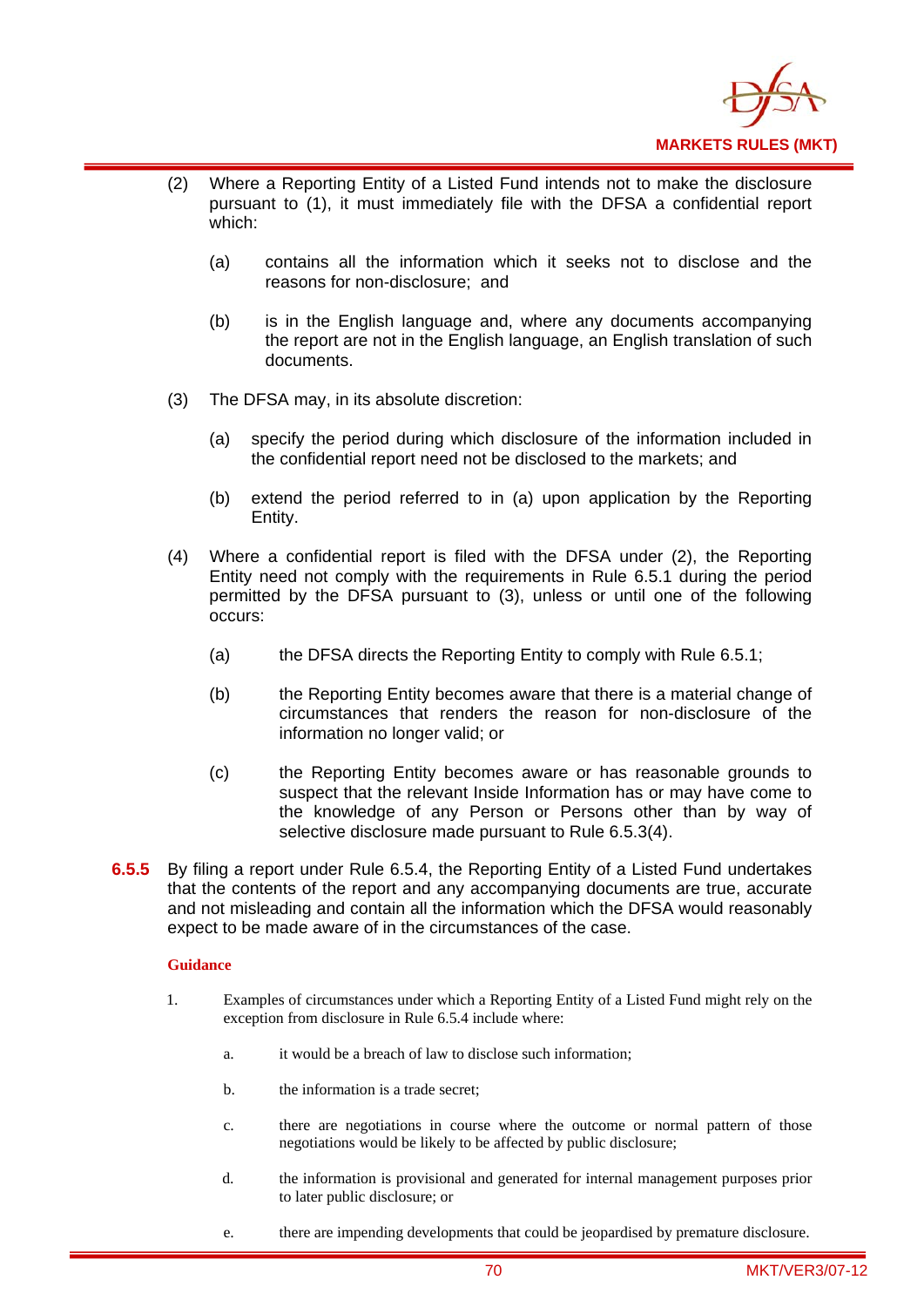(2) Where a Reporting Entity of a Listed Fund intends not to make the disclosure pursuant to (1), it must immediately file with the DFSA a confidential report which:

   (a) contains all the information which it seeks not to disclose and the reasons for non-disclosure; and

   (b) is in the English language and, where any documents accompanying the report are not in the English language, an English translation of such documents.

(3) The DFSA may, in its absolute discretion:

   (a) specify the period during which disclosure of the information included in the confidential report need not be disclosed to the markets; and

   (b) extend the period referred to in (a) upon application by the Reporting Entity.

(4) Where a confidential report is filed with the DFSA under (2), the Reporting Entity need not comply with the requirements in Rule 6.5.1 during the period permitted by the DFSA pursuant to (3), unless or until one of the following occurs:

   (a) the DFSA directs the Reporting Entity to comply with Rule 6.5.1;

   (b) the Reporting Entity becomes aware that there is a material change of circumstances that renders the reason for non-disclosure of the information no longer valid; or

   (c) the Reporting Entity becomes aware or has reasonable grounds to suspect that the relevant Inside Information has or may have come to the knowledge of any Person or Persons other than by way of selective disclosure made pursuant to Rule 6.5.3(4).

**6.5.5** By filing a report under Rule 6.5.4, the Reporting Entity of a Listed Fund undertakes that the contents of the report and any accompanying documents are true, accurate and not misleading and contain all the information which the DFSA would reasonably expect to be made aware of in the circumstances of the case.

**Guidance**

1. Examples of circumstances under which a Reporting Entity of a Listed Fund might rely on the exception from disclosure in Rule 6.5.4 include where:

   a. it would be a breach of law to disclose such information;

   b. the information is a trade secret;

   c. there are negotiations in course where the outcome or normal pattern of those negotiations would be likely to be affected by public disclosure;

   d. the information is provisional and generated for internal management purposes prior to later public disclosure; or

   e. there are impending developments that could be jeopardised by premature disclosure.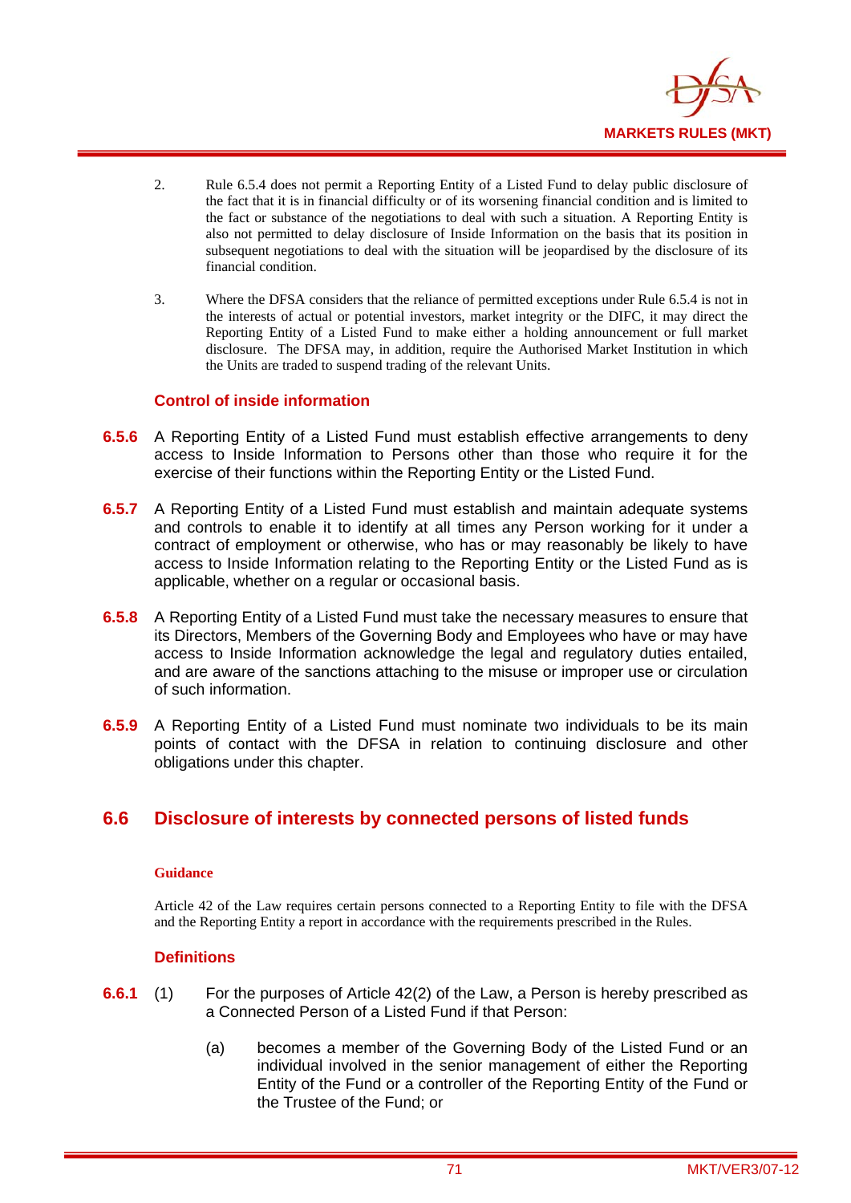2. Rule 6.5.4 does not permit a Reporting Entity of a Listed Fund to delay public disclosure of the fact that it is in financial difficulty or of its worsening financial condition and is limited to the fact or substance of the negotiations to deal with such a situation. A Reporting Entity is also not permitted to delay disclosure of Inside Information on the basis that its position in subsequent negotiations to deal with the situation will be jeopardised by the disclosure of its financial condition.

3. Where the DFSA considers that the reliance of permitted exceptions under Rule 6.5.4 is not in the interests of actual or potential investors, market integrity or the DIFC, it may direct the Reporting Entity of a Listed Fund to make either a holding announcement or full market disclosure. The DFSA may, in addition, require the Authorised Market Institution in which the Units are traded to suspend trading of the relevant Units.

### Control of inside information

**6.5.6** A Reporting Entity of a Listed Fund must establish effective arrangements to deny access to Inside Information to Persons other than those who require it for the exercise of their functions within the Reporting Entity or the Listed Fund.

**6.5.7** A Reporting Entity of a Listed Fund must establish and maintain adequate systems and controls to enable it to identify at all times any Person working for it under a contract of employment or otherwise, who has or may reasonably be likely to have access to Inside Information relating to the Reporting Entity or the Listed Fund as is applicable, whether on a regular or occasional basis.

**6.5.8** A Reporting Entity of a Listed Fund must take the necessary measures to ensure that its Directors, Members of the Governing Body and Employees who have or may have access to Inside Information acknowledge the legal and regulatory duties entailed, and are aware of the sanctions attaching to the misuse or improper use or circulation of such information.

**6.5.9** A Reporting Entity of a Listed Fund must nominate two individuals to be its main points of contact with the DFSA in relation to continuing disclosure and other obligations under this chapter.

## 6.6 Disclosure of interests by connected persons of listed funds

**Guidance**

Article 42 of the Law requires certain persons connected to a Reporting Entity to file with the DFSA and the Reporting Entity a report in accordance with the requirements prescribed in the Rules.

### Definitions

**6.6.1** (1) For the purposes of Article 42(2) of the Law, a Person is hereby prescribed as a Connected Person of a Listed Fund if that Person:

(a) becomes a member of the Governing Body of the Listed Fund or an individual involved in the senior management of either the Reporting Entity of the Fund or a controller of the Reporting Entity of the Fund or the Trustee of the Fund; or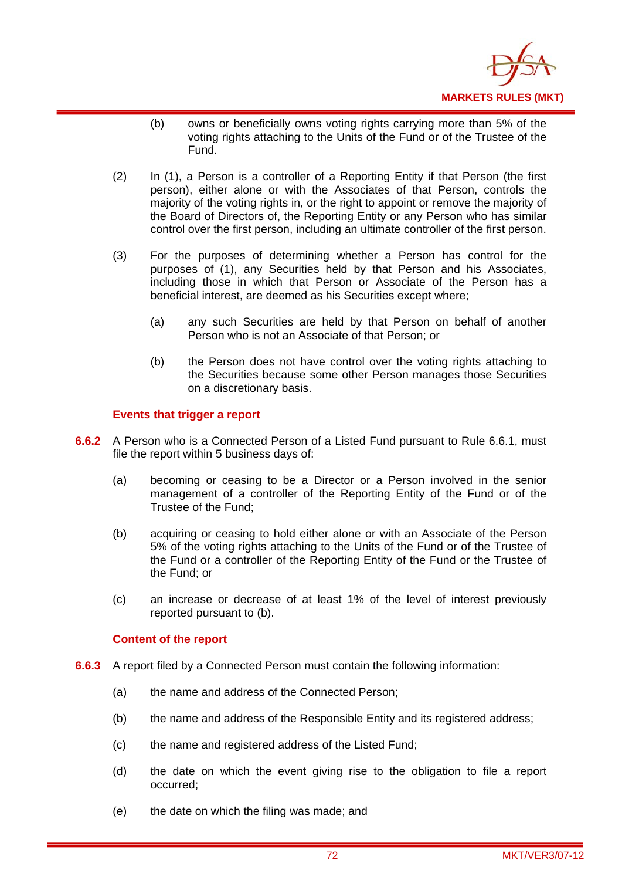(b) owns or beneficially owns voting rights carrying more than 5% of the voting rights attaching to the Units of the Fund or of the Trustee of the Fund.

(2) In (1), a Person is a controller of a Reporting Entity if that Person (the first person), either alone or with the Associates of that Person, controls the majority of the voting rights in, or the right to appoint or remove the majority of the Board of Directors of, the Reporting Entity or any Person who has similar control over the first person, including an ultimate controller of the first person.

(3) For the purposes of determining whether a Person has control for the purposes of (1), any Securities held by that Person and his Associates, including those in which that Person or Associate of the Person has a beneficial interest, are deemed as his Securities except where;

(a) any such Securities are held by that Person on behalf of another Person who is not an Associate of that Person; or

(b) the Person does not have control over the voting rights attaching to the Securities because some other Person manages those Securities on a discretionary basis.

**Events that trigger a report**

**6.6.2** A Person who is a Connected Person of a Listed Fund pursuant to Rule 6.6.1, must file the report within 5 business days of:

(a) becoming or ceasing to be a Director or a Person involved in the senior management of a controller of the Reporting Entity of the Fund or of the Trustee of the Fund;

(b) acquiring or ceasing to hold either alone or with an Associate of the Person 5% of the voting rights attaching to the Units of the Fund or of the Trustee of the Fund or a controller of the Reporting Entity of the Fund or the Trustee of the Fund; or

(c) an increase or decrease of at least 1% of the level of interest previously reported pursuant to (b).

**Content of the report**

**6.6.3** A report filed by a Connected Person must contain the following information:

(a) the name and address of the Connected Person;

(b) the name and address of the Responsible Entity and its registered address;

(c) the name and registered address of the Listed Fund;

(d) the date on which the event giving rise to the obligation to file a report occurred;

(e) the date on which the filing was made; and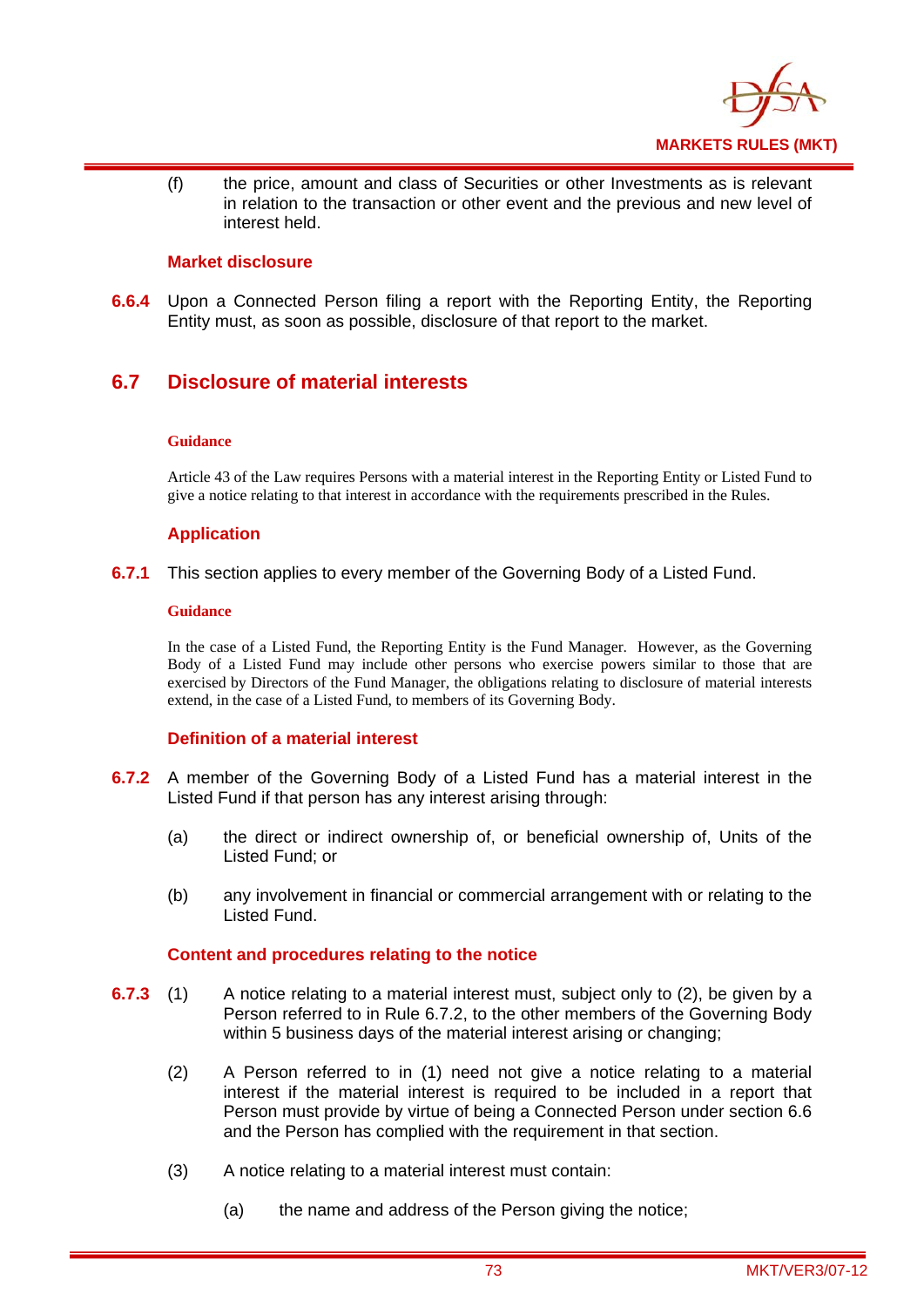(f) the price, amount and class of Securities or other Investments as is relevant in relation to the transaction or other event and the previous and new level of interest held.

### Market disclosure

**6.6.4** Upon a Connected Person filing a report with the Reporting Entity, the Reporting Entity must, as soon as possible, disclosure of that report to the market.

## 6.7 Disclosure of material interests

#### Guidance

Article 43 of the Law requires Persons with a material interest in the Reporting Entity or Listed Fund to give a notice relating to that interest in accordance with the requirements prescribed in the Rules.

### Application

**6.7.1** This section applies to every member of the Governing Body of a Listed Fund.

#### Guidance

In the case of a Listed Fund, the Reporting Entity is the Fund Manager. However, as the Governing Body of a Listed Fund may include other persons who exercise powers similar to those that are exercised by Directors of the Fund Manager, the obligations relating to disclosure of material interests extend, in the case of a Listed Fund, to members of its Governing Body.

### Definition of a material interest

**6.7.2** A member of the Governing Body of a Listed Fund has a material interest in the Listed Fund if that person has any interest arising through:

(a) the direct or indirect ownership of, or beneficial ownership of, Units of the Listed Fund; or

(b) any involvement in financial or commercial arrangement with or relating to the Listed Fund.

### Content and procedures relating to the notice

**6.7.3** (1) A notice relating to a material interest must, subject only to (2), be given by a Person referred to in Rule 6.7.2, to the other members of the Governing Body within 5 business days of the material interest arising or changing;

(2) A Person referred to in (1) need not give a notice relating to a material interest if the material interest is required to be included in a report that Person must provide by virtue of being a Connected Person under section 6.6 and the Person has complied with the requirement in that section.

(3) A notice relating to a material interest must contain:

(a) the name and address of the Person giving the notice;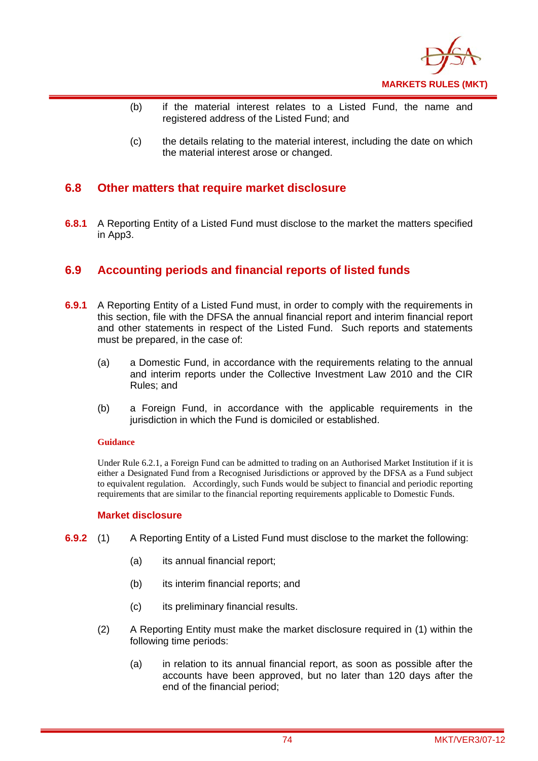(b) if the material interest relates to a Listed Fund, the name and registered address of the Listed Fund; and

(c) the details relating to the material interest, including the date on which the material interest arose or changed.

## 6.8 Other matters that require market disclosure

**6.8.1** A Reporting Entity of a Listed Fund must disclose to the market the matters specified in App3.

## 6.9 Accounting periods and financial reports of listed funds

**6.9.1** A Reporting Entity of a Listed Fund must, in order to comply with the requirements in this section, file with the DFSA the annual financial report and interim financial report and other statements in respect of the Listed Fund. Such reports and statements must be prepared, in the case of:

(a) a Domestic Fund, in accordance with the requirements relating to the annual and interim reports under the Collective Investment Law 2010 and the CIR Rules; and

(b) a Foreign Fund, in accordance with the applicable requirements in the jurisdiction in which the Fund is domiciled or established.

**Guidance**

Under Rule 6.2.1, a Foreign Fund can be admitted to trading on an Authorised Market Institution if it is either a Designated Fund from a Recognised Jurisdictions or approved by the DFSA as a Fund subject to equivalent regulation. Accordingly, such Funds would be subject to financial and periodic reporting requirements that are similar to the financial reporting requirements applicable to Domestic Funds.

**Market disclosure**

**6.9.2** (1) A Reporting Entity of a Listed Fund must disclose to the market the following:

(a) its annual financial report;

(b) its interim financial reports; and

(c) its preliminary financial results.

(2) A Reporting Entity must make the market disclosure required in (1) within the following time periods:

(a) in relation to its annual financial report, as soon as possible after the accounts have been approved, but no later than 120 days after the end of the financial period;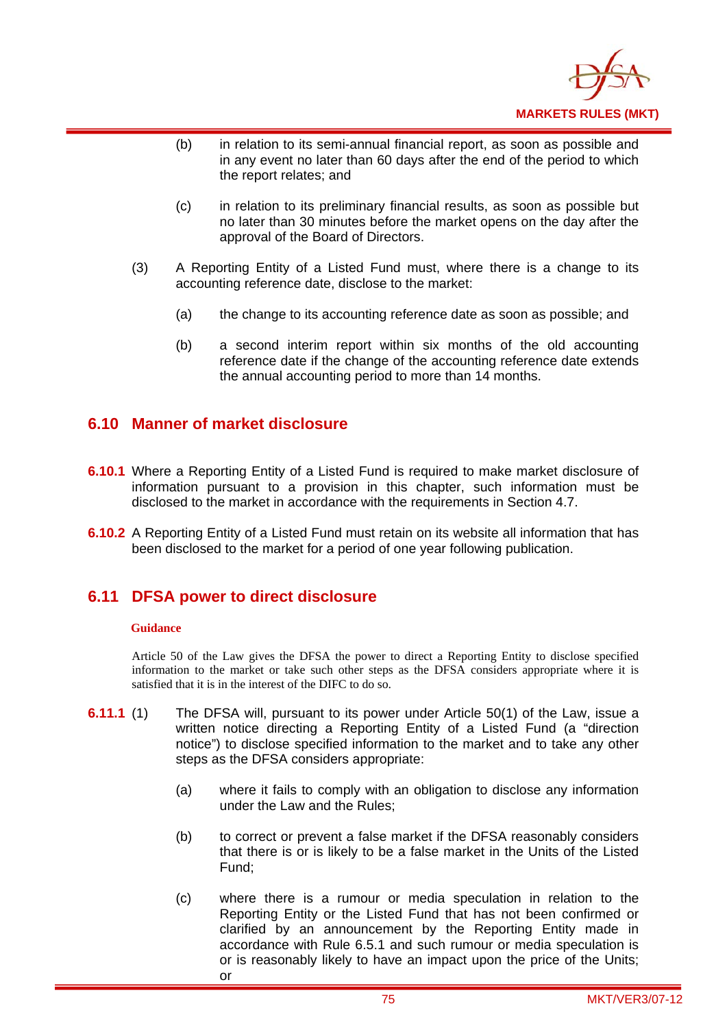(b) in relation to its semi-annual financial report, as soon as possible and in any event no later than 60 days after the end of the period to which the report relates; and

(c) in relation to its preliminary financial results, as soon as possible but no later than 30 minutes before the market opens on the day after the approval of the Board of Directors.

(3) A Reporting Entity of a Listed Fund must, where there is a change to its accounting reference date, disclose to the market:

(a) the change to its accounting reference date as soon as possible; and

(b) a second interim report within six months of the old accounting reference date if the change of the accounting reference date extends the annual accounting period to more than 14 months.

## 6.10 Manner of market disclosure

**6.10.1** Where a Reporting Entity of a Listed Fund is required to make market disclosure of information pursuant to a provision in this chapter, such information must be disclosed to the market in accordance with the requirements in Section 4.7.

**6.10.2** A Reporting Entity of a Listed Fund must retain on its website all information that has been disclosed to the market for a period of one year following publication.

## 6.11 DFSA power to direct disclosure

**Guidance**

Article 50 of the Law gives the DFSA the power to direct a Reporting Entity to disclose specified information to the market or take such other steps as the DFSA considers appropriate where it is satisfied that it is in the interest of the DIFC to do so.

**6.11.1** (1) The DFSA will, pursuant to its power under Article 50(1) of the Law, issue a written notice directing a Reporting Entity of a Listed Fund (a "direction notice") to disclose specified information to the market and to take any other steps as the DFSA considers appropriate:

(a) where it fails to comply with an obligation to disclose any information under the Law and the Rules;

(b) to correct or prevent a false market if the DFSA reasonably considers that there is or is likely to be a false market in the Units of the Listed Fund;

(c) where there is a rumour or media speculation in relation to the Reporting Entity or the Listed Fund that has not been confirmed or clarified by an announcement by the Reporting Entity made in accordance with Rule 6.5.1 and such rumour or media speculation is or is reasonably likely to have an impact upon the price of the Units; or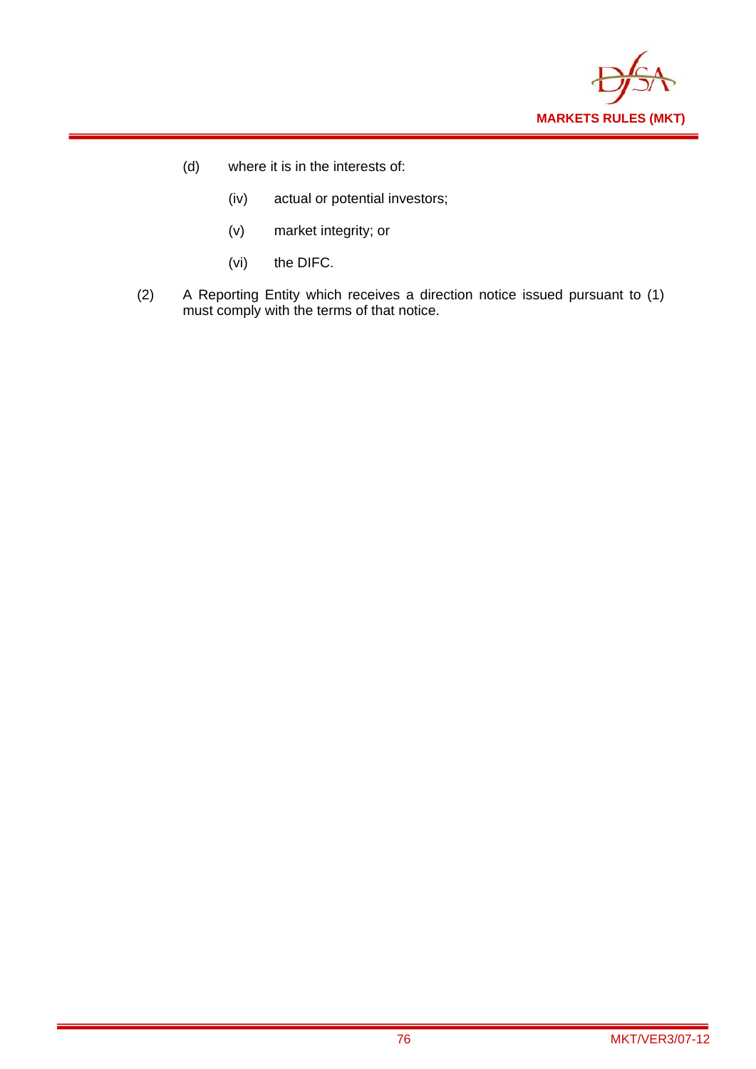(d) where it is in the interests of:

  (iv) actual or potential investors;

  (v) market integrity; or

  (vi) the DIFC.

(2) A Reporting Entity which receives a direction notice issued pursuant to (1) must comply with the terms of that notice.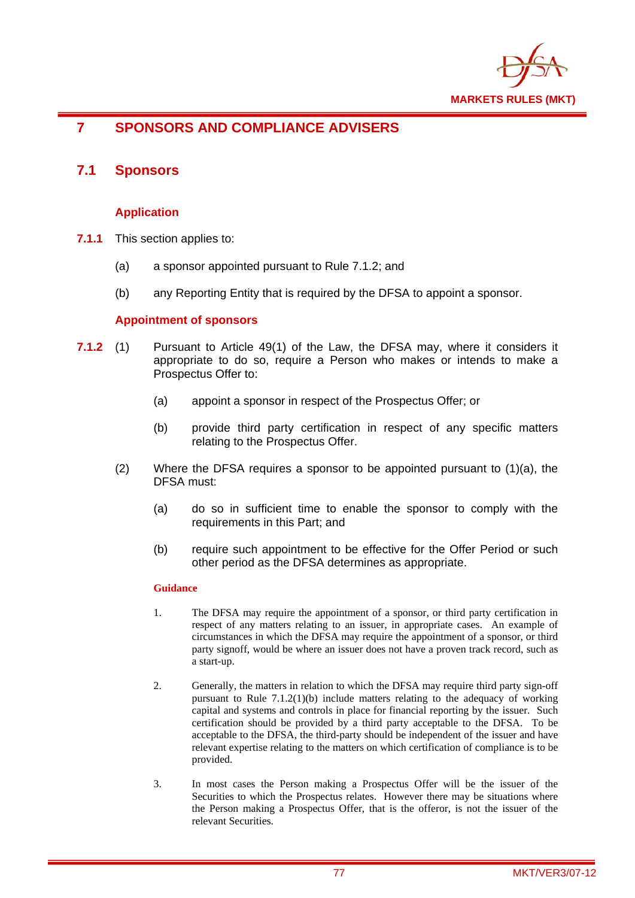# 7 SPONSORS AND COMPLIANCE ADVISERS

## 7.1 Sponsors

### Application

**7.1.1** This section applies to:

(a) a sponsor appointed pursuant to Rule 7.1.2; and

(b) any Reporting Entity that is required by the DFSA to appoint a sponsor.

### Appointment of sponsors

**7.1.2** (1) Pursuant to Article 49(1) of the Law, the DFSA may, where it considers it appropriate to do so, require a Person who makes or intends to make a Prospectus Offer to:

(a) appoint a sponsor in respect of the Prospectus Offer; or

(b) provide third party certification in respect of any specific matters relating to the Prospectus Offer.

(2) Where the DFSA requires a sponsor to be appointed pursuant to (1)(a), the DFSA must:

(a) do so in sufficient time to enable the sponsor to comply with the requirements in this Part; and

(b) require such appointment to be effective for the Offer Period or such other period as the DFSA determines as appropriate.

**Guidance**

1. The DFSA may require the appointment of a sponsor, or third party certification in respect of any matters relating to an issuer, in appropriate cases. An example of circumstances in which the DFSA may require the appointment of a sponsor, or third party signoff, would be where an issuer does not have a proven track record, such as a start-up.

2. Generally, the matters in relation to which the DFSA may require third party sign-off pursuant to Rule 7.1.2(1)(b) include matters relating to the adequacy of working capital and systems and controls in place for financial reporting by the issuer. Such certification should be provided by a third party acceptable to the DFSA. To be acceptable to the DFSA, the third-party should be independent of the issuer and have relevant expertise relating to the matters on which certification of compliance is to be provided.

3. In most cases the Person making a Prospectus Offer will be the issuer of the Securities to which the Prospectus relates. However there may be situations where the Person making a Prospectus Offer, that is the offeror, is not the issuer of the relevant Securities.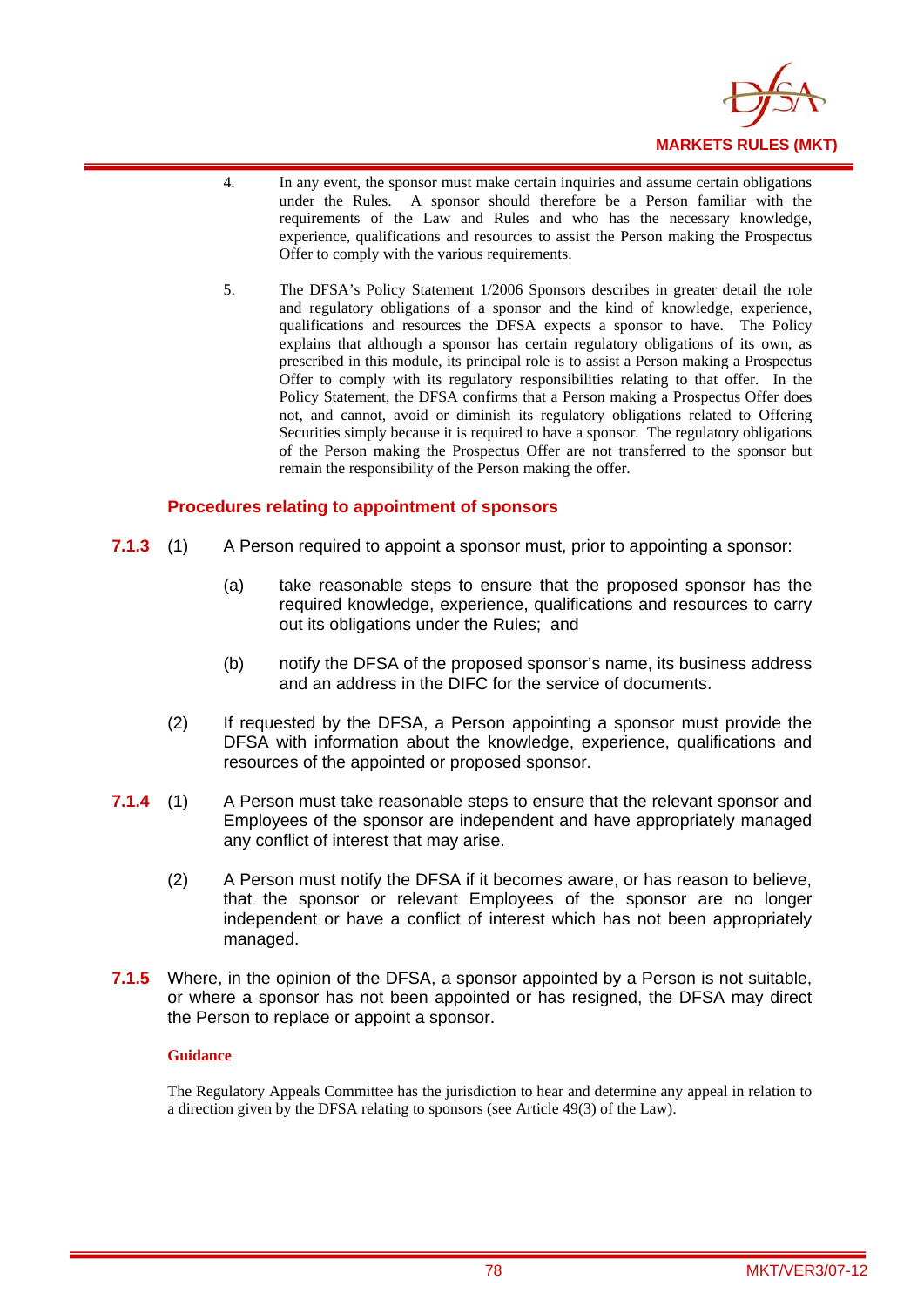4. In any event, the sponsor must make certain inquiries and assume certain obligations under the Rules. A sponsor should therefore be a Person familiar with the requirements of the Law and Rules and who has the necessary knowledge, experience, qualifications and resources to assist the Person making the Prospectus Offer to comply with the various requirements.

5. The DFSA's Policy Statement 1/2006 Sponsors describes in greater detail the role and regulatory obligations of a sponsor and the kind of knowledge, experience, qualifications and resources the DFSA expects a sponsor to have. The Policy explains that although a sponsor has certain regulatory obligations of its own, as prescribed in this module, its principal role is to assist a Person making a Prospectus Offer to comply with its regulatory responsibilities relating to that offer. In the Policy Statement, the DFSA confirms that a Person making a Prospectus Offer does not, and cannot, avoid or diminish its regulatory obligations related to Offering Securities simply because it is required to have a sponsor. The regulatory obligations of the Person making the Prospectus Offer are not transferred to the sponsor but remain the responsibility of the Person making the offer.

### Procedures relating to appointment of sponsors

**7.1.3** (1) A Person required to appoint a sponsor must, prior to appointing a sponsor:

(a) take reasonable steps to ensure that the proposed sponsor has the required knowledge, experience, qualifications and resources to carry out its obligations under the Rules; and

(b) notify the DFSA of the proposed sponsor's name, its business address and an address in the DIFC for the service of documents.

(2) If requested by the DFSA, a Person appointing a sponsor must provide the DFSA with information about the knowledge, experience, qualifications and resources of the appointed or proposed sponsor.

**7.1.4** (1) A Person must take reasonable steps to ensure that the relevant sponsor and Employees of the sponsor are independent and have appropriately managed any conflict of interest that may arise.

(2) A Person must notify the DFSA if it becomes aware, or has reason to believe, that the sponsor or relevant Employees of the sponsor are no longer independent or have a conflict of interest which has not been appropriately managed.

**7.1.5** Where, in the opinion of the DFSA, a sponsor appointed by a Person is not suitable, or where a sponsor has not been appointed or has resigned, the DFSA may direct the Person to replace or appoint a sponsor.

**Guidance**

The Regulatory Appeals Committee has the jurisdiction to hear and determine any appeal in relation to a direction given by the DFSA relating to sponsors (see Article 49(3) of the Law).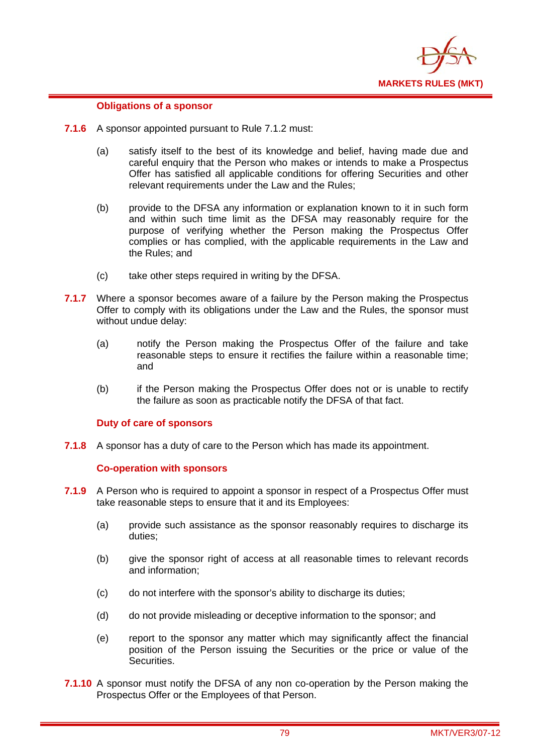### Obligations of a sponsor

**7.1.6** A sponsor appointed pursuant to Rule 7.1.2 must:

(a) satisfy itself to the best of its knowledge and belief, having made due and careful enquiry that the Person who makes or intends to make a Prospectus Offer has satisfied all applicable conditions for offering Securities and other relevant requirements under the Law and the Rules;

(b) provide to the DFSA any information or explanation known to it in such form and within such time limit as the DFSA may reasonably require for the purpose of verifying whether the Person making the Prospectus Offer complies or has complied, with the applicable requirements in the Law and the Rules; and

(c) take other steps required in writing by the DFSA.

**7.1.7** Where a sponsor becomes aware of a failure by the Person making the Prospectus Offer to comply with its obligations under the Law and the Rules, the sponsor must without undue delay:

(a) notify the Person making the Prospectus Offer of the failure and take reasonable steps to ensure it rectifies the failure within a reasonable time; and

(b) if the Person making the Prospectus Offer does not or is unable to rectify the failure as soon as practicable notify the DFSA of that fact.

### Duty of care of sponsors

**7.1.8** A sponsor has a duty of care to the Person which has made its appointment.

### Co-operation with sponsors

**7.1.9** A Person who is required to appoint a sponsor in respect of a Prospectus Offer must take reasonable steps to ensure that it and its Employees:

(a) provide such assistance as the sponsor reasonably requires to discharge its duties;

(b) give the sponsor right of access at all reasonable times to relevant records and information;

(c) do not interfere with the sponsor's ability to discharge its duties;

(d) do not provide misleading or deceptive information to the sponsor; and

(e) report to the sponsor any matter which may significantly affect the financial position of the Person issuing the Securities or the price or value of the Securities.

**7.1.10** A sponsor must notify the DFSA of any non co-operation by the Person making the Prospectus Offer or the Employees of that Person.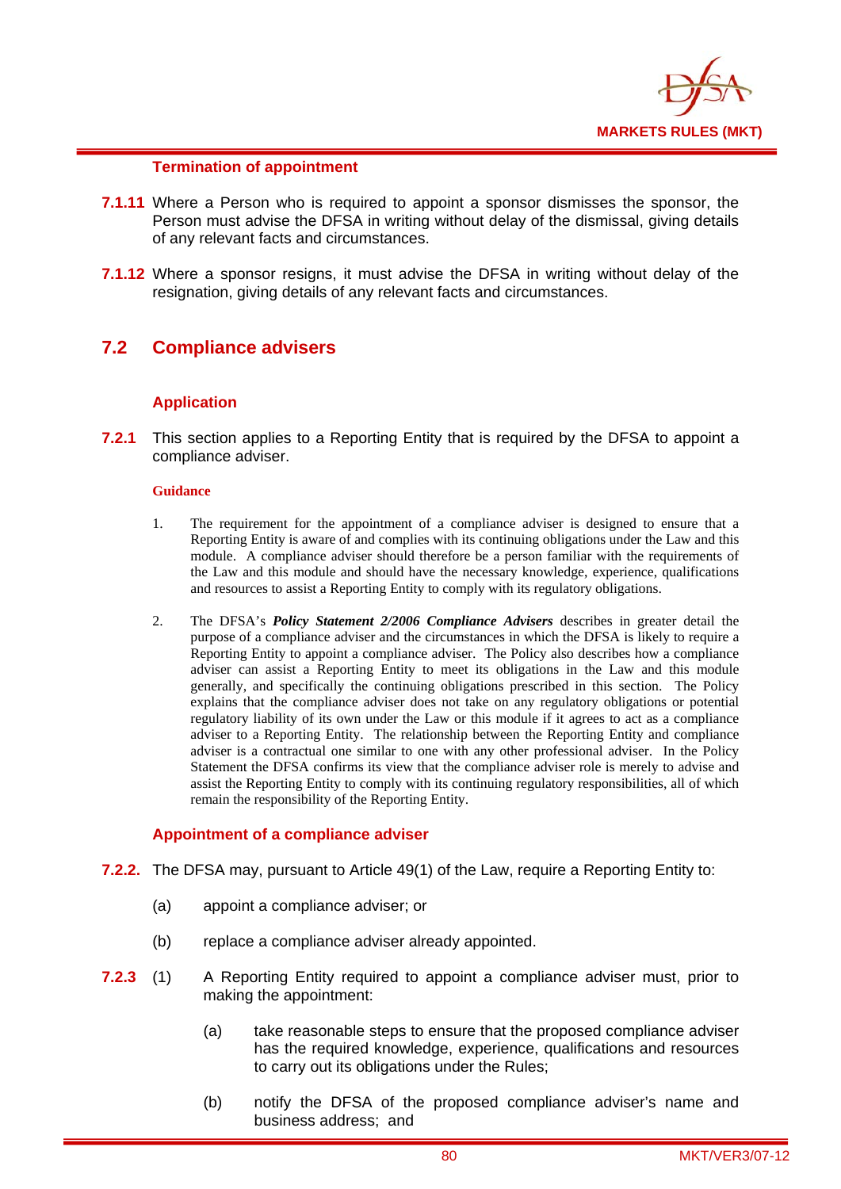#### Termination of appointment

**7.1.11** Where a Person who is required to appoint a sponsor dismisses the sponsor, the Person must advise the DFSA in writing without delay of the dismissal, giving details of any relevant facts and circumstances.

**7.1.12** Where a sponsor resigns, it must advise the DFSA in writing without delay of the resignation, giving details of any relevant facts and circumstances.

## 7.2 Compliance advisers

#### Application

**7.2.1** This section applies to a Reporting Entity that is required by the DFSA to appoint a compliance adviser.

**Guidance**

1. The requirement for the appointment of a compliance adviser is designed to ensure that a Reporting Entity is aware of and complies with its continuing obligations under the Law and this module. A compliance adviser should therefore be a person familiar with the requirements of the Law and this module and should have the necessary knowledge, experience, qualifications and resources to assist a Reporting Entity to comply with its regulatory obligations.

2. The DFSA's ***Policy Statement 2/2006 Compliance Advisers*** describes in greater detail the purpose of a compliance adviser and the circumstances in which the DFSA is likely to require a Reporting Entity to appoint a compliance adviser. The Policy also describes how a compliance adviser can assist a Reporting Entity to meet its obligations in the Law and this module generally, and specifically the continuing obligations prescribed in this section. The Policy explains that the compliance adviser does not take on any regulatory obligations or potential regulatory liability of its own under the Law or this module if it agrees to act as a compliance adviser to a Reporting Entity. The relationship between the Reporting Entity and compliance adviser is a contractual one similar to one with any other professional adviser. In the Policy Statement the DFSA confirms its view that the compliance adviser role is merely to advise and assist the Reporting Entity to comply with its continuing regulatory responsibilities, all of which remain the responsibility of the Reporting Entity.

#### Appointment of a compliance adviser

**7.2.2.** The DFSA may, pursuant to Article 49(1) of the Law, require a Reporting Entity to:

(a) appoint a compliance adviser; or

(b) replace a compliance adviser already appointed.

**7.2.3** (1) A Reporting Entity required to appoint a compliance adviser must, prior to making the appointment:

(a) take reasonable steps to ensure that the proposed compliance adviser has the required knowledge, experience, qualifications and resources to carry out its obligations under the Rules;

(b) notify the DFSA of the proposed compliance adviser's name and business address; and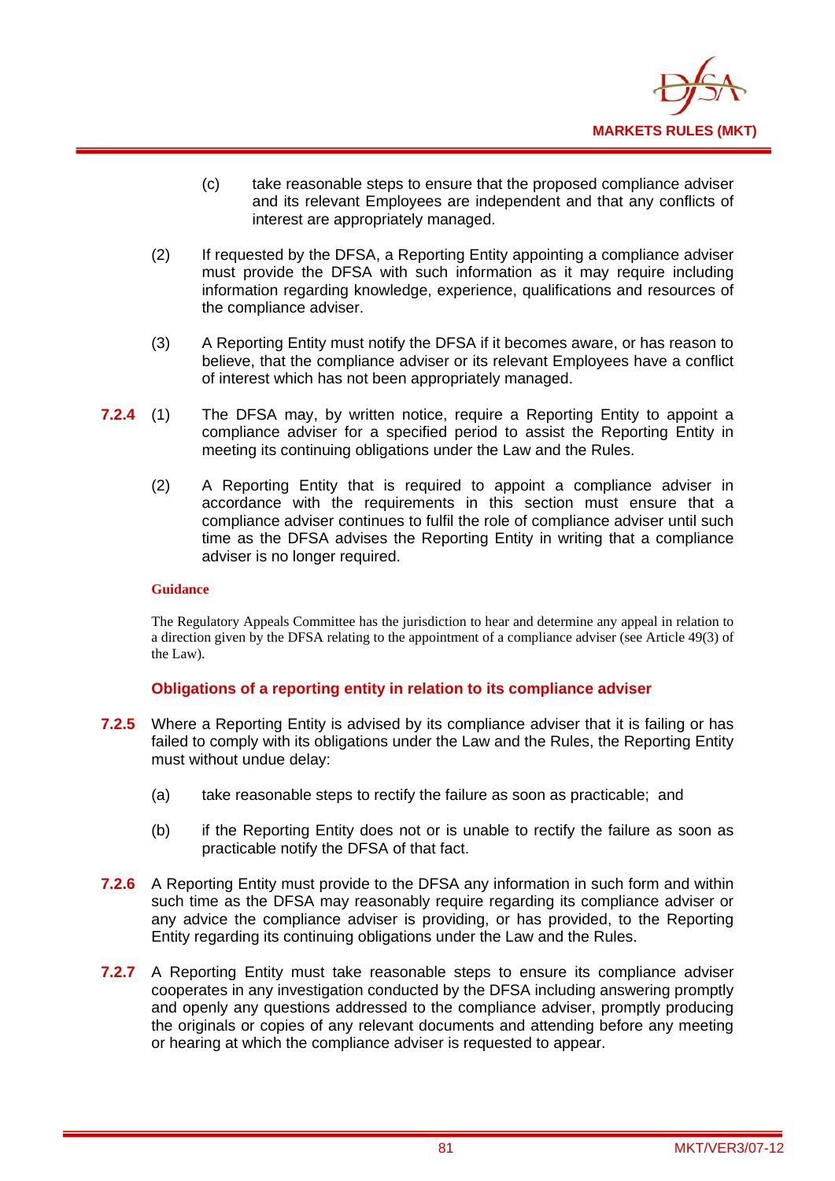(c) take reasonable steps to ensure that the proposed compliance adviser and its relevant Employees are independent and that any conflicts of interest are appropriately managed.

(2) If requested by the DFSA, a Reporting Entity appointing a compliance adviser must provide the DFSA with such information as it may require including information regarding knowledge, experience, qualifications and resources of the compliance adviser.

(3) A Reporting Entity must notify the DFSA if it becomes aware, or has reason to believe, that the compliance adviser or its relevant Employees have a conflict of interest which has not been appropriately managed.

**7.2.4** (1) The DFSA may, by written notice, require a Reporting Entity to appoint a compliance adviser for a specified period to assist the Reporting Entity in meeting its continuing obligations under the Law and the Rules.

(2) A Reporting Entity that is required to appoint a compliance adviser in accordance with the requirements in this section must ensure that a compliance adviser continues to fulfil the role of compliance adviser until such time as the DFSA advises the Reporting Entity in writing that a compliance adviser is no longer required.

**Guidance**

The Regulatory Appeals Committee has the jurisdiction to hear and determine any appeal in relation to a direction given by the DFSA relating to the appointment of a compliance adviser (see Article 49(3) of the Law).

### Obligations of a reporting entity in relation to its compliance adviser

**7.2.5** Where a Reporting Entity is advised by its compliance adviser that it is failing or has failed to comply with its obligations under the Law and the Rules, the Reporting Entity must without undue delay:

(a) take reasonable steps to rectify the failure as soon as practicable; and

(b) if the Reporting Entity does not or is unable to rectify the failure as soon as practicable notify the DFSA of that fact.

**7.2.6** A Reporting Entity must provide to the DFSA any information in such form and within such time as the DFSA may reasonably require regarding its compliance adviser or any advice the compliance adviser is providing, or has provided, to the Reporting Entity regarding its continuing obligations under the Law and the Rules.

**7.2.7** A Reporting Entity must take reasonable steps to ensure its compliance adviser cooperates in any investigation conducted by the DFSA including answering promptly and openly any questions addressed to the compliance adviser, promptly producing the originals or copies of any relevant documents and attending before any meeting or hearing at which the compliance adviser is requested to appear.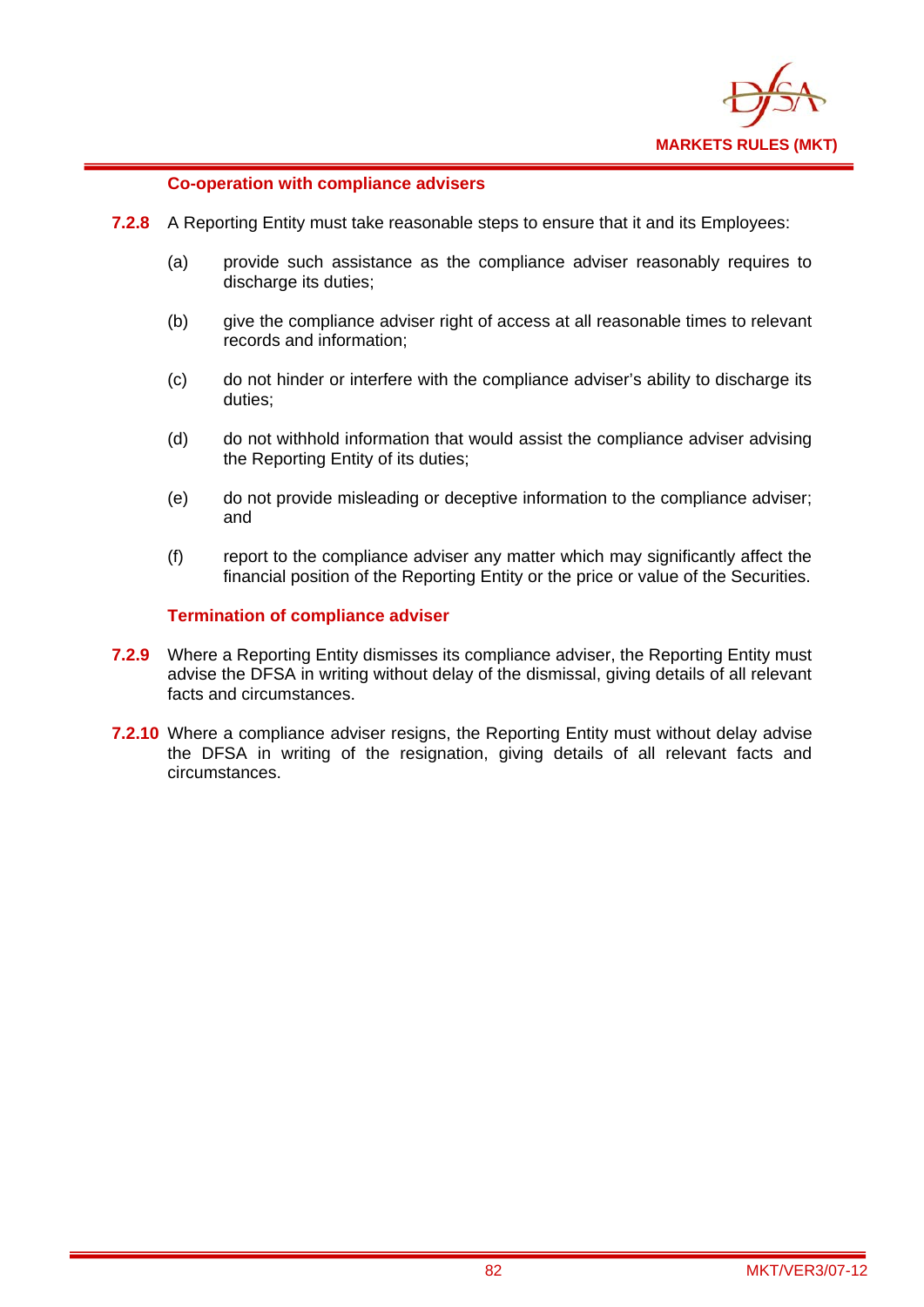#### Co-operation with compliance advisers

**7.2.8** A Reporting Entity must take reasonable steps to ensure that it and its Employees:

(a) provide such assistance as the compliance adviser reasonably requires to discharge its duties;

(b) give the compliance adviser right of access at all reasonable times to relevant records and information;

(c) do not hinder or interfere with the compliance adviser's ability to discharge its duties;

(d) do not withhold information that would assist the compliance adviser advising the Reporting Entity of its duties;

(e) do not provide misleading or deceptive information to the compliance adviser; and

(f) report to the compliance adviser any matter which may significantly affect the financial position of the Reporting Entity or the price or value of the Securities.

#### Termination of compliance adviser

**7.2.9** Where a Reporting Entity dismisses its compliance adviser, the Reporting Entity must advise the DFSA in writing without delay of the dismissal, giving details of all relevant facts and circumstances.

**7.2.10** Where a compliance adviser resigns, the Reporting Entity must without delay advise the DFSA in writing of the resignation, giving details of all relevant facts and circumstances.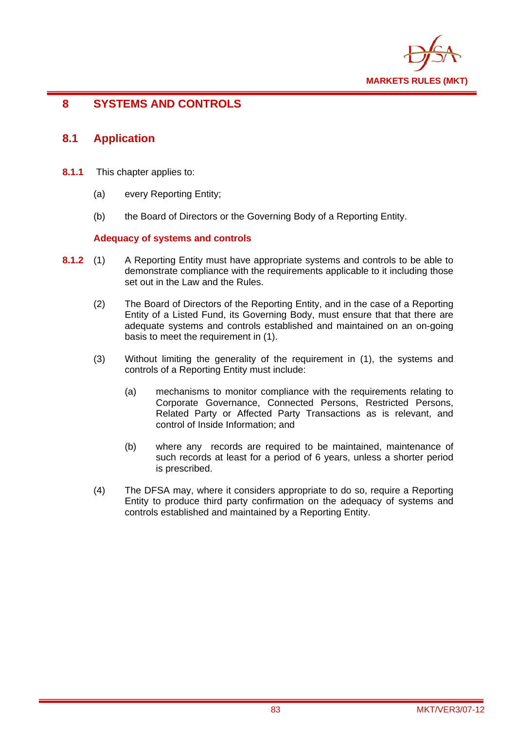# 8 SYSTEMS AND CONTROLS

## 8.1 Application

**8.1.1** This chapter applies to:

(a) every Reporting Entity;

(b) the Board of Directors or the Governing Body of a Reporting Entity.

### Adequacy of systems and controls

**8.1.2** (1) A Reporting Entity must have appropriate systems and controls to be able to demonstrate compliance with the requirements applicable to it including those set out in the Law and the Rules.

(2) The Board of Directors of the Reporting Entity, and in the case of a Reporting Entity of a Listed Fund, its Governing Body, must ensure that that there are adequate systems and controls established and maintained on an on-going basis to meet the requirement in (1).

(3) Without limiting the generality of the requirement in (1), the systems and controls of a Reporting Entity must include:

(a) mechanisms to monitor compliance with the requirements relating to Corporate Governance, Connected Persons, Restricted Persons, Related Party or Affected Party Transactions as is relevant, and control of Inside Information; and

(b) where any records are required to be maintained, maintenance of such records at least for a period of 6 years, unless a shorter period is prescribed.

(4) The DFSA may, where it considers appropriate to do so, require a Reporting Entity to produce third party confirmation on the adequacy of systems and controls established and maintained by a Reporting Entity.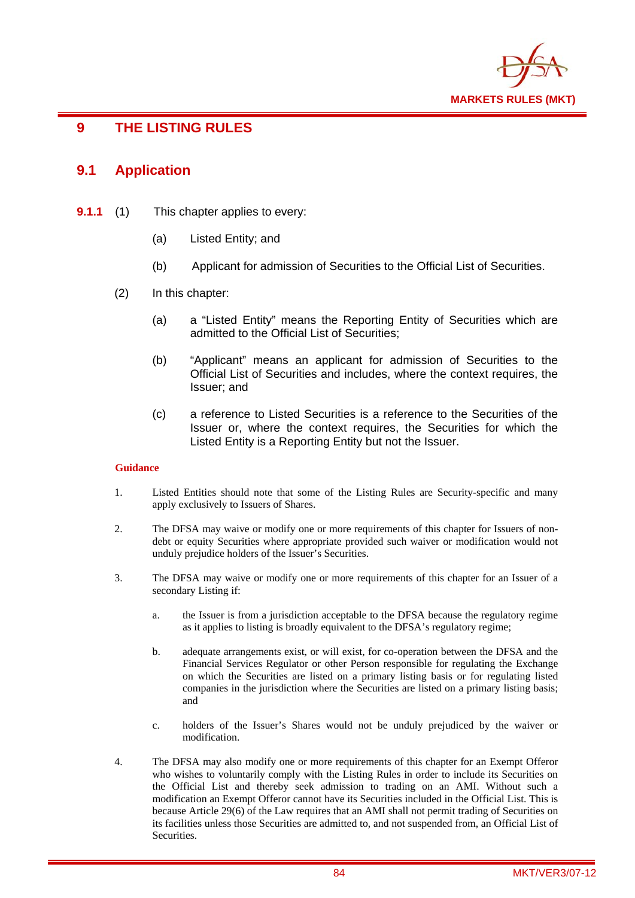# 9 THE LISTING RULES

## 9.1 Application

**9.1.1** (1) This chapter applies to every:

(a) Listed Entity; and

(b) Applicant for admission of Securities to the Official List of Securities.

(2) In this chapter:

(a) a "Listed Entity" means the Reporting Entity of Securities which are admitted to the Official List of Securities;

(b) "Applicant" means an applicant for admission of Securities to the Official List of Securities and includes, where the context requires, the Issuer; and

(c) a reference to Listed Securities is a reference to the Securities of the Issuer or, where the context requires, the Securities for which the Listed Entity is a Reporting Entity but not the Issuer.

**Guidance**

1. Listed Entities should note that some of the Listing Rules are Security-specific and many apply exclusively to Issuers of Shares.

2. The DFSA may waive or modify one or more requirements of this chapter for Issuers of non-debt or equity Securities where appropriate provided such waiver or modification would not unduly prejudice holders of the Issuer's Securities.

3. The DFSA may waive or modify one or more requirements of this chapter for an Issuer of a secondary Listing if:

   a. the Issuer is from a jurisdiction acceptable to the DFSA because the regulatory regime as it applies to listing is broadly equivalent to the DFSA's regulatory regime;

   b. adequate arrangements exist, or will exist, for co-operation between the DFSA and the Financial Services Regulator or other Person responsible for regulating the Exchange on which the Securities are listed on a primary listing basis or for regulating listed companies in the jurisdiction where the Securities are listed on a primary listing basis; and

   c. holders of the Issuer's Shares would not be unduly prejudiced by the waiver or modification.

4. The DFSA may also modify one or more requirements of this chapter for an Exempt Offeror who wishes to voluntarily comply with the Listing Rules in order to include its Securities on the Official List and thereby seek admission to trading on an AMI. Without such a modification an Exempt Offeror cannot have its Securities included in the Official List. This is because Article 29(6) of the Law requires that an AMI shall not permit trading of Securities on its facilities unless those Securities are admitted to, and not suspended from, an Official List of Securities.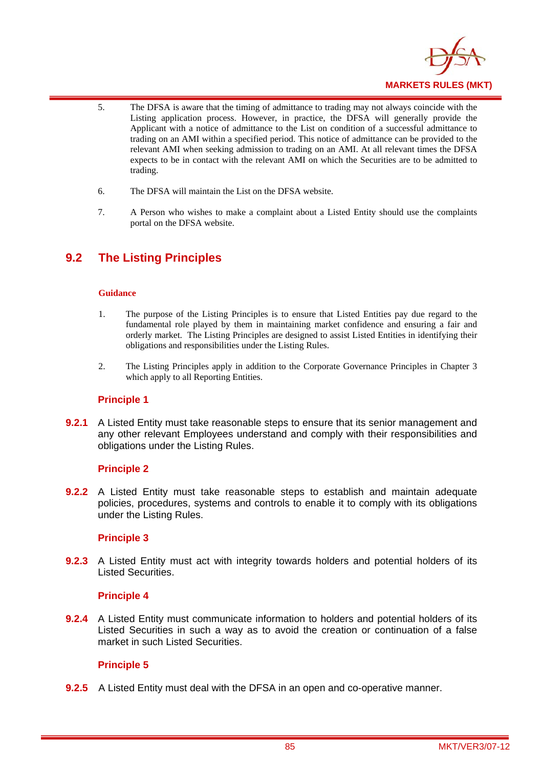5. The DFSA is aware that the timing of admittance to trading may not always coincide with the Listing application process. However, in practice, the DFSA will generally provide the Applicant with a notice of admittance to the List on condition of a successful admittance to trading on an AMI within a specified period. This notice of admittance can be provided to the relevant AMI when seeking admission to trading on an AMI. At all relevant times the DFSA expects to be in contact with the relevant AMI on which the Securities are to be admitted to trading.

6. The DFSA will maintain the List on the DFSA website.

7. A Person who wishes to make a complaint about a Listed Entity should use the complaints portal on the DFSA website.

## 9.2 The Listing Principles

**Guidance**

1. The purpose of the Listing Principles is to ensure that Listed Entities pay due regard to the fundamental role played by them in maintaining market confidence and ensuring a fair and orderly market. The Listing Principles are designed to assist Listed Entities in identifying their obligations and responsibilities under the Listing Rules.

2. The Listing Principles apply in addition to the Corporate Governance Principles in Chapter 3 which apply to all Reporting Entities.

### Principle 1

**9.2.1** A Listed Entity must take reasonable steps to ensure that its senior management and any other relevant Employees understand and comply with their responsibilities and obligations under the Listing Rules.

### Principle 2

**9.2.2** A Listed Entity must take reasonable steps to establish and maintain adequate policies, procedures, systems and controls to enable it to comply with its obligations under the Listing Rules.

### Principle 3

**9.2.3** A Listed Entity must act with integrity towards holders and potential holders of its Listed Securities.

### Principle 4

**9.2.4** A Listed Entity must communicate information to holders and potential holders of its Listed Securities in such a way as to avoid the creation or continuation of a false market in such Listed Securities.

### Principle 5

**9.2.5** A Listed Entity must deal with the DFSA in an open and co-operative manner.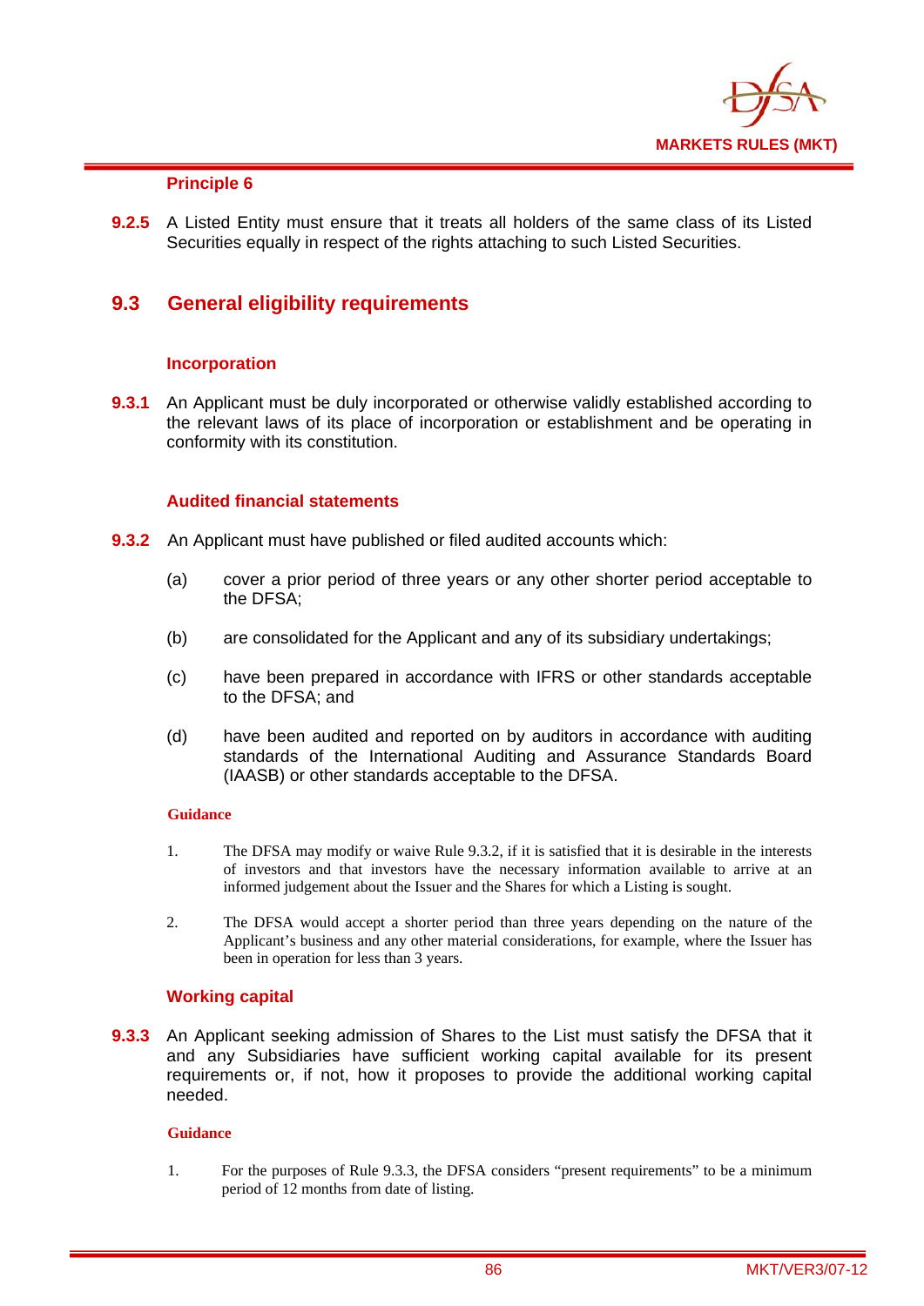#### Principle 6

**9.2.5** A Listed Entity must ensure that it treats all holders of the same class of its Listed Securities equally in respect of the rights attaching to such Listed Securities.

## 9.3 General eligibility requirements

#### Incorporation

**9.3.1** An Applicant must be duly incorporated or otherwise validly established according to the relevant laws of its place of incorporation or establishment and be operating in conformity with its constitution.

#### Audited financial statements

**9.3.2** An Applicant must have published or filed audited accounts which:

(a) cover a prior period of three years or any other shorter period acceptable to the DFSA;

(b) are consolidated for the Applicant and any of its subsidiary undertakings;

(c) have been prepared in accordance with IFRS or other standards acceptable to the DFSA; and

(d) have been audited and reported on by auditors in accordance with auditing standards of the International Auditing and Assurance Standards Board (IAASB) or other standards acceptable to the DFSA.

**Guidance**

1. The DFSA may modify or waive Rule 9.3.2, if it is satisfied that it is desirable in the interests of investors and that investors have the necessary information available to arrive at an informed judgement about the Issuer and the Shares for which a Listing is sought.

2. The DFSA would accept a shorter period than three years depending on the nature of the Applicant's business and any other material considerations, for example, where the Issuer has been in operation for less than 3 years.

#### Working capital

**9.3.3** An Applicant seeking admission of Shares to the List must satisfy the DFSA that it and any Subsidiaries have sufficient working capital available for its present requirements or, if not, how it proposes to provide the additional working capital needed.

**Guidance**

1. For the purposes of Rule 9.3.3, the DFSA considers "present requirements" to be a minimum period of 12 months from date of listing.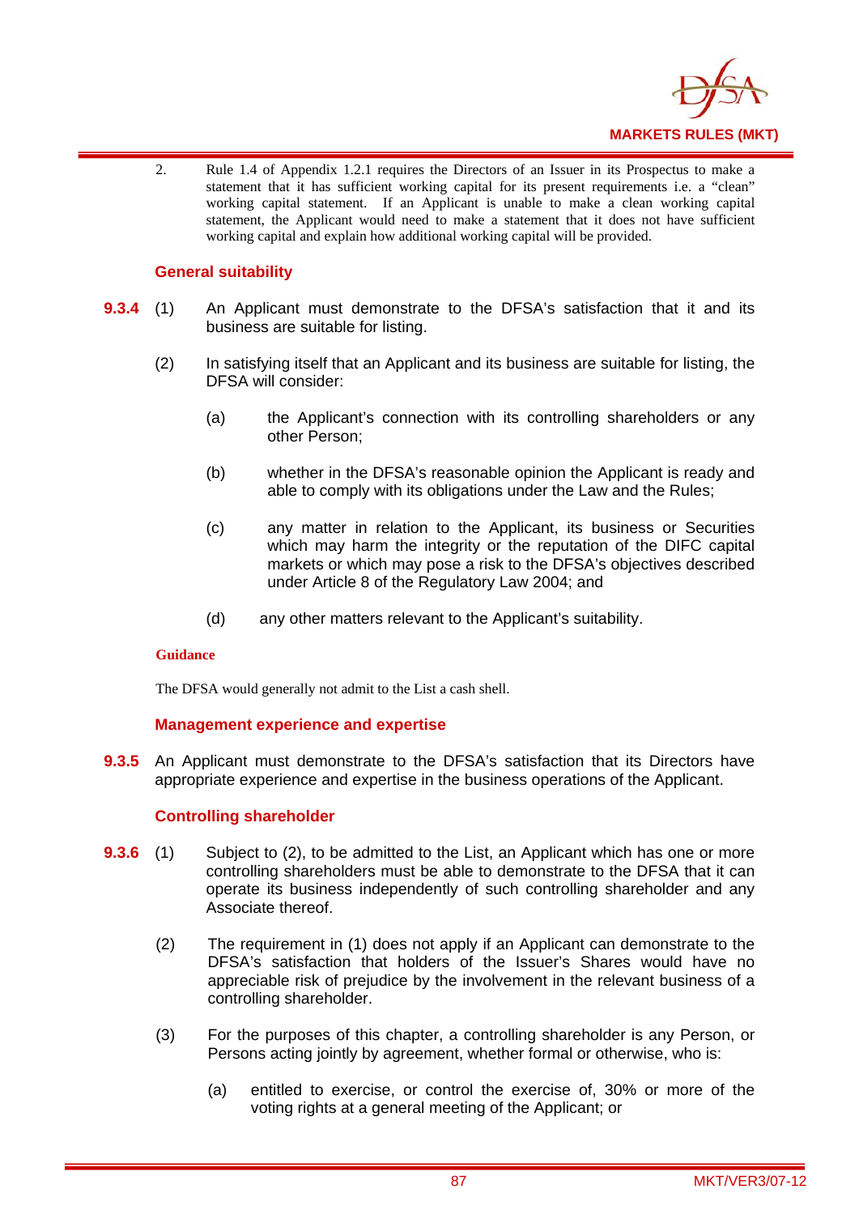2. Rule 1.4 of Appendix 1.2.1 requires the Directors of an Issuer in its Prospectus to make a statement that it has sufficient working capital for its present requirements i.e. a "clean" working capital statement. If an Applicant is unable to make a clean working capital statement, the Applicant would need to make a statement that it does not have sufficient working capital and explain how additional working capital will be provided.

### General suitability

**9.3.4** (1) An Applicant must demonstrate to the DFSA's satisfaction that it and its business are suitable for listing.

(2) In satisfying itself that an Applicant and its business are suitable for listing, the DFSA will consider:

(a) the Applicant's connection with its controlling shareholders or any other Person;

(b) whether in the DFSA's reasonable opinion the Applicant is ready and able to comply with its obligations under the Law and the Rules;

(c) any matter in relation to the Applicant, its business or Securities which may harm the integrity or the reputation of the DIFC capital markets or which may pose a risk to the DFSA's objectives described under Article 8 of the Regulatory Law 2004; and

(d) any other matters relevant to the Applicant's suitability.

**Guidance**

The DFSA would generally not admit to the List a cash shell.

### Management experience and expertise

**9.3.5** An Applicant must demonstrate to the DFSA's satisfaction that its Directors have appropriate experience and expertise in the business operations of the Applicant.

### Controlling shareholder

**9.3.6** (1) Subject to (2), to be admitted to the List, an Applicant which has one or more controlling shareholders must be able to demonstrate to the DFSA that it can operate its business independently of such controlling shareholder and any Associate thereof.

(2) The requirement in (1) does not apply if an Applicant can demonstrate to the DFSA's satisfaction that holders of the Issuer's Shares would have no appreciable risk of prejudice by the involvement in the relevant business of a controlling shareholder.

(3) For the purposes of this chapter, a controlling shareholder is any Person, or Persons acting jointly by agreement, whether formal or otherwise, who is:

(a) entitled to exercise, or control the exercise of, 30% or more of the voting rights at a general meeting of the Applicant; or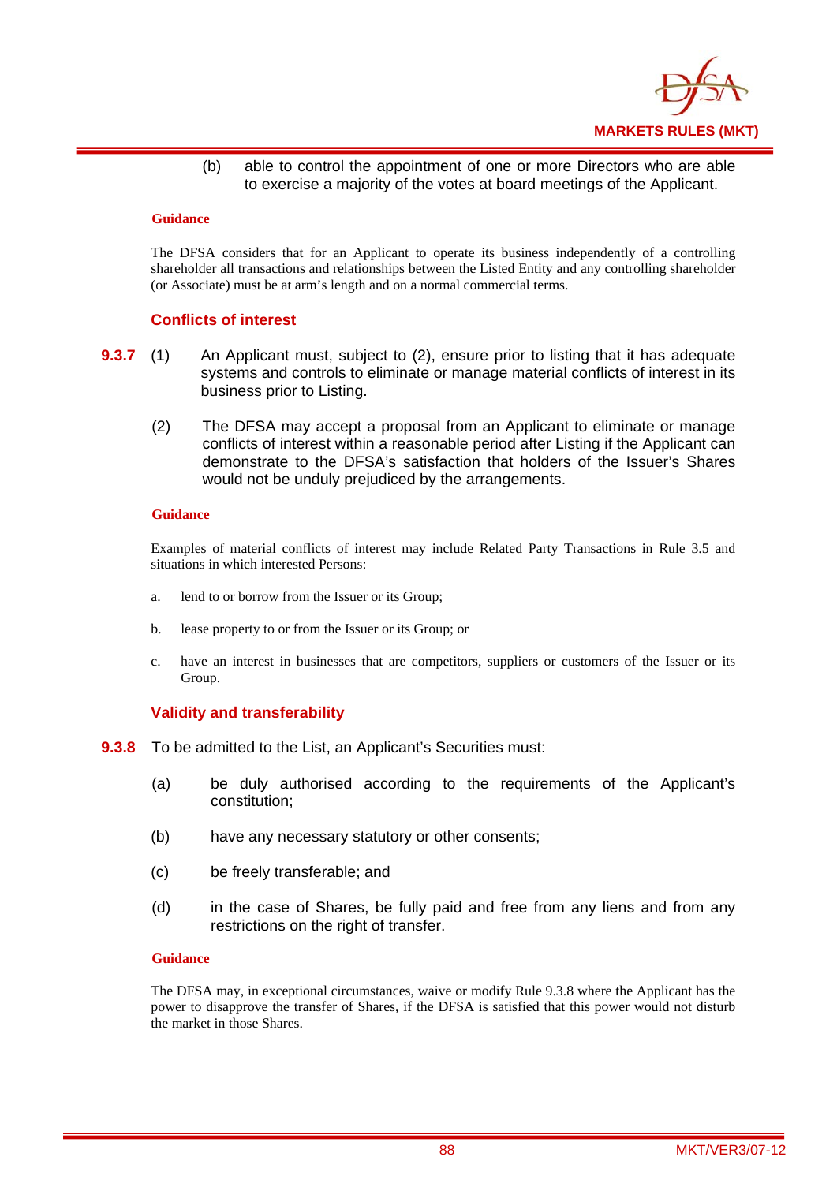(b) able to control the appointment of one or more Directors who are able to exercise a majority of the votes at board meetings of the Applicant.

**Guidance**

The DFSA considers that for an Applicant to operate its business independently of a controlling shareholder all transactions and relationships between the Listed Entity and any controlling shareholder (or Associate) must be at arm's length and on a normal commercial terms.

### Conflicts of interest

**9.3.7** (1) An Applicant must, subject to (2), ensure prior to listing that it has adequate systems and controls to eliminate or manage material conflicts of interest in its business prior to Listing.

(2) The DFSA may accept a proposal from an Applicant to eliminate or manage conflicts of interest within a reasonable period after Listing if the Applicant can demonstrate to the DFSA's satisfaction that holders of the Issuer's Shares would not be unduly prejudiced by the arrangements.

**Guidance**

Examples of material conflicts of interest may include Related Party Transactions in Rule 3.5 and situations in which interested Persons:

a. lend to or borrow from the Issuer or its Group;

b. lease property to or from the Issuer or its Group; or

c. have an interest in businesses that are competitors, suppliers or customers of the Issuer or its Group.

### Validity and transferability

**9.3.8** To be admitted to the List, an Applicant's Securities must:

(a) be duly authorised according to the requirements of the Applicant's constitution;

(b) have any necessary statutory or other consents;

(c) be freely transferable; and

(d) in the case of Shares, be fully paid and free from any liens and from any restrictions on the right of transfer.

**Guidance**

The DFSA may, in exceptional circumstances, waive or modify Rule 9.3.8 where the Applicant has the power to disapprove the transfer of Shares, if the DFSA is satisfied that this power would not disturb the market in those Shares.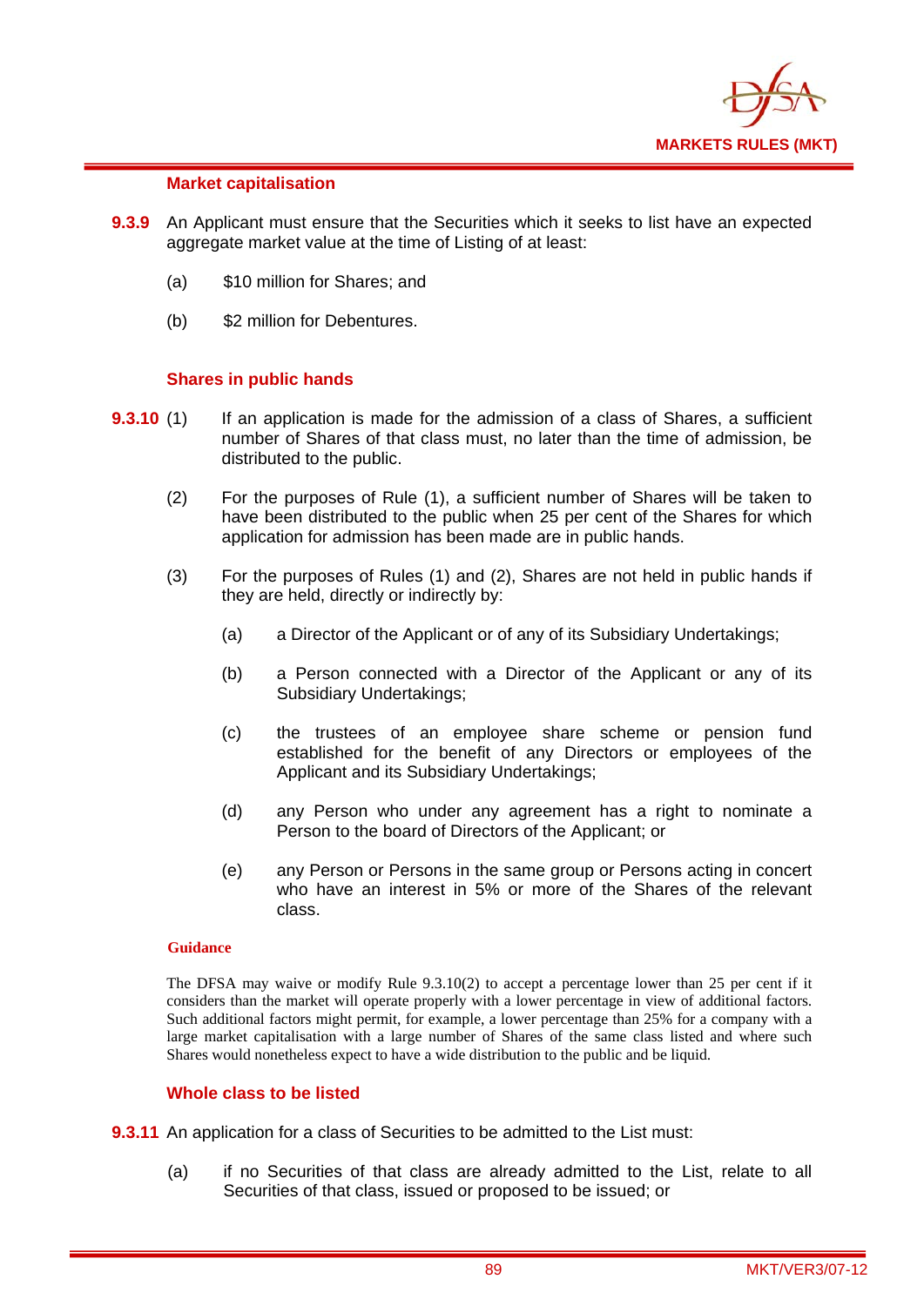#### Market capitalisation

**9.3.9** An Applicant must ensure that the Securities which it seeks to list have an expected aggregate market value at the time of Listing of at least:

(a) $10 million for Shares; and

(b) $2 million for Debentures.

#### Shares in public hands

**9.3.10** (1) If an application is made for the admission of a class of Shares, a sufficient number of Shares of that class must, no later than the time of admission, be distributed to the public.

(2) For the purposes of Rule (1), a sufficient number of Shares will be taken to have been distributed to the public when 25 per cent of the Shares for which application for admission has been made are in public hands.

(3) For the purposes of Rules (1) and (2), Shares are not held in public hands if they are held, directly or indirectly by:

(a) a Director of the Applicant or of any of its Subsidiary Undertakings;

(b) a Person connected with a Director of the Applicant or any of its Subsidiary Undertakings;

(c) the trustees of an employee share scheme or pension fund established for the benefit of any Directors or employees of the Applicant and its Subsidiary Undertakings;

(d) any Person who under any agreement has a right to nominate a Person to the board of Directors of the Applicant; or

(e) any Person or Persons in the same group or Persons acting in concert who have an interest in 5% or more of the Shares of the relevant class.

**Guidance**

The DFSA may waive or modify Rule 9.3.10(2) to accept a percentage lower than 25 per cent if it considers than the market will operate properly with a lower percentage in view of additional factors. Such additional factors might permit, for example, a lower percentage than 25% for a company with a large market capitalisation with a large number of Shares of the same class listed and where such Shares would nonetheless expect to have a wide distribution to the public and be liquid.

#### Whole class to be listed

**9.3.11** An application for a class of Securities to be admitted to the List must:

(a) if no Securities of that class are already admitted to the List, relate to all Securities of that class, issued or proposed to be issued; or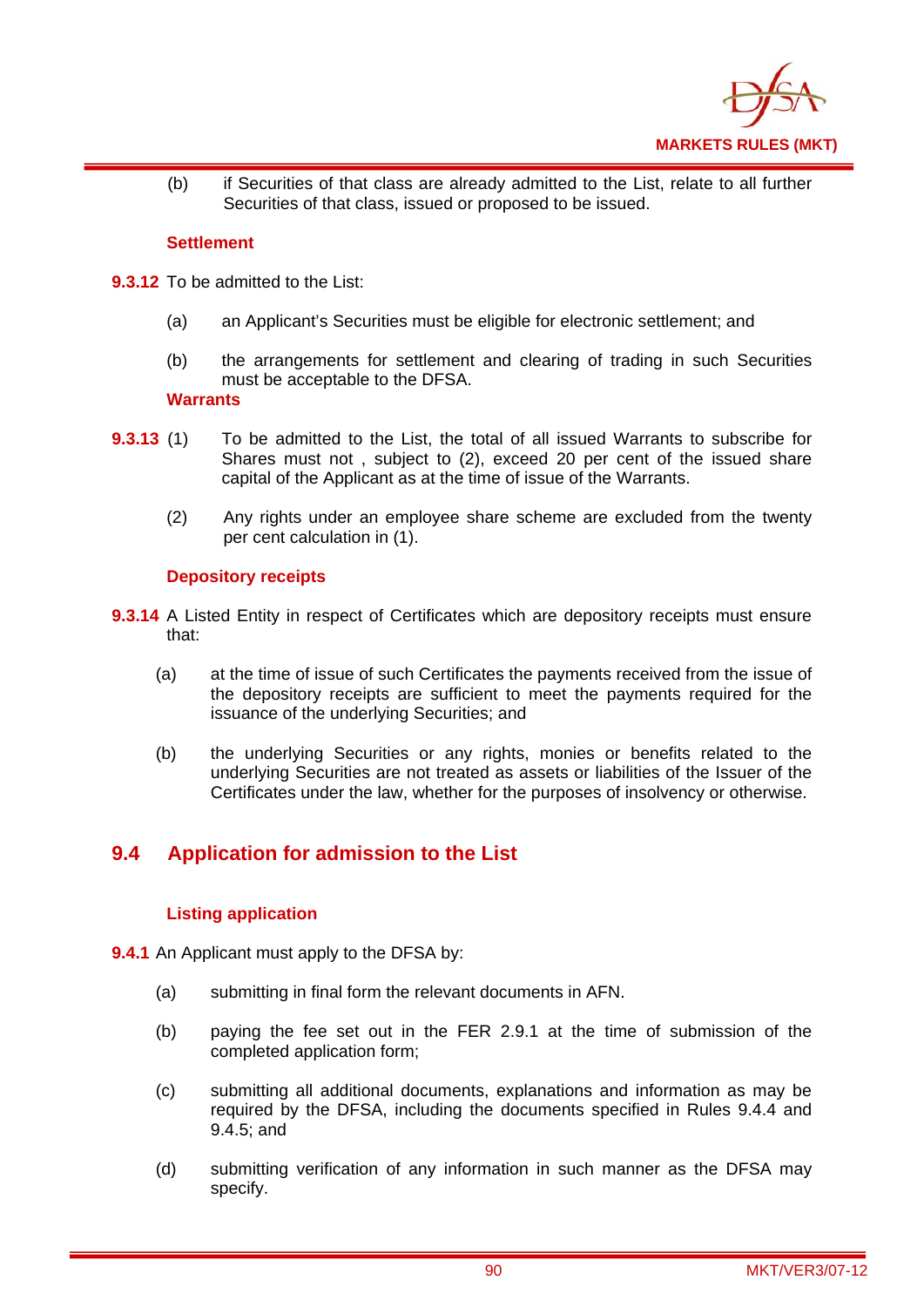(b) if Securities of that class are already admitted to the List, relate to all further Securities of that class, issued or proposed to be issued.

**Settlement**

**9.3.12** To be admitted to the List:

(a) an Applicant's Securities must be eligible for electronic settlement; and

(b) the arrangements for settlement and clearing of trading in such Securities must be acceptable to the DFSA.

**Warrants**

**9.3.13** (1) To be admitted to the List, the total of all issued Warrants to subscribe for Shares must not , subject to (2), exceed 20 per cent of the issued share capital of the Applicant as at the time of issue of the Warrants.

(2) Any rights under an employee share scheme are excluded from the twenty per cent calculation in (1).

**Depository receipts**

**9.3.14** A Listed Entity in respect of Certificates which are depository receipts must ensure that:

(a) at the time of issue of such Certificates the payments received from the issue of the depository receipts are sufficient to meet the payments required for the issuance of the underlying Securities; and

(b) the underlying Securities or any rights, monies or benefits related to the underlying Securities are not treated as assets or liabilities of the Issuer of the Certificates under the law, whether for the purposes of insolvency or otherwise.

## 9.4 Application for admission to the List

**Listing application**

**9.4.1** An Applicant must apply to the DFSA by:

(a) submitting in final form the relevant documents in AFN.

(b) paying the fee set out in the FER 2.9.1 at the time of submission of the completed application form;

(c) submitting all additional documents, explanations and information as may be required by the DFSA, including the documents specified in Rules 9.4.4 and 9.4.5; and

(d) submitting verification of any information in such manner as the DFSA may specify.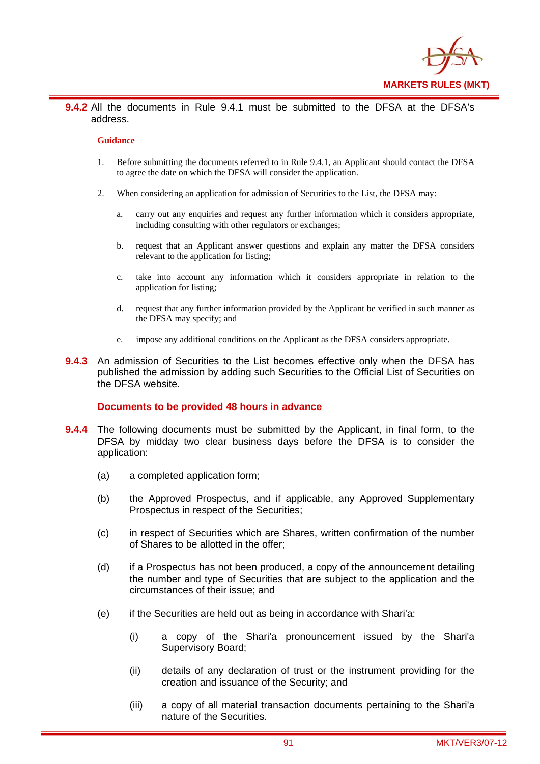**9.4.2** All the documents in Rule 9.4.1 must be submitted to the DFSA at the DFSA's address.

**Guidance**

1. Before submitting the documents referred to in Rule 9.4.1, an Applicant should contact the DFSA to agree the date on which the DFSA will consider the application.

2. When considering an application for admission of Securities to the List, the DFSA may:

   a. carry out any enquiries and request any further information which it considers appropriate, including consulting with other regulators or exchanges;

   b. request that an Applicant answer questions and explain any matter the DFSA considers relevant to the application for listing;

   c. take into account any information which it considers appropriate in relation to the application for listing;

   d. request that any further information provided by the Applicant be verified in such manner as the DFSA may specify; and

   e. impose any additional conditions on the Applicant as the DFSA considers appropriate.

**9.4.3** An admission of Securities to the List becomes effective only when the DFSA has published the admission by adding such Securities to the Official List of Securities on the DFSA website.

**Documents to be provided 48 hours in advance**

**9.4.4** The following documents must be submitted by the Applicant, in final form, to the DFSA by midday two clear business days before the DFSA is to consider the application:

(a) a completed application form;

(b) the Approved Prospectus, and if applicable, any Approved Supplementary Prospectus in respect of the Securities;

(c) in respect of Securities which are Shares, written confirmation of the number of Shares to be allotted in the offer;

(d) if a Prospectus has not been produced, a copy of the announcement detailing the number and type of Securities that are subject to the application and the circumstances of their issue; and

(e) if the Securities are held out as being in accordance with Shari'a:

   (i) a copy of the Shari'a pronouncement issued by the Shari'a Supervisory Board;

   (ii) details of any declaration of trust or the instrument providing for the creation and issuance of the Security; and

   (iii) a copy of all material transaction documents pertaining to the Shari'a nature of the Securities.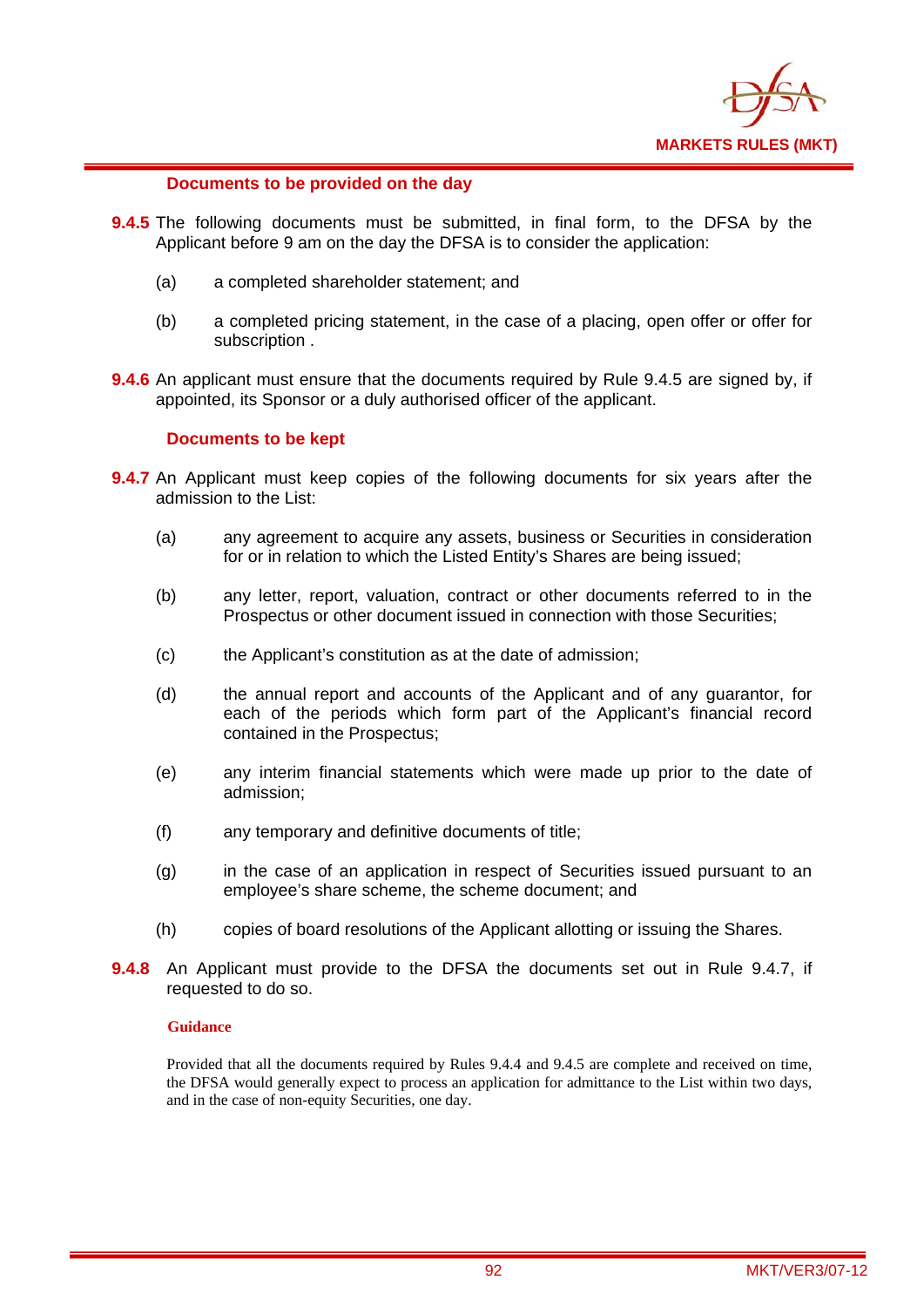### Documents to be provided on the day

**9.4.5** The following documents must be submitted, in final form, to the DFSA by the Applicant before 9 am on the day the DFSA is to consider the application:

(a) a completed shareholder statement; and

(b) a completed pricing statement, in the case of a placing, open offer or offer for subscription .

**9.4.6** An applicant must ensure that the documents required by Rule 9.4.5 are signed by, if appointed, its Sponsor or a duly authorised officer of the applicant.

### Documents to be kept

**9.4.7** An Applicant must keep copies of the following documents for six years after the admission to the List:

(a) any agreement to acquire any assets, business or Securities in consideration for or in relation to which the Listed Entity's Shares are being issued;

(b) any letter, report, valuation, contract or other documents referred to in the Prospectus or other document issued in connection with those Securities;

(c) the Applicant's constitution as at the date of admission;

(d) the annual report and accounts of the Applicant and of any guarantor, for each of the periods which form part of the Applicant's financial record contained in the Prospectus;

(e) any interim financial statements which were made up prior to the date of admission;

(f) any temporary and definitive documents of title;

(g) in the case of an application in respect of Securities issued pursuant to an employee's share scheme, the scheme document; and

(h) copies of board resolutions of the Applicant allotting or issuing the Shares.

**9.4.8** An Applicant must provide to the DFSA the documents set out in Rule 9.4.7, if requested to do so.

**Guidance**

Provided that all the documents required by Rules 9.4.4 and 9.4.5 are complete and received on time, the DFSA would generally expect to process an application for admittance to the List within two days, and in the case of non-equity Securities, one day.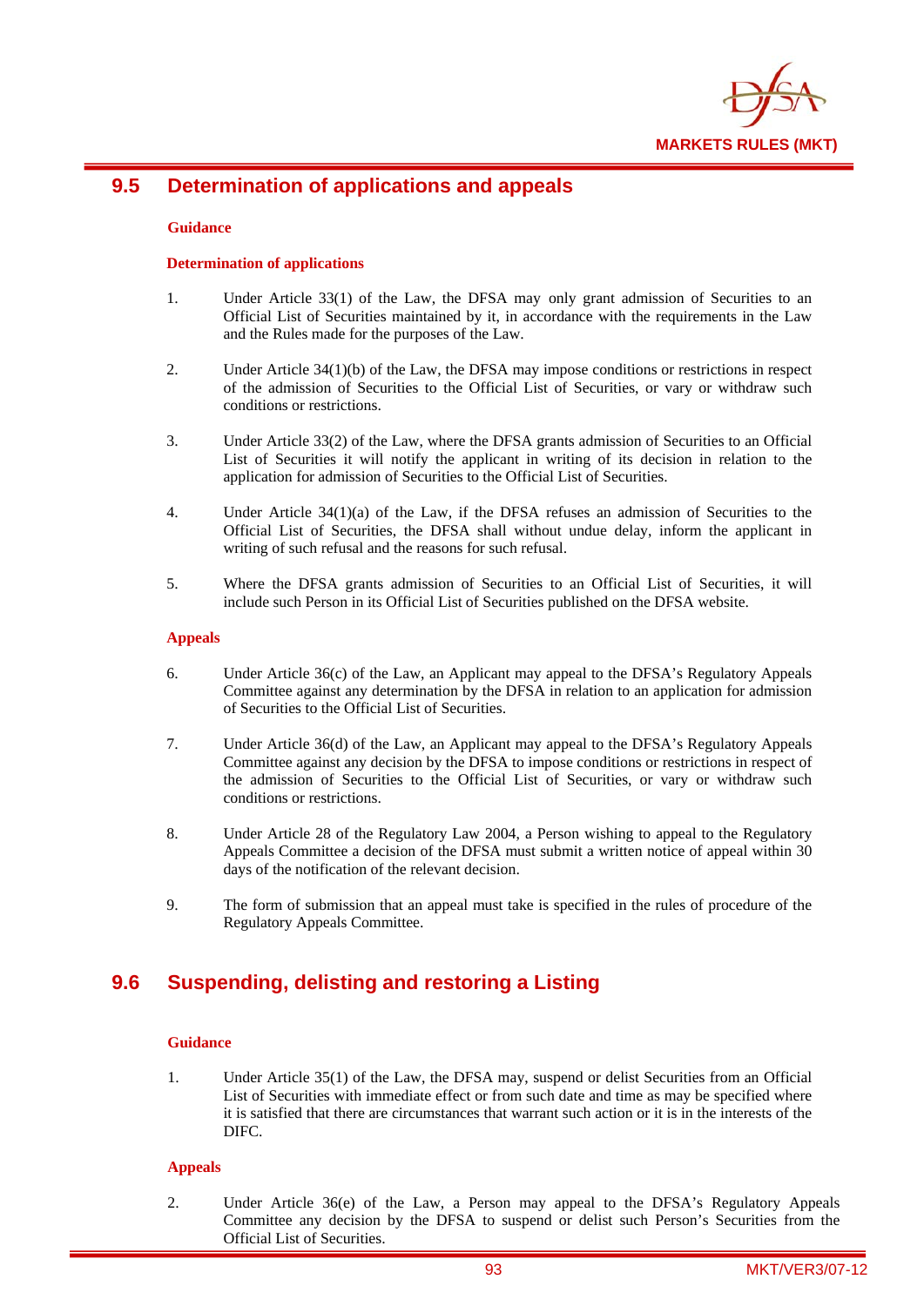## 9.5 Determination of applications and appeals

**Guidance**

**Determination of applications**

1. Under Article 33(1) of the Law, the DFSA may only grant admission of Securities to an Official List of Securities maintained by it, in accordance with the requirements in the Law and the Rules made for the purposes of the Law.

2. Under Article 34(1)(b) of the Law, the DFSA may impose conditions or restrictions in respect of the admission of Securities to the Official List of Securities, or vary or withdraw such conditions or restrictions.

3. Under Article 33(2) of the Law, where the DFSA grants admission of Securities to an Official List of Securities it will notify the applicant in writing of its decision in relation to the application for admission of Securities to the Official List of Securities.

4. Under Article 34(1)(a) of the Law, if the DFSA refuses an admission of Securities to the Official List of Securities, the DFSA shall without undue delay, inform the applicant in writing of such refusal and the reasons for such refusal.

5. Where the DFSA grants admission of Securities to an Official List of Securities, it will include such Person in its Official List of Securities published on the DFSA website.

**Appeals**

6. Under Article 36(c) of the Law, an Applicant may appeal to the DFSA's Regulatory Appeals Committee against any determination by the DFSA in relation to an application for admission of Securities to the Official List of Securities.

7. Under Article 36(d) of the Law, an Applicant may appeal to the DFSA's Regulatory Appeals Committee against any decision by the DFSA to impose conditions or restrictions in respect of the admission of Securities to the Official List of Securities, or vary or withdraw such conditions or restrictions.

8. Under Article 28 of the Regulatory Law 2004, a Person wishing to appeal to the Regulatory Appeals Committee a decision of the DFSA must submit a written notice of appeal within 30 days of the notification of the relevant decision.

9. The form of submission that an appeal must take is specified in the rules of procedure of the Regulatory Appeals Committee.

## 9.6 Suspending, delisting and restoring a Listing

**Guidance**

1. Under Article 35(1) of the Law, the DFSA may, suspend or delist Securities from an Official List of Securities with immediate effect or from such date and time as may be specified where it is satisfied that there are circumstances that warrant such action or it is in the interests of the DIFC.

**Appeals**

2. Under Article 36(e) of the Law, a Person may appeal to the DFSA's Regulatory Appeals Committee any decision by the DFSA to suspend or delist such Person's Securities from the Official List of Securities.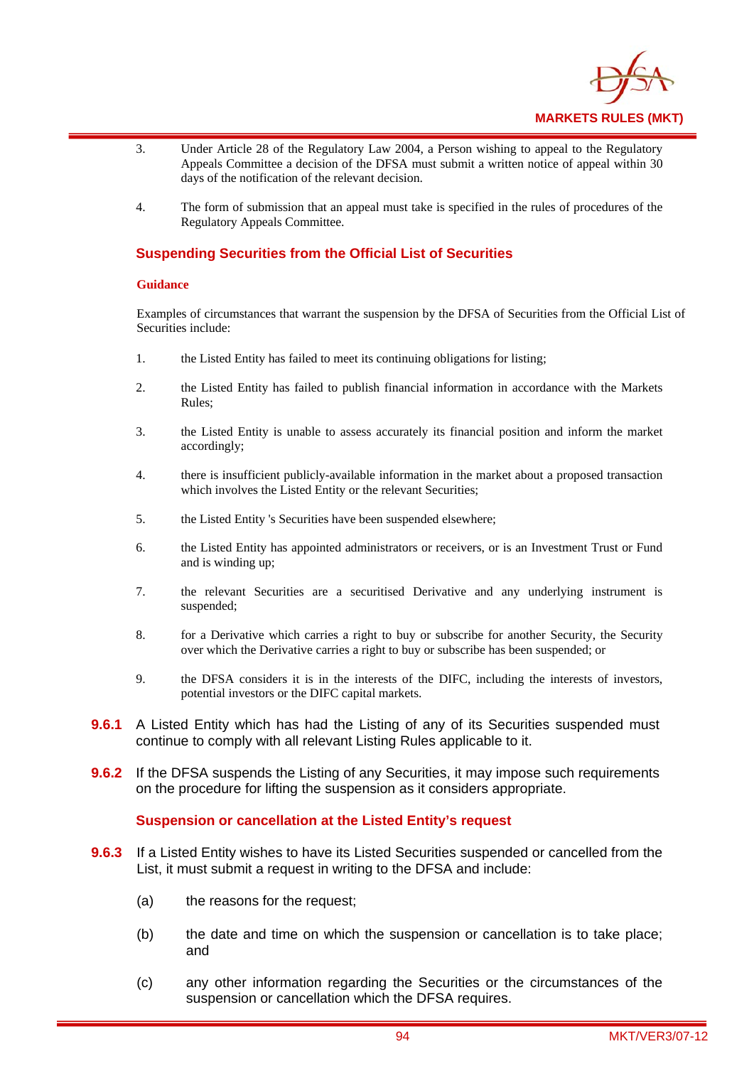3. Under Article 28 of the Regulatory Law 2004, a Person wishing to appeal to the Regulatory Appeals Committee a decision of the DFSA must submit a written notice of appeal within 30 days of the notification of the relevant decision.

4. The form of submission that an appeal must take is specified in the rules of procedures of the Regulatory Appeals Committee.

## Suspending Securities from the Official List of Securities

**Guidance**

Examples of circumstances that warrant the suspension by the DFSA of Securities from the Official List of Securities include:

1. the Listed Entity has failed to meet its continuing obligations for listing;

2. the Listed Entity has failed to publish financial information in accordance with the Markets Rules;

3. the Listed Entity is unable to assess accurately its financial position and inform the market accordingly;

4. there is insufficient publicly-available information in the market about a proposed transaction which involves the Listed Entity or the relevant Securities;

5. the Listed Entity 's Securities have been suspended elsewhere;

6. the Listed Entity has appointed administrators or receivers, or is an Investment Trust or Fund and is winding up;

7. the relevant Securities are a securitised Derivative and any underlying instrument is suspended;

8. for a Derivative which carries a right to buy or subscribe for another Security, the Security over which the Derivative carries a right to buy or subscribe has been suspended; or

9. the DFSA considers it is in the interests of the DIFC, including the interests of investors, potential investors or the DIFC capital markets.

**9.6.1** A Listed Entity which has had the Listing of any of its Securities suspended must continue to comply with all relevant Listing Rules applicable to it.

**9.6.2** If the DFSA suspends the Listing of any Securities, it may impose such requirements on the procedure for lifting the suspension as it considers appropriate.

## Suspension or cancellation at the Listed Entity's request

**9.6.3** If a Listed Entity wishes to have its Listed Securities suspended or cancelled from the List, it must submit a request in writing to the DFSA and include:

(a) the reasons for the request;

(b) the date and time on which the suspension or cancellation is to take place; and

(c) any other information regarding the Securities or the circumstances of the suspension or cancellation which the DFSA requires.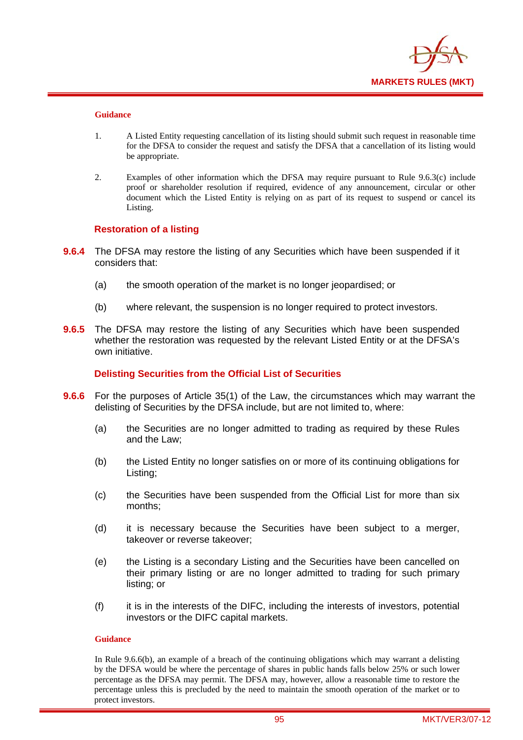**Guidance**

1. A Listed Entity requesting cancellation of its listing should submit such request in reasonable time for the DFSA to consider the request and satisfy the DFSA that a cancellation of its listing would be appropriate.

2. Examples of other information which the DFSA may require pursuant to Rule 9.6.3(c) include proof or shareholder resolution if required, evidence of any announcement, circular or other document which the Listed Entity is relying on as part of its request to suspend or cancel its Listing.

### Restoration of a listing

**9.6.4** The DFSA may restore the listing of any Securities which have been suspended if it considers that:

(a) the smooth operation of the market is no longer jeopardised; or

(b) where relevant, the suspension is no longer required to protect investors.

**9.6.5** The DFSA may restore the listing of any Securities which have been suspended whether the restoration was requested by the relevant Listed Entity or at the DFSA's own initiative.

### Delisting Securities from the Official List of Securities

**9.6.6** For the purposes of Article 35(1) of the Law, the circumstances which may warrant the delisting of Securities by the DFSA include, but are not limited to, where:

(a) the Securities are no longer admitted to trading as required by these Rules and the Law;

(b) the Listed Entity no longer satisfies on or more of its continuing obligations for Listing;

(c) the Securities have been suspended from the Official List for more than six months;

(d) it is necessary because the Securities have been subject to a merger, takeover or reverse takeover;

(e) the Listing is a secondary Listing and the Securities have been cancelled on their primary listing or are no longer admitted to trading for such primary listing; or

(f) it is in the interests of the DIFC, including the interests of investors, potential investors or the DIFC capital markets.

**Guidance**

In Rule 9.6.6(b), an example of a breach of the continuing obligations which may warrant a delisting by the DFSA would be where the percentage of shares in public hands falls below 25% or such lower percentage as the DFSA may permit. The DFSA may, however, allow a reasonable time to restore the percentage unless this is precluded by the need to maintain the smooth operation of the market or to protect investors.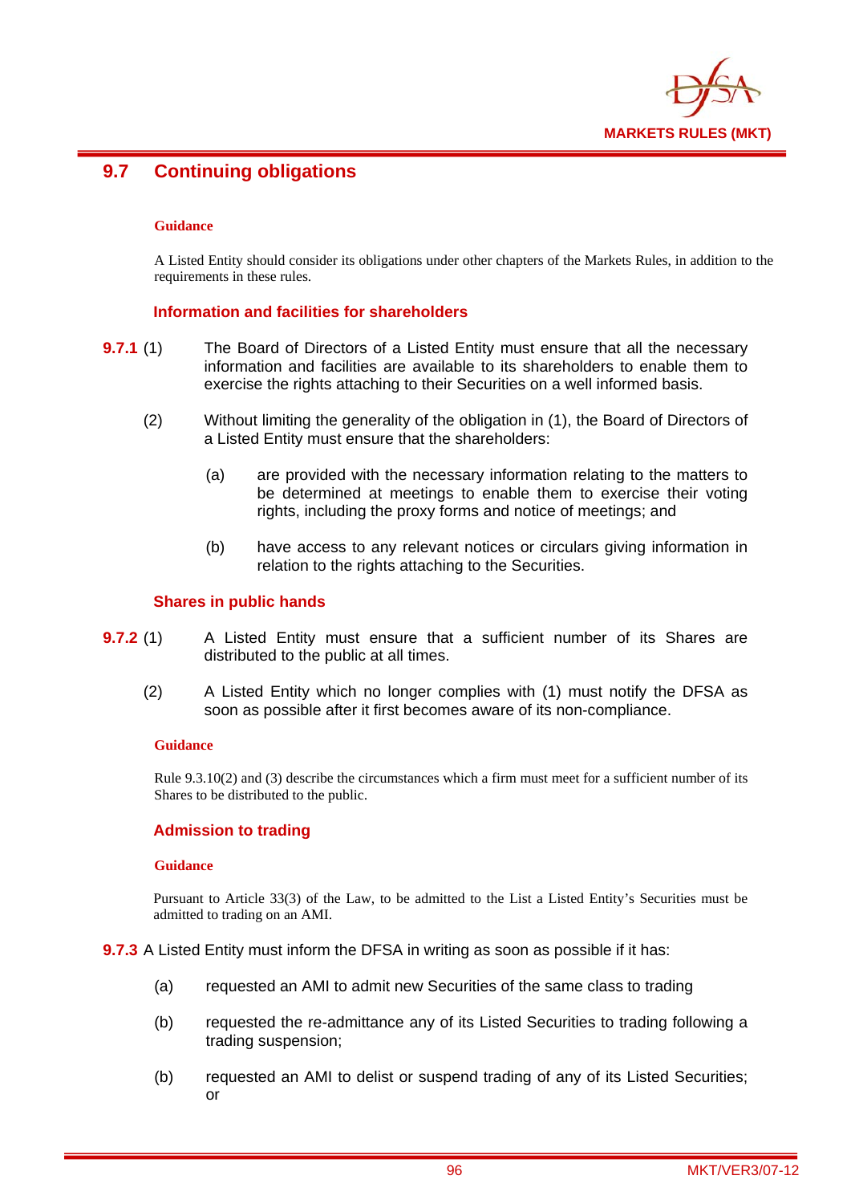## 9.7 Continuing obligations

**Guidance**

A Listed Entity should consider its obligations under other chapters of the Markets Rules, in addition to the requirements in these rules.

### Information and facilities for shareholders

**9.7.1** (1) The Board of Directors of a Listed Entity must ensure that all the necessary information and facilities are available to its shareholders to enable them to exercise the rights attaching to their Securities on a well informed basis.

(2) Without limiting the generality of the obligation in (1), the Board of Directors of a Listed Entity must ensure that the shareholders:

(a) are provided with the necessary information relating to the matters to be determined at meetings to enable them to exercise their voting rights, including the proxy forms and notice of meetings; and

(b) have access to any relevant notices or circulars giving information in relation to the rights attaching to the Securities.

### Shares in public hands

**9.7.2** (1) A Listed Entity must ensure that a sufficient number of its Shares are distributed to the public at all times.

(2) A Listed Entity which no longer complies with (1) must notify the DFSA as soon as possible after it first becomes aware of its non-compliance.

**Guidance**

Rule 9.3.10(2) and (3) describe the circumstances which a firm must meet for a sufficient number of its Shares to be distributed to the public.

### Admission to trading

**Guidance**

Pursuant to Article 33(3) of the Law, to be admitted to the List a Listed Entity's Securities must be admitted to trading on an AMI.

**9.7.3** A Listed Entity must inform the DFSA in writing as soon as possible if it has:

(a) requested an AMI to admit new Securities of the same class to trading

(b) requested the re-admittance any of its Listed Securities to trading following a trading suspension;

(b) requested an AMI to delist or suspend trading of any of its Listed Securities; or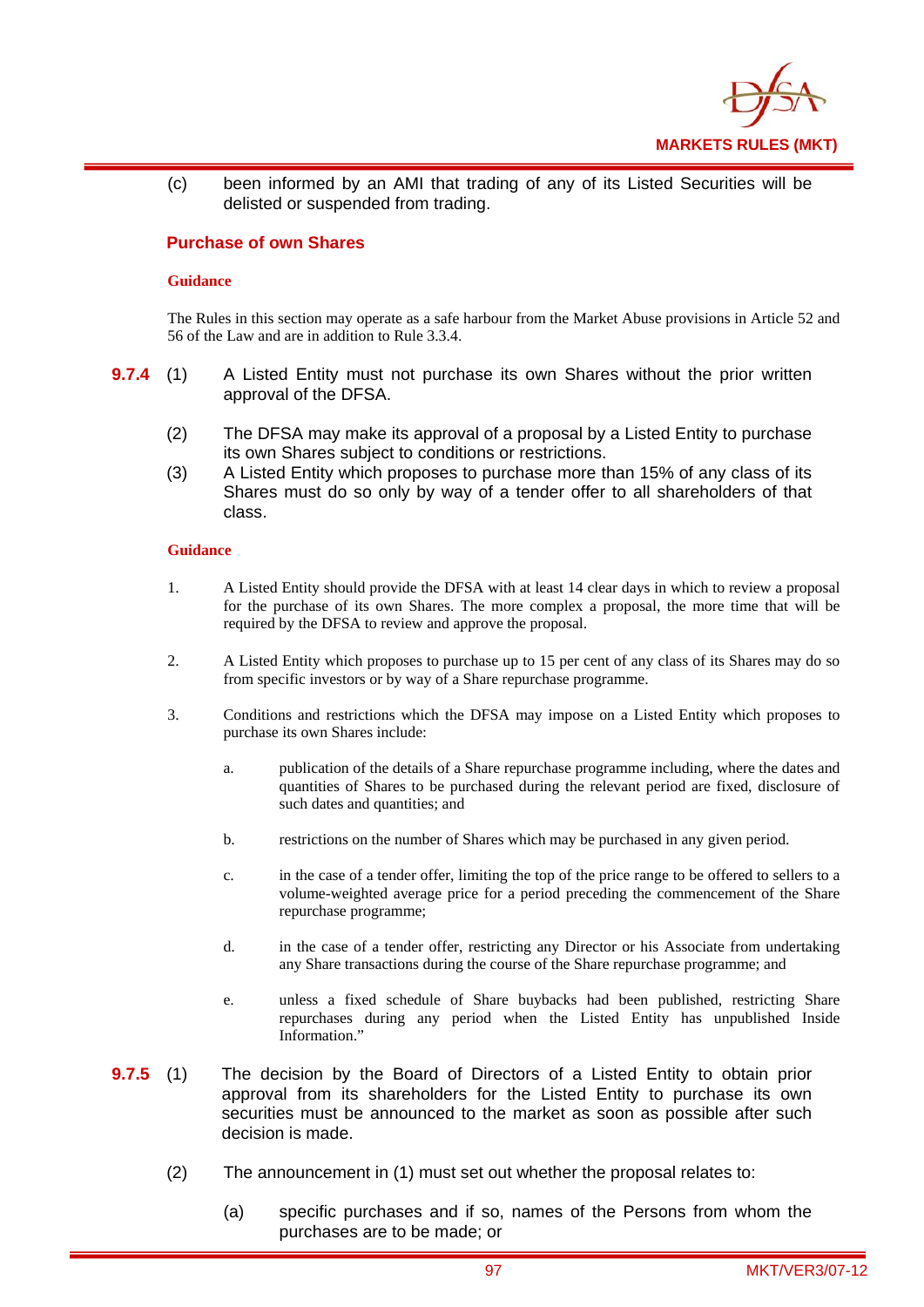(c) been informed by an AMI that trading of any of its Listed Securities will be delisted or suspended from trading.

### Purchase of own Shares

**Guidance**

The Rules in this section may operate as a safe harbour from the Market Abuse provisions in Article 52 and 56 of the Law and are in addition to Rule 3.3.4.

**9.7.4** (1) A Listed Entity must not purchase its own Shares without the prior written approval of the DFSA.

(2) The DFSA may make its approval of a proposal by a Listed Entity to purchase its own Shares subject to conditions or restrictions.

(3) A Listed Entity which proposes to purchase more than 15% of any class of its Shares must do so only by way of a tender offer to all shareholders of that class.

**Guidance**

1. A Listed Entity should provide the DFSA with at least 14 clear days in which to review a proposal for the purchase of its own Shares. The more complex a proposal, the more time that will be required by the DFSA to review and approve the proposal.

2. A Listed Entity which proposes to purchase up to 15 per cent of any class of its Shares may do so from specific investors or by way of a Share repurchase programme.

3. Conditions and restrictions which the DFSA may impose on a Listed Entity which proposes to purchase its own Shares include:

   a. publication of the details of a Share repurchase programme including, where the dates and quantities of Shares to be purchased during the relevant period are fixed, disclosure of such dates and quantities; and

   b. restrictions on the number of Shares which may be purchased in any given period.

   c. in the case of a tender offer, limiting the top of the price range to be offered to sellers to a volume-weighted average price for a period preceding the commencement of the Share repurchase programme;

   d. in the case of a tender offer, restricting any Director or his Associate from undertaking any Share transactions during the course of the Share repurchase programme; and

   e. unless a fixed schedule of Share buybacks had been published, restricting Share repurchases during any period when the Listed Entity has unpublished Inside Information."

**9.7.5** (1) The decision by the Board of Directors of a Listed Entity to obtain prior approval from its shareholders for the Listed Entity to purchase its own securities must be announced to the market as soon as possible after such decision is made.

(2) The announcement in (1) must set out whether the proposal relates to:

(a) specific purchases and if so, names of the Persons from whom the purchases are to be made; or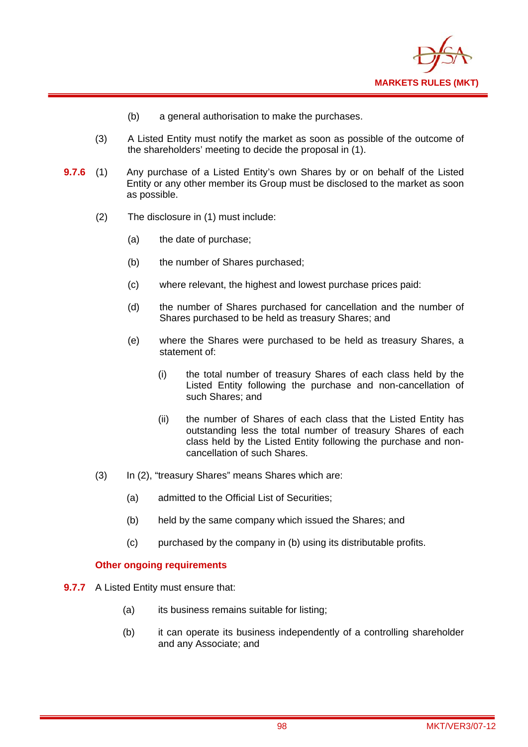(b) a general authorisation to make the purchases.

(3) A Listed Entity must notify the market as soon as possible of the outcome of the shareholders' meeting to decide the proposal in (1).

**9.7.6** (1) Any purchase of a Listed Entity's own Shares by or on behalf of the Listed Entity or any other member its Group must be disclosed to the market as soon as possible.

(2) The disclosure in (1) must include:

(a) the date of purchase;

(b) the number of Shares purchased;

(c) where relevant, the highest and lowest purchase prices paid:

(d) the number of Shares purchased for cancellation and the number of Shares purchased to be held as treasury Shares; and

(e) where the Shares were purchased to be held as treasury Shares, a statement of:

(i) the total number of treasury Shares of each class held by the Listed Entity following the purchase and non-cancellation of such Shares; and

(ii) the number of Shares of each class that the Listed Entity has outstanding less the total number of treasury Shares of each class held by the Listed Entity following the purchase and non-cancellation of such Shares.

(3) In (2), "treasury Shares" means Shares which are:

(a) admitted to the Official List of Securities;

(b) held by the same company which issued the Shares; and

(c) purchased by the company in (b) using its distributable profits.

### Other ongoing requirements

**9.7.7** A Listed Entity must ensure that:

(a) its business remains suitable for listing;

(b) it can operate its business independently of a controlling shareholder and any Associate; and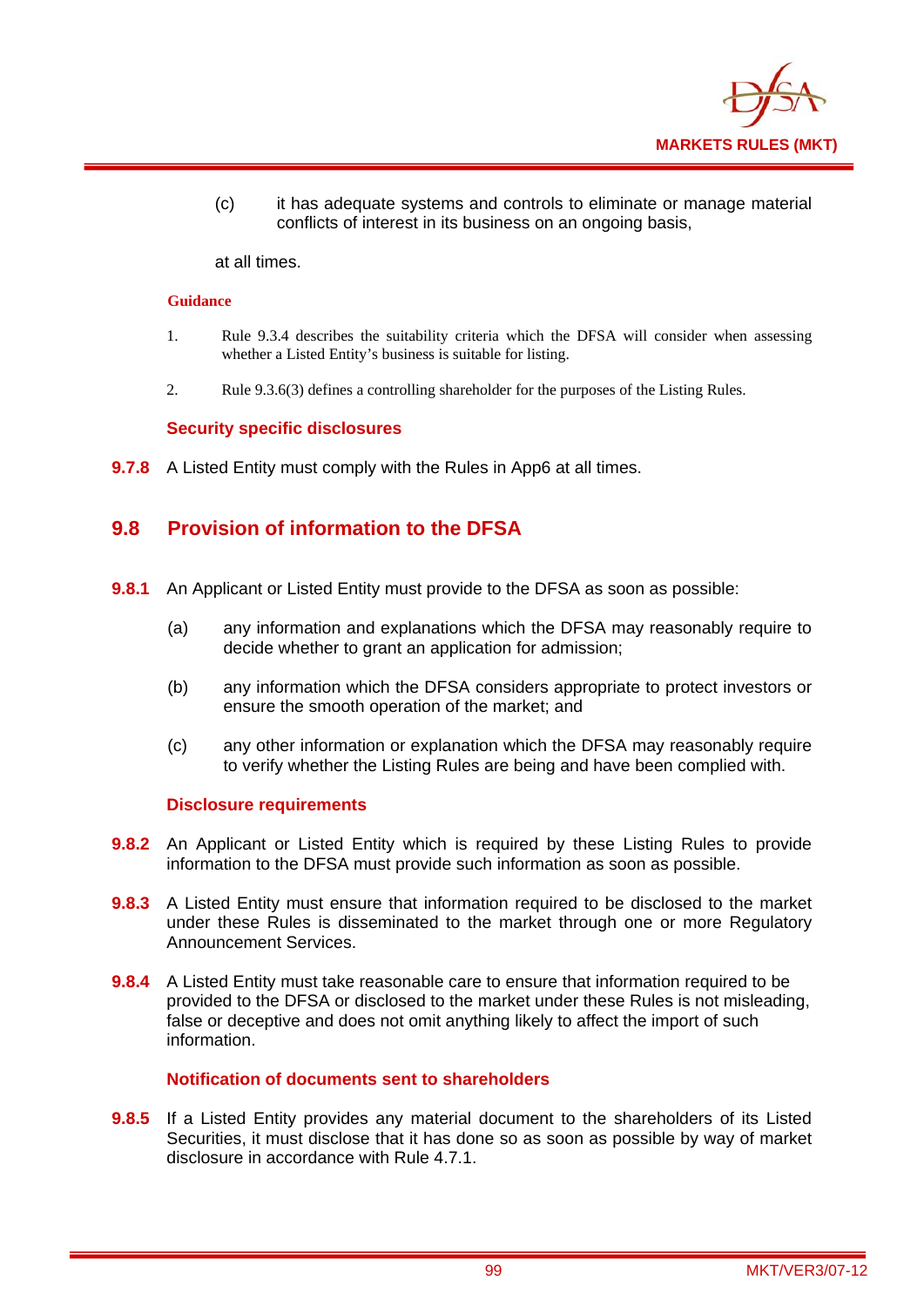(c) it has adequate systems and controls to eliminate or manage material conflicts of interest in its business on an ongoing basis,

at all times.

**Guidance**

1. Rule 9.3.4 describes the suitability criteria which the DFSA will consider when assessing whether a Listed Entity's business is suitable for listing.

2. Rule 9.3.6(3) defines a controlling shareholder for the purposes of the Listing Rules.

**Security specific disclosures**

**9.7.8** A Listed Entity must comply with the Rules in App6 at all times.

## 9.8 Provision of information to the DFSA

**9.8.1** An Applicant or Listed Entity must provide to the DFSA as soon as possible:

(a) any information and explanations which the DFSA may reasonably require to decide whether to grant an application for admission;

(b) any information which the DFSA considers appropriate to protect investors or ensure the smooth operation of the market; and

(c) any other information or explanation which the DFSA may reasonably require to verify whether the Listing Rules are being and have been complied with.

**Disclosure requirements**

**9.8.2** An Applicant or Listed Entity which is required by these Listing Rules to provide information to the DFSA must provide such information as soon as possible.

**9.8.3** A Listed Entity must ensure that information required to be disclosed to the market under these Rules is disseminated to the market through one or more Regulatory Announcement Services.

**9.8.4** A Listed Entity must take reasonable care to ensure that information required to be provided to the DFSA or disclosed to the market under these Rules is not misleading, false or deceptive and does not omit anything likely to affect the import of such information.

**Notification of documents sent to shareholders**

**9.8.5** If a Listed Entity provides any material document to the shareholders of its Listed Securities, it must disclose that it has done so as soon as possible by way of market disclosure in accordance with Rule 4.7.1.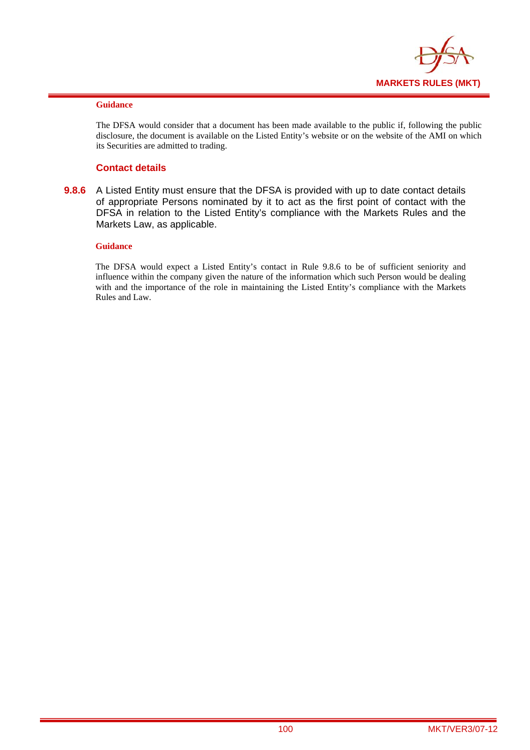**Guidance**

The DFSA would consider that a document has been made available to the public if, following the public disclosure, the document is available on the Listed Entity's website or on the website of the AMI on which its Securities are admitted to trading.

### Contact details

**9.8.6** A Listed Entity must ensure that the DFSA is provided with up to date contact details of appropriate Persons nominated by it to act as the first point of contact with the DFSA in relation to the Listed Entity's compliance with the Markets Rules and the Markets Law, as applicable.

**Guidance**

The DFSA would expect a Listed Entity's contact in Rule 9.8.6 to be of sufficient seniority and influence within the company given the nature of the information which such Person would be dealing with and the importance of the role in maintaining the Listed Entity's compliance with the Markets Rules and Law.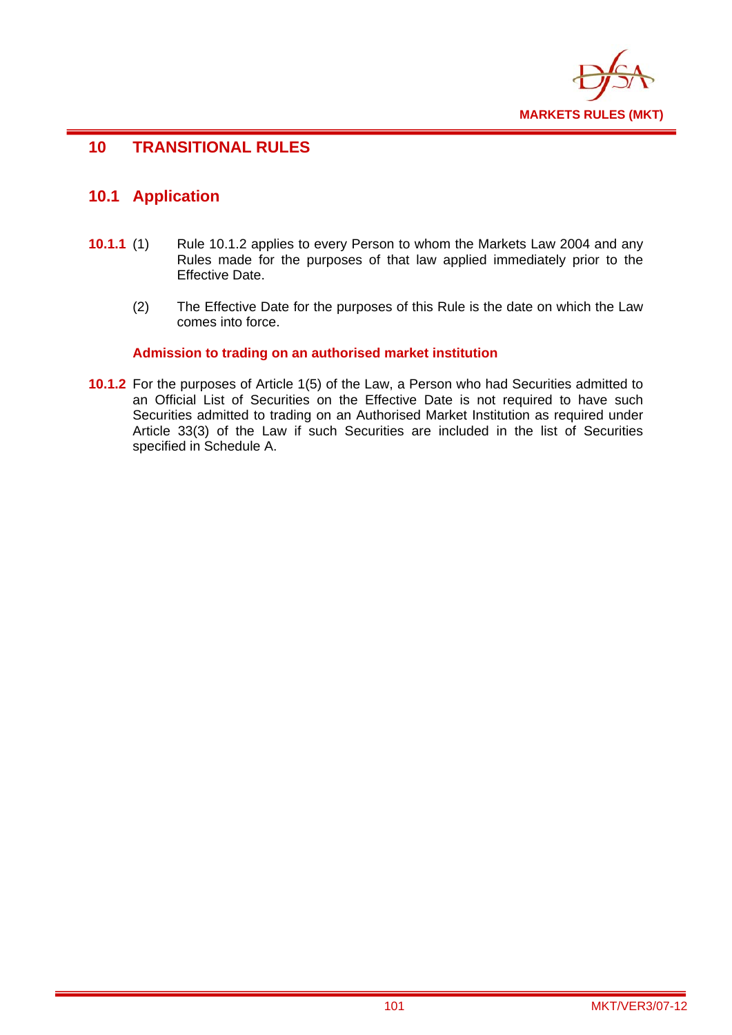# 10 TRANSITIONAL RULES

## 10.1 Application

**10.1.1** (1) Rule 10.1.2 applies to every Person to whom the Markets Law 2004 and any Rules made for the purposes of that law applied immediately prior to the Effective Date.

(2) The Effective Date for the purposes of this Rule is the date on which the Law comes into force.

### Admission to trading on an authorised market institution

**10.1.2** For the purposes of Article 1(5) of the Law, a Person who had Securities admitted to an Official List of Securities on the Effective Date is not required to have such Securities admitted to trading on an Authorised Market Institution as required under Article 33(3) of the Law if such Securities are included in the list of Securities specified in Schedule A.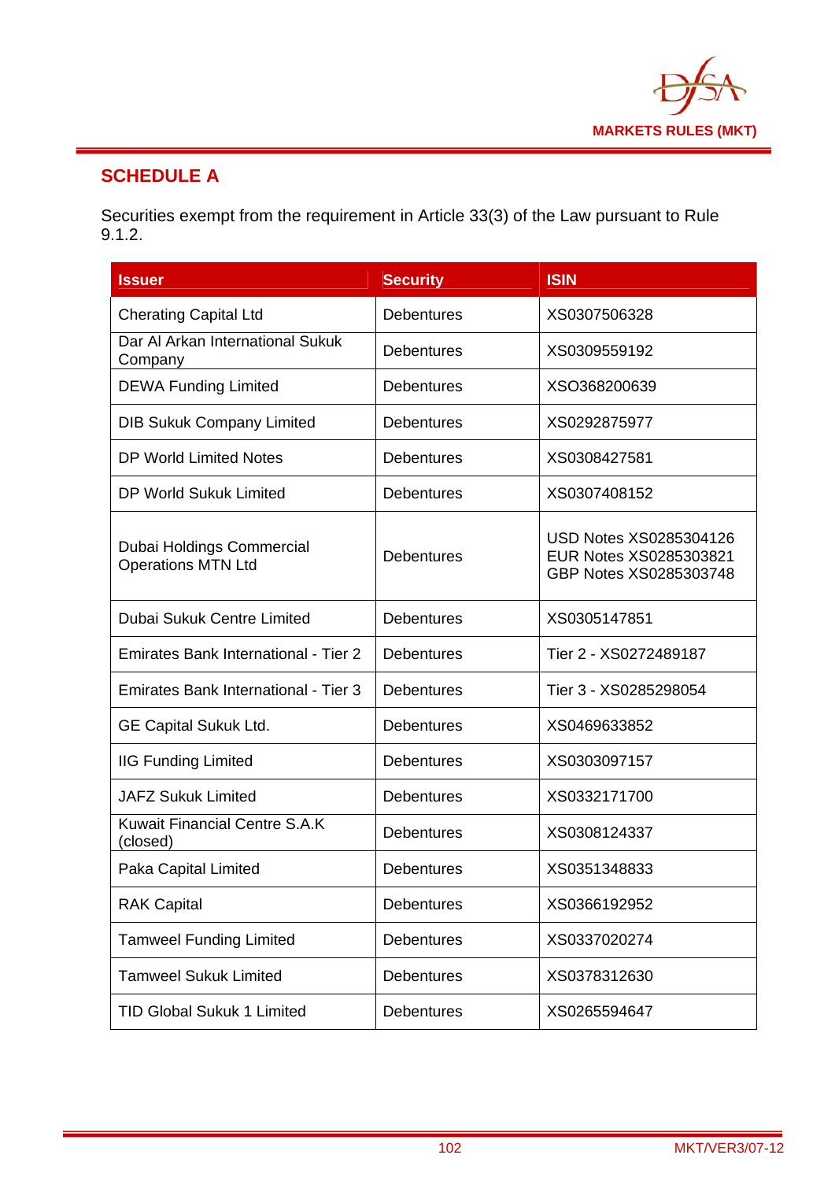## SCHEDULE A

Securities exempt from the requirement in Article 33(3) of the Law pursuant to Rule 9.1.2.

| Issuer | Security | ISIN |
|---|---|---|
| Cherating Capital Ltd | Debentures | XS0307506328 |
| Dar Al Arkan International Sukuk Company | Debentures | XS0309559192 |
| DEWA Funding Limited | Debentures | XSO368200639 |
| DIB Sukuk Company Limited | Debentures | XS0292875977 |
| DP World Limited Notes | Debentures | XS0308427581 |
| DP World Sukuk Limited | Debentures | XS0307408152 |
| Dubai Holdings Commercial Operations MTN Ltd | Debentures | USD Notes XS0285304126<br>EUR Notes XS0285303821<br>GBP Notes XS0285303748 |
| Dubai Sukuk Centre Limited | Debentures | XS0305147851 |
| Emirates Bank International - Tier 2 | Debentures | Tier 2 - XS0272489187 |
| Emirates Bank International - Tier 3 | Debentures | Tier 3 - XS0285298054 |
| GE Capital Sukuk Ltd. | Debentures | XS0469633852 |
| IIG Funding Limited | Debentures | XS0303097157 |
| JAFZ Sukuk Limited | Debentures | XS0332171700 |
| Kuwait Financial Centre S.A.K (closed) | Debentures | XS0308124337 |
| Paka Capital Limited | Debentures | XS0351348833 |
| RAK Capital | Debentures | XS0366192952 |
| Tamweel Funding Limited | Debentures | XS0337020274 |
| Tamweel Sukuk Limited | Debentures | XS0378312630 |
| TID Global Sukuk 1 Limited | Debentures | XS0265594647 |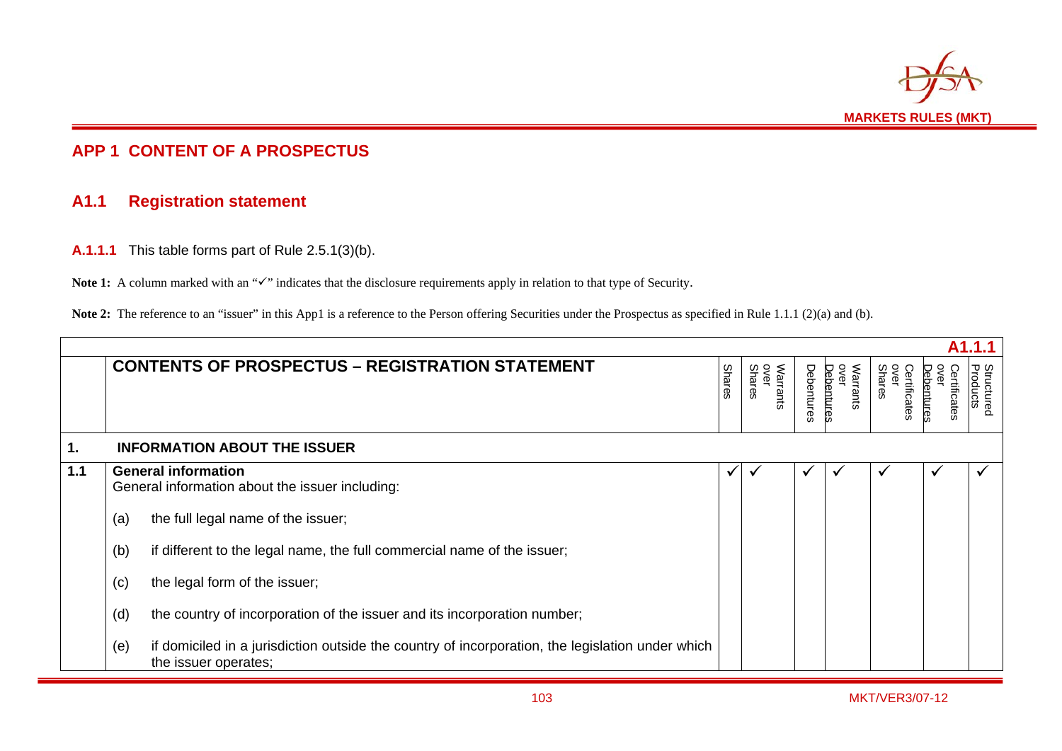# APP 1 CONTENT OF A PROSPECTUS

## A1.1 Registration statement

**A.1.1.1** This table forms part of Rule 2.5.1(3)(b).

**Note 1:** A column marked with an "✓" indicates that the disclosure requirements apply in relation to that type of Security.

**Note 2:** The reference to an "issuer" in this App1 is a reference to the Person offering Securities under the Prospectus as specified in Rule 1.1.1 (2)(a) and (b).

| | | | | | | | | | A1.1.1 |
|---|---|---|---|---|---|---|---|---|---|
| | **CONTENTS OF PROSPECTUS – REGISTRATION STATEMENT** | Shares | Warrants over Shares | Debentures | Warrants over Debentures | Certificates over Shares | Certificates over Debentures | Structured Products |
| **1.** | **INFORMATION ABOUT THE ISSUER** | | | | | | | |
| **1.1** | **General information**<br>General information about the issuer including:<br><br>(a) the full legal name of the issuer;<br><br>(b) if different to the legal name, the full commercial name of the issuer;<br><br>(c) the legal form of the issuer;<br><br>(d) the country of incorporation of the issuer and its incorporation number;<br><br>(e) if domiciled in a jurisdiction outside the country of incorporation, the legislation under which the issuer operates; | ✓ | ✓ | ✓ | ✓ | ✓ | ✓ | ✓ |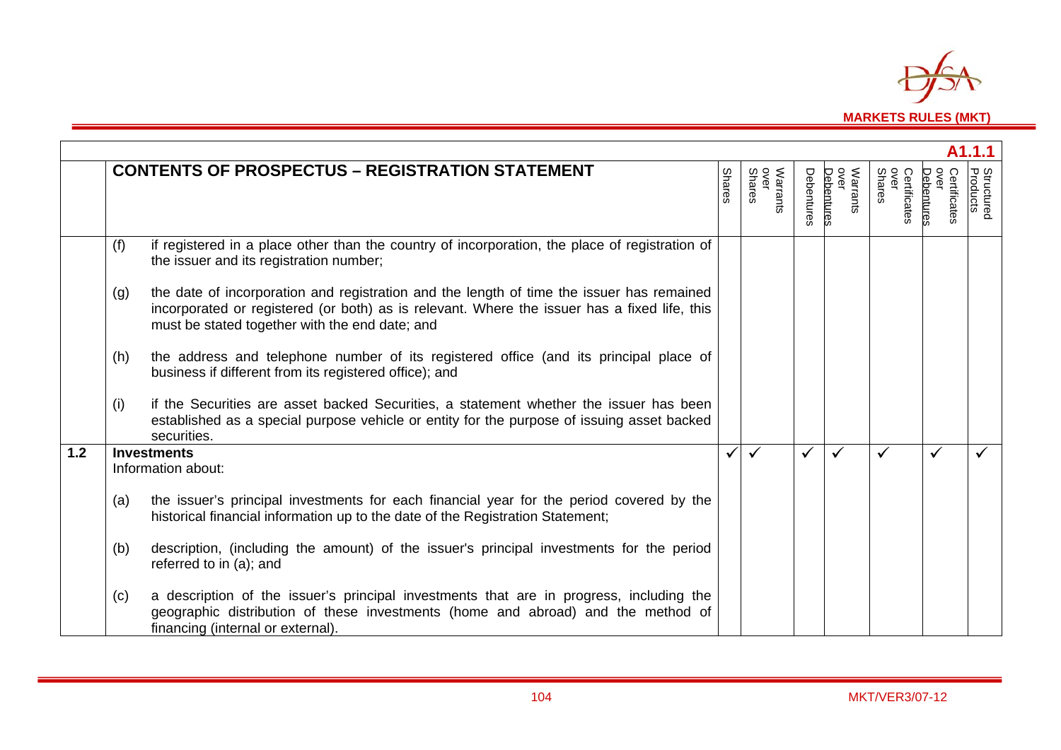**A1.1.1**

| | CONTENTS OF PROSPECTUS – REGISTRATION STATEMENT | Shares | Warrants over Shares | Debentures | Warrants over Debentures | Certificates over Shares | Certificates over Debentures | Structured Products |
|---|---|---|---|---|---|---|---|---|
| | (f) if registered in a place other than the country of incorporation, the place of registration of the issuer and its registration number;<br><br>(g) the date of incorporation and registration and the length of time the issuer has remained incorporated or registered (or both) as is relevant. Where the issuer has a fixed life, this must be stated together with the end date; and<br><br>(h) the address and telephone number of its registered office (and its principal place of business if different from its registered office); and<br><br>(i) if the Securities are asset backed Securities, a statement whether the issuer has been established as a special purpose vehicle or entity for the purpose of issuing asset backed securities. | | | | | | | |
| 1.2 | **Investments**<br>Information about:<br><br>(a) the issuer's principal investments for each financial year for the period covered by the historical financial information up to the date of the Registration Statement;<br><br>(b) description, (including the amount) of the issuer's principal investments for the period referred to in (a); and<br><br>(c) a description of the issuer's principal investments that are in progress, including the geographic distribution of these investments (home and abroad) and the method of financing (internal or external). | ✓ | ✓ | ✓ | ✓ | ✓ | ✓ | ✓ |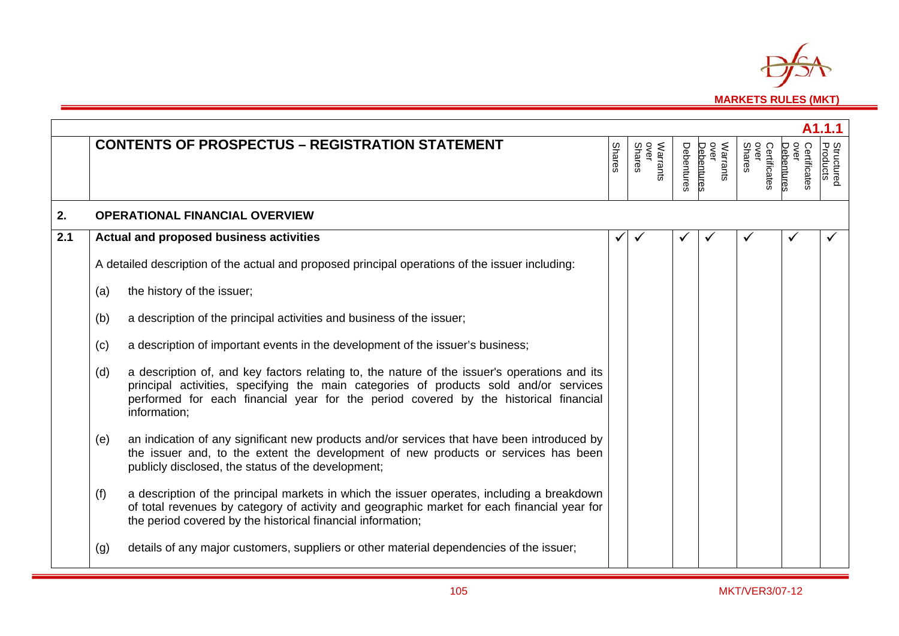**A1.1.1**

| | CONTENTS OF PROSPECTUS – REGISTRATION STATEMENT | Shares | Warrants over Shares | Debentures | Warrants over Debentures | Certificates over Shares | Certificates over Debentures | Structured Products |
|---|---|---|---|---|---|---|---|---|
| **2.** | **OPERATIONAL FINANCIAL OVERVIEW** | | | | | | | |
| **2.1** | **Actual and proposed business activities** | ✓ | ✓ | ✓ | ✓ | ✓ | ✓ | ✓ |
| | A detailed description of the actual and proposed principal operations of the issuer including: | | | | | | | |
| | (a) the history of the issuer; | | | | | | | |
| | (b) a description of the principal activities and business of the issuer; | | | | | | | |
| | (c) a description of important events in the development of the issuer's business; | | | | | | | |
| | (d) a description of, and key factors relating to, the nature of the issuer's operations and its principal activities, specifying the main categories of products sold and/or services performed for each financial year for the period covered by the historical financial information; | | | | | | | |
| | (e) an indication of any significant new products and/or services that have been introduced by the issuer and, to the extent the development of new products or services has been publicly disclosed, the status of the development; | | | | | | | |
| | (f) a description of the principal markets in which the issuer operates, including a breakdown of total revenues by category of activity and geographic market for each financial year for the period covered by the historical financial information; | | | | | | | |
| | (g) details of any major customers, suppliers or other material dependencies of the issuer; | | | | | | | |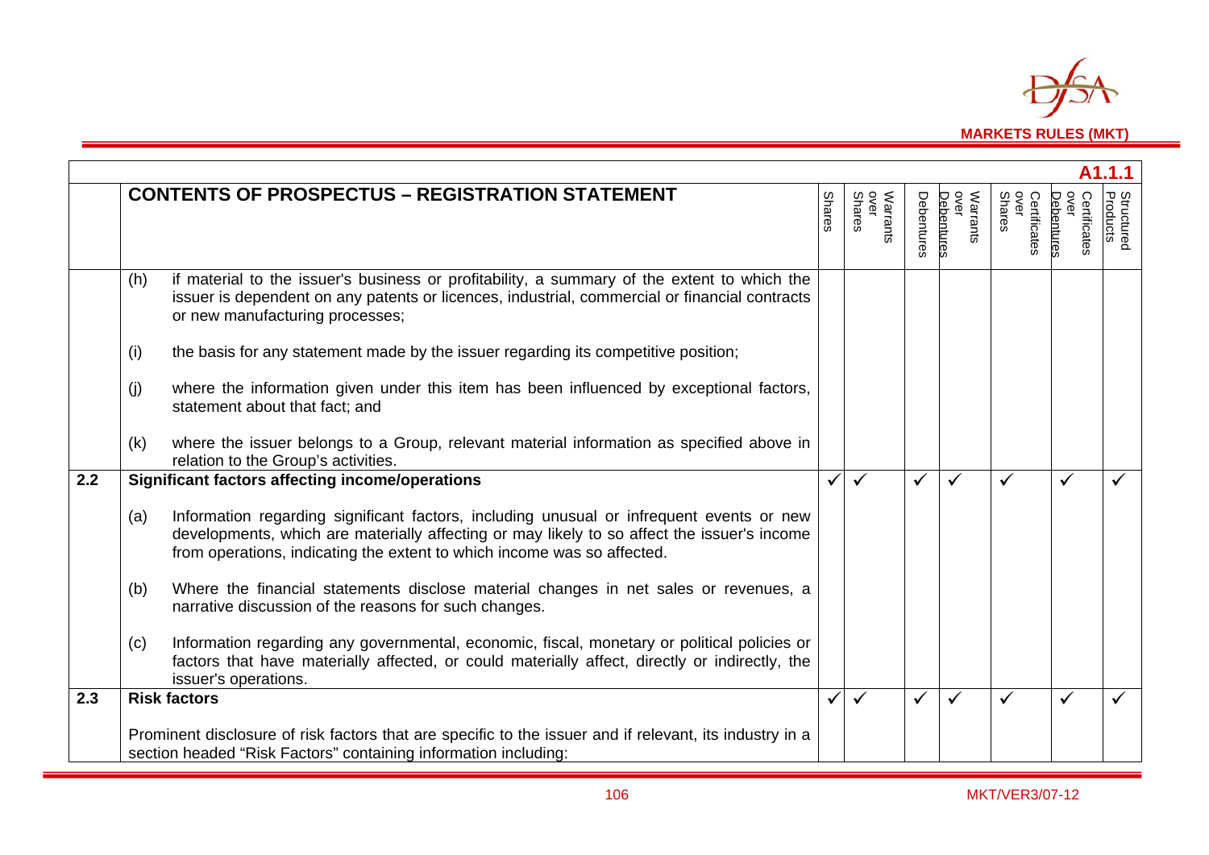| A1.1.1 | | | | | | | | | |
|---|---|---|---|---|---|---|---|---|---|
| | **CONTENTS OF PROSPECTUS – REGISTRATION STATEMENT** | Shares | Warrants over Shares | Debentures | Warrants over Debentures | Certificates over Shares | Certificates over Debentures | Structured Products |
| | (h) if material to the issuer's business or profitability, a summary of the extent to which the issuer is dependent on any patents or licences, industrial, commercial or financial contracts or new manufacturing processes;<br><br>(i) the basis for any statement made by the issuer regarding its competitive position;<br><br>(j) where the information given under this item has been influenced by exceptional factors, statement about that fact; and<br><br>(k) where the issuer belongs to a Group, relevant material information as specified above in relation to the Group's activities. | | | | | | | |
| **2.2** | **Significant factors affecting income/operations**<br><br>(a) Information regarding significant factors, including unusual or infrequent events or new developments, which are materially affecting or may likely to so affect the issuer's income from operations, indicating the extent to which income was so affected.<br><br>(b) Where the financial statements disclose material changes in net sales or revenues, a narrative discussion of the reasons for such changes.<br><br>(c) Information regarding any governmental, economic, fiscal, monetary or political policies or factors that have materially affected, or could materially affect, directly or indirectly, the issuer's operations. | ✓ | ✓ | ✓ | ✓ | ✓ | ✓ | ✓ |
| **2.3** | **Risk factors**<br><br>Prominent disclosure of risk factors that are specific to the issuer and if relevant, its industry in a section headed "Risk Factors" containing information including: | ✓ | ✓ | ✓ | ✓ | ✓ | ✓ | ✓ |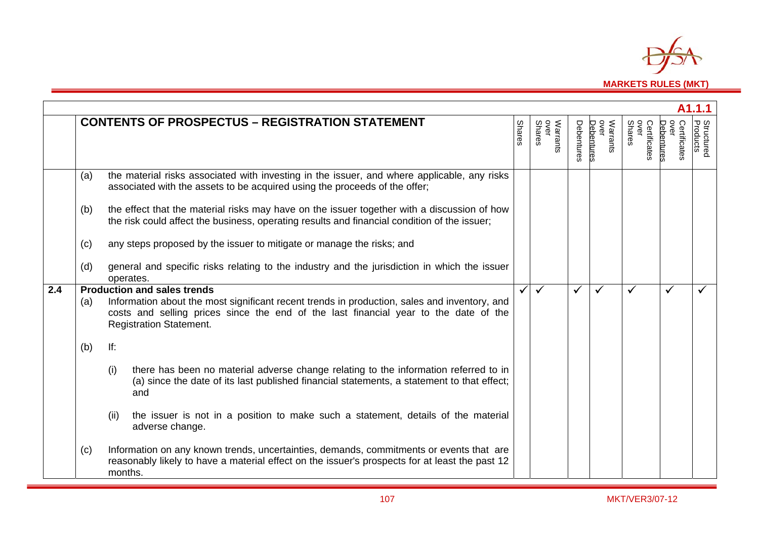| A1.1.1 | | | | | | | | |
|---|---|---|---|---|---|---|---|---|
| | **CONTENTS OF PROSPECTUS – REGISTRATION STATEMENT** | Shares | Warrants over Shares | Debentures | Warrants over Debentures | Certificates over Shares | Certificates over Debentures | Structured Products |
| | (a) the material risks associated with investing in the issuer, and where applicable, any risks associated with the assets to be acquired using the proceeds of the offer;<br><br>(b) the effect that the material risks may have on the issuer together with a discussion of how the risk could affect the business, operating results and financial condition of the issuer;<br><br>(c) any steps proposed by the issuer to mitigate or manage the risks; and<br><br>(d) general and specific risks relating to the industry and the jurisdiction in which the issuer operates. | | | | | | | |
| **2.4** | **Production and sales trends**<br>(a) Information about the most significant recent trends in production, sales and inventory, and costs and selling prices since the end of the last financial year to the date of the Registration Statement.<br><br>(b) If:<br><br>(i) there has been no material adverse change relating to the information referred to in (a) since the date of its last published financial statements, a statement to that effect; and<br><br>(ii) the issuer is not in a position to make such a statement, details of the material adverse change.<br><br>(c) Information on any known trends, uncertainties, demands, commitments or events that are reasonably likely to have a material effect on the issuer's prospects for at least the past 12 months. | ✓ | ✓ | ✓ | ✓ | ✓ | ✓ | ✓ |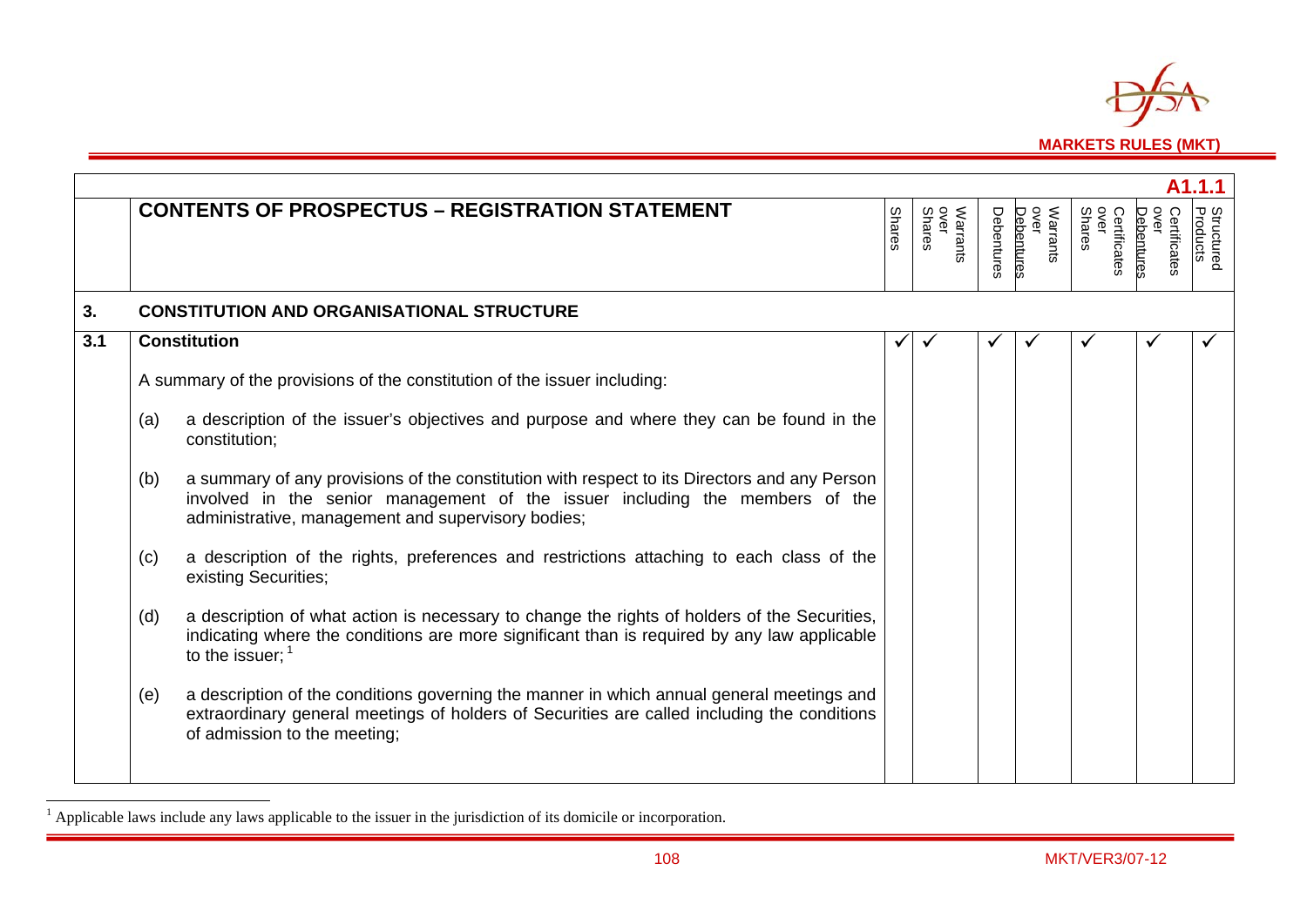**A1.1.1**

| | CONTENTS OF PROSPECTUS – REGISTRATION STATEMENT | Shares | Warrants over Shares | Debentures | Warrants over Debentures | Certificates over Shares | Certificates over Debentures | Structured Products |
|---|---|---|---|---|---|---|---|---|
| **3.** | **CONSTITUTION AND ORGANISATIONAL STRUCTURE** | | | | | | | |
| **3.1** | **Constitution**<br><br>A summary of the provisions of the constitution of the issuer including:<br><br>(a) a description of the issuer's objectives and purpose and where they can be found in the constitution;<br><br>(b) a summary of any provisions of the constitution with respect to its Directors and any Person involved in the senior management of the issuer including the members of the administrative, management and supervisory bodies;<br><br>(c) a description of the rights, preferences and restrictions attaching to each class of the existing Securities;<br><br>(d) a description of what action is necessary to change the rights of holders of the Securities, indicating where the conditions are more significant than is required by any law applicable to the issuer;[1]<br><br>(e) a description of the conditions governing the manner in which annual general meetings and extraordinary general meetings of holders of Securities are called including the conditions of admission to the meeting; | ✓ | ✓ | ✓ | ✓ | ✓ | ✓ | ✓ |

[1] Applicable laws include any laws applicable to the issuer in the jurisdiction of its domicile or incorporation.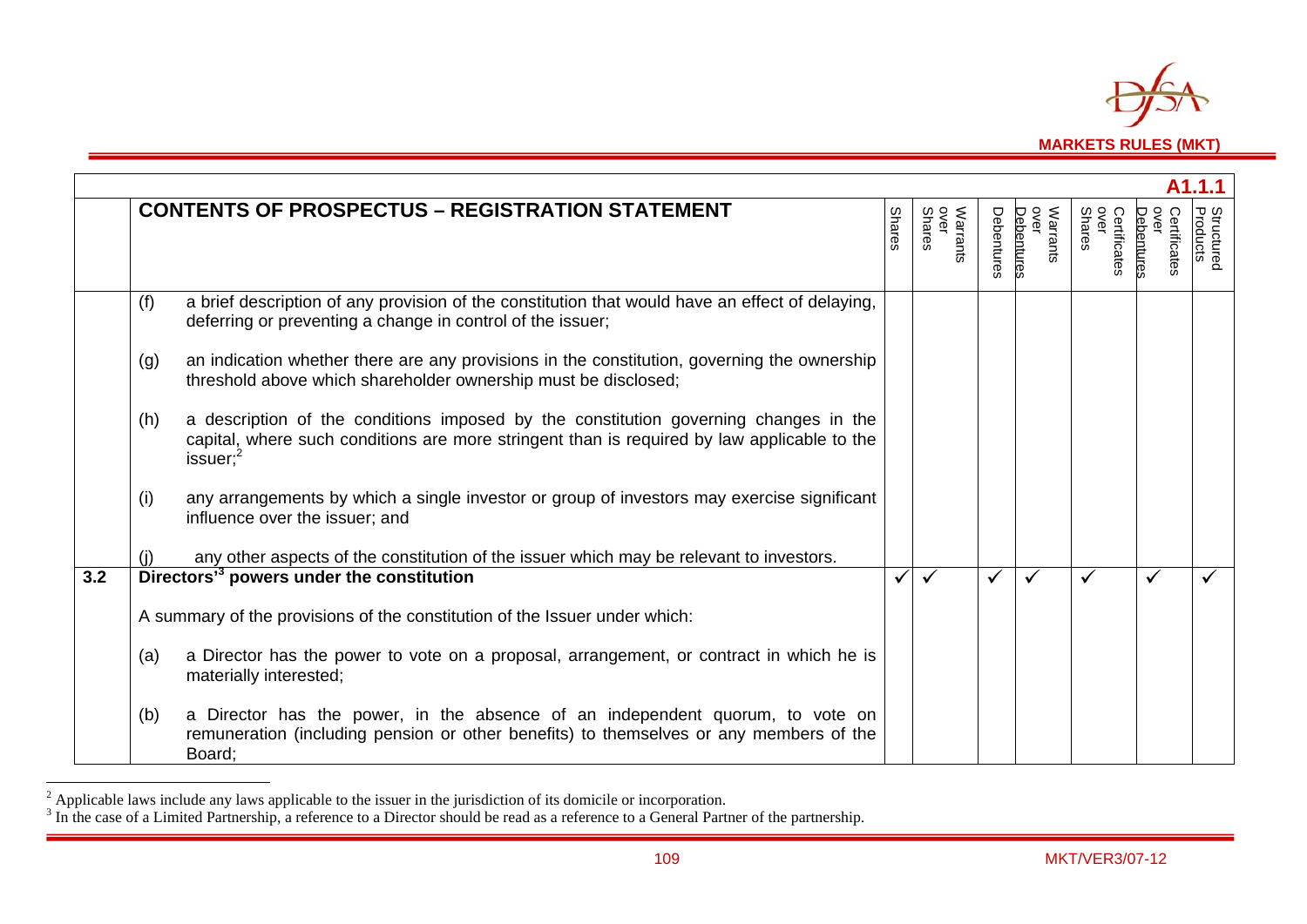A1.1.1

| | CONTENTS OF PROSPECTUS – REGISTRATION STATEMENT | Shares | Warrants over Shares | Debentures | Warrants over Debentures | Certificates over Shares | Certificates over Debentures | Structured Products |
|---|---|---|---|---|---|---|---|---|
| | (f) a brief description of any provision of the constitution that would have an effect of delaying, deferring or preventing a change in control of the issuer;<br><br>(g) an indication whether there are any provisions in the constitution, governing the ownership threshold above which shareholder ownership must be disclosed;<br><br>(h) a description of the conditions imposed by the constitution governing changes in the capital, where such conditions are more stringent than is required by law applicable to the issuer;[2]<br><br>(i) any arrangements by which a single investor or group of investors may exercise significant influence over the issuer; and<br><br>(j) any other aspects of the constitution of the issuer which may be relevant to investors. | | | | | | | |
| 3.2 | **Directors'[3] powers under the constitution**<br><br>A summary of the provisions of the constitution of the Issuer under which:<br><br>(a) a Director has the power to vote on a proposal, arrangement, or contract in which he is materially interested;<br><br>(b) a Director has the power, in the absence of an independent quorum, to vote on remuneration (including pension or other benefits) to themselves or any members of the Board; | ✓ | ✓ | ✓ | ✓ | ✓ | ✓ | ✓ |

[2] Applicable laws include any laws applicable to the issuer in the jurisdiction of its domicile or incorporation.

[3] In the case of a Limited Partnership, a reference to a Director should be read as a reference to a General Partner of the partnership.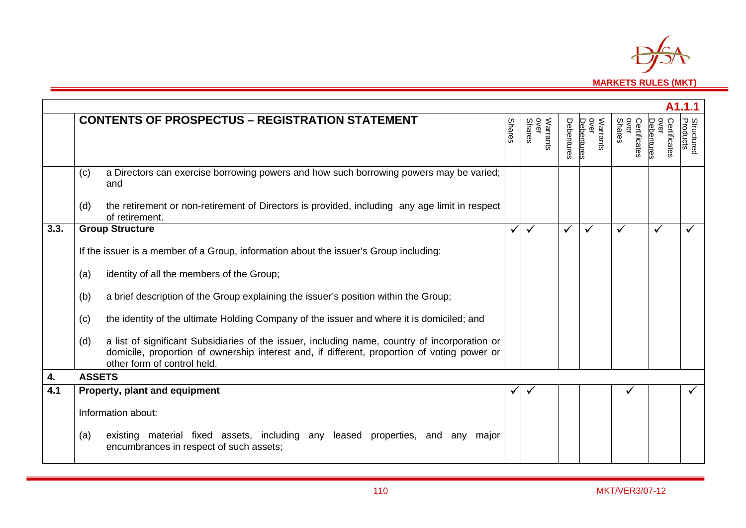| | CONTENTS OF PROSPECTUS – REGISTRATION STATEMENT | Shares | Warrants over Shares | Debentures | Warrants over Debentures | Certificates over Shares | Certificates over Debentures | Structured Products |
|---|---|---|---|---|---|---|---|---|
| | (c) a Directors can exercise borrowing powers and how such borrowing powers may be varied; and<br><br>(d) the retirement or non-retirement of Directors is provided, including any age limit in respect of retirement. | | | | | | | |
| 3.3. | **Group Structure**<br><br>If the issuer is a member of a Group, information about the issuer's Group including:<br><br>(a) identity of all the members of the Group;<br><br>(b) a brief description of the Group explaining the issuer's position within the Group;<br><br>(c) the identity of the ultimate Holding Company of the issuer and where it is domiciled; and<br><br>(d) a list of significant Subsidiaries of the issuer, including name, country of incorporation or domicile, proportion of ownership interest and, if different, proportion of voting power or other form of control held. | ✓ | ✓ | ✓ | ✓ | ✓ | ✓ | ✓ |
| 4. | **ASSETS** | | | | | | | |
| 4.1 | **Property, plant and equipment**<br><br>Information about:<br><br>(a) existing material fixed assets, including any leased properties, and any major encumbrances in respect of such assets; | ✓ | ✓ | | | ✓ | | ✓ |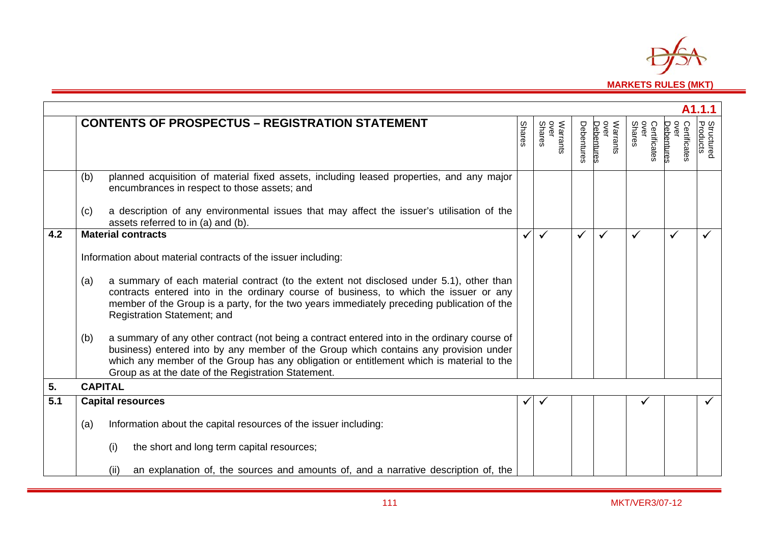| | A1.1.1 | | | | | | | |
|---|---|---|---|---|---|---|---|---|
| | **CONTENTS OF PROSPECTUS – REGISTRATION STATEMENT** | Shares | Warrants over Shares | Debentures | Warrants over Debentures | Certificates over Shares | Certificates over Debentures | Structured Products |
| | (b) planned acquisition of material fixed assets, including leased properties, and any major encumbrances in respect to those assets; and<br><br>(c) a description of any environmental issues that may affect the issuer's utilisation of the assets referred to in (a) and (b). | | | | | | | |
| **4.2** | **Material contracts**<br><br>Information about material contracts of the issuer including:<br><br>(a) a summary of each material contract (to the extent not disclosed under 5.1), other than contracts entered into in the ordinary course of business, to which the issuer or any member of the Group is a party, for the two years immediately preceding publication of the Registration Statement; and<br><br>(b) a summary of any other contract (not being a contract entered into in the ordinary course of business) entered into by any member of the Group which contains any provision under which any member of the Group has any obligation or entitlement which is material to the Group as at the date of the Registration Statement. | ✓ | ✓ | ✓ | ✓ | ✓ | ✓ | ✓ |
| **5.** | **CAPITAL** | | | | | | | |
| **5.1** | **Capital resources**<br><br>(a) Information about the capital resources of the issuer including:<br><br>(i) the short and long term capital resources;<br><br>(ii) an explanation of, the sources and amounts of, and a narrative description of, the | ✓ | ✓ | | | ✓ | | ✓ |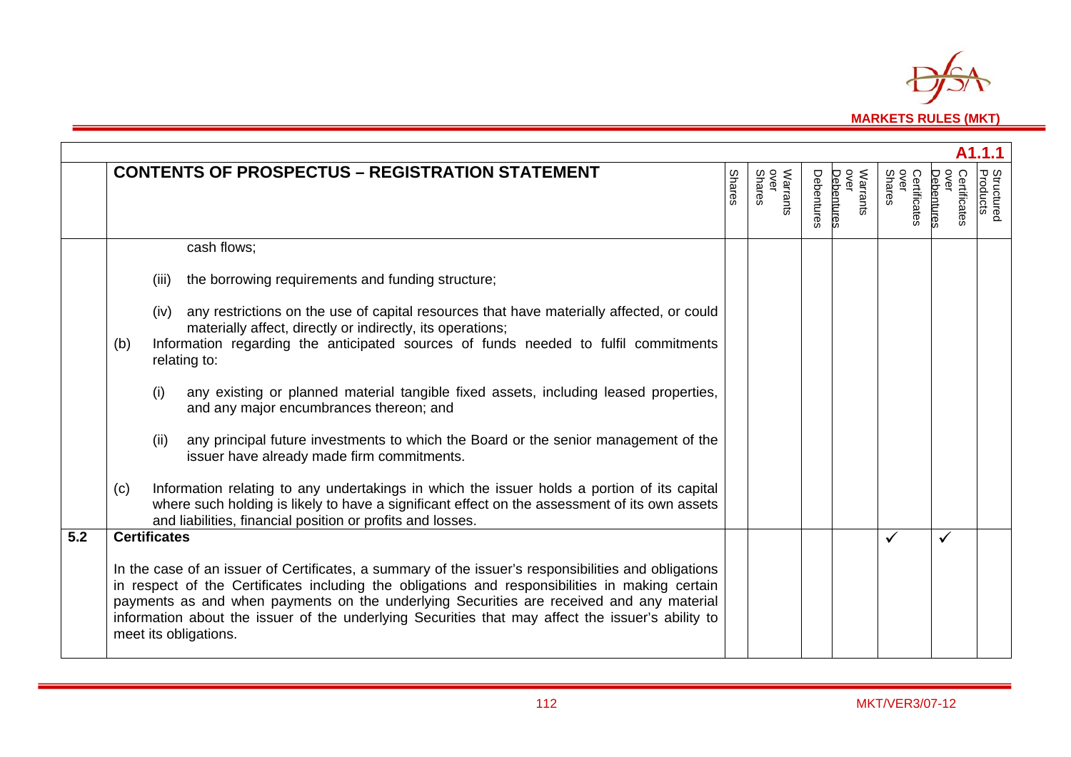**A1.1.1**

| | CONTENTS OF PROSPECTUS – REGISTRATION STATEMENT | Shares | Warrants over Shares | Debentures | Warrants over Debentures | Certificates over Shares | Certificates over Debentures | Structured Products |
|---|---|---|---|---|---|---|---|---|
| | cash flows;<br><br>(iii) the borrowing requirements and funding structure;<br><br>(iv) any restrictions on the use of capital resources that have materially affected, or could materially affect, directly or indirectly, its operations;<br><br>(b) Information regarding the anticipated sources of funds needed to fulfil commitments relating to:<br><br>(i) any existing or planned material tangible fixed assets, including leased properties, and any major encumbrances thereon; and<br><br>(ii) any principal future investments to which the Board or the senior management of the issuer have already made firm commitments.<br><br>(c) Information relating to any undertakings in which the issuer holds a portion of its capital where such holding is likely to have a significant effect on the assessment of its own assets and liabilities, financial position or profits and losses. | | | | | | | |
| 5.2 | **Certificates**<br><br>In the case of an issuer of Certificates, a summary of the issuer's responsibilities and obligations in respect of the Certificates including the obligations and responsibilities in making certain payments as and when payments on the underlying Securities are received and any material information about the issuer of the underlying Securities that may affect the issuer's ability to meet its obligations. | | | | | ✓ | ✓ | |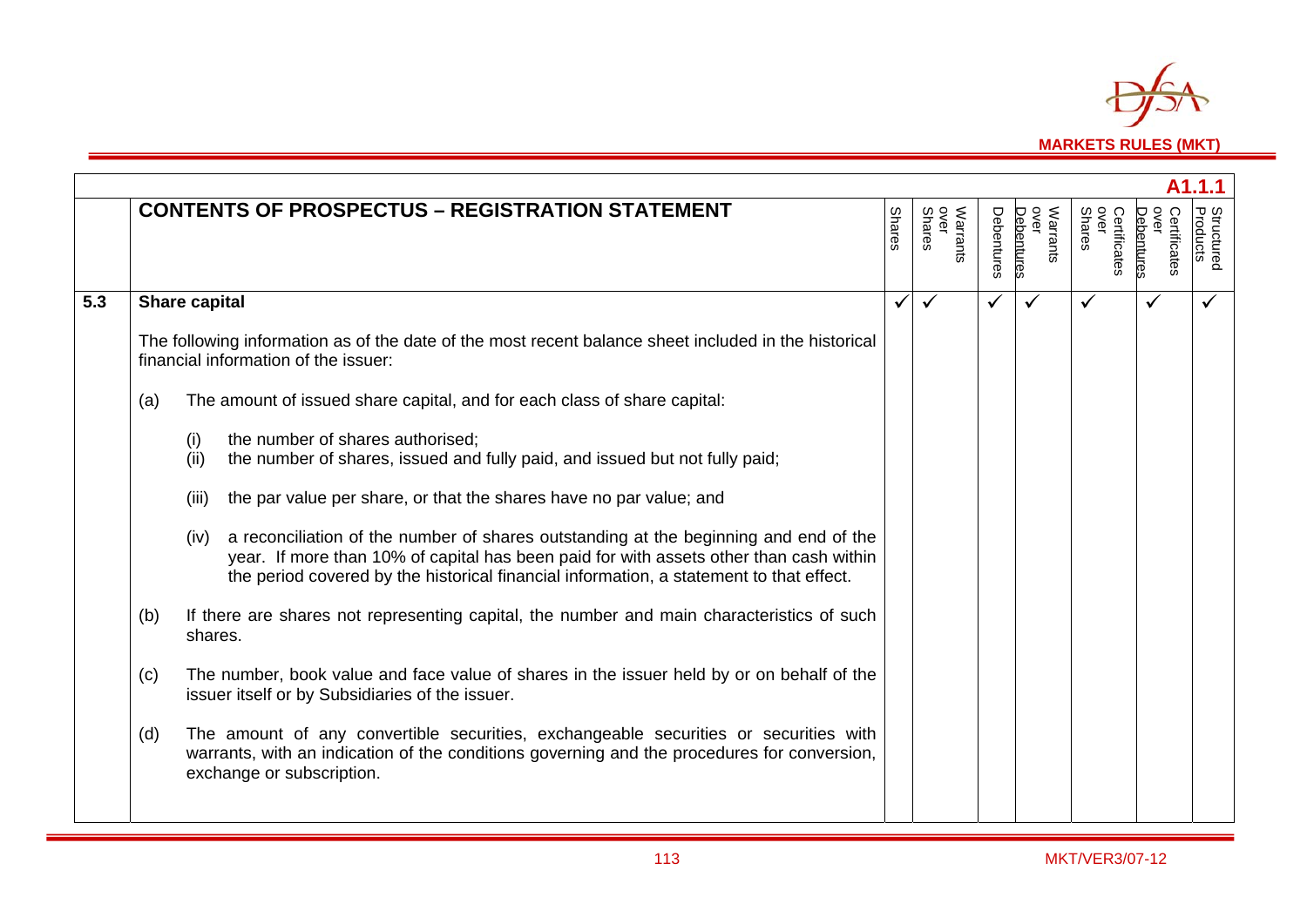**A1.1.1**

| | CONTENTS OF PROSPECTUS – REGISTRATION STATEMENT | Shares | Warrants over Shares | Debentures | Warrants over Debentures | Certificates over Shares | Certificates over Debentures | Structured Products |
|---|---|---|---|---|---|---|---|---|
| 5.3 | **Share capital** | ✓ | ✓ | ✓ | ✓ | ✓ | ✓ | ✓ |
| | The following information as of the date of the most recent balance sheet included in the historical financial information of the issuer: | | | | | | | |
| | (a) The amount of issued share capital, and for each class of share capital: | | | | | | | |
| | (i) the number of shares authorised; | | | | | | | |
| | (ii) the number of shares, issued and fully paid, and issued but not fully paid; | | | | | | | |
| | (iii) the par value per share, or that the shares have no par value; and | | | | | | | |
| | (iv) a reconciliation of the number of shares outstanding at the beginning and end of the year. If more than 10% of capital has been paid for with assets other than cash within the period covered by the historical financial information, a statement to that effect. | | | | | | | |
| | (b) If there are shares not representing capital, the number and main characteristics of such shares. | | | | | | | |
| | (c) The number, book value and face value of shares in the issuer held by or on behalf of the issuer itself or by Subsidiaries of the issuer. | | | | | | | |
| | (d) The amount of any convertible securities, exchangeable securities or securities with warrants, with an indication of the conditions governing and the procedures for conversion, exchange or subscription. | | | | | | | |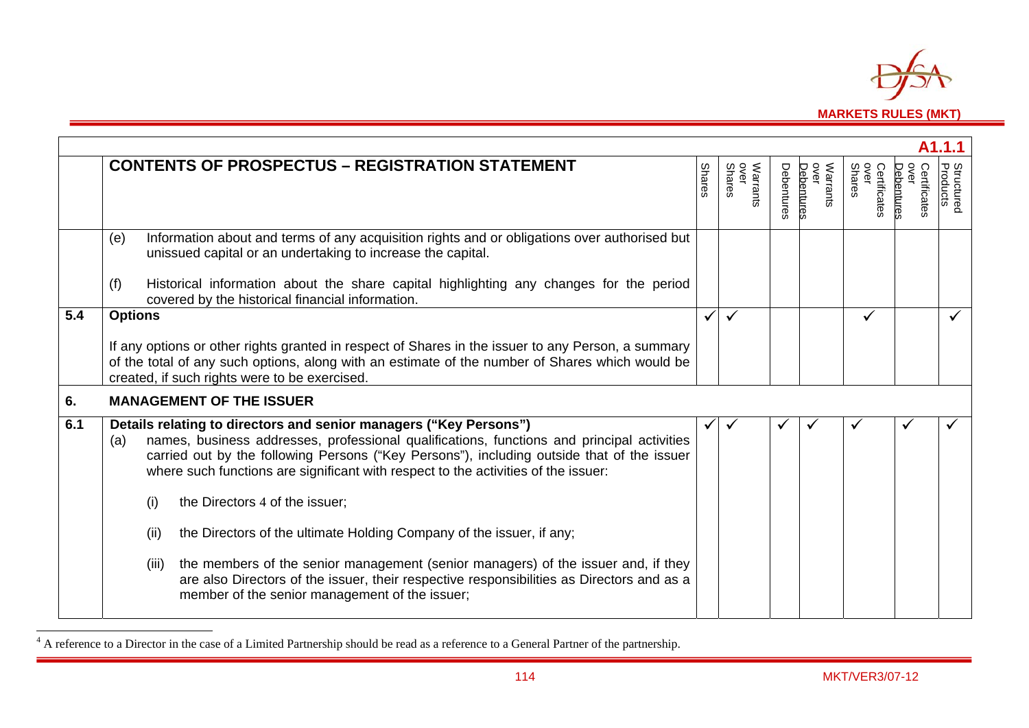**A1.1.1**

| | CONTENTS OF PROSPECTUS – REGISTRATION STATEMENT | Shares | Warrants over Shares | Debentures | Warrants over Debentures | Certificates over Shares | Certificates over Debentures | Structured Products |
|---|---|---|---|---|---|---|---|---|
| | (e) Information about and terms of any acquisition rights and or obligations over authorised but unissued capital or an undertaking to increase the capital.<br><br>(f) Historical information about the share capital highlighting any changes for the period covered by the historical financial information. | | | | | | | |
| 5.4 | **Options**<br><br>If any options or other rights granted in respect of Shares in the issuer to any Person, a summary of the total of any such options, along with an estimate of the number of Shares which would be created, if such rights were to be exercised. | ✓ | ✓ | | | ✓ | | ✓ |
| **6.** | **MANAGEMENT OF THE ISSUER** | | | | | | | |
| 6.1 | **Details relating to directors and senior managers ("Key Persons")**<br>(a) names, business addresses, professional qualifications, functions and principal activities carried out by the following Persons ("Key Persons"), including outside that of the issuer where such functions are significant with respect to the activities of the issuer:<br><br>(i) the Directors[4] of the issuer;<br><br>(ii) the Directors of the ultimate Holding Company of the issuer, if any;<br><br>(iii) the members of the senior management (senior managers) of the issuer and, if they are also Directors of the issuer, their respective responsibilities as Directors and as a member of the senior management of the issuer; | ✓ | ✓ | ✓ | ✓ | ✓ | ✓ | ✓ |

[4] A reference to a Director in the case of a Limited Partnership should be read as a reference to a General Partner of the partnership.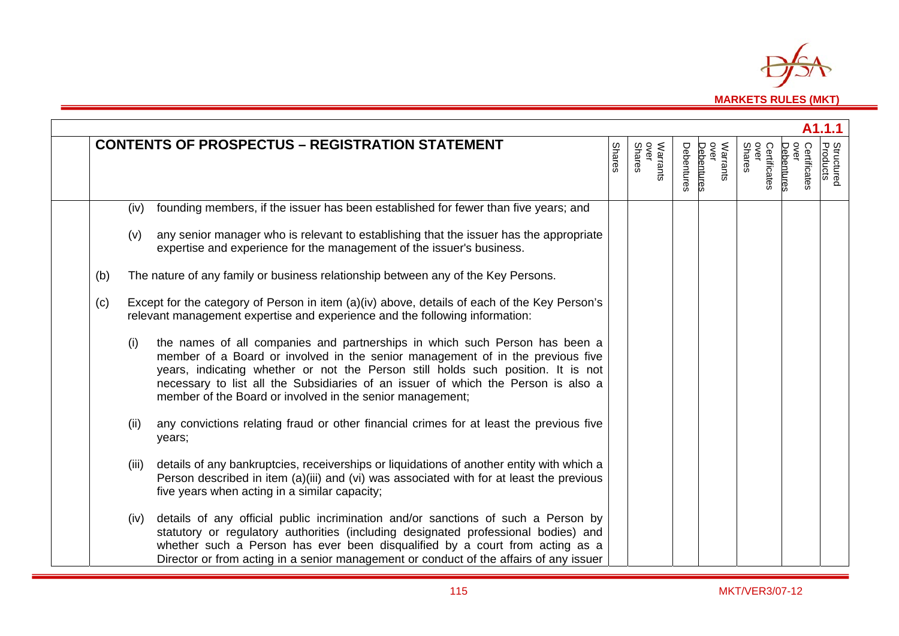**A1.1.1**

| CONTENTS OF PROSPECTUS – REGISTRATION STATEMENT | Shares | Warrants over Shares | Debentures | Warrants over Debentures | Certificates over Shares | Certificates over Debentures | Structured Products |
|---|---|---|---|---|---|---|---|
| (iv) founding members, if the issuer has been established for fewer than five years; and | | | | | | | |
| (v) any senior manager who is relevant to establishing that the issuer has the appropriate expertise and experience for the management of the issuer's business. | | | | | | | |
| (b) The nature of any family or business relationship between any of the Key Persons. | | | | | | | |
| (c) Except for the category of Person in item (a)(iv) above, details of each of the Key Person's relevant management expertise and experience and the following information: | | | | | | | |
| (i) the names of all companies and partnerships in which such Person has been a member of a Board or involved in the senior management of in the previous five years, indicating whether or not the Person still holds such position. It is not necessary to list all the Subsidiaries of an issuer of which the Person is also a member of the Board or involved in the senior management; | | | | | | | |
| (ii) any convictions relating fraud or other financial crimes for at least the previous five years; | | | | | | | |
| (iii) details of any bankruptcies, receiverships or liquidations of another entity with which a Person described in item (a)(iii) and (vi) was associated with for at least the previous five years when acting in a similar capacity; | | | | | | | |
| (iv) details of any official public incrimination and/or sanctions of such a Person by statutory or regulatory authorities (including designated professional bodies) and whether such a Person has ever been disqualified by a court from acting as a Director or from acting in a senior management or conduct of the affairs of any issuer | | | | | | | |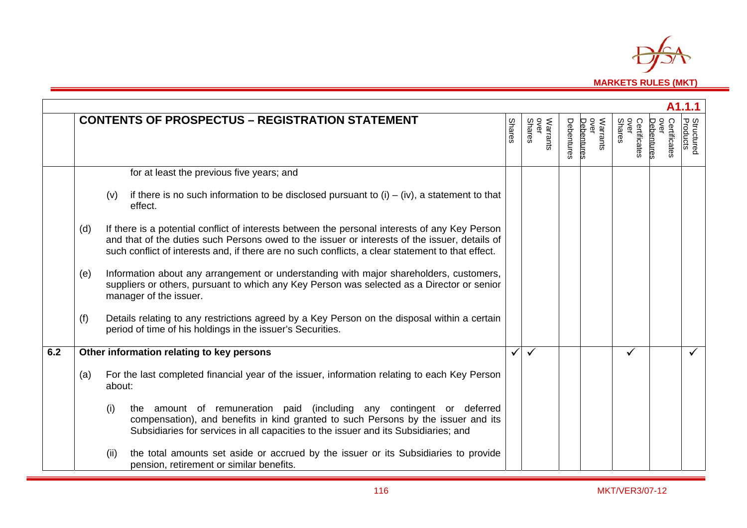A1.1.1

| | CONTENTS OF PROSPECTUS – REGISTRATION STATEMENT | Shares | Warrants over Shares | Debentures | Warrants over Debentures | Certificates over Shares | Certificates over Debentures | Structured Products |
|---|---|---|---|---|---|---|---|---|
| | for at least the previous five years; and<br><br>(v) if there is no such information to be disclosed pursuant to (i) – (iv), a statement to that effect.<br><br>(d) If there is a potential conflict of interests between the personal interests of any Key Person and that of the duties such Persons owed to the issuer or interests of the issuer, details of such conflict of interests and, if there are no such conflicts, a clear statement to that effect.<br><br>(e) Information about any arrangement or understanding with major shareholders, customers, suppliers or others, pursuant to which any Key Person was selected as a Director or senior manager of the issuer.<br><br>(f) Details relating to any restrictions agreed by a Key Person on the disposal within a certain period of time of his holdings in the issuer's Securities. | | | | | | | |
| 6.2 | **Other information relating to key persons**<br><br>(a) For the last completed financial year of the issuer, information relating to each Key Person about:<br><br>(i) the amount of remuneration paid (including any contingent or deferred compensation), and benefits in kind granted to such Persons by the issuer and its Subsidiaries for services in all capacities to the issuer and its Subsidiaries; and<br><br>(ii) the total amounts set aside or accrued by the issuer or its Subsidiaries to provide pension, retirement or similar benefits. | ✓ | ✓ | | | ✓ | | ✓ |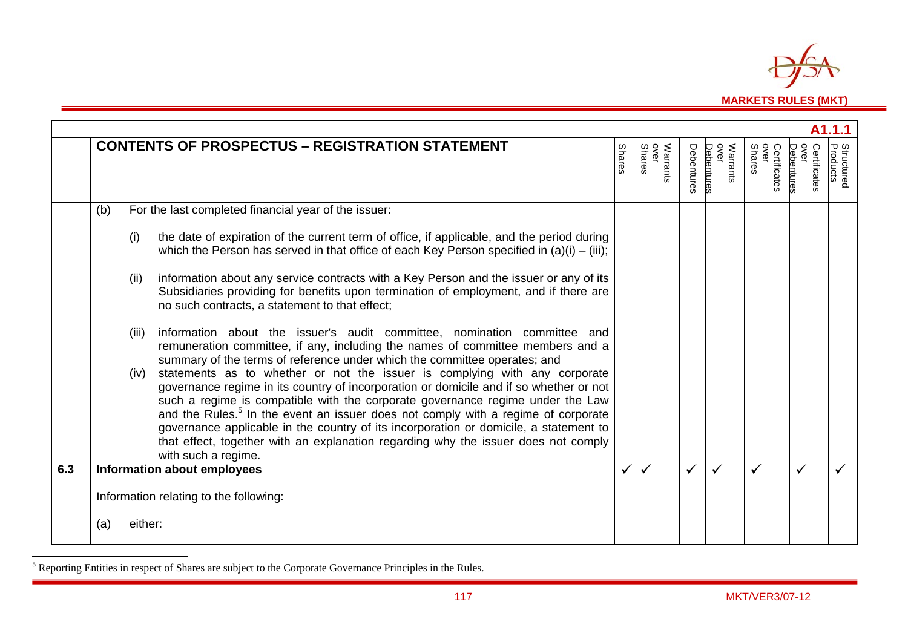**A1.1.1**

| | CONTENTS OF PROSPECTUS – REGISTRATION STATEMENT | Shares | Warrants over Shares | Debentures | Warrants over Debentures | Certificates over Shares | Certificates over Debentures | Structured Products |
|---|---|---|---|---|---|---|---|---|
| | (b) For the last completed financial year of the issuer: | | | | | | | |
| | (i) the date of expiration of the current term of office, if applicable, and the period during which the Person has served in that office of each Key Person specified in (a)(i) – (iii); | | | | | | | |
| | (ii) information about any service contracts with a Key Person and the issuer or any of its Subsidiaries providing for benefits upon termination of employment, and if there are no such contracts, a statement to that effect; | | | | | | | |
| | (iii) information about the issuer's audit committee, nomination committee and remuneration committee, if any, including the names of committee members and a summary of the terms of reference under which the committee operates; and | | | | | | | |
| | (iv) statements as to whether or not the issuer is complying with any corporate governance regime in its country of incorporation or domicile and if so whether or not such a regime is compatible with the corporate governance regime under the Law and the Rules.[5] In the event an issuer does not comply with a regime of corporate governance applicable in the country of its incorporation or domicile, a statement to that effect, together with an explanation regarding why the issuer does not comply with such a regime. | | | | | | | |
| **6.3** | **Information about employees** | ✓ | ✓ | ✓ | ✓ | ✓ | ✓ | ✓ |
| | Information relating to the following: | | | | | | | |
| | (a) either: | | | | | | | |

[5] Reporting Entities in respect of Shares are subject to the Corporate Governance Principles in the Rules.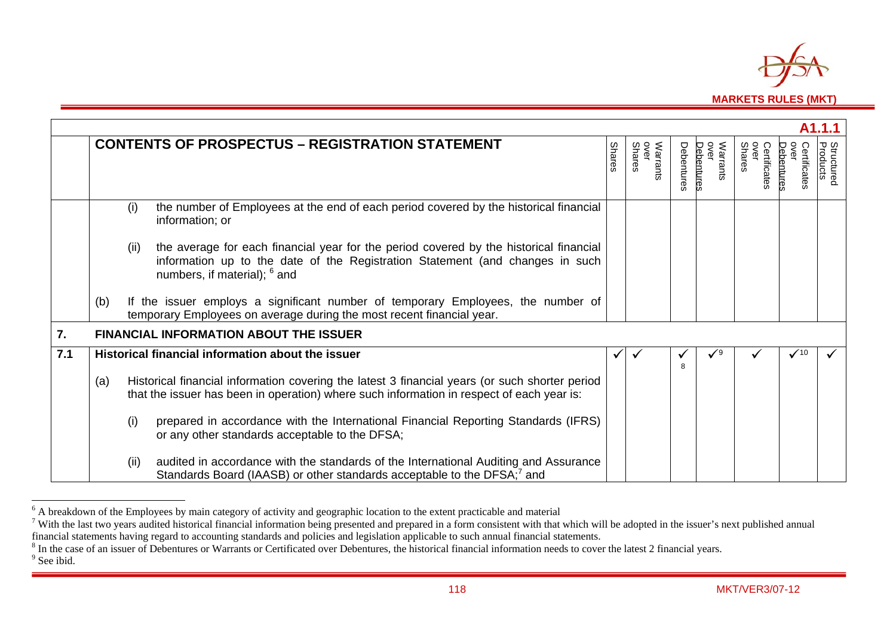**A1.1.1**

| | CONTENTS OF PROSPECTUS – REGISTRATION STATEMENT | Shares | Warrants over Shares | Debentures | Warrants over Debentures | Certificates over Shares | Certificates over Debentures | Structured Products |
|---|---|---|---|---|---|---|---|---|
| | (i) the number of Employees at the end of each period covered by the historical financial information; or<br><br>(ii) the average for each financial year for the period covered by the historical financial information up to the date of the Registration Statement (and changes in such numbers, if material); [6] and<br><br>(b) If the issuer employs a significant number of temporary Employees, the number of temporary Employees on average during the most recent financial year. | | | | | | | |
| **7.** | **FINANCIAL INFORMATION ABOUT THE ISSUER** | | | | | | | |
| **7.1** | **Historical financial information about the issuer**<br><br>(a) Historical financial information covering the latest 3 financial years (or such shorter period that the issuer has been in operation) where such information in respect of each year is:<br><br>(i) prepared in accordance with the International Financial Reporting Standards (IFRS) or any other standards acceptable to the DFSA;<br><br>(ii) audited in accordance with the standards of the International Auditing and Assurance Standards Board (IAASB) or other standards acceptable to the DFSA;[7] and | ✓ | ✓ | ✓[8] | ✓[9] | ✓ | ✓[10] | ✓ |

---

[6] A breakdown of the Employees by main category of activity and geographic location to the extent practicable and material

[7] With the last two years audited historical financial information being presented and prepared in a form consistent with that which will be adopted in the issuer's next published annual financial statements having regard to accounting standards and policies and legislation applicable to such annual financial statements.

[8] In the case of an issuer of Debentures or Warrants or Certificated over Debentures, the historical financial information needs to cover the latest 2 financial years.

[9] See ibid.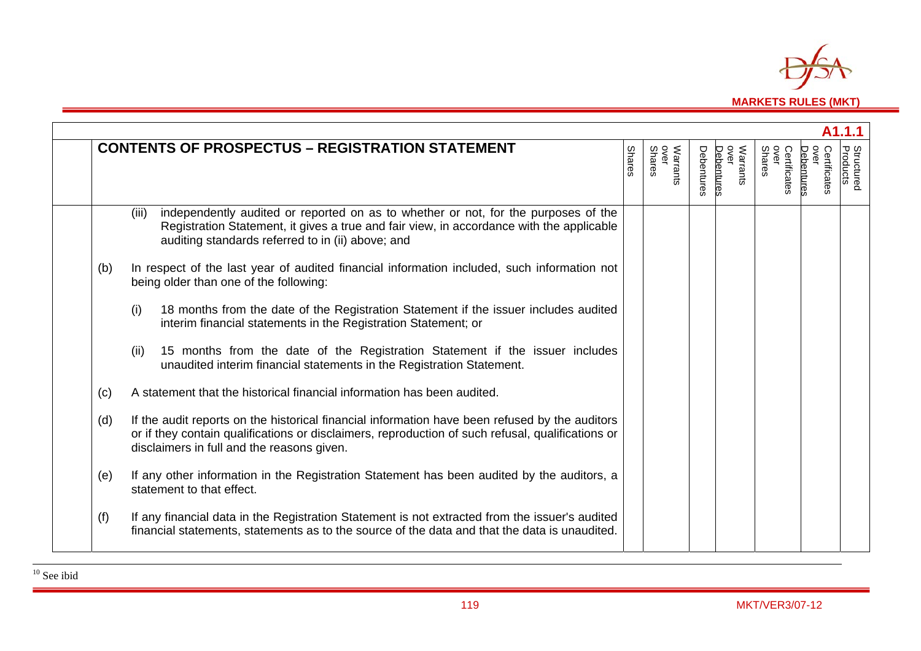A1.1.1

| CONTENTS OF PROSPECTUS – REGISTRATION STATEMENT | Shares | Warrants over Shares | Debentures | Warrants over Debentures | Certificates over Shares | Certificates over Debentures | Structured Products |
|---|---|---|---|---|---|---|---|
| (iii) independently audited or reported on as to whether or not, for the purposes of the Registration Statement, it gives a true and fair view, in accordance with the applicable auditing standards referred to in (ii) above; and | | | | | | | |
| (b) In respect of the last year of audited financial information included, such information not being older than one of the following: | | | | | | | |
| (i) 18 months from the date of the Registration Statement if the issuer includes audited interim financial statements in the Registration Statement; or | | | | | | | |
| (ii) 15 months from the date of the Registration Statement if the issuer includes unaudited interim financial statements in the Registration Statement. | | | | | | | |
| (c) A statement that the historical financial information has been audited. | | | | | | | |
| (d) If the audit reports on the historical financial information have been refused by the auditors or if they contain qualifications or disclaimers, reproduction of such refusal, qualifications or disclaimers in full and the reasons given. | | | | | | | |
| (e) If any other information in the Registration Statement has been audited by the auditors, a statement to that effect. | | | | | | | |
| (f) If any financial data in the Registration Statement is not extracted from the issuer's audited financial statements, statements as to the source of the data and that the data is unaudited. | | | | | | | |

[10] See ibid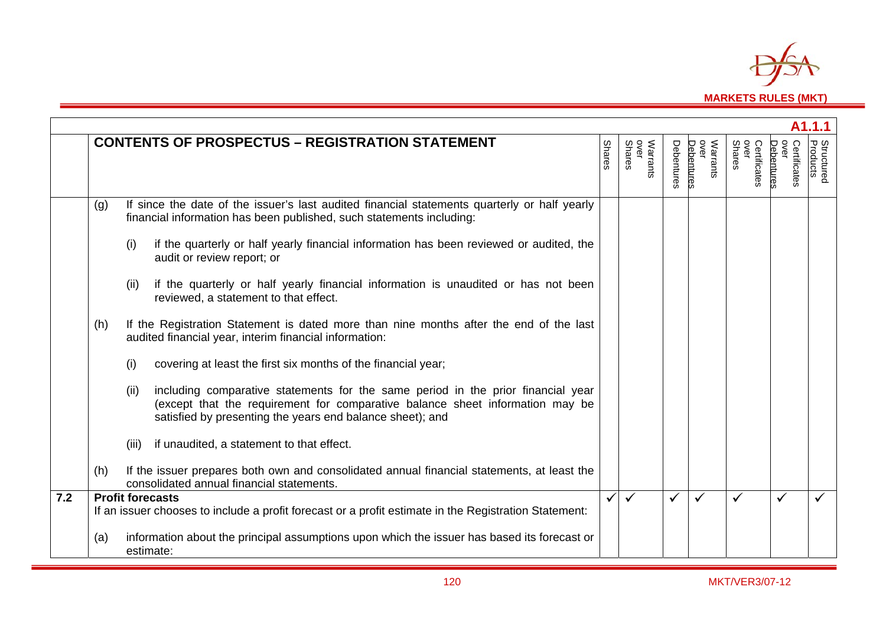| | A1.1.1 | | | | | | | |
|---|---|---|---|---|---|---|---|---|
| | **CONTENTS OF PROSPECTUS – REGISTRATION STATEMENT** | Shares | Warrants over Shares | Debentures | Warrants over Debentures | Certificates over Shares | Certificates over Debentures | Structured Products |
| | (g) If since the date of the issuer's last audited financial statements quarterly or half yearly financial information has been published, such statements including:<br><br>(i) if the quarterly or half yearly financial information has been reviewed or audited, the audit or review report; or<br><br>(ii) if the quarterly or half yearly financial information is unaudited or has not been reviewed, a statement to that effect.<br><br>(h) If the Registration Statement is dated more than nine months after the end of the last audited financial year, interim financial information:<br><br>(i) covering at least the first six months of the financial year;<br><br>(ii) including comparative statements for the same period in the prior financial year (except that the requirement for comparative balance sheet information may be satisfied by presenting the years end balance sheet); and<br><br>(iii) if unaudited, a statement to that effect.<br><br>(h) If the issuer prepares both own and consolidated annual financial statements, at least the consolidated annual financial statements. | | | | | | | |
| **7.2** | **Profit forecasts**<br>If an issuer chooses to include a profit forecast or a profit estimate in the Registration Statement:<br><br>(a) information about the principal assumptions upon which the issuer has based its forecast or estimate: | ✓ | ✓ | ✓ | ✓ | ✓ | ✓ | ✓ |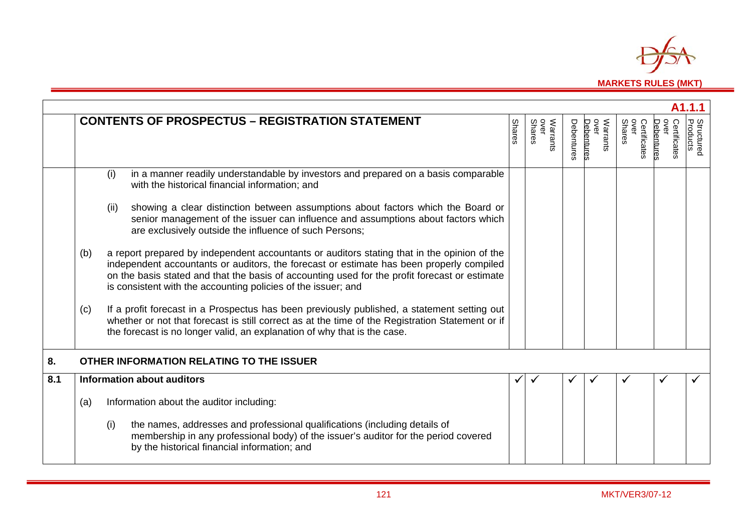**A1.1.1**

| | CONTENTS OF PROSPECTUS – REGISTRATION STATEMENT | Shares | Warrants over Shares | Debentures | Warrants over Debentures | Certificates over Shares | Certificates over Debentures | Structured Products |
|---|---|---|---|---|---|---|---|---|
| | (i) in a manner readily understandable by investors and prepared on a basis comparable with the historical financial information; and<br><br>(ii) showing a clear distinction between assumptions about factors which the Board or senior management of the issuer can influence and assumptions about factors which are exclusively outside the influence of such Persons;<br><br>(b) a report prepared by independent accountants or auditors stating that in the opinion of the independent accountants or auditors, the forecast or estimate has been properly compiled on the basis stated and that the basis of accounting used for the profit forecast or estimate is consistent with the accounting policies of the issuer; and<br><br>(c) If a profit forecast in a Prospectus has been previously published, a statement setting out whether or not that forecast is still correct as at the time of the Registration Statement or if the forecast is no longer valid, an explanation of why that is the case. | | | | | | | |
| **8.** | **OTHER INFORMATION RELATING TO THE ISSUER** | | | | | | | |
| **8.1** | **Information about auditors**<br><br>(a) Information about the auditor including:<br><br>(i) the names, addresses and professional qualifications (including details of membership in any professional body) of the issuer's auditor for the period covered by the historical financial information; and | ✓ | ✓ | ✓ | ✓ | ✓ | ✓ | ✓ |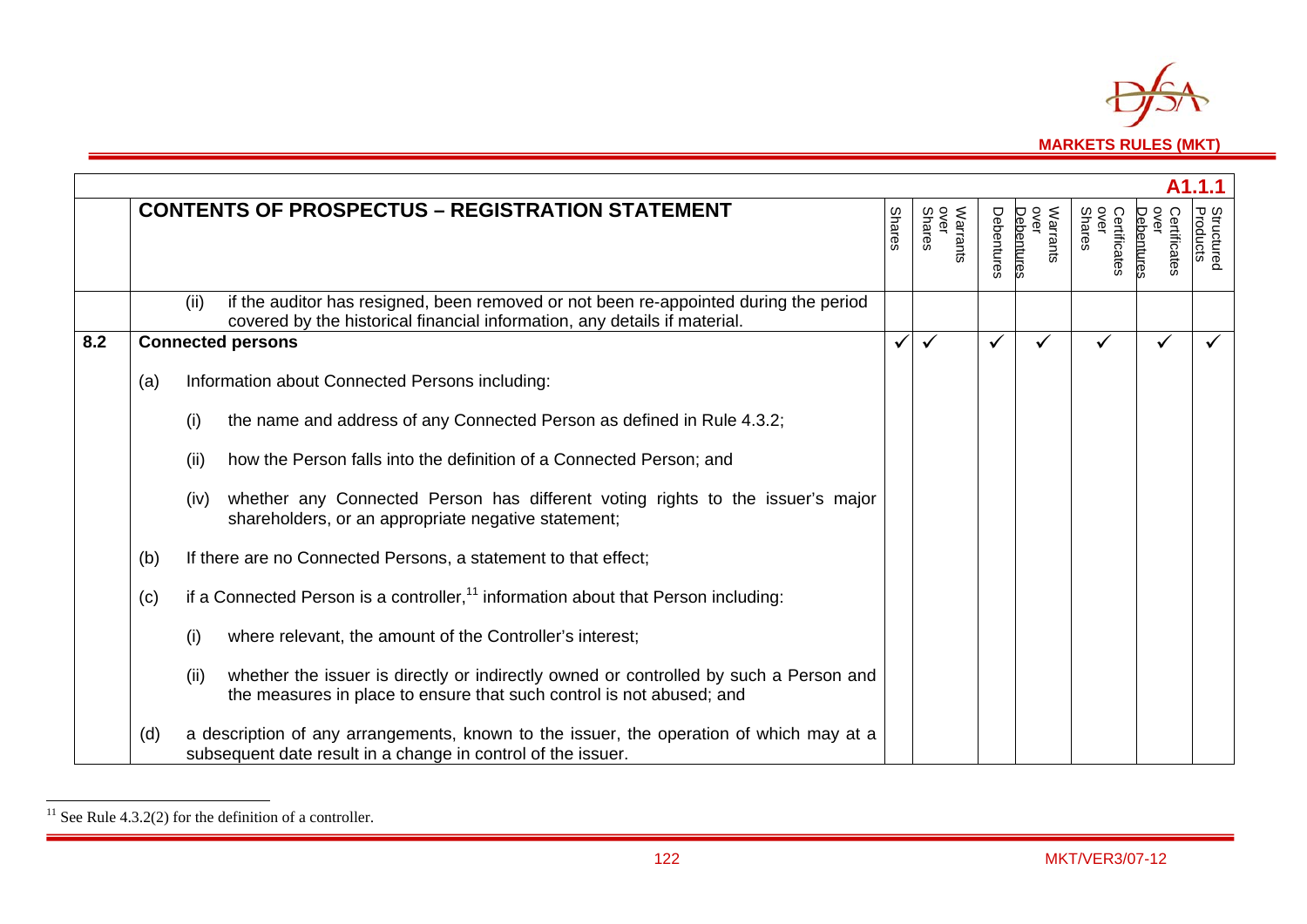| | A1.1.1 | | | | | | | |
|---|---|---|---|---|---|---|---|---|
| | **CONTENTS OF PROSPECTUS – REGISTRATION STATEMENT** | Shares | Warrants over Shares | Debentures | Warrants over Debentures | Certificates over Shares | Certificates over Debentures | Structured Products |
| | (ii) if the auditor has resigned, been removed or not been re-appointed during the period covered by the historical financial information, any details if material. | | | | | | | |
| **8.2** | **Connected persons** | ✓ | ✓ | ✓ | ✓ | ✓ | ✓ | ✓ |
| | (a) Information about Connected Persons including: | | | | | | | |
| | (i) the name and address of any Connected Person as defined in Rule 4.3.2; | | | | | | | |
| | (ii) how the Person falls into the definition of a Connected Person; and | | | | | | | |
| | (iv) whether any Connected Person has different voting rights to the issuer's major shareholders, or an appropriate negative statement; | | | | | | | |
| | (b) If there are no Connected Persons, a statement to that effect; | | | | | | | |
| | (c) if a Connected Person is a controller,[11] information about that Person including: | | | | | | | |
| | (i) where relevant, the amount of the Controller's interest; | | | | | | | |
| | (ii) whether the issuer is directly or indirectly owned or controlled by such a Person and the measures in place to ensure that such control is not abused; and | | | | | | | |
| | (d) a description of any arrangements, known to the issuer, the operation of which may at a subsequent date result in a change in control of the issuer. | | | | | | | |

[11] See Rule 4.3.2(2) for the definition of a controller.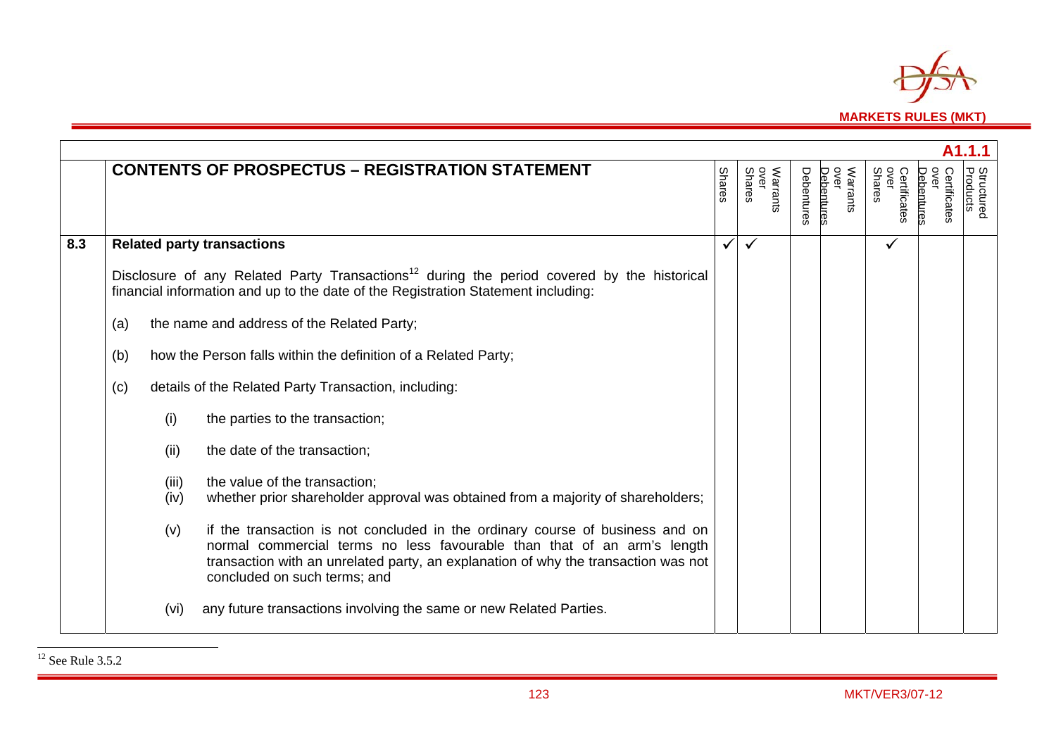**A1.1.1**

| | CONTENTS OF PROSPECTUS – REGISTRATION STATEMENT | Shares | Warrants over Shares | Debentures | Warrants over Debentures | Certificates over Shares | Certificates over Debentures | Structured Products |
|---|---|---|---|---|---|---|---|---|
| 8.3 | **Related party transactions**<br><br>Disclosure of any Related Party Transactions[12] during the period covered by the historical financial information and up to the date of the Registration Statement including:<br><br>(a) the name and address of the Related Party;<br><br>(b) how the Person falls within the definition of a Related Party;<br><br>(c) details of the Related Party Transaction, including:<br><br>(i) the parties to the transaction;<br><br>(ii) the date of the transaction;<br><br>(iii) the value of the transaction;<br>(iv) whether prior shareholder approval was obtained from a majority of shareholders;<br><br>(v) if the transaction is not concluded in the ordinary course of business and on normal commercial terms no less favourable than that of an arm's length transaction with an unrelated party, an explanation of why the transaction was not concluded on such terms; and<br><br>(vi) any future transactions involving the same or new Related Parties. | ✓ | ✓ | | | ✓ | | |

[12] See Rule 3.5.2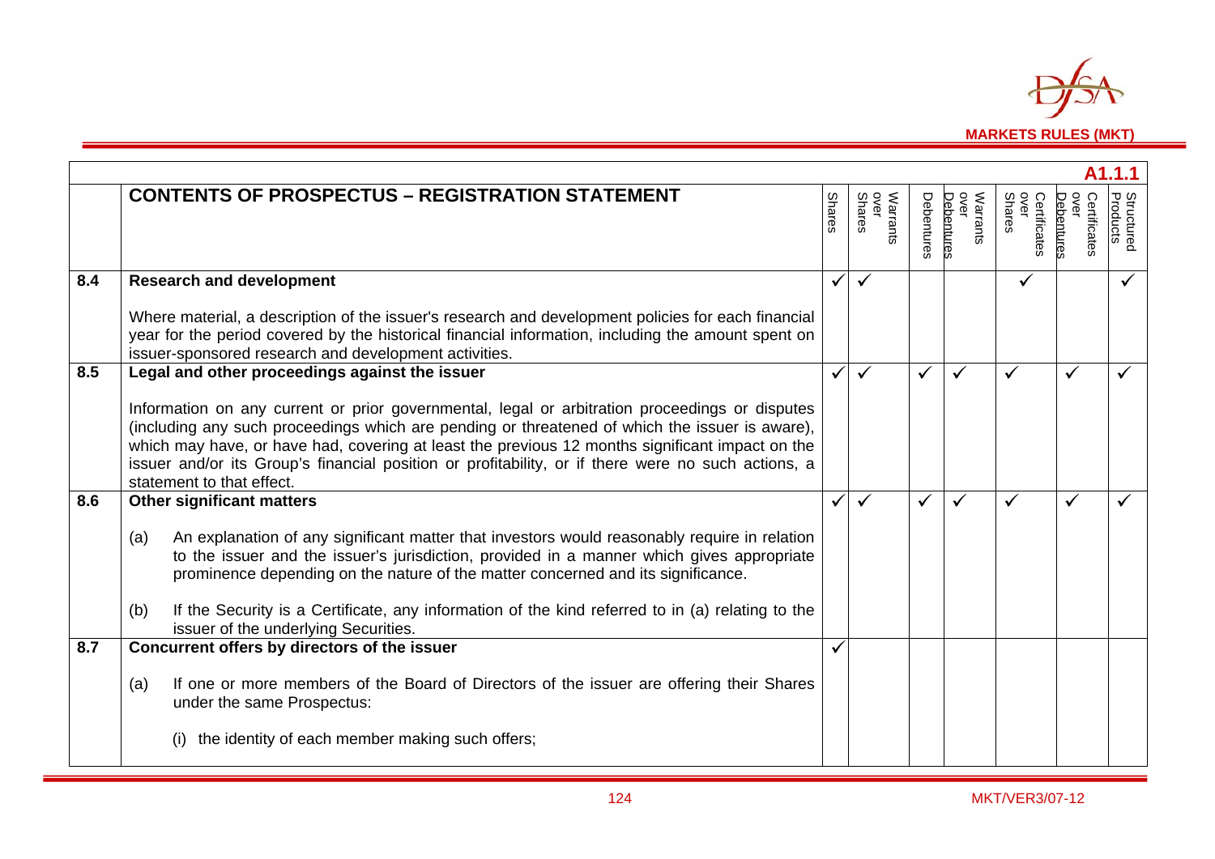**A1.1.1**

| | CONTENTS OF PROSPECTUS – REGISTRATION STATEMENT | Shares | Warrants over Shares | Debentures | Warrants over Debentures | Certificates over Shares | Certificates over Debentures | Structured Products |
|---|---|---|---|---|---|---|---|---|
| **8.4** | **Research and development**<br><br>Where material, a description of the issuer's research and development policies for each financial year for the period covered by the historical financial information, including the amount spent on issuer-sponsored research and development activities. | ✓ | ✓ | | | ✓ | | ✓ |
| **8.5** | **Legal and other proceedings against the issuer**<br><br>Information on any current or prior governmental, legal or arbitration proceedings or disputes (including any such proceedings which are pending or threatened of which the issuer is aware), which may have, or have had, covering at least the previous 12 months significant impact on the issuer and/or its Group's financial position or profitability, or if there were no such actions, a statement to that effect. | ✓ | ✓ | ✓ | ✓ | ✓ | ✓ | ✓ |
| **8.6** | **Other significant matters**<br><br>(a) An explanation of any significant matter that investors would reasonably require in relation to the issuer and the issuer's jurisdiction, provided in a manner which gives appropriate prominence depending on the nature of the matter concerned and its significance.<br><br>(b) If the Security is a Certificate, any information of the kind referred to in (a) relating to the issuer of the underlying Securities. | ✓ | ✓ | ✓ | ✓ | ✓ | ✓ | ✓ |
| **8.7** | **Concurrent offers by directors of the issuer**<br><br>(a) If one or more members of the Board of Directors of the issuer are offering their Shares under the same Prospectus:<br><br>(i) the identity of each member making such offers; | ✓ | | | | | | |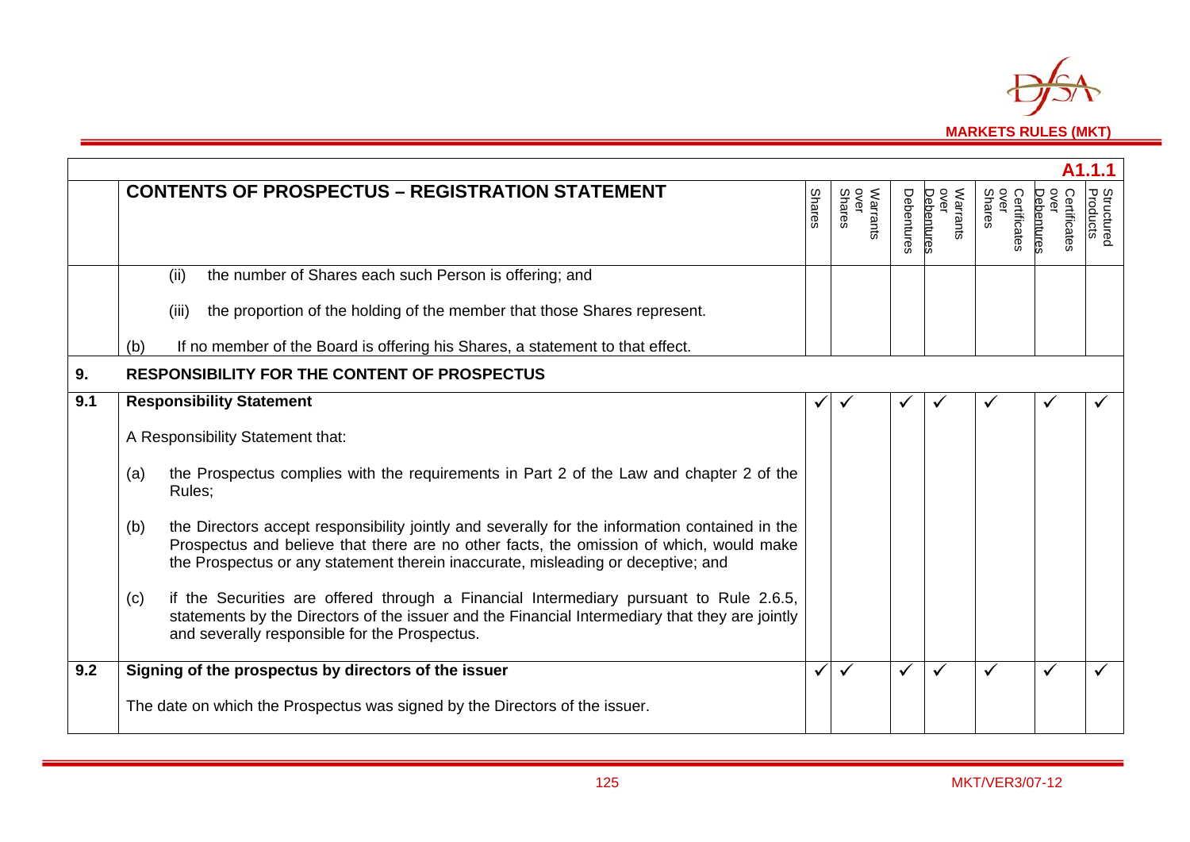A1.1.1

| | CONTENTS OF PROSPECTUS – REGISTRATION STATEMENT | Shares | Warrants over Shares | Debentures | Warrants over Debentures | Certificates over Shares | Certificates over Debentures | Structured Products |
|---|---|---|---|---|---|---|---|---|
| | (ii) the number of Shares each such Person is offering; and<br><br>(iii) the proportion of the holding of the member that those Shares represent.<br><br>(b) If no member of the Board is offering his Shares, a statement to that effect. | | | | | | | |
| **9.** | **RESPONSIBILITY FOR THE CONTENT OF PROSPECTUS** | | | | | | | |
| **9.1** | **Responsibility Statement**<br><br>A Responsibility Statement that:<br><br>(a) the Prospectus complies with the requirements in Part 2 of the Law and chapter 2 of the Rules;<br><br>(b) the Directors accept responsibility jointly and severally for the information contained in the Prospectus and believe that there are no other facts, the omission of which, would make the Prospectus or any statement therein inaccurate, misleading or deceptive; and<br><br>(c) if the Securities are offered through a Financial Intermediary pursuant to Rule 2.6.5, statements by the Directors of the issuer and the Financial Intermediary that they are jointly and severally responsible for the Prospectus. | ✓ | ✓ | ✓ | ✓ | ✓ | ✓ | ✓ |
| **9.2** | **Signing of the prospectus by directors of the issuer**<br><br>The date on which the Prospectus was signed by the Directors of the issuer. | ✓ | ✓ | ✓ | ✓ | ✓ | ✓ | ✓ |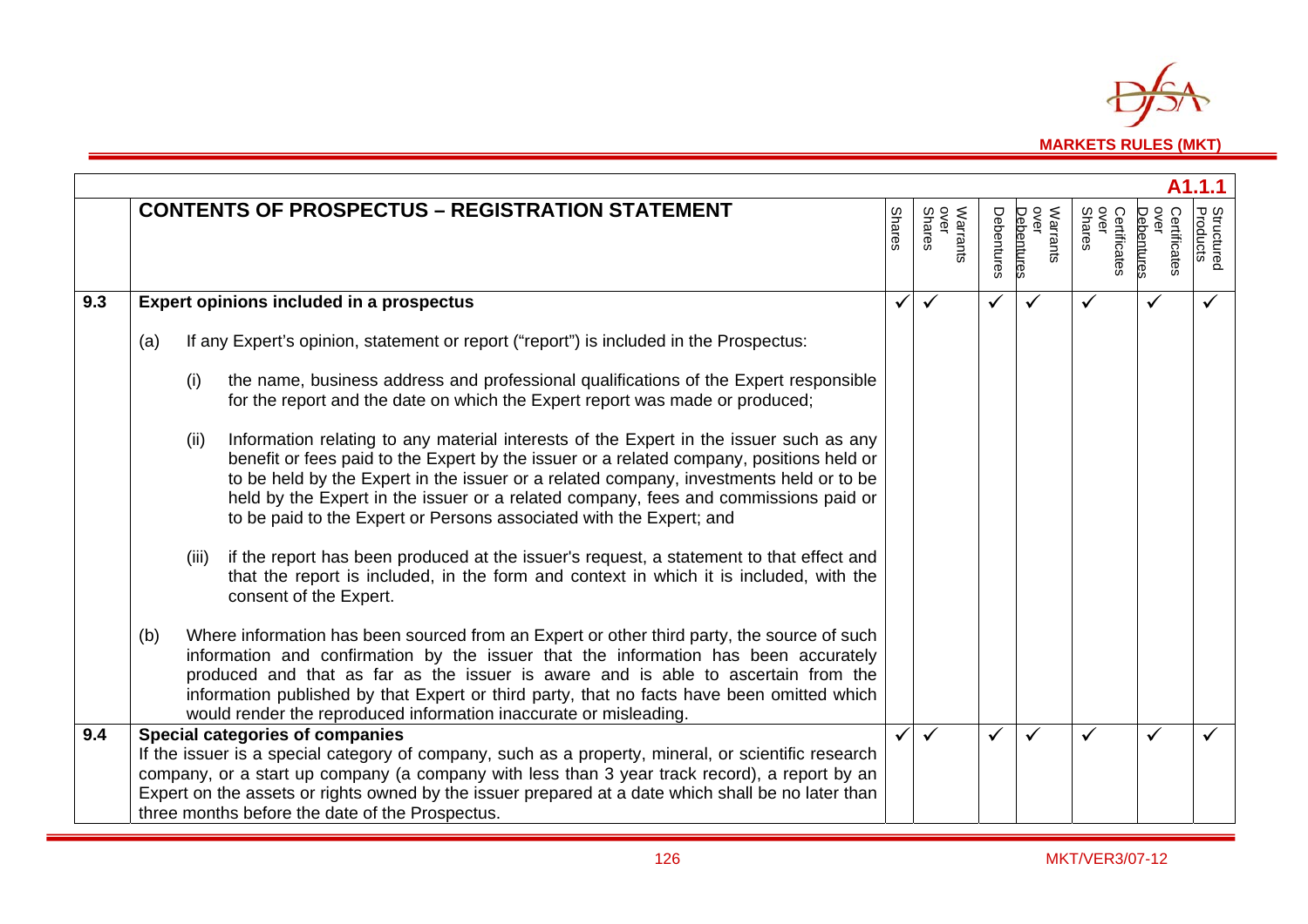**A1.1.1**

| | CONTENTS OF PROSPECTUS – REGISTRATION STATEMENT | Shares | Warrants over Shares | Debentures | Warrants over Debentures | Certificates over Shares | Certificates over Debentures | Structured Products |
|---|---|---|---|---|---|---|---|---|
| **9.3** | **Expert opinions included in a prospectus**<br><br>(a) If any Expert's opinion, statement or report ("report") is included in the Prospectus:<br><br>(i) the name, business address and professional qualifications of the Expert responsible for the report and the date on which the Expert report was made or produced;<br><br>(ii) Information relating to any material interests of the Expert in the issuer such as any benefit or fees paid to the Expert by the issuer or a related company, positions held or to be held by the Expert in the issuer or a related company, investments held or to be held by the Expert in the issuer or a related company, fees and commissions paid or to be paid to the Expert or Persons associated with the Expert; and<br><br>(iii) if the report has been produced at the issuer's request, a statement to that effect and that the report is included, in the form and context in which it is included, with the consent of the Expert.<br><br>(b) Where information has been sourced from an Expert or other third party, the source of such information and confirmation by the issuer that the information has been accurately produced and that as far as the issuer is aware and is able to ascertain from the information published by that Expert or third party, that no facts have been omitted which would render the reproduced information inaccurate or misleading. | ✓ | ✓ | ✓ | ✓ | ✓ | ✓ | ✓ |
| **9.4** | **Special categories of companies**<br>If the issuer is a special category of company, such as a property, mineral, or scientific research company, or a start up company (a company with less than 3 year track record), a report by an Expert on the assets or rights owned by the issuer prepared at a date which shall be no later than three months before the date of the Prospectus. | ✓ | ✓ | ✓ | ✓ | ✓ | ✓ | ✓ |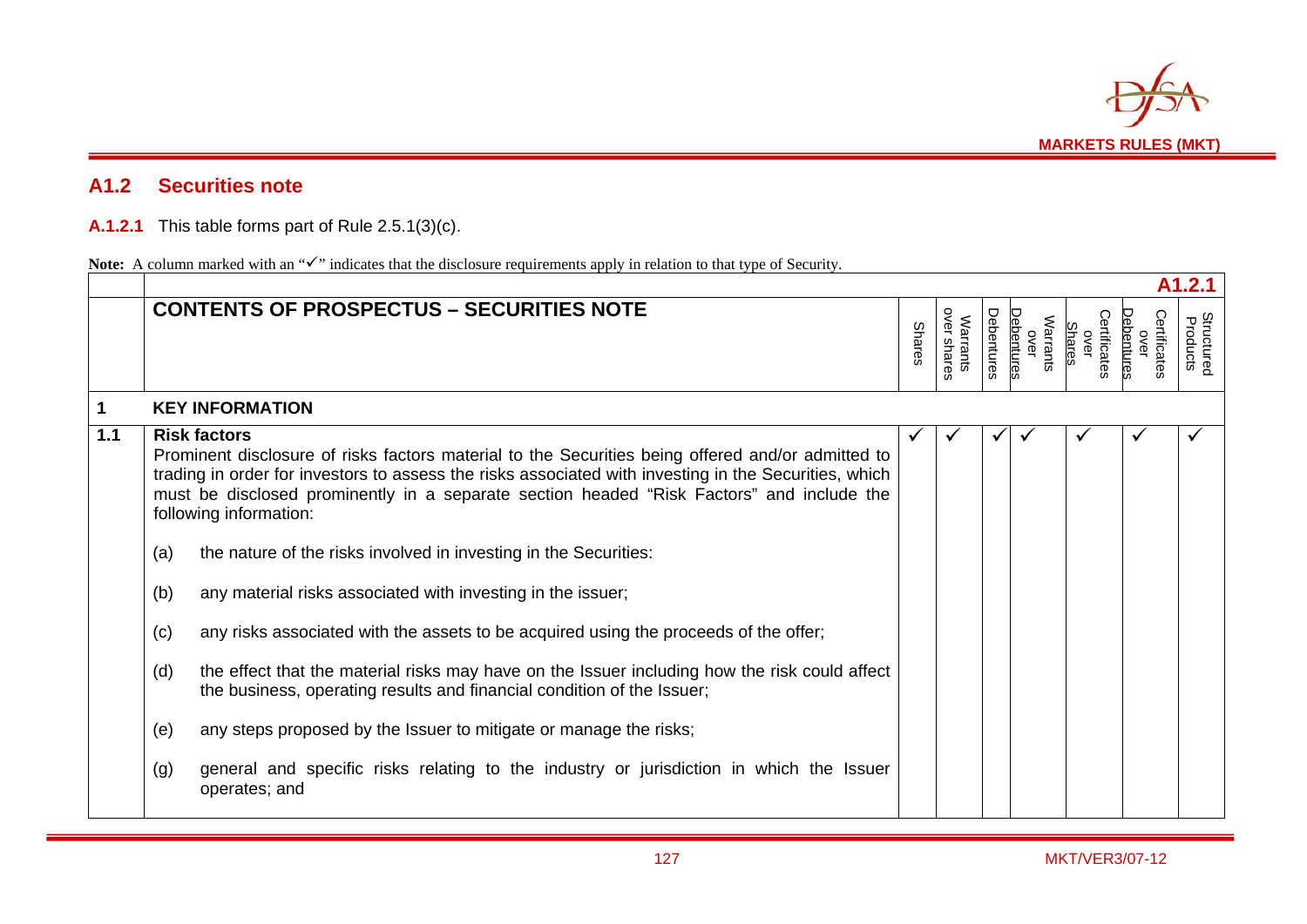## A1.2 Securities note

**A.1.2.1** This table forms part of Rule 2.5.1(3)(c).

**Note:** A column marked with an "✓" indicates that the disclosure requirements apply in relation to that type of Security.

| | **A1.2.1** | | | | | | | |
|---|---|---|---|---|---|---|---|---|
| | **CONTENTS OF PROSPECTUS – SECURITIES NOTE** | Shares | Warrants over shares | Debentures | Warrants over Debentures | Certificates over Shares | Certificates over Debentures | Structured Products |
| **1** | **KEY INFORMATION** | | | | | | | |
| **1.1** | **Risk factors**<br>Prominent disclosure of risks factors material to the Securities being offered and/or admitted to trading in order for investors to assess the risks associated with investing in the Securities, which must be disclosed prominently in a separate section headed "Risk Factors" and include the following information:<br><br>(a) the nature of the risks involved in investing in the Securities:<br><br>(b) any material risks associated with investing in the issuer;<br><br>(c) any risks associated with the assets to be acquired using the proceeds of the offer;<br><br>(d) the effect that the material risks may have on the Issuer including how the risk could affect the business, operating results and financial condition of the Issuer;<br><br>(e) any steps proposed by the Issuer to mitigate or manage the risks;<br><br>(g) general and specific risks relating to the industry or jurisdiction in which the Issuer operates; and | ✓ | ✓ | ✓ | ✓ | ✓ | ✓ | ✓ |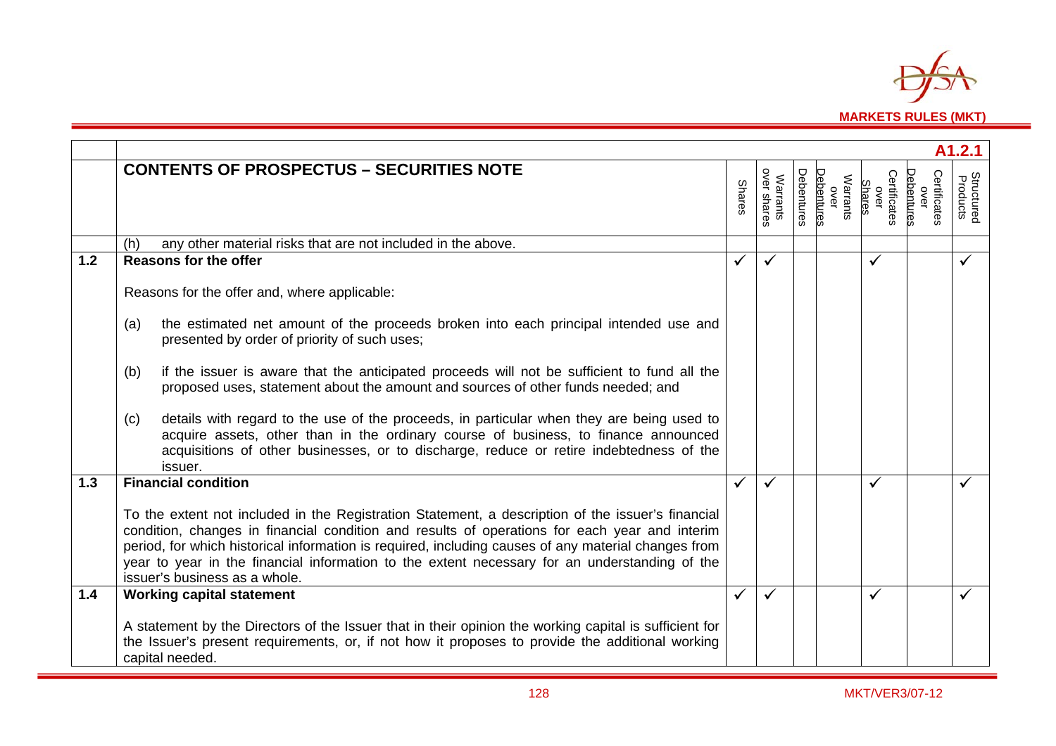| | A1.2.1 | | | | | | | |
|---|---|---|---|---|---|---|---|---|
| | **CONTENTS OF PROSPECTUS – SECURITIES NOTE** | Shares | Warrants over shares | Debentures | Warrants over Debentures | Certificates over Shares | Certificates over Debentures | Structured Products |
| | (h) any other material risks that are not included in the above. | | | | | | | |
| **1.2** | **Reasons for the offer**<br><br>Reasons for the offer and, where applicable:<br><br>(a) the estimated net amount of the proceeds broken into each principal intended use and presented by order of priority of such uses;<br><br>(b) if the issuer is aware that the anticipated proceeds will not be sufficient to fund all the proposed uses, statement about the amount and sources of other funds needed; and<br><br>(c) details with regard to the use of the proceeds, in particular when they are being used to acquire assets, other than in the ordinary course of business, to finance announced acquisitions of other businesses, or to discharge, reduce or retire indebtedness of the issuer. | ✓ | ✓ | | | ✓ | | ✓ |
| **1.3** | **Financial condition**<br><br>To the extent not included in the Registration Statement, a description of the issuer's financial condition, changes in financial condition and results of operations for each year and interim period, for which historical information is required, including causes of any material changes from year to year in the financial information to the extent necessary for an understanding of the issuer's business as a whole. | ✓ | ✓ | | | ✓ | | ✓ |
| **1.4** | **Working capital statement**<br><br>A statement by the Directors of the Issuer that in their opinion the working capital is sufficient for the Issuer's present requirements, or, if not how it proposes to provide the additional working capital needed. | ✓ | ✓ | | | ✓ | | ✓ |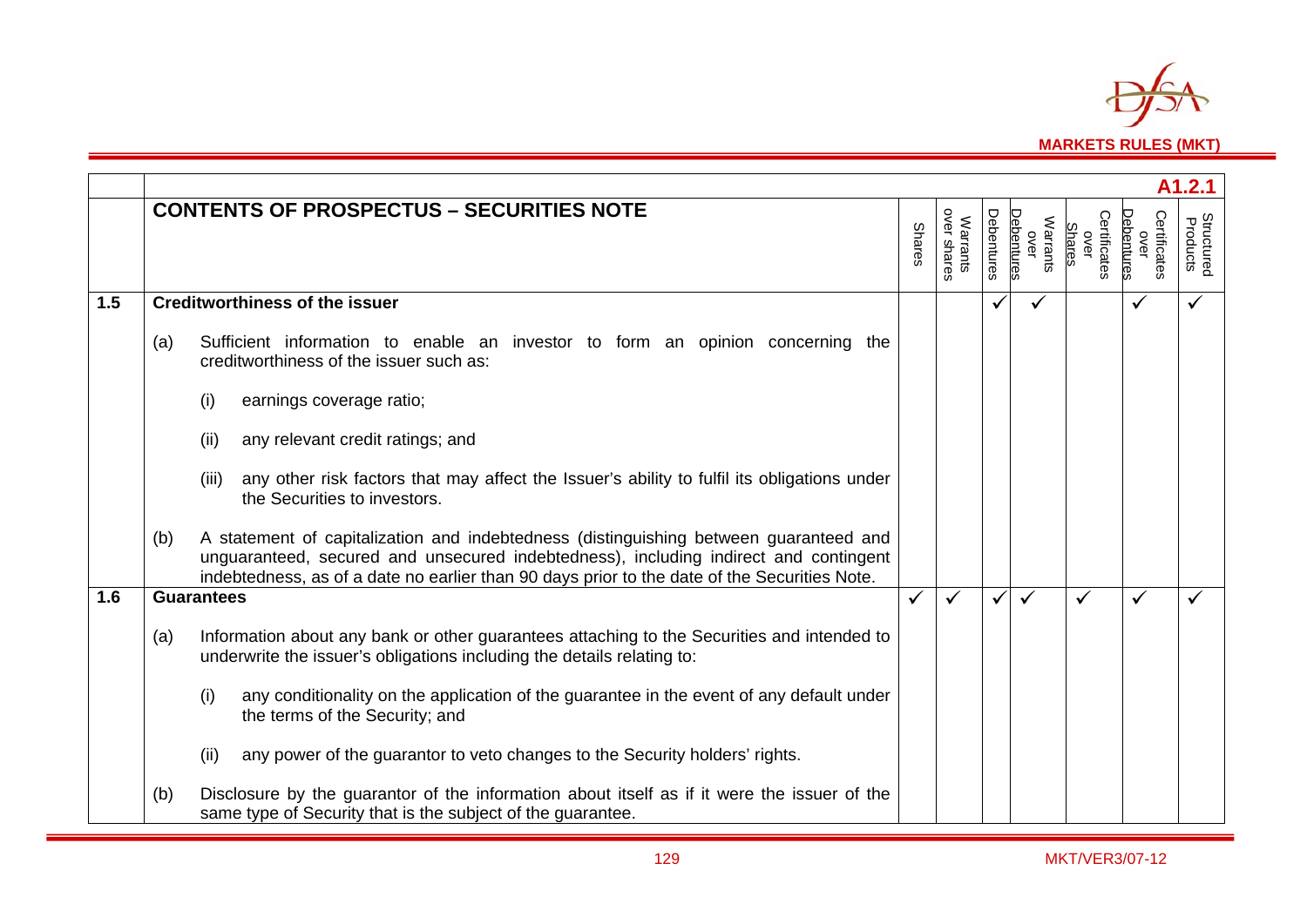| | | A1.2.1 | | | | | | |
|---|---|---|---|---|---|---|---|---|
| | **CONTENTS OF PROSPECTUS – SECURITIES NOTE** | Shares | Warrants over shares | Debentures | Warrants over Debentures | Certificates over Shares | Certificates over Debentures | Structured Products |
| **1.5** | **Creditworthiness of the issuer** | | | ✓ | ✓ | | ✓ | ✓ |
| | (a) Sufficient information to enable an investor to form an opinion concerning the creditworthiness of the issuer such as: | | | | | | | |
| | (i) earnings coverage ratio; | | | | | | | |
| | (ii) any relevant credit ratings; and | | | | | | | |
| | (iii) any other risk factors that may affect the Issuer's ability to fulfil its obligations under the Securities to investors. | | | | | | | |
| | (b) A statement of capitalization and indebtedness (distinguishing between guaranteed and unguaranteed, secured and unsecured indebtedness), including indirect and contingent indebtedness, as of a date no earlier than 90 days prior to the date of the Securities Note. | | | | | | | |
| **1.6** | **Guarantees** | ✓ | ✓ | ✓ | ✓ | ✓ | ✓ | ✓ |
| | (a) Information about any bank or other guarantees attaching to the Securities and intended to underwrite the issuer's obligations including the details relating to: | | | | | | | |
| | (i) any conditionality on the application of the guarantee in the event of any default under the terms of the Security; and | | | | | | | |
| | (ii) any power of the guarantor to veto changes to the Security holders' rights. | | | | | | | |
| | (b) Disclosure by the guarantor of the information about itself as if it were the issuer of the same type of Security that is the subject of the guarantee. | | | | | | | |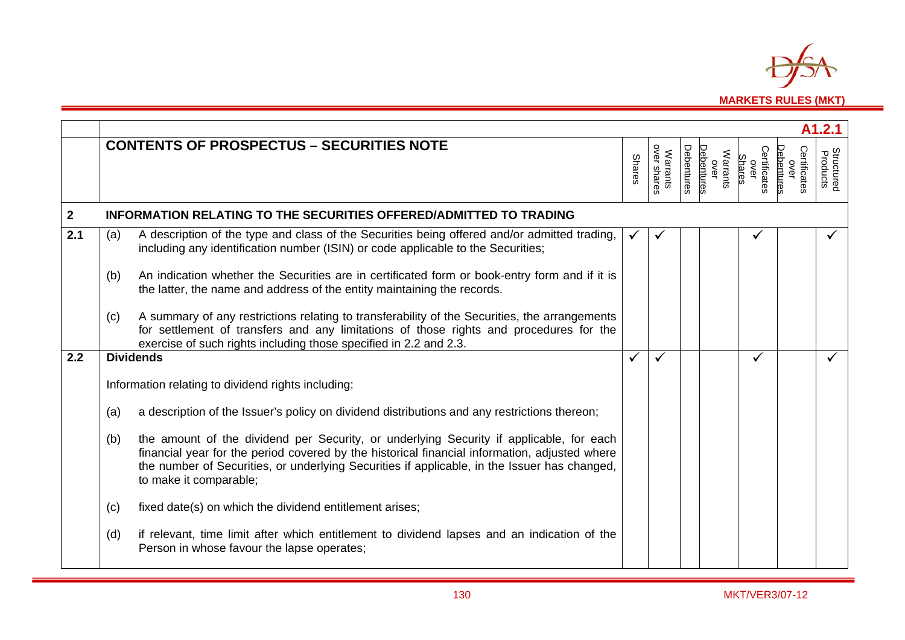| | | | Shares | Warrants over shares | Debentures | Warrants over Debentures | Certificates over Shares | Certificates over Debentures | Structured Products |
|---|---|---|---|---|---|---|---|---|---|
| | **CONTENTS OF PROSPECTUS – SECURITIES NOTE** | | | | | | | | **A1.2.1** |
| **2** | **INFORMATION RELATING TO THE SECURITIES OFFERED/ADMITTED TO TRADING** | | | | | | | | |
| **2.1** | (a) | A description of the type and class of the Securities being offered and/or admitted trading, including any identification number (ISIN) or code applicable to the Securities; | ✓ | ✓ | | | ✓ | | ✓ |
| | (b) | An indication whether the Securities are in certificated form or book-entry form and if it is the latter, the name and address of the entity maintaining the records. | | | | | | | |
| | (c) | A summary of any restrictions relating to transferability of the Securities, the arrangements for settlement of transfers and any limitations of those rights and procedures for the exercise of such rights including those specified in 2.2 and 2.3. | | | | | | | |
| **2.2** | **Dividends** | | ✓ | ✓ | | | ✓ | | ✓ |
| | Information relating to dividend rights including: | | | | | | | | |
| | (a) | a description of the Issuer's policy on dividend distributions and any restrictions thereon; | | | | | | | |
| | (b) | the amount of the dividend per Security, or underlying Security if applicable, for each financial year for the period covered by the historical financial information, adjusted where the number of Securities, or underlying Securities if applicable, in the Issuer has changed, to make it comparable; | | | | | | | |
| | (c) | fixed date(s) on which the dividend entitlement arises; | | | | | | | |
| | (d) | if relevant, time limit after which entitlement to dividend lapses and an indication of the Person in whose favour the lapse operates; | | | | | | | |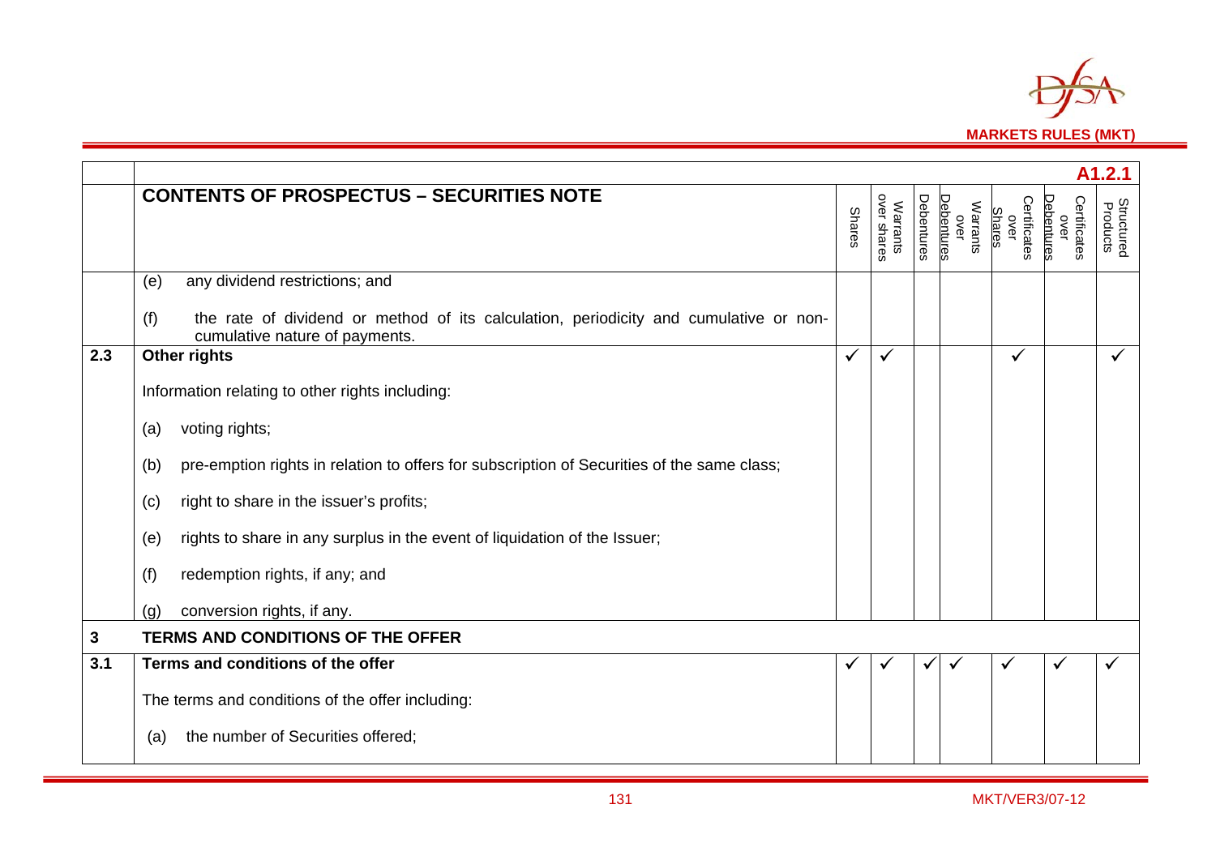| | A1.2.1 | | | | | | | |
|---|---|---|---|---|---|---|---|---|
| | **CONTENTS OF PROSPECTUS – SECURITIES NOTE** | Shares | Warrants over shares | Debentures | Warrants over Debentures | Certificates over Shares | Certificates over Debentures | Structured Products |
| | (e) any dividend restrictions; and<br><br>(f) the rate of dividend or method of its calculation, periodicity and cumulative or non-cumulative nature of payments. | | | | | | | |
| **2.3** | **Other rights**<br><br>Information relating to other rights including:<br><br>(a) voting rights;<br><br>(b) pre-emption rights in relation to offers for subscription of Securities of the same class;<br><br>(c) right to share in the issuer's profits;<br><br>(e) rights to share in any surplus in the event of liquidation of the Issuer;<br><br>(f) redemption rights, if any; and<br><br>(g) conversion rights, if any. | ✓ | ✓ | | | ✓ | | ✓ |
| **3** | **TERMS AND CONDITIONS OF THE OFFER** | | | | | | | |
| **3.1** | **Terms and conditions of the offer**<br><br>The terms and conditions of the offer including:<br><br>(a) the number of Securities offered; | ✓ | ✓ | ✓ | ✓ | ✓ | ✓ | ✓ |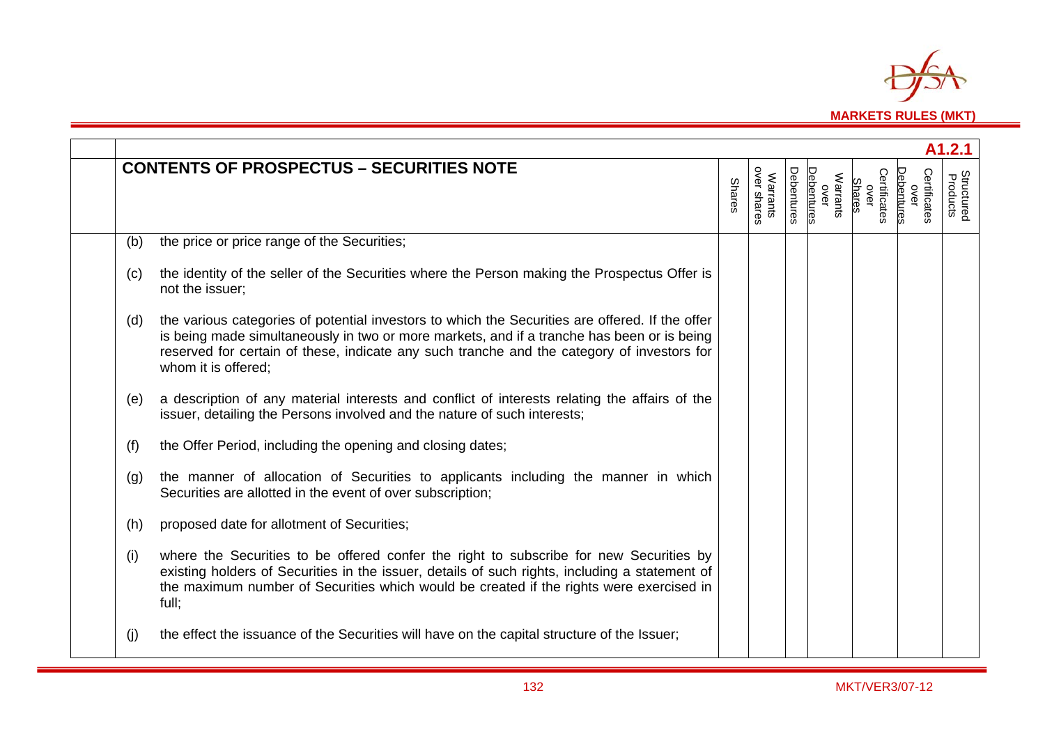A1.2.1

| CONTENTS OF PROSPECTUS – SECURITIES NOTE | Shares | Warrants over shares | Debentures | Warrants over Debentures | Certificates over Shares | Certificates over Debentures | Structured Products |
|---|---|---|---|---|---|---|---|
| (b) the price or price range of the Securities; | | | | | | | |
| (c) the identity of the seller of the Securities where the Person making the Prospectus Offer is not the issuer; | | | | | | | |
| (d) the various categories of potential investors to which the Securities are offered. If the offer is being made simultaneously in two or more markets, and if a tranche has been or is being reserved for certain of these, indicate any such tranche and the category of investors for whom it is offered; | | | | | | | |
| (e) a description of any material interests and conflict of interests relating the affairs of the issuer, detailing the Persons involved and the nature of such interests; | | | | | | | |
| (f) the Offer Period, including the opening and closing dates; | | | | | | | |
| (g) the manner of allocation of Securities to applicants including the manner in which Securities are allotted in the event of over subscription; | | | | | | | |
| (h) proposed date for allotment of Securities; | | | | | | | |
| (i) where the Securities to be offered confer the right to subscribe for new Securities by existing holders of Securities in the issuer, details of such rights, including a statement of the maximum number of Securities which would be created if the rights were exercised in full; | | | | | | | |
| (j) the effect the issuance of the Securities will have on the capital structure of the Issuer; | | | | | | | |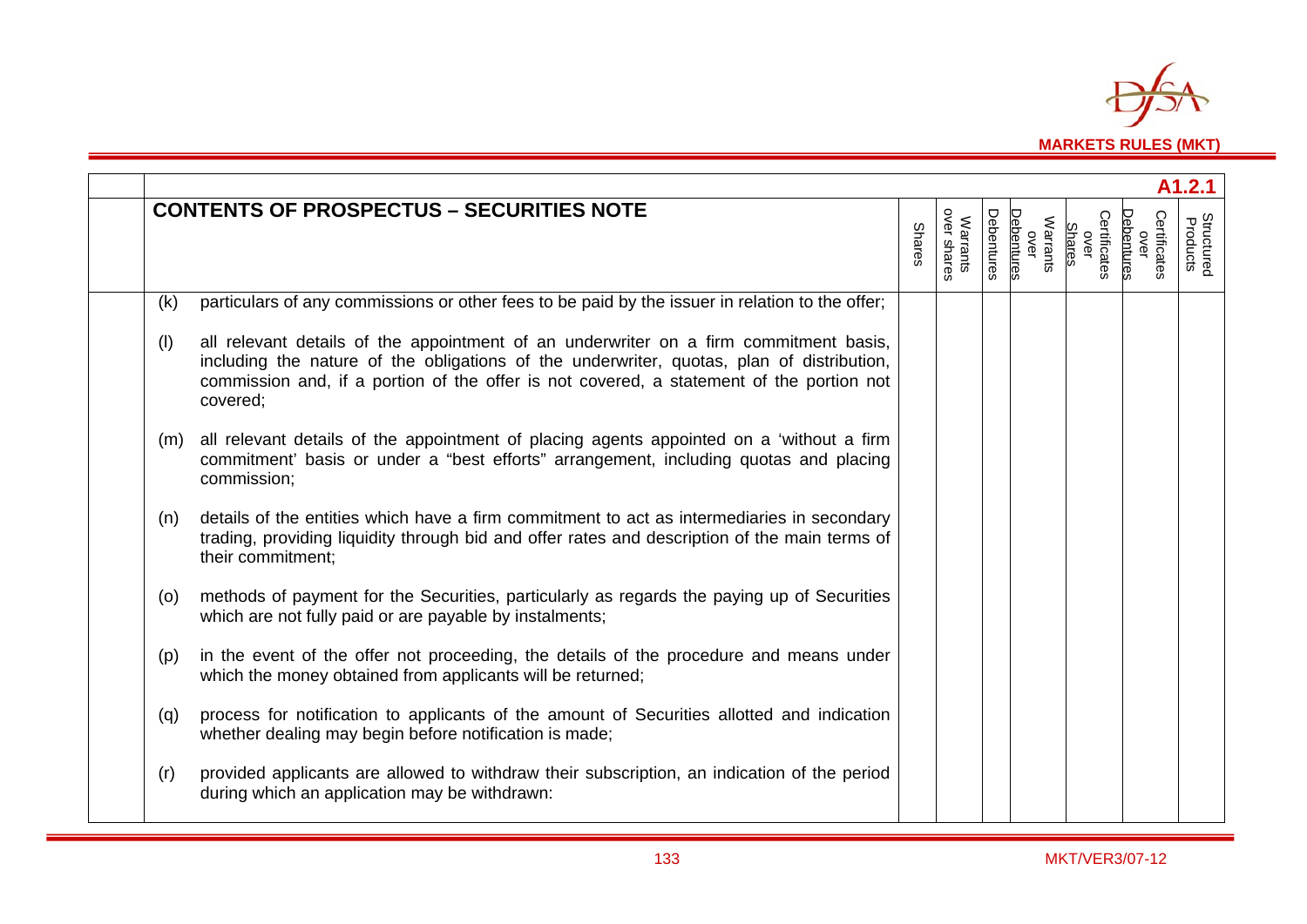**A1.2.1**

| CONTENTS OF PROSPECTUS – SECURITIES NOTE | Shares | Warrants over shares | Debentures | Warrants over Debentures | Certificates over Shares | Certificates over Debentures | Structured Products |
|---|---|---|---|---|---|---|---|
| (k) particulars of any commissions or other fees to be paid by the issuer in relation to the offer; | | | | | | | |
| (l) all relevant details of the appointment of an underwriter on a firm commitment basis, including the nature of the obligations of the underwriter, quotas, plan of distribution, commission and, if a portion of the offer is not covered, a statement of the portion not covered; | | | | | | | |
| (m) all relevant details of the appointment of placing agents appointed on a 'without a firm commitment' basis or under a "best efforts" arrangement, including quotas and placing commission; | | | | | | | |
| (n) details of the entities which have a firm commitment to act as intermediaries in secondary trading, providing liquidity through bid and offer rates and description of the main terms of their commitment; | | | | | | | |
| (o) methods of payment for the Securities, particularly as regards the paying up of Securities which are not fully paid or are payable by instalments; | | | | | | | |
| (p) in the event of the offer not proceeding, the details of the procedure and means under which the money obtained from applicants will be returned; | | | | | | | |
| (q) process for notification to applicants of the amount of Securities allotted and indication whether dealing may begin before notification is made; | | | | | | | |
| (r) provided applicants are allowed to withdraw their subscription, an indication of the period during which an application may be withdrawn: | | | | | | | |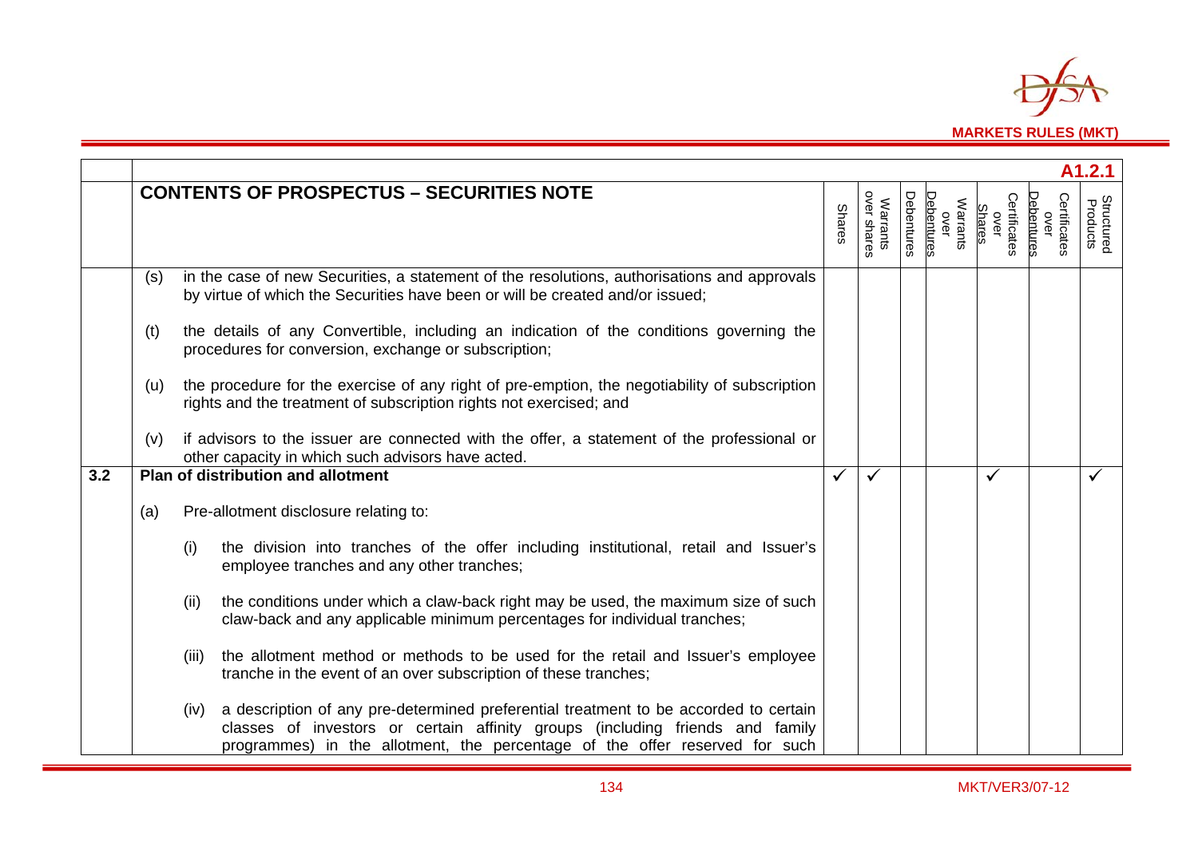| | | A1.2.1 | | | | | | |
|---|---|---|---|---|---|---|---|---|
| | **CONTENTS OF PROSPECTUS – SECURITIES NOTE** | Shares | Warrants over shares | Debentures | Warrants over Debentures | Certificates over Shares | Certificates over Debentures | Structured Products |
| | (s) in the case of new Securities, a statement of the resolutions, authorisations and approvals by virtue of which the Securities have been or will be created and/or issued; | | | | | | | |
| | (t) the details of any Convertible, including an indication of the conditions governing the procedures for conversion, exchange or subscription; | | | | | | | |
| | (u) the procedure for the exercise of any right of pre-emption, the negotiability of subscription rights and the treatment of subscription rights not exercised; and | | | | | | | |
| | (v) if advisors to the issuer are connected with the offer, a statement of the professional or other capacity in which such advisors have acted. | | | | | | | |
| **3.2** | **Plan of distribution and allotment** | ✓ | ✓ | | | ✓ | | ✓ |
| | (a) Pre-allotment disclosure relating to: | | | | | | | |
| | (i) the division into tranches of the offer including institutional, retail and Issuer's employee tranches and any other tranches; | | | | | | | |
| | (ii) the conditions under which a claw-back right may be used, the maximum size of such claw-back and any applicable minimum percentages for individual tranches; | | | | | | | |
| | (iii) the allotment method or methods to be used for the retail and Issuer's employee tranche in the event of an over subscription of these tranches; | | | | | | | |
| | (iv) a description of any pre-determined preferential treatment to be accorded to certain classes of investors or certain affinity groups (including friends and family programmes) in the allotment, the percentage of the offer reserved for such | | | | | | | |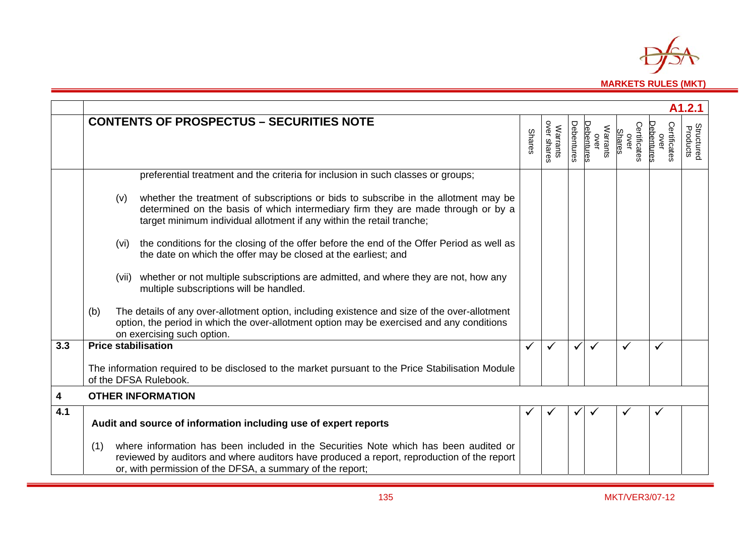| | A1.2.1 | | | | | | | |
|---|---|---|---|---|---|---|---|---|
| | **CONTENTS OF PROSPECTUS – SECURITIES NOTE** | Shares | Warrants over shares | Debentures | Warrants over Debentures | Certificates over Shares | Certificates over Debentures | Structured Products |
| | preferential treatment and the criteria for inclusion in such classes or groups;<br><br>(v) whether the treatment of subscriptions or bids to subscribe in the allotment may be determined on the basis of which intermediary firm they are made through or by a target minimum individual allotment if any within the retail tranche;<br><br>(vi) the conditions for the closing of the offer before the end of the Offer Period as well as the date on which the offer may be closed at the earliest; and<br><br>(vii) whether or not multiple subscriptions are admitted, and where they are not, how any multiple subscriptions will be handled.<br><br>(b) The details of any over-allotment option, including existence and size of the over-allotment option, the period in which the over-allotment option may be exercised and any conditions on exercising such option. | | | | | | | |
| **3.3** | **Price stabilisation**<br><br>The information required to be disclosed to the market pursuant to the Price Stabilisation Module of the DFSA Rulebook. | ✓ | ✓ | ✓ | ✓ | ✓ | ✓ | |
| **4** | **OTHER INFORMATION** | | | | | | | |
| **4.1** | **Audit and source of information including use of expert reports**<br><br>(1) where information has been included in the Securities Note which has been audited or reviewed by auditors and where auditors have produced a report, reproduction of the report or, with permission of the DFSA, a summary of the report; | ✓ | ✓ | ✓ | ✓ | ✓ | ✓ | |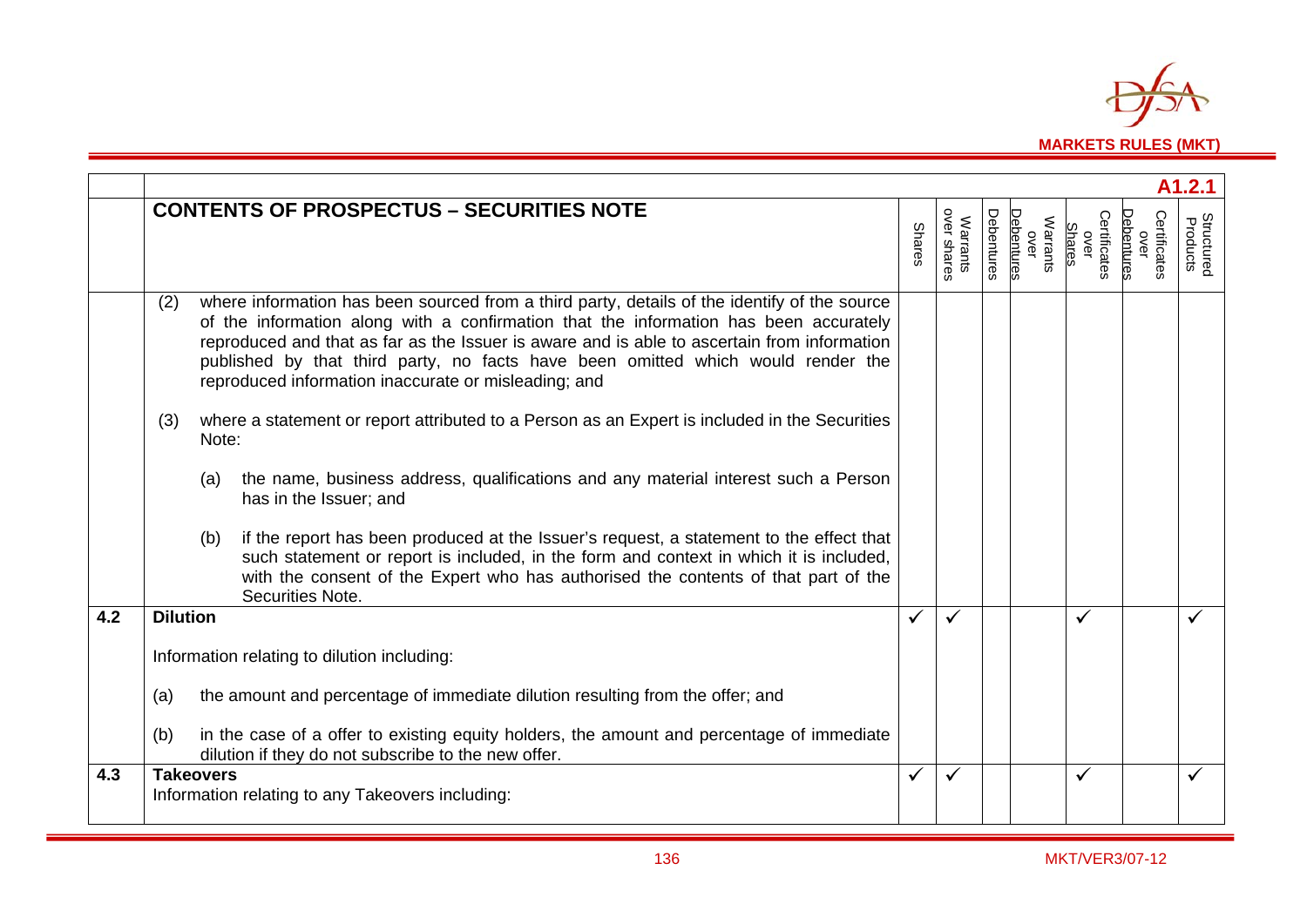| | A1.2.1 | | | | | | | |
|---|---|---|---|---|---|---|---|---|
| | **CONTENTS OF PROSPECTUS – SECURITIES NOTE** | Shares | Warrants over shares | Debentures | Warrants over Debentures | Certificates over Shares | Certificates over Debentures | Structured Products |
| | (2) where information has been sourced from a third party, details of the identify of the source of the information along with a confirmation that the information has been accurately reproduced and that as far as the Issuer is aware and is able to ascertain from information published by that third party, no facts have been omitted which would render the reproduced information inaccurate or misleading; and<br><br>(3) where a statement or report attributed to a Person as an Expert is included in the Securities Note:<br><br>(a) the name, business address, qualifications and any material interest such a Person has in the Issuer; and<br><br>(b) if the report has been produced at the Issuer's request, a statement to the effect that such statement or report is included, in the form and context in which it is included, with the consent of the Expert who has authorised the contents of that part of the Securities Note. | | | | | | | |
| **4.2** | **Dilution**<br><br>Information relating to dilution including:<br><br>(a) the amount and percentage of immediate dilution resulting from the offer; and<br><br>(b) in the case of a offer to existing equity holders, the amount and percentage of immediate dilution if they do not subscribe to the new offer. | ✓ | ✓ | | | ✓ | | ✓ |
| **4.3** | **Takeovers**<br>Information relating to any Takeovers including: | ✓ | ✓ | | | ✓ | | ✓ |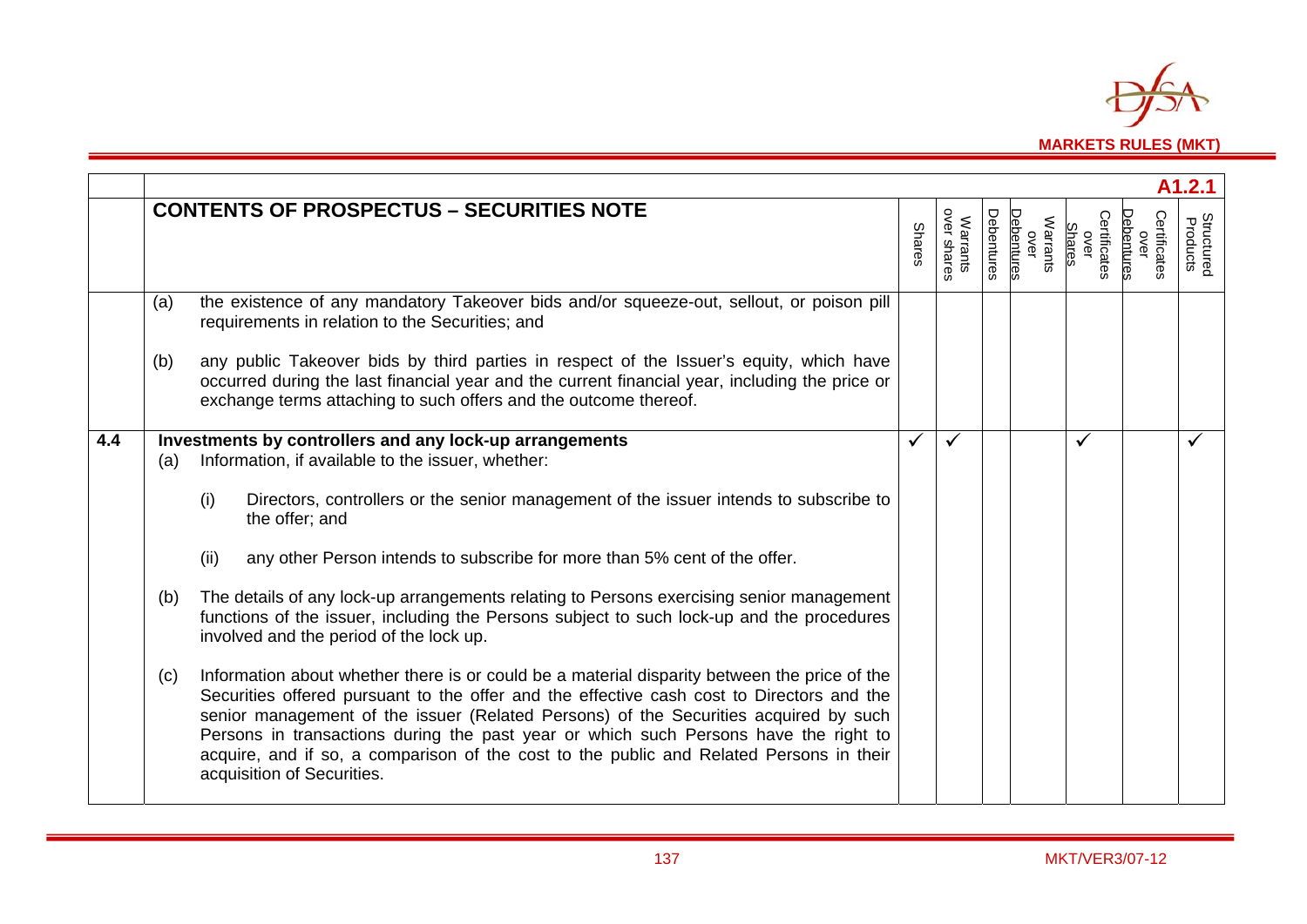| | | | | | | | | A1.2.1 |
|---|---|---|---|---|---|---|---|---|
| | **CONTENTS OF PROSPECTUS – SECURITIES NOTE** | Shares | Warrants over shares | Debentures | Warrants over Debentures | Certificates over Shares | Certificates over Debentures | Structured Products |
| | (a) the existence of any mandatory Takeover bids and/or squeeze-out, sellout, or poison pill requirements in relation to the Securities; and<br><br>(b) any public Takeover bids by third parties in respect of the Issuer's equity, which have occurred during the last financial year and the current financial year, including the price or exchange terms attaching to such offers and the outcome thereof. | | | | | | | |
| **4.4** | **Investments by controllers and any lock-up arrangements**<br>(a) Information, if available to the issuer, whether:<br><br>(i) Directors, controllers or the senior management of the issuer intends to subscribe to the offer; and<br><br>(ii) any other Person intends to subscribe for more than 5% cent of the offer.<br><br>(b) The details of any lock-up arrangements relating to Persons exercising senior management functions of the issuer, including the Persons subject to such lock-up and the procedures involved and the period of the lock up.<br><br>(c) Information about whether there is or could be a material disparity between the price of the Securities offered pursuant to the offer and the effective cash cost to Directors and the senior management of the issuer (Related Persons) of the Securities acquired by such Persons in transactions during the past year or which such Persons have the right to acquire, and if so, a comparison of the cost to the public and Related Persons in their acquisition of Securities. | ✓ | ✓ | | | ✓ | | ✓ |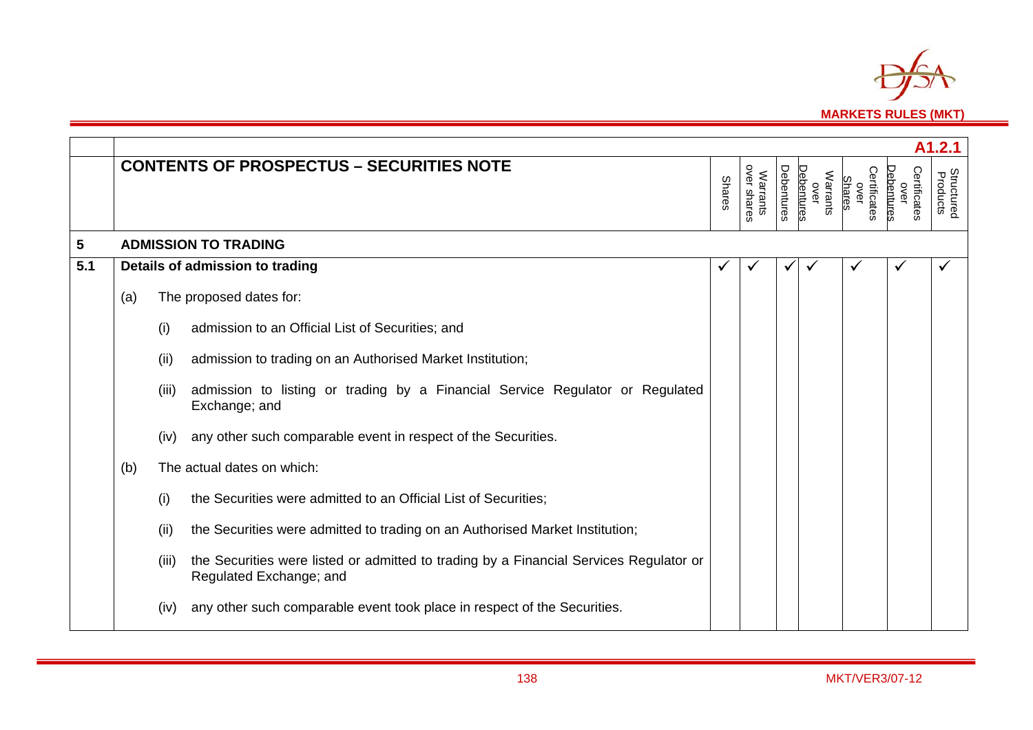|  | A1.2.1 |  |  |  |  |  |  |  |
|---|---|---|---|---|---|---|---|---|
|  | **CONTENTS OF PROSPECTUS – SECURITIES NOTE** | Shares | Warrants over shares | Debentures | Warrants over Debentures | Certificates over Shares | Certificates over Debentures | Structured Products |
| **5** | **ADMISSION TO TRADING** |  |  |  |  |  |  |  |
| **5.1** | **Details of admission to trading**<br><br>(a) The proposed dates for:<br><br>(i) admission to an Official List of Securities; and<br><br>(ii) admission to trading on an Authorised Market Institution;<br><br>(iii) admission to listing or trading by a Financial Service Regulator or Regulated Exchange; and<br><br>(iv) any other such comparable event in respect of the Securities.<br><br>(b) The actual dates on which:<br><br>(i) the Securities were admitted to an Official List of Securities;<br><br>(ii) the Securities were admitted to trading on an Authorised Market Institution;<br><br>(iii) the Securities were listed or admitted to trading by a Financial Services Regulator or Regulated Exchange; and<br><br>(iv) any other such comparable event took place in respect of the Securities. | ✓ | ✓ | ✓ | ✓ | ✓ | ✓ | ✓ |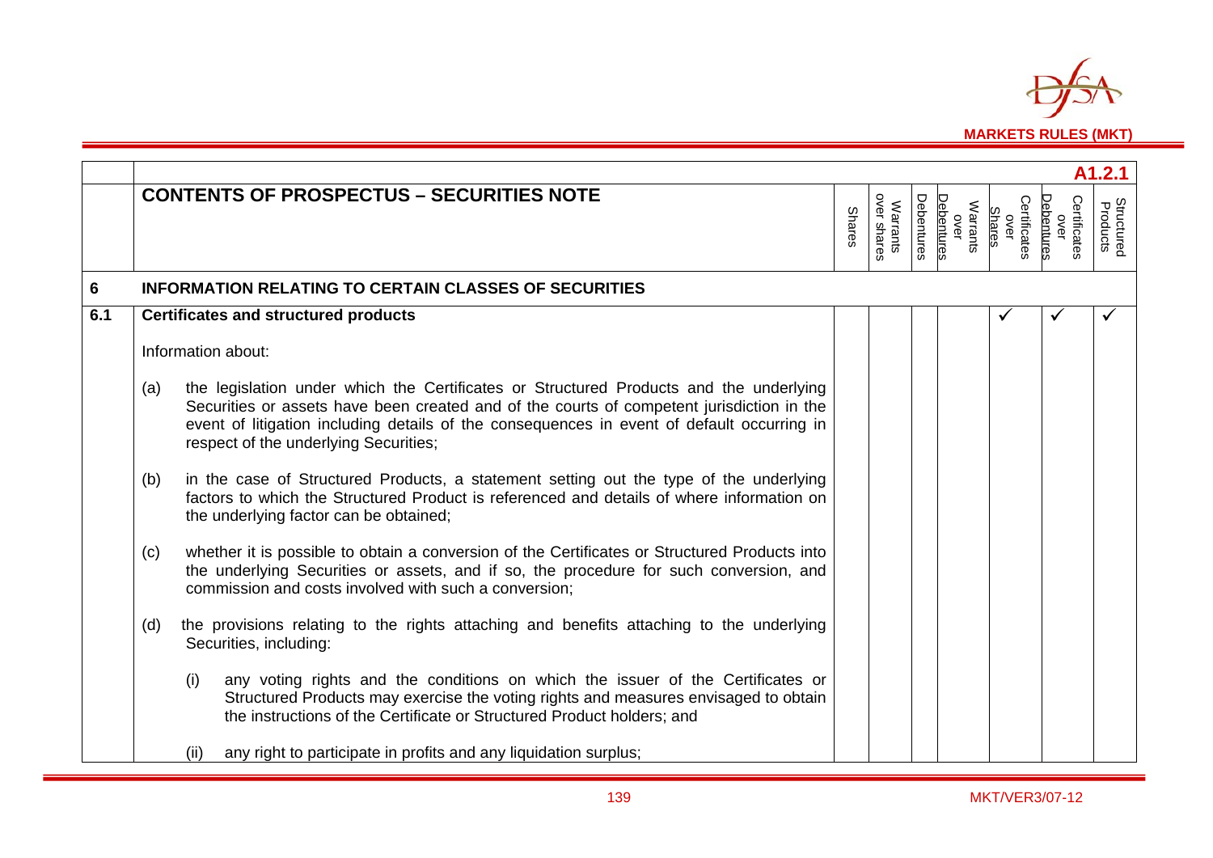| | | | | | | | | A1.2.1 |
|---|---|---|---|---|---|---|---|---|
| | **CONTENTS OF PROSPECTUS – SECURITIES NOTE** | Shares | Warrants over shares | Debentures | Warrants over Debentures | Certificates over Shares | Certificates over Debentures | Structured Products |
| **6** | **INFORMATION RELATING TO CERTAIN CLASSES OF SECURITIES** | | | | | | | |
| **6.1** | **Certificates and structured products**<br><br>Information about:<br><br>(a) the legislation under which the Certificates or Structured Products and the underlying Securities or assets have been created and of the courts of competent jurisdiction in the event of litigation including details of the consequences in event of default occurring in respect of the underlying Securities;<br><br>(b) in the case of Structured Products, a statement setting out the type of the underlying factors to which the Structured Product is referenced and details of where information on the underlying factor can be obtained;<br><br>(c) whether it is possible to obtain a conversion of the Certificates or Structured Products into the underlying Securities or assets, and if so, the procedure for such conversion, and commission and costs involved with such a conversion;<br><br>(d) the provisions relating to the rights attaching and benefits attaching to the underlying Securities, including:<br><br>(i) any voting rights and the conditions on which the issuer of the Certificates or Structured Products may exercise the voting rights and measures envisaged to obtain the instructions of the Certificate or Structured Product holders; and<br><br>(ii) any right to participate in profits and any liquidation surplus; | | | | | ✓ | ✓ | ✓ |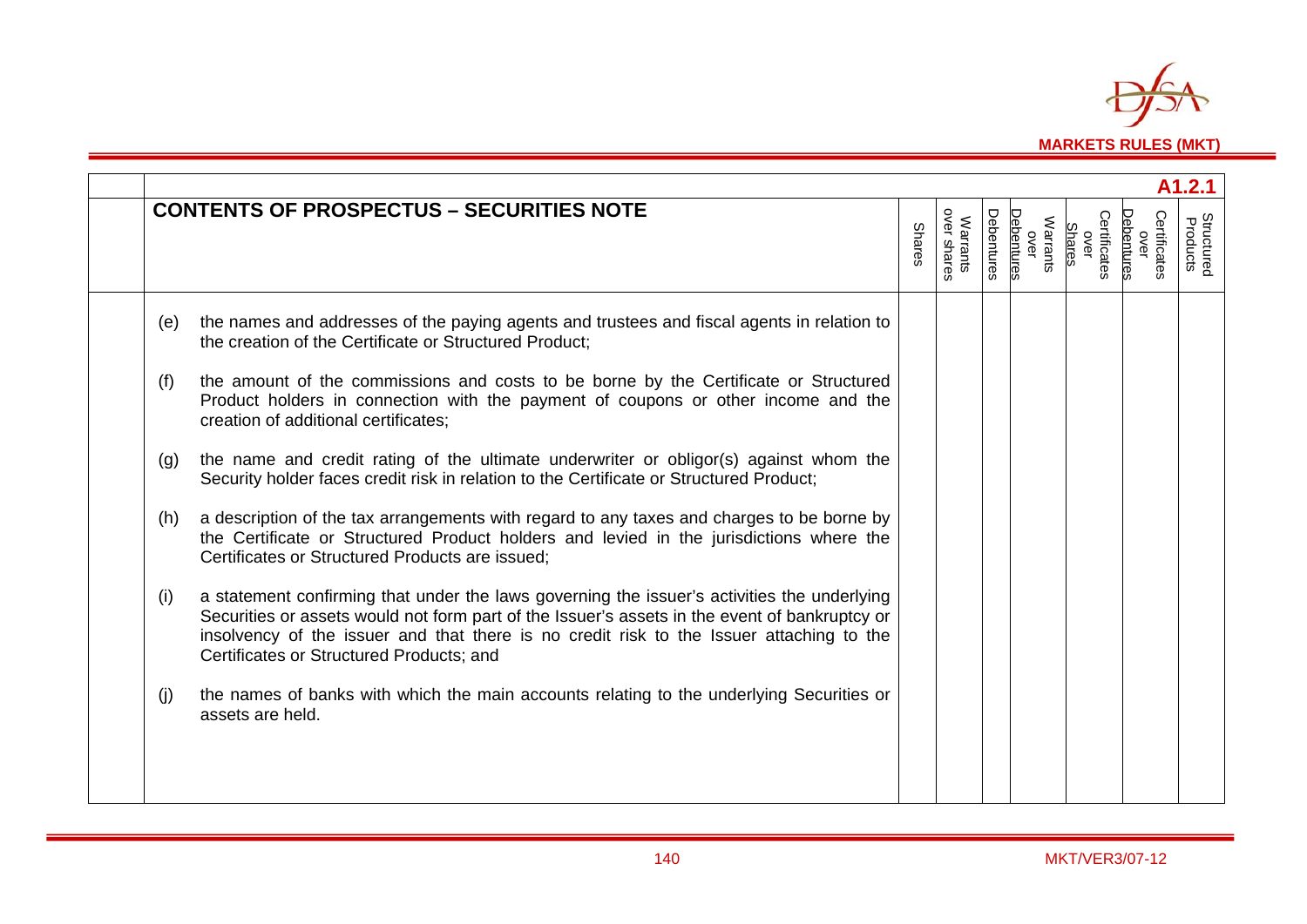| A1.2.1 | | | | | | | | |
|---|---|---|---|---|---|---|---|---|
| **CONTENTS OF PROSPECTUS – SECURITIES NOTE** | Shares | Warrants over shares | Debentures | Warrants over Debentures | Certificates over Shares | Certificates over Debentures | Structured Products |
| (e) the names and addresses of the paying agents and trustees and fiscal agents in relation to the creation of the Certificate or Structured Product; | | | | | | | |
| (f) the amount of the commissions and costs to be borne by the Certificate or Structured Product holders in connection with the payment of coupons or other income and the creation of additional certificates; | | | | | | | |
| (g) the name and credit rating of the ultimate underwriter or obligor(s) against whom the Security holder faces credit risk in relation to the Certificate or Structured Product; | | | | | | | |
| (h) a description of the tax arrangements with regard to any taxes and charges to be borne by the Certificate or Structured Product holders and levied in the jurisdictions where the Certificates or Structured Products are issued; | | | | | | | |
| (i) a statement confirming that under the laws governing the issuer's activities the underlying Securities or assets would not form part of the Issuer's assets in the event of bankruptcy or insolvency of the issuer and that there is no credit risk to the Issuer attaching to the Certificates or Structured Products; and | | | | | | | |
| (j) the names of banks with which the main accounts relating to the underlying Securities or assets are held. | | | | | | | |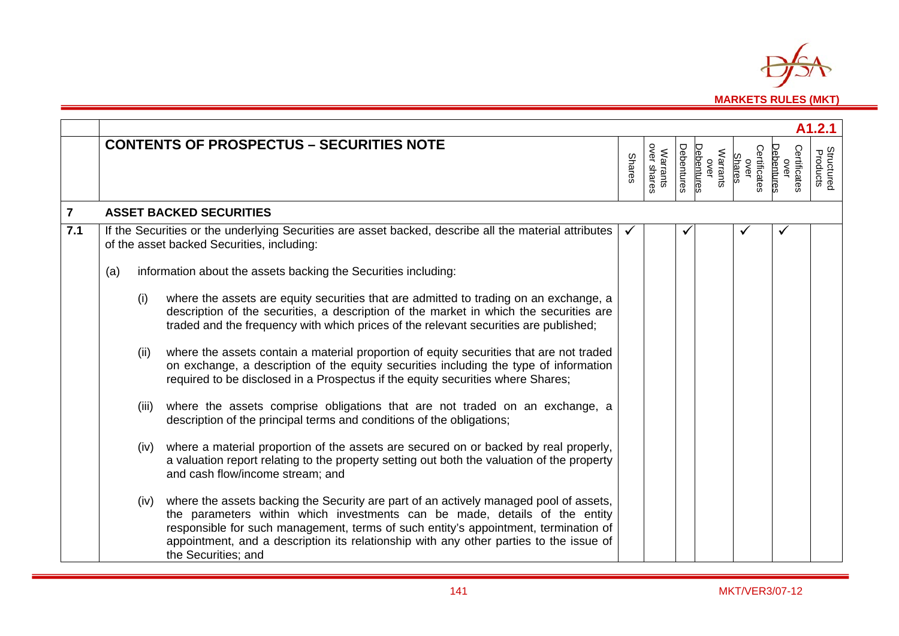| | A1.2.1 | | | | | | | |
|---|---|---|---|---|---|---|---|---|
| | **CONTENTS OF PROSPECTUS – SECURITIES NOTE** | Shares | Warrants over shares | Debentures | Warrants over Debentures | Certificates over Shares | Certificates over Debentures | Structured Products |
| **7** | **ASSET BACKED SECURITIES** | | | | | | | |
| **7.1** | If the Securities or the underlying Securities are asset backed, describe all the material attributes of the asset backed Securities, including:<br><br>(a) information about the assets backing the Securities including:<br><br>(i) where the assets are equity securities that are admitted to trading on an exchange, a description of the securities, a description of the market in which the securities are traded and the frequency with which prices of the relevant securities are published;<br><br>(ii) where the assets contain a material proportion of equity securities that are not traded on exchange, a description of the equity securities including the type of information required to be disclosed in a Prospectus if the equity securities where Shares;<br><br>(iii) where the assets comprise obligations that are not traded on an exchange, a description of the principal terms and conditions of the obligations;<br><br>(iv) where a material proportion of the assets are secured on or backed by real properly, a valuation report relating to the property setting out both the valuation of the property and cash flow/income stream; and<br><br>(iv) where the assets backing the Security are part of an actively managed pool of assets, the parameters within which investments can be made, details of the entity responsible for such management, terms of such entity's appointment, termination of appointment, and a description its relationship with any other parties to the issue of the Securities; and | ✓ | | ✓ | | ✓ | ✓ | |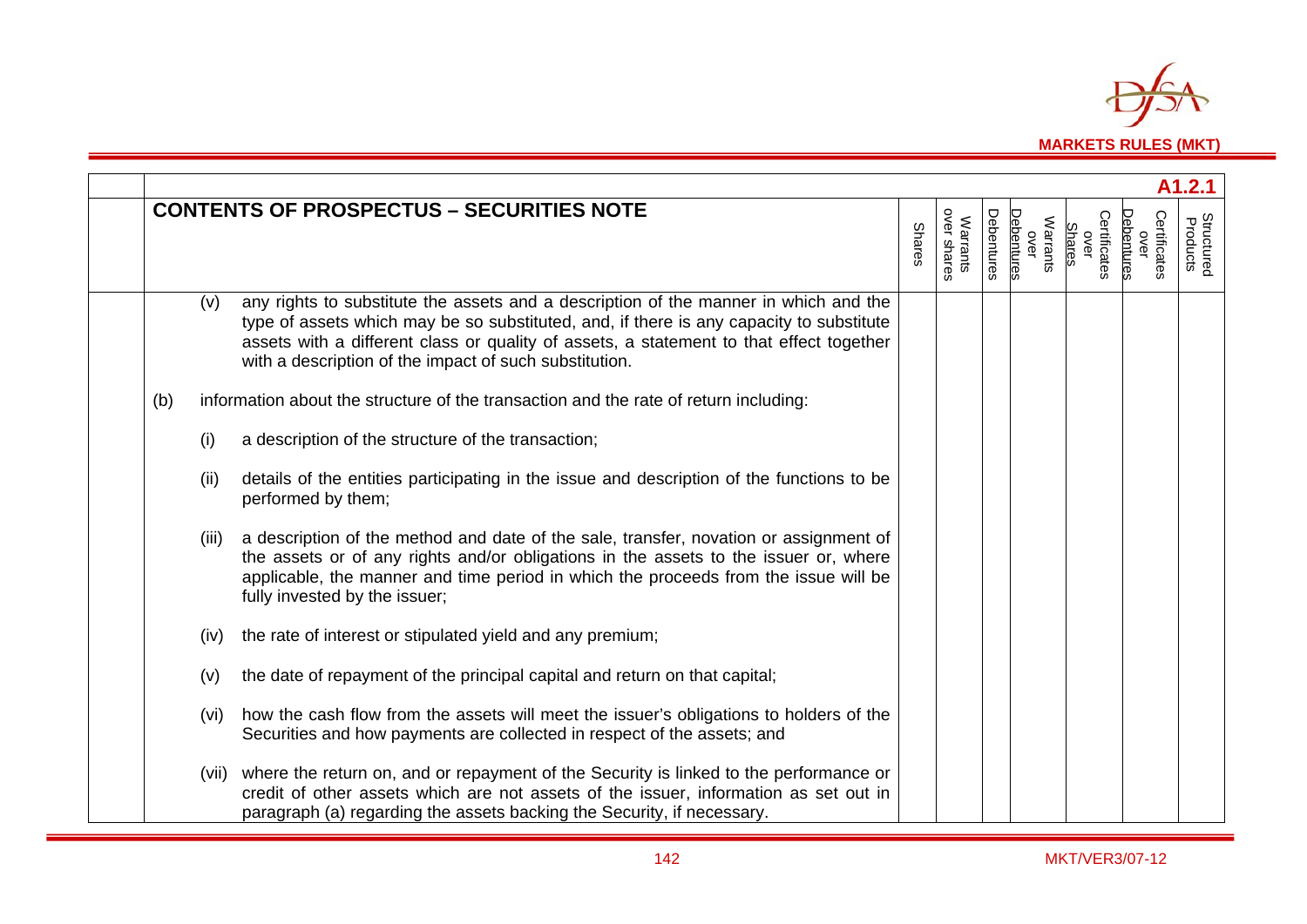**A1.2.1**

| CONTENTS OF PROSPECTUS – SECURITIES NOTE | Shares | Warrants over shares | Debentures | Warrants over Debentures | Certificates over Shares | Certificates over Debentures | Structured Products |
|---|---|---|---|---|---|---|---|
| (v) any rights to substitute the assets and a description of the manner in which and the type of assets which may be so substituted, and, if there is any capacity to substitute assets with a different class or quality of assets, a statement to that effect together with a description of the impact of such substitution. | | | | | | | |
| (b) information about the structure of the transaction and the rate of return including: | | | | | | | |
| (i) a description of the structure of the transaction; | | | | | | | |
| (ii) details of the entities participating in the issue and description of the functions to be performed by them; | | | | | | | |
| (iii) a description of the method and date of the sale, transfer, novation or assignment of the assets or of any rights and/or obligations in the assets to the issuer or, where applicable, the manner and time period in which the proceeds from the issue will be fully invested by the issuer; | | | | | | | |
| (iv) the rate of interest or stipulated yield and any premium; | | | | | | | |
| (v) the date of repayment of the principal capital and return on that capital; | | | | | | | |
| (vi) how the cash flow from the assets will meet the issuer's obligations to holders of the Securities and how payments are collected in respect of the assets; and | | | | | | | |
| (vii) where the return on, and or repayment of the Security is linked to the performance or credit of other assets which are not assets of the issuer, information as set out in paragraph (a) regarding the assets backing the Security, if necessary. | | | | | | | |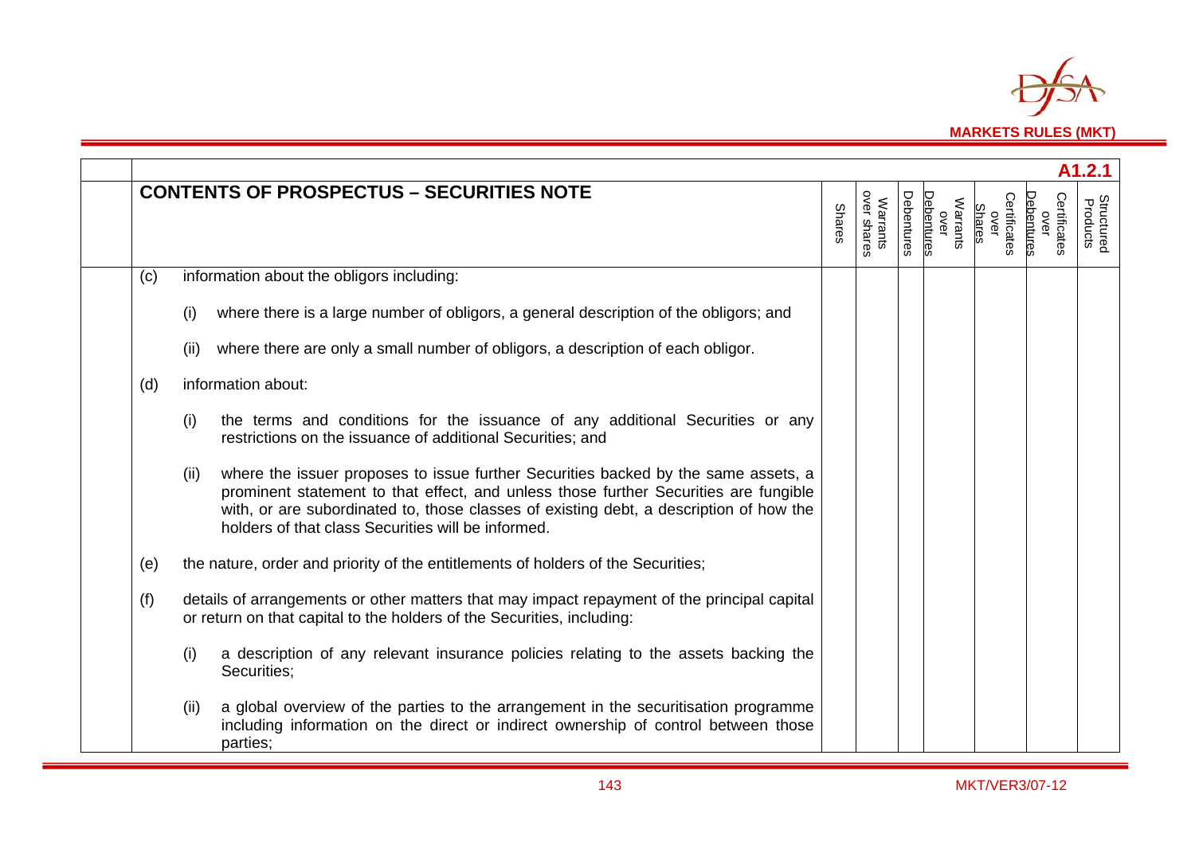**A1.2.1**

| CONTENTS OF PROSPECTUS – SECURITIES NOTE | Shares | Warrants over shares | Debentures | Warrants over Debentures | Certificates over Shares | Certificates over Debentures | Structured Products |
|---|---|---|---|---|---|---|---|
| (c) information about the obligors including: | | | | | | | |
| (i) where there is a large number of obligors, a general description of the obligors; and | | | | | | | |
| (ii) where there are only a small number of obligors, a description of each obligor. | | | | | | | |
| (d) information about: | | | | | | | |
| (i) the terms and conditions for the issuance of any additional Securities or any restrictions on the issuance of additional Securities; and | | | | | | | |
| (ii) where the issuer proposes to issue further Securities backed by the same assets, a prominent statement to that effect, and unless those further Securities are fungible with, or are subordinated to, those classes of existing debt, a description of how the holders of that class Securities will be informed. | | | | | | | |
| (e) the nature, order and priority of the entitlements of holders of the Securities; | | | | | | | |
| (f) details of arrangements or other matters that may impact repayment of the principal capital or return on that capital to the holders of the Securities, including: | | | | | | | |
| (i) a description of any relevant insurance policies relating to the assets backing the Securities; | | | | | | | |
| (ii) a global overview of the parties to the arrangement in the securitisation programme including information on the direct or indirect ownership of control between those parties; | | | | | | | |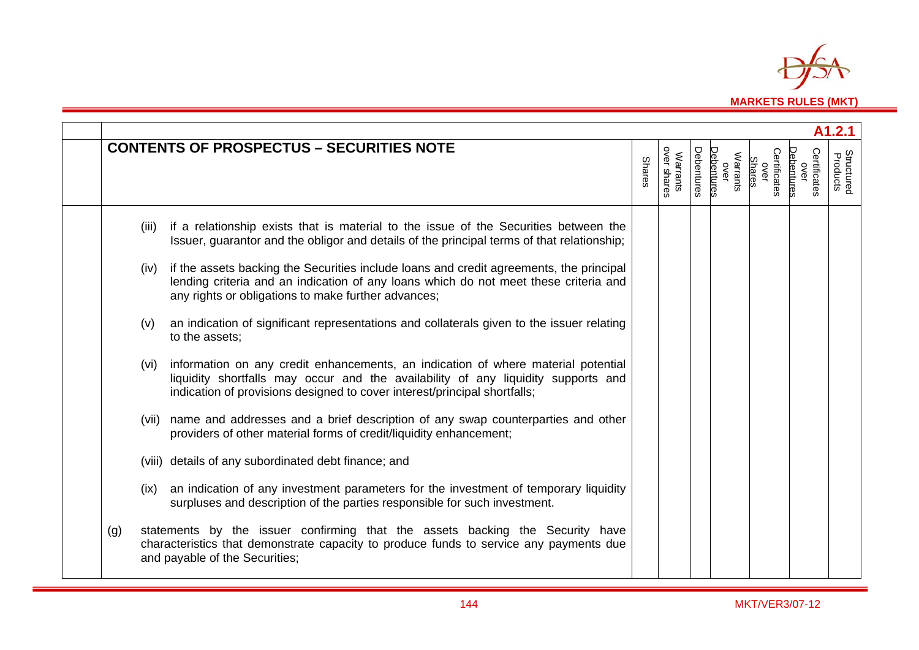A1.2.1

| CONTENTS OF PROSPECTUS – SECURITIES NOTE | Shares | Warrants over shares | Debentures | Warrants over Debentures | Certificates over Shares | Certificates over Debentures | Structured Products |
|---|---|---|---|---|---|---|---|
| (iii) if a relationship exists that is material to the issue of the Securities between the Issuer, guarantor and the obligor and details of the principal terms of that relationship; | | | | | | | |
| (iv) if the assets backing the Securities include loans and credit agreements, the principal lending criteria and an indication of any loans which do not meet these criteria and any rights or obligations to make further advances; | | | | | | | |
| (v) an indication of significant representations and collaterals given to the issuer relating to the assets; | | | | | | | |
| (vi) information on any credit enhancements, an indication of where material potential liquidity shortfalls may occur and the availability of any liquidity supports and indication of provisions designed to cover interest/principal shortfalls; | | | | | | | |
| (vii) name and addresses and a brief description of any swap counterparties and other providers of other material forms of credit/liquidity enhancement; | | | | | | | |
| (viii) details of any subordinated debt finance; and | | | | | | | |
| (ix) an indication of any investment parameters for the investment of temporary liquidity surpluses and description of the parties responsible for such investment. | | | | | | | |
| (g) statements by the issuer confirming that the assets backing the Security have characteristics that demonstrate capacity to produce funds to service any payments due and payable of the Securities; | | | | | | | |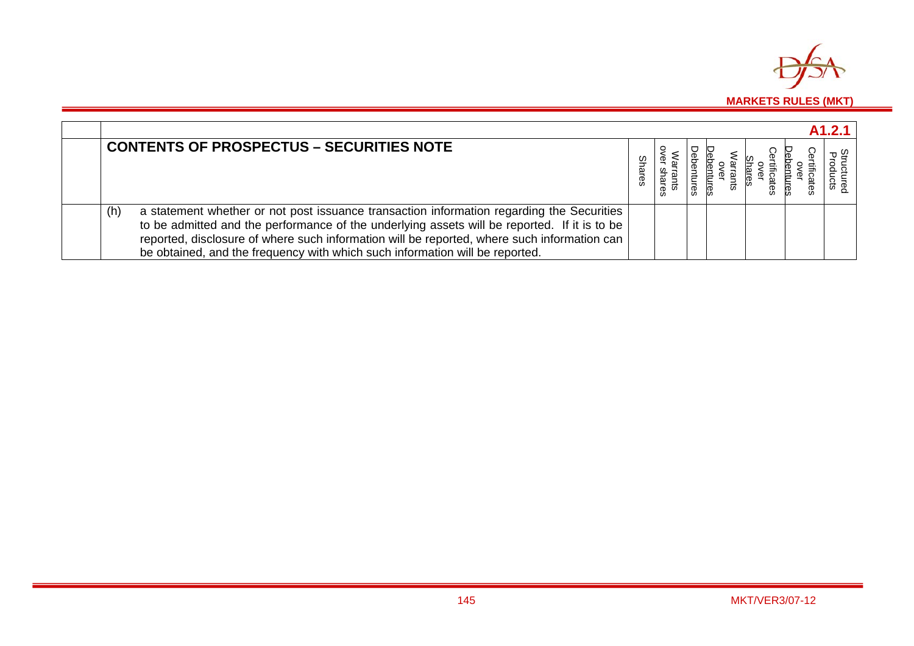| | | | | | | | | A1.2.1 |
|---|---|---|---|---|---|---|---|---|
| | **CONTENTS OF PROSPECTUS – SECURITIES NOTE** | Shares | Warrants over shares | Debentures | Warrants over Debentures | Certificates over Shares | Certificates over Debentures | Structured Products |
| | (h) a statement whether or not post issuance transaction information regarding the Securities to be admitted and the performance of the underlying assets will be reported. If it is to be reported, disclosure of where such information will be reported, where such information can be obtained, and the frequency with which such information will be reported. | | | | | | | |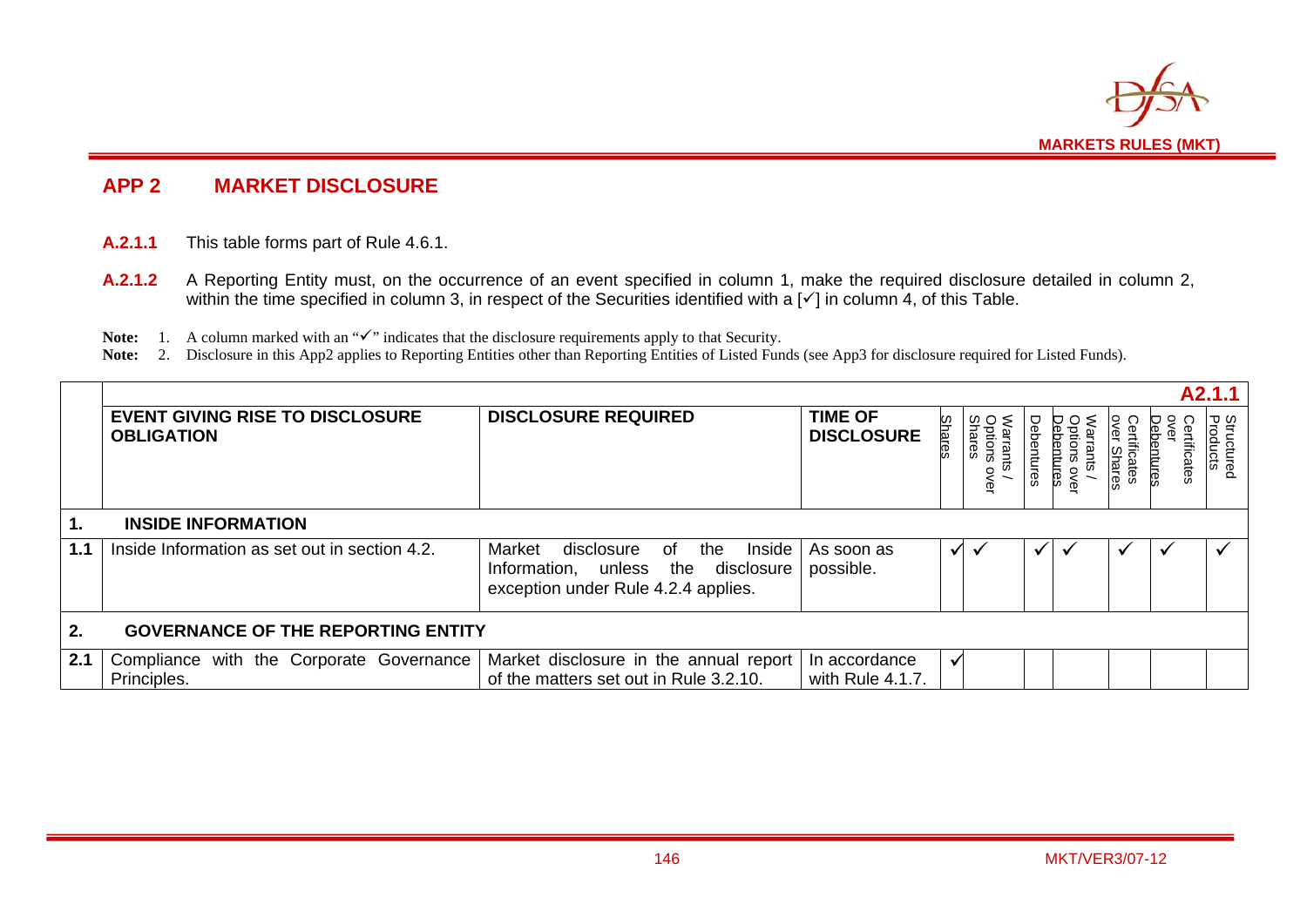# APP 2 MARKET DISCLOSURE

**A.2.1.1** This table forms part of Rule 4.6.1.

**A.2.1.2** A Reporting Entity must, on the occurrence of an event specified in column 1, make the required disclosure detailed in column 2, within the time specified in column 3, in respect of the Securities identified with a [✓] in column 4, of this Table.

**Note:** 1. A column marked with an "✓" indicates that the disclosure requirements apply to that Security.

**Note:** 2. Disclosure in this App2 applies to Reporting Entities other than Reporting Entities of Listed Funds (see App3 for disclosure required for Listed Funds).

**A2.1.1**

| | EVENT GIVING RISE TO DISCLOSURE OBLIGATION | DISCLOSURE REQUIRED | TIME OF DISCLOSURE | Shares | Warrants / Options over Shares | Debentures | Warrants / Options over Debentures | Certificates over Shares | Certificates over Debentures | Structured Products |
|---|---|---|---|---|---|---|---|---|---|---|
| **1.** | **INSIDE INFORMATION** | | | | | | | | | |
| **1.1** | Inside Information as set out in section 4.2. | Market disclosure of the Inside Information, unless the disclosure exception under Rule 4.2.4 applies. | As soon as possible. | ✓ | ✓ | ✓ | ✓ | ✓ | ✓ | ✓ |
| **2.** | **GOVERNANCE OF THE REPORTING ENTITY** | | | | | | | | | |
| **2.1** | Compliance with the Corporate Governance Principles. | Market disclosure in the annual report of the matters set out in Rule 3.2.10. | In accordance with Rule 4.1.7. | ✓ | | | | | | |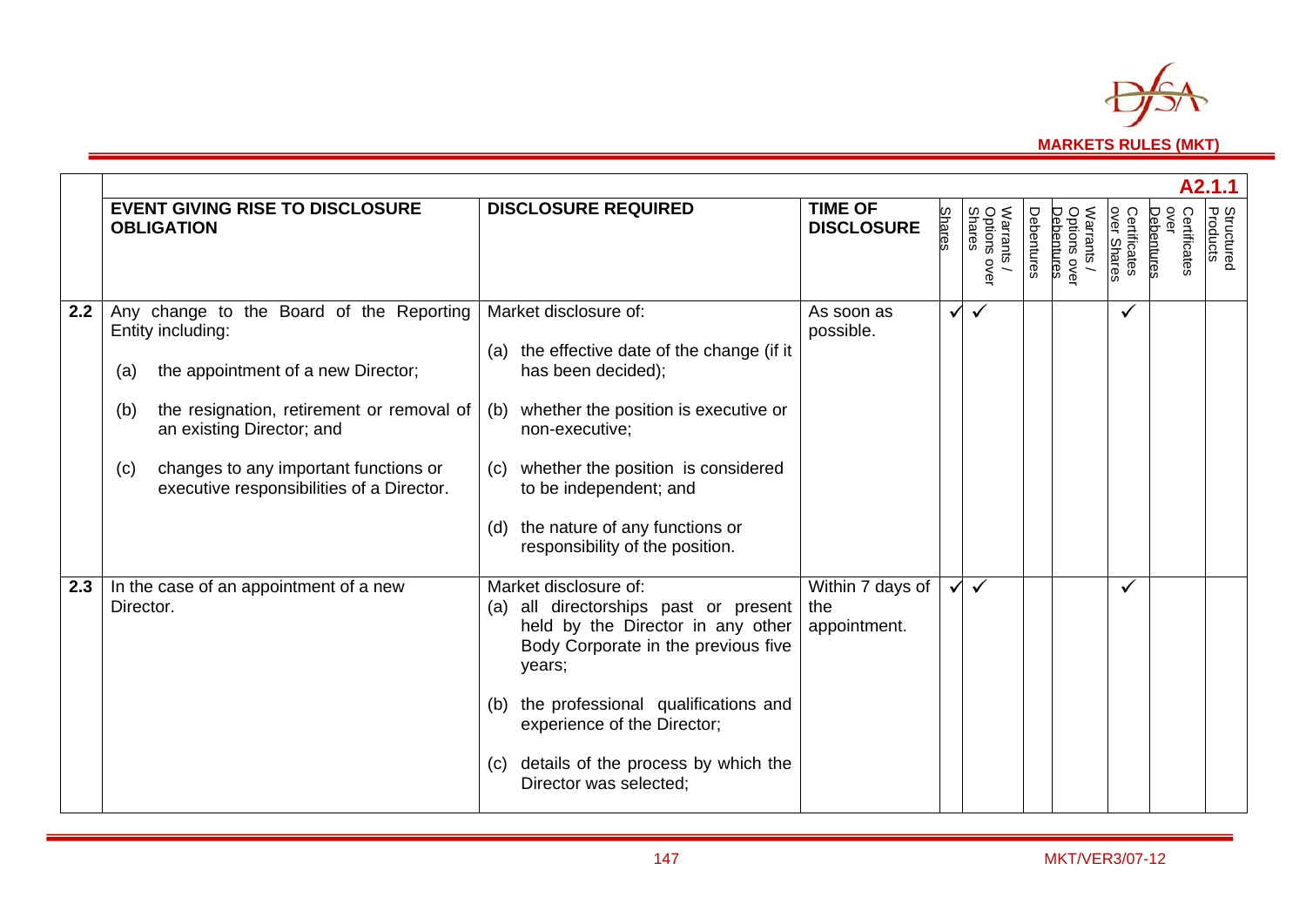| | | | | A2.1.1 | | | | | | | |
|---|---|---|---|---|---|---|---|---|---|---|---|
| | **EVENT GIVING RISE TO DISCLOSURE OBLIGATION** | **DISCLOSURE REQUIRED** | **TIME OF DISCLOSURE** | Shares | Warrants / Options over Shares | Debentures | Warrants / Options over Debentures | Certificates over Shares | Certificates over Debentures | Structured Products |
| **2.2** | Any change to the Board of the Reporting Entity including:<br><br>(a) the appointment of a new Director;<br><br>(b) the resignation, retirement or removal of an existing Director; and<br><br>(c) changes to any important functions or executive responsibilities of a Director. | Market disclosure of:<br><br>(a) the effective date of the change (if it has been decided);<br><br>(b) whether the position is executive or non-executive;<br><br>(c) whether the position is considered to be independent; and<br><br>(d) the nature of any functions or responsibility of the position. | As soon as possible. | ✓ | ✓ | | | ✓ | | |
| **2.3** | In the case of an appointment of a new Director. | Market disclosure of:<br>(a) all directorships past or present held by the Director in any other Body Corporate in the previous five years;<br><br>(b) the professional qualifications and experience of the Director;<br><br>(c) details of the process by which the Director was selected; | Within 7 days of the appointment. | ✓ | ✓ | | | ✓ | | |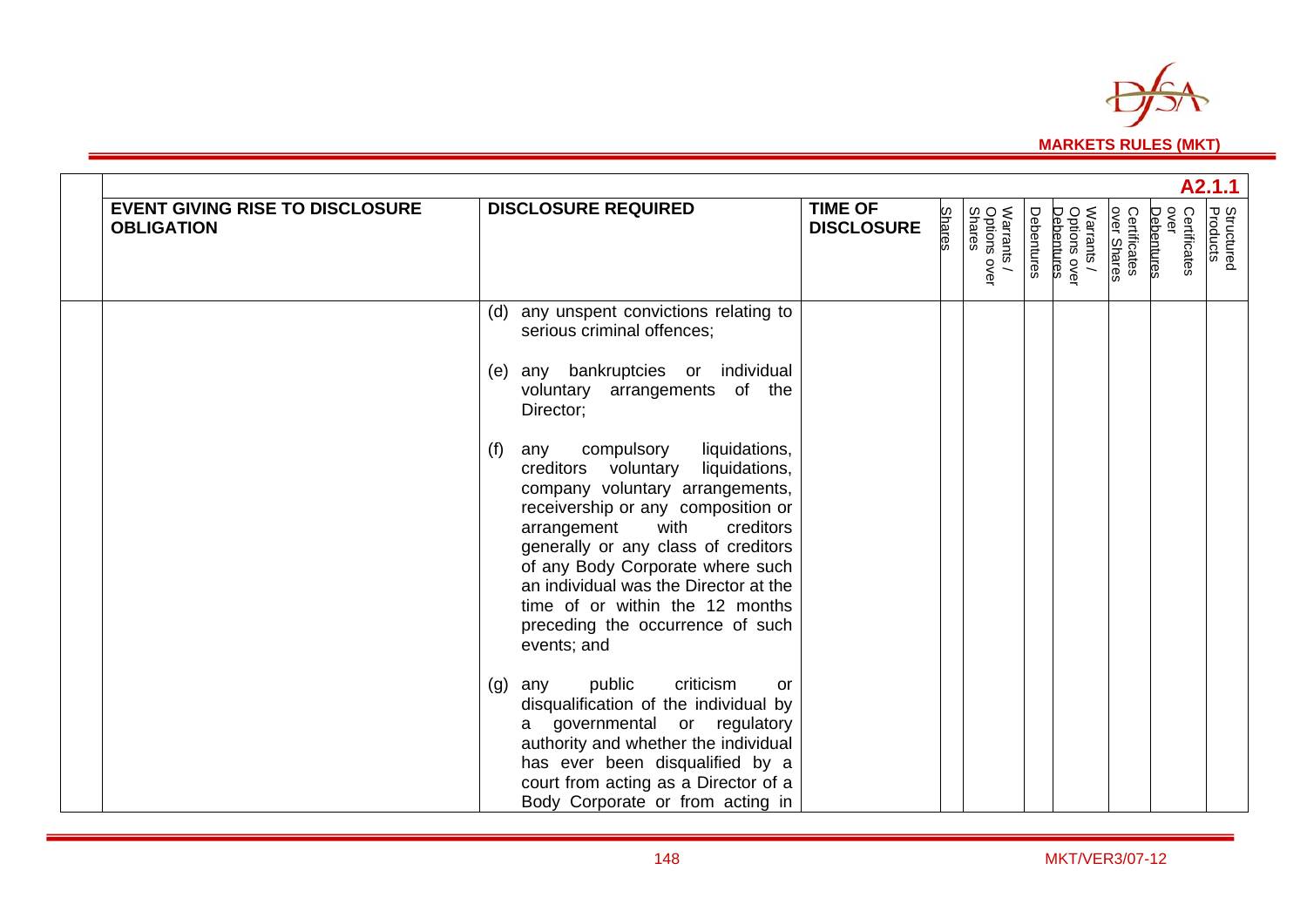A2.1.1

| EVENT GIVING RISE TO DISCLOSURE OBLIGATION | DISCLOSURE REQUIRED | TIME OF DISCLOSURE | Shares | Warrants / Options over Shares | Debentures | Warrants / Options over Debentures | Certificates over Shares | Certificates over Debentures | Structured Products |
|---|---|---|---|---|---|---|---|---|---|
| | (d) any unspent convictions relating to serious criminal offences;<br><br>(e) any bankruptcies or individual voluntary arrangements of the Director;<br><br>(f) any compulsory liquidations, creditors voluntary liquidations, company voluntary arrangements, receivership or any composition or arrangement with creditors generally or any class of creditors of any Body Corporate where such an individual was the Director at the time of or within the 12 months preceding the occurrence of such events; and<br><br>(g) any public criticism or disqualification of the individual by a governmental or regulatory authority and whether the individual has ever been disqualified by a court from acting as a Director of a Body Corporate or from acting in | | | | | | | | |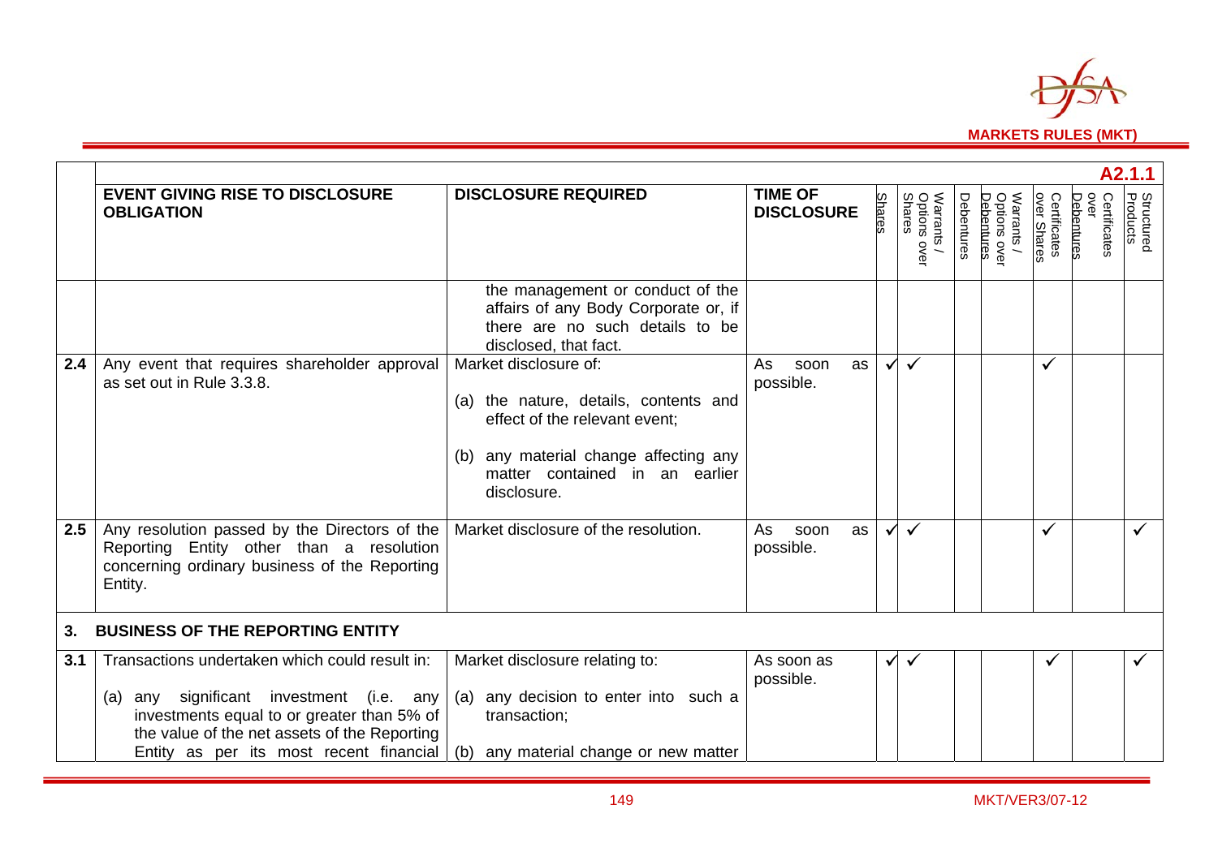A2.1.1

| | EVENT GIVING RISE TO DISCLOSURE OBLIGATION | DISCLOSURE REQUIRED | TIME OF DISCLOSURE | Shares | Warrants / Options over Shares | Debentures | Warrants / Options over Debentures | Certificates over Shares | Certificates over Debentures | Structured Products |
|---|---|---|---|---|---|---|---|---|---|---|
| | | the management or conduct of the affairs of any Body Corporate or, if there are no such details to be disclosed, that fact. | | | | | | | | |
| 2.4 | Any event that requires shareholder approval as set out in Rule 3.3.8. | Market disclosure of:<br><br>(a) the nature, details, contents and effect of the relevant event;<br><br>(b) any material change affecting any matter contained in an earlier disclosure. | As soon as possible. | ✓ | ✓ | | | ✓ | | |
| 2.5 | Any resolution passed by the Directors of the Reporting Entity other than a resolution concerning ordinary business of the Reporting Entity. | Market disclosure of the resolution. | As soon as possible. | ✓ | ✓ | | | ✓ | | ✓ |
| **3.** | **BUSINESS OF THE REPORTING ENTITY** | | | | | | | | | |
| 3.1 | Transactions undertaken which could result in:<br><br>(a) any significant investment (i.e. any investments equal to or greater than 5% of the value of the net assets of the Reporting Entity as per its most recent financial | Market disclosure relating to:<br><br>(a) any decision to enter into such a transaction;<br><br>(b) any material change or new matter | As soon as possible. | ✓ | ✓ | | | ✓ | | ✓ |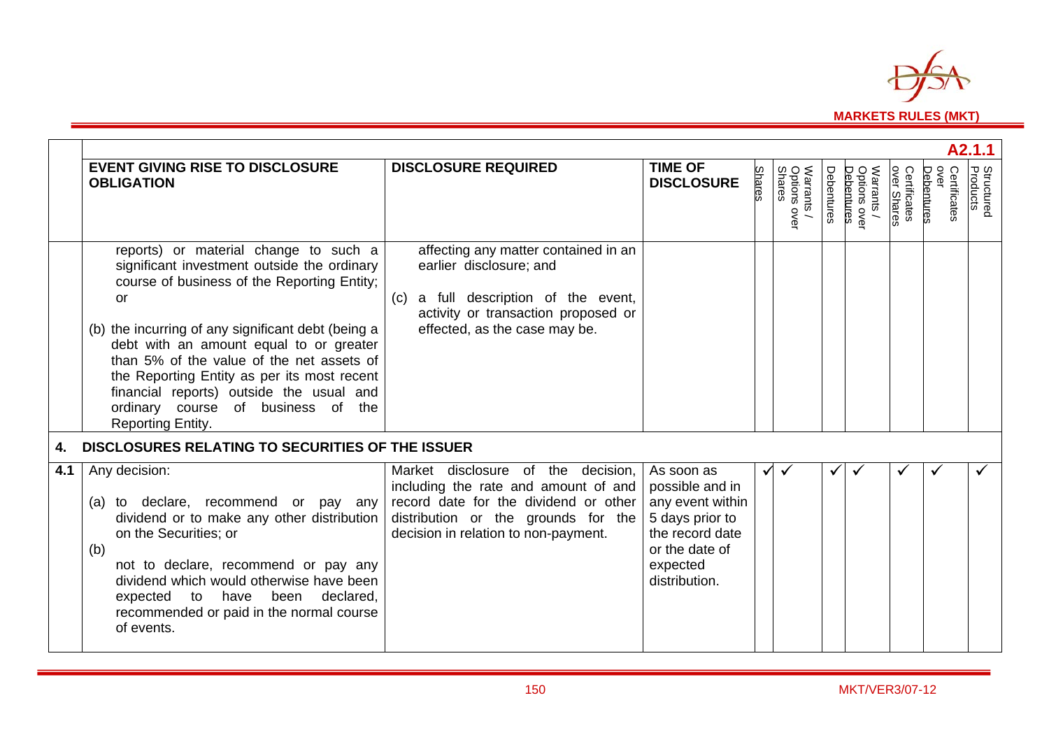A2.1.1

| | EVENT GIVING RISE TO DISCLOSURE OBLIGATION | DISCLOSURE REQUIRED | TIME OF DISCLOSURE | Shares | Warrants / Options over Shares | Debentures | Warrants / Options over Debentures | Certificates over Shares | Certificates over Debentures | Structured Products |
|---|---|---|---|---|---|---|---|---|---|---|
| | reports) or material change to such a significant investment outside the ordinary course of business of the Reporting Entity; or<br><br>(b) the incurring of any significant debt (being a debt with an amount equal to or greater than 5% of the value of the net assets of the Reporting Entity as per its most recent financial reports) outside the usual and ordinary course of business of the Reporting Entity. | affecting any matter contained in an earlier disclosure; and<br><br>(c) a full description of the event, activity or transaction proposed or effected, as the case may be. | | | | | | | | |
| **4.** | **DISCLOSURES RELATING TO SECURITIES OF THE ISSUER** | | | | | | | | | |
| **4.1** | Any decision:<br><br>(a) to declare, recommend or pay any dividend or to make any other distribution on the Securities; or<br><br>(b) not to declare, recommend or pay any dividend which would otherwise have been expected to have been declared, recommended or paid in the normal course of events. | Market disclosure of the decision, including the rate and amount of and record date for the dividend or other distribution or the grounds for the decision in relation to non-payment. | As soon as possible and in any event within 5 days prior to the record date or the date of expected distribution. | ✓ | ✓ | ✓ | ✓ | ✓ | ✓ | ✓ |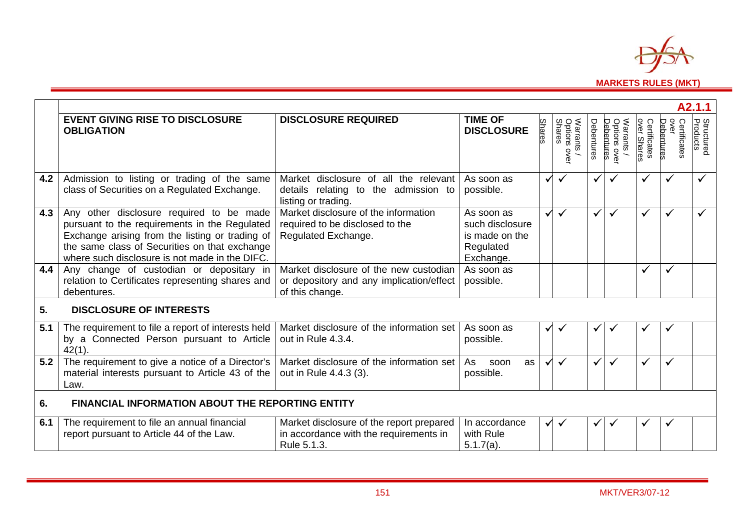A2.1.1

| | EVENT GIVING RISE TO DISCLOSURE OBLIGATION | DISCLOSURE REQUIRED | TIME OF DISCLOSURE | Shares | Warrants / Options over Shares | Debentures | Warrants / Options over Debentures | Certificates over Shares | Certificates over Debentures | Structured Products |
|---|---|---|---|---|---|---|---|---|---|---|
| 4.2 | Admission to listing or trading of the same class of Securities on a Regulated Exchange. | Market disclosure of all the relevant details relating to the admission to listing or trading. | As soon as possible. | ✓ | ✓ | ✓ | ✓ | ✓ | ✓ | ✓ |
| 4.3 | Any other disclosure required to be made pursuant to the requirements in the Regulated Exchange arising from the listing or trading of the same class of Securities on that exchange where such disclosure is not made in the DIFC. | Market disclosure of the information required to be disclosed to the Regulated Exchange. | As soon as such disclosure is made on the Regulated Exchange. | ✓ | ✓ | ✓ | ✓ | ✓ | ✓ | ✓ |
| 4.4 | Any change of custodian or depositary in relation to Certificates representing shares and debentures. | Market disclosure of the new custodian or depository and any implication/effect of this change. | As soon as possible. | | | | | ✓ | ✓ | |
| **5.** | **DISCLOSURE OF INTERESTS** | | | | | | | | | |
| 5.1 | The requirement to file a report of interests held by a Connected Person pursuant to Article 42(1). | Market disclosure of the information set out in Rule 4.3.4. | As soon as possible. | ✓ | ✓ | ✓ | ✓ | ✓ | ✓ | |
| 5.2 | The requirement to give a notice of a Director's material interests pursuant to Article 43 of the Law. | Market disclosure of the information set out in Rule 4.4.3 (3). | As soon as possible. | ✓ | ✓ | ✓ | ✓ | ✓ | ✓ | |
| **6.** | **FINANCIAL INFORMATION ABOUT THE REPORTING ENTITY** | | | | | | | | | |
| 6.1 | The requirement to file an annual financial report pursuant to Article 44 of the Law. | Market disclosure of the report prepared in accordance with the requirements in Rule 5.1.3. | In accordance with Rule 5.1.7(a). | ✓ | ✓ | ✓ | ✓ | ✓ | ✓ | |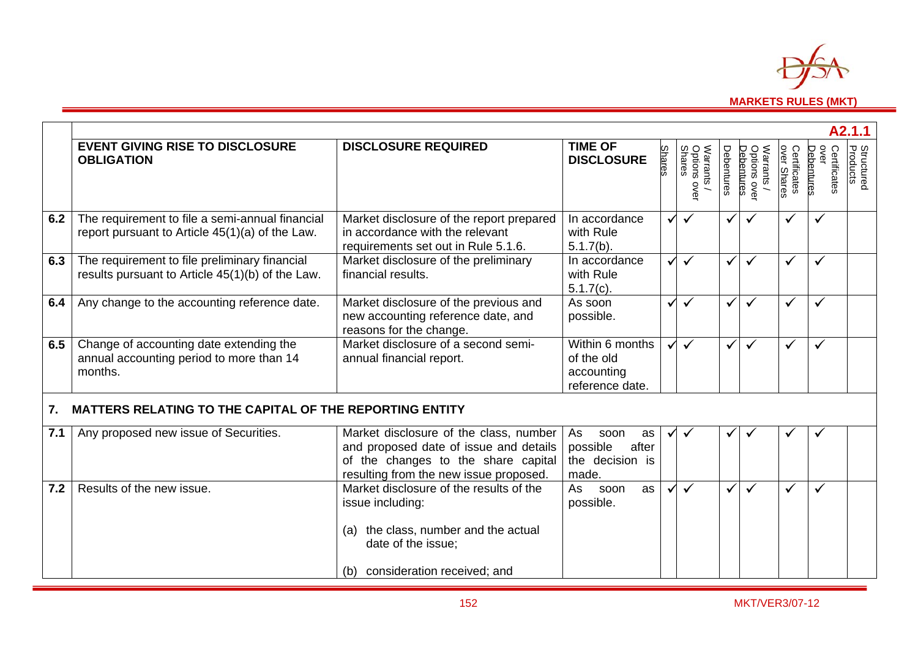A2.1.1

| | EVENT GIVING RISE TO DISCLOSURE OBLIGATION | DISCLOSURE REQUIRED | TIME OF DISCLOSURE | Shares | Warrants / Options over Shares | Debentures | Warrants / Options over Debentures | Certificates over Shares | Certificates over Debentures | Structured Products |
|---|---|---|---|---|---|---|---|---|---|---|
| 6.2 | The requirement to file a semi-annual financial report pursuant to Article 45(1)(a) of the Law. | Market disclosure of the report prepared in accordance with the relevant requirements set out in Rule 5.1.6. | In accordance with Rule 5.1.7(b). | ✓ | ✓ | ✓ | ✓ | ✓ | ✓ | |
| 6.3 | The requirement to file preliminary financial results pursuant to Article 45(1)(b) of the Law. | Market disclosure of the preliminary financial results. | In accordance with Rule 5.1.7(c). | ✓ | ✓ | ✓ | ✓ | ✓ | ✓ | |
| 6.4 | Any change to the accounting reference date. | Market disclosure of the previous and new accounting reference date, and reasons for the change. | As soon possible. | ✓ | ✓ | ✓ | ✓ | ✓ | ✓ | |
| 6.5 | Change of accounting date extending the annual accounting period to more than 14 months. | Market disclosure of a second semi-annual financial report. | Within 6 months of the old accounting reference date. | ✓ | ✓ | ✓ | ✓ | ✓ | ✓ | |
| **7.** | **MATTERS RELATING TO THE CAPITAL OF THE REPORTING ENTITY** | | | | | | | | | |
| 7.1 | Any proposed new issue of Securities. | Market disclosure of the class, number and proposed date of issue and details of the changes to the share capital resulting from the new issue proposed. | As soon as possible after the decision is made. | ✓ | ✓ | ✓ | ✓ | ✓ | ✓ | |
| 7.2 | Results of the new issue. | Market disclosure of the results of the issue including:<br><br>(a) the class, number and the actual date of the issue;<br><br>(b) consideration received; and | As soon as possible. | ✓ | ✓ | ✓ | ✓ | ✓ | ✓ | |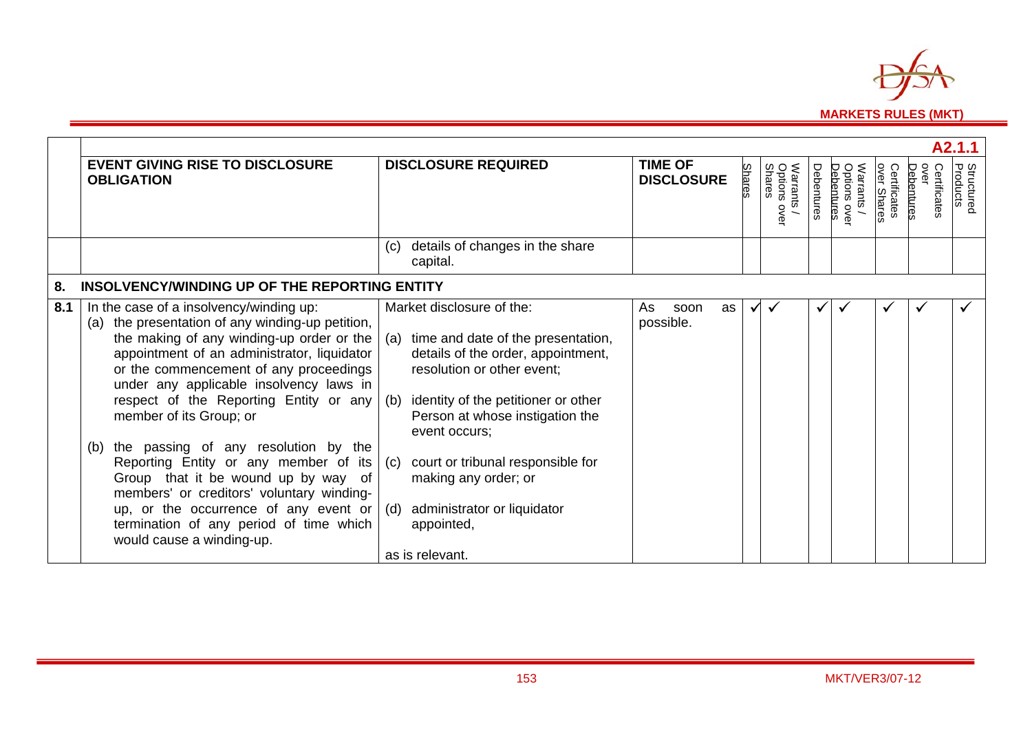A2.1.1

| | EVENT GIVING RISE TO DISCLOSURE OBLIGATION | DISCLOSURE REQUIRED | TIME OF DISCLOSURE | Shares | Warrants / Options over Shares | Debentures | Warrants / Options over Debentures | Certificates over Shares | Certificates over Debentures | Structured Products |
|---|---|---|---|---|---|---|---|---|---|---|
| | | (c) details of changes in the share capital. | | | | | | | | |
| **8.** | **INSOLVENCY/WINDING UP OF THE REPORTING ENTITY** | | | | | | | | | |
| **8.1** | In the case of a insolvency/winding up: (a) the presentation of any winding-up petition, the making of any winding-up order or the appointment of an administrator, liquidator or the commencement of any proceedings under any applicable insolvency laws in respect of the Reporting Entity or any member of its Group; or (b) the passing of any resolution by the Reporting Entity or any member of its Group that it be wound up by way of members' or creditors' voluntary winding-up, or the occurrence of any event or termination of any period of time which would cause a winding-up. | Market disclosure of the: (a) time and date of the presentation, details of the order, appointment, resolution or other event; (b) identity of the petitioner or other Person at whose instigation the event occurs; (c) court or tribunal responsible for making any order; or (d) administrator or liquidator appointed, as is relevant. | As soon as possible. | ✓ | ✓ | ✓ | ✓ | ✓ | ✓ | ✓ |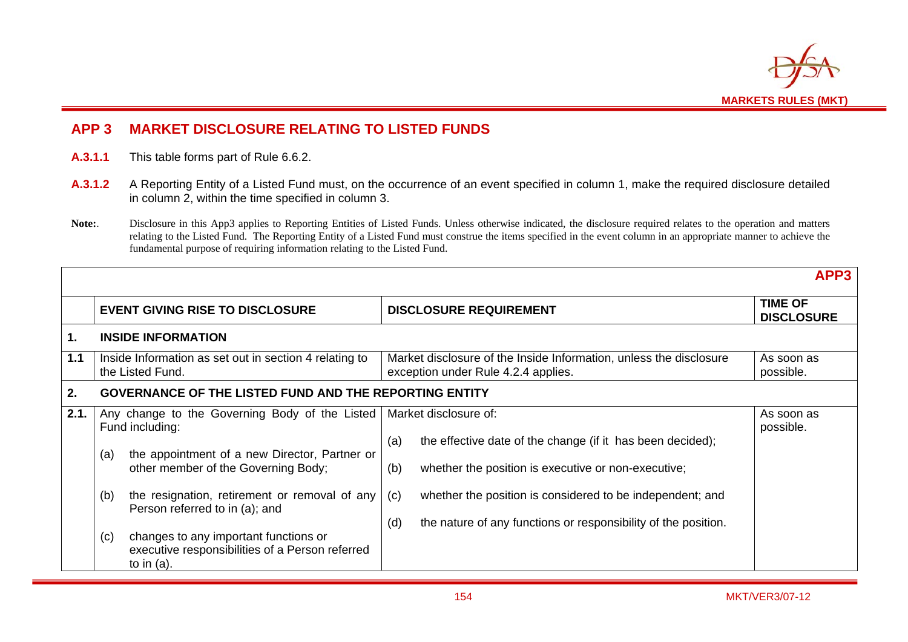## APP 3 MARKET DISCLOSURE RELATING TO LISTED FUNDS

**A.3.1.1** This table forms part of Rule 6.6.2.

**A.3.1.2** A Reporting Entity of a Listed Fund must, on the occurrence of an event specified in column 1, make the required disclosure detailed in column 2, within the time specified in column 3.

**Note:**. Disclosure in this App3 applies to Reporting Entities of Listed Funds. Unless otherwise indicated, the disclosure required relates to the operation and matters relating to the Listed Fund. The Reporting Entity of a Listed Fund must construe the items specified in the event column in an appropriate manner to achieve the fundamental purpose of requiring information relating to the Listed Fund.

**APP3**

| | EVENT GIVING RISE TO DISCLOSURE | DISCLOSURE REQUIREMENT | TIME OF DISCLOSURE |
|---|---|---|---|
| **1.** | **INSIDE INFORMATION** | | |
| **1.1** | Inside Information as set out in section 4 relating to the Listed Fund. | Market disclosure of the Inside Information, unless the disclosure exception under Rule 4.2.4 applies. | As soon as possible. |
| **2.** | **GOVERNANCE OF THE LISTED FUND AND THE REPORTING ENTITY** | | |
| **2.1.** | Any change to the Governing Body of the Listed Fund including:<br><br>(a) the appointment of a new Director, Partner or other member of the Governing Body;<br><br>(b) the resignation, retirement or removal of any Person referred to in (a); and<br><br>(c) changes to any important functions or executive responsibilities of a Person referred to in (a). | Market disclosure of:<br><br>(a) the effective date of the change (if it has been decided);<br><br>(b) whether the position is executive or non-executive;<br><br>(c) whether the position is considered to be independent; and<br><br>(d) the nature of any functions or responsibility of the position. | As soon as possible. |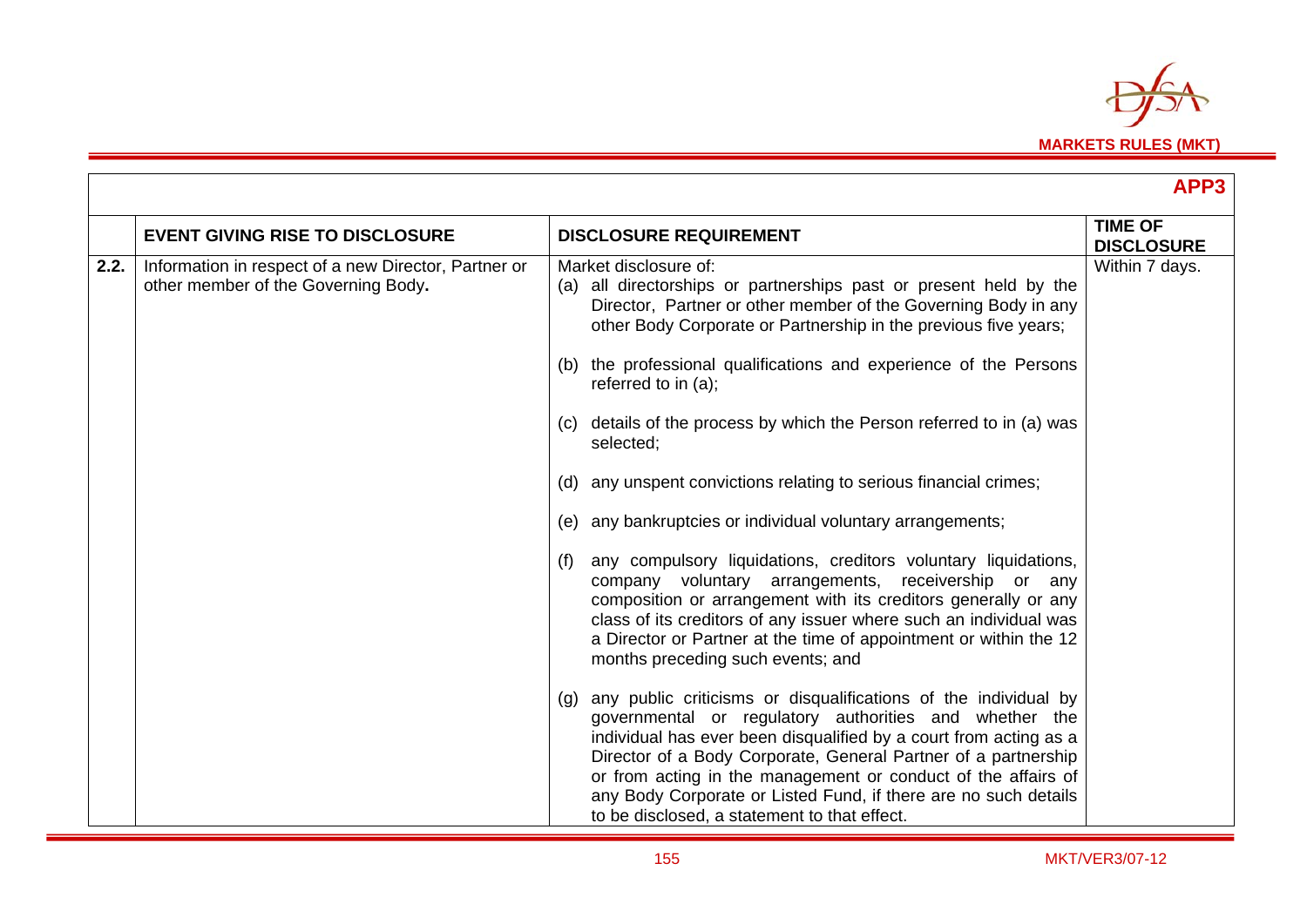## APP3

| | EVENT GIVING RISE TO DISCLOSURE | DISCLOSURE REQUIREMENT | TIME OF DISCLOSURE |
|---|---|---|---|
| 2.2. | Information in respect of a new Director, Partner or other member of the Governing Body. | Market disclosure of:<br>(a) all directorships or partnerships past or present held by the Director, Partner or other member of the Governing Body in any other Body Corporate or Partnership in the previous five years;<br><br>(b) the professional qualifications and experience of the Persons referred to in (a);<br><br>(c) details of the process by which the Person referred to in (a) was selected;<br><br>(d) any unspent convictions relating to serious financial crimes;<br><br>(e) any bankruptcies or individual voluntary arrangements;<br><br>(f) any compulsory liquidations, creditors voluntary liquidations, company voluntary arrangements, receivership or any composition or arrangement with its creditors generally or any class of its creditors of any issuer where such an individual was a Director or Partner at the time of appointment or within the 12 months preceding such events; and<br><br>(g) any public criticisms or disqualifications of the individual by governmental or regulatory authorities and whether the individual has ever been disqualified by a court from acting as a Director of a Body Corporate, General Partner of a partnership or from acting in the management or conduct of the affairs of any Body Corporate or Listed Fund, if there are no such details to be disclosed, a statement to that effect. | Within 7 days. |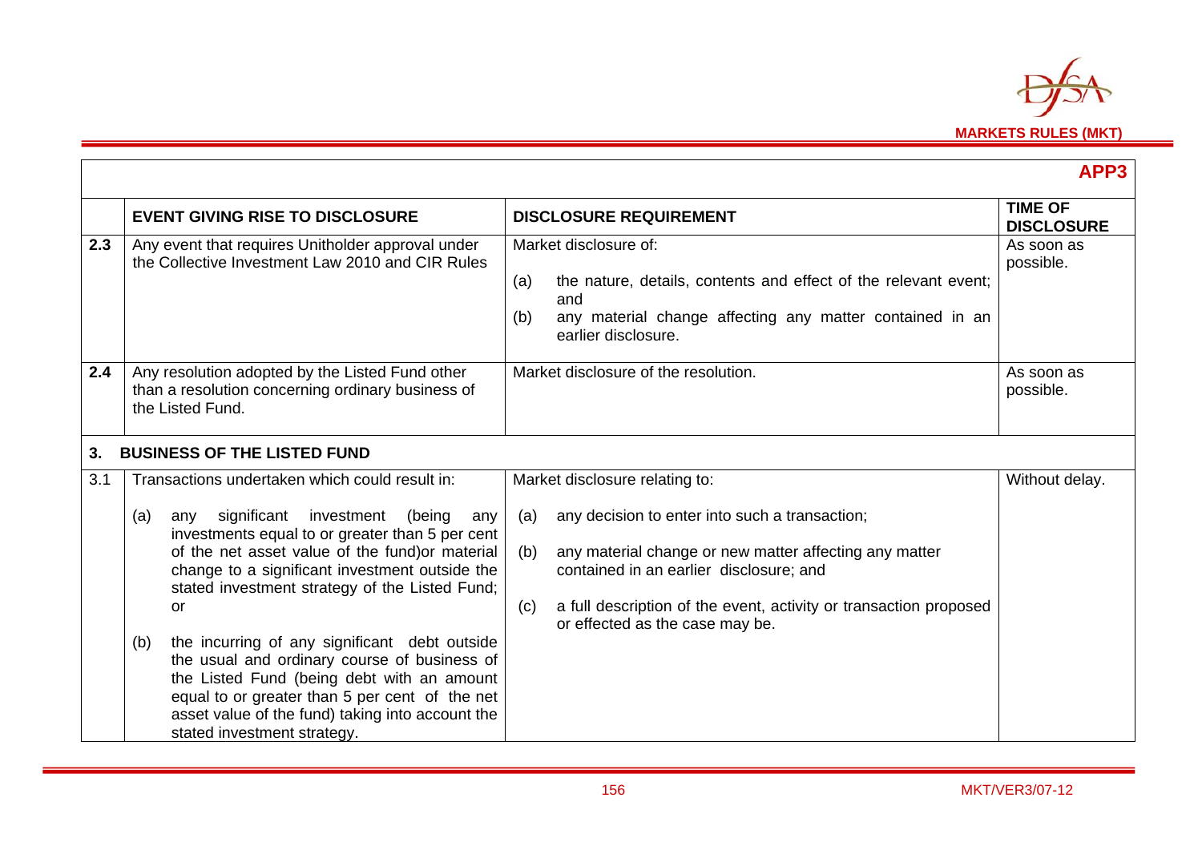**APP3**

| | EVENT GIVING RISE TO DISCLOSURE | DISCLOSURE REQUIREMENT | TIME OF DISCLOSURE |
|---|---|---|---|
| **2.3** | Any event that requires Unitholder approval under the Collective Investment Law 2010 and CIR Rules | Market disclosure of:<br>(a) the nature, details, contents and effect of the relevant event; and<br>(b) any material change affecting any matter contained in an earlier disclosure. | As soon as possible. |
| **2.4** | Any resolution adopted by the Listed Fund other than a resolution concerning ordinary business of the Listed Fund. | Market disclosure of the resolution. | As soon as possible. |
| **3.** | **BUSINESS OF THE LISTED FUND** | | |
| 3.1 | Transactions undertaken which could result in:<br>(a) any significant investment (being any investments equal to or greater than 5 per cent of the net asset value of the fund)or material change to a significant investment outside the stated investment strategy of the Listed Fund; or<br>(b) the incurring of any significant debt outside the usual and ordinary course of business of the Listed Fund (being debt with an amount equal to or greater than 5 per cent of the net asset value of the fund) taking into account the stated investment strategy. | Market disclosure relating to:<br>(a) any decision to enter into such a transaction;<br>(b) any material change or new matter affecting any matter contained in an earlier disclosure; and<br>(c) a full description of the event, activity or transaction proposed or effected as the case may be. | Without delay. |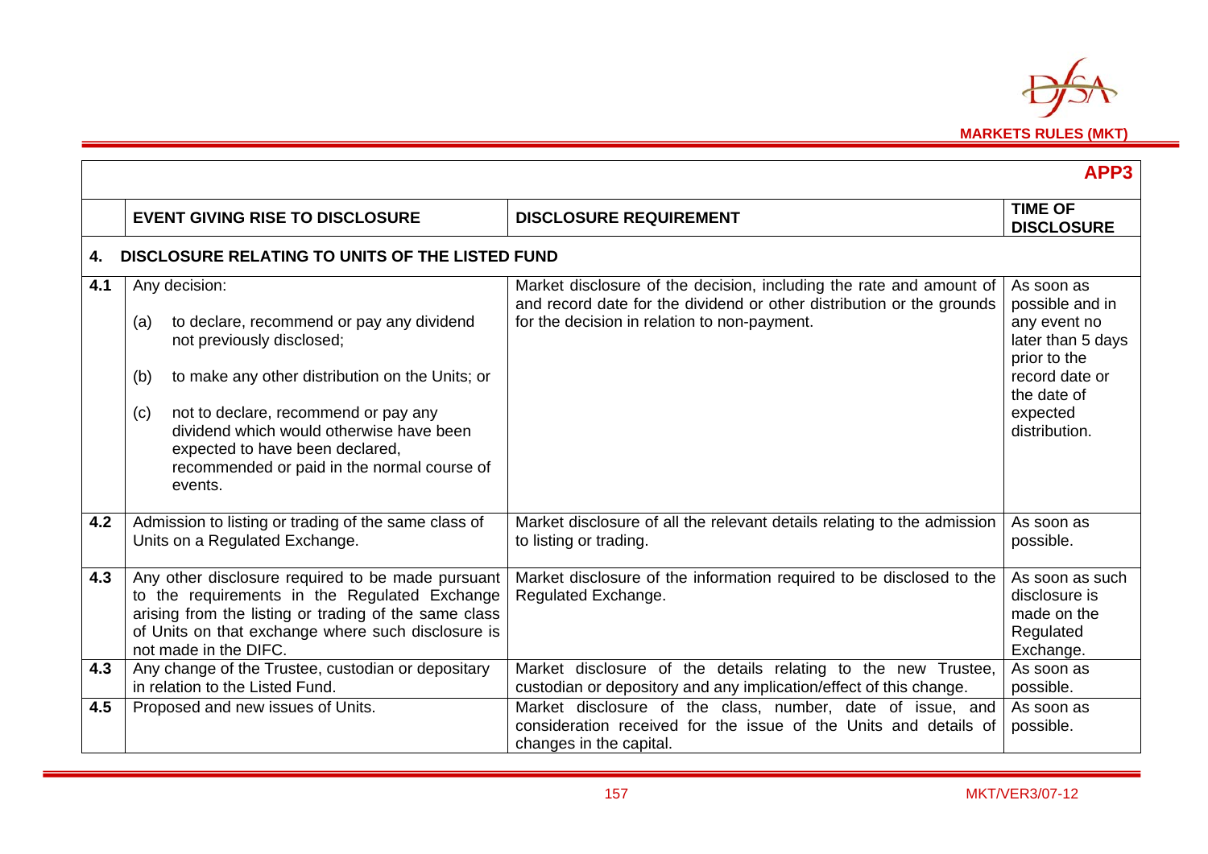**APP3**

| | EVENT GIVING RISE TO DISCLOSURE | DISCLOSURE REQUIREMENT | TIME OF DISCLOSURE |
|---|---|---|---|
| **4.** | **DISCLOSURE RELATING TO UNITS OF THE LISTED FUND** | | |
| **4.1** | Any decision:<br><br>(a) to declare, recommend or pay any dividend not previously disclosed;<br><br>(b) to make any other distribution on the Units; or<br><br>(c) not to declare, recommend or pay any dividend which would otherwise have been expected to have been declared, recommended or paid in the normal course of events. | Market disclosure of the decision, including the rate and amount of and record date for the dividend or other distribution or the grounds for the decision in relation to non-payment. | As soon as possible and in any event no later than 5 days prior to the record date or the date of expected distribution. |
| **4.2** | Admission to listing or trading of the same class of Units on a Regulated Exchange. | Market disclosure of all the relevant details relating to the admission to listing or trading. | As soon as possible. |
| **4.3** | Any other disclosure required to be made pursuant to the requirements in the Regulated Exchange arising from the listing or trading of the same class of Units on that exchange where such disclosure is not made in the DIFC. | Market disclosure of the information required to be disclosed to the Regulated Exchange. | As soon as such disclosure is made on the Regulated Exchange. |
| **4.3** | Any change of the Trustee, custodian or depositary in relation to the Listed Fund. | Market disclosure of the details relating to the new Trustee, custodian or depository and any implication/effect of this change. | As soon as possible. |
| **4.5** | Proposed and new issues of Units. | Market disclosure of the class, number, date of issue, and consideration received for the issue of the Units and details of changes in the capital. | As soon as possible. |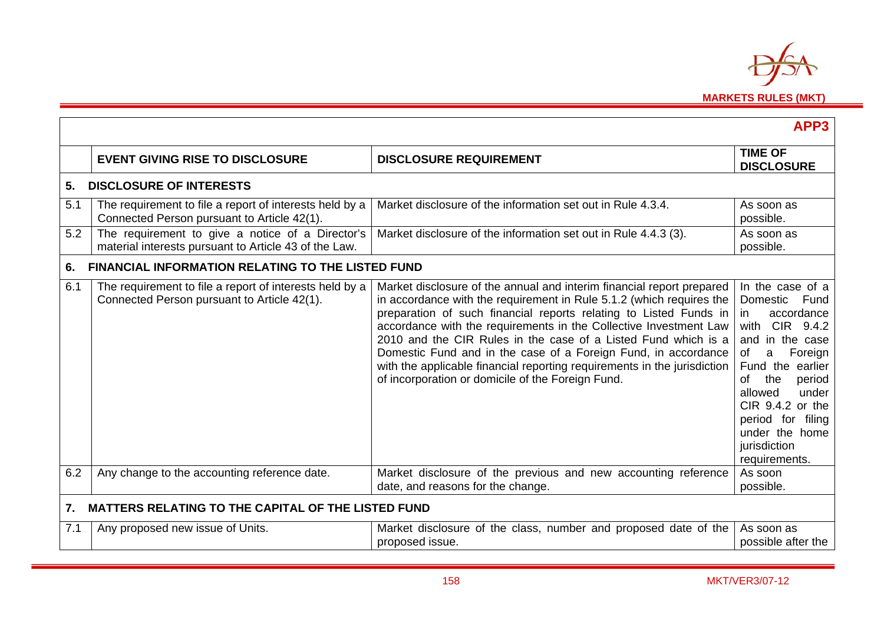**APP3**

| | EVENT GIVING RISE TO DISCLOSURE | DISCLOSURE REQUIREMENT | TIME OF DISCLOSURE |
|---|---|---|---|
| **5.** | **DISCLOSURE OF INTERESTS** | | |
| 5.1 | The requirement to file a report of interests held by a Connected Person pursuant to Article 42(1). | Market disclosure of the information set out in Rule 4.3.4. | As soon as possible. |
| 5.2 | The requirement to give a notice of a Director's material interests pursuant to Article 43 of the Law. | Market disclosure of the information set out in Rule 4.4.3 (3). | As soon as possible. |
| **6.** | **FINANCIAL INFORMATION RELATING TO THE LISTED FUND** | | |
| 6.1 | The requirement to file a report of interests held by a Connected Person pursuant to Article 42(1). | Market disclosure of the annual and interim financial report prepared in accordance with the requirement in Rule 5.1.2 (which requires the preparation of such financial reports relating to Listed Funds in accordance with the requirements in the Collective Investment Law 2010 and the CIR Rules in the case of a Listed Fund which is a Domestic Fund and in the case of a Foreign Fund, in accordance with the applicable financial reporting requirements in the jurisdiction of incorporation or domicile of the Foreign Fund. | In the case of a Domestic Fund in accordance with CIR 9.4.2 and in the case of a Foreign Fund the earlier of the period allowed under CIR 9.4.2 or the period for filing under the home jurisdiction requirements. |
| 6.2 | Any change to the accounting reference date. | Market disclosure of the previous and new accounting reference date, and reasons for the change. | As soon possible. |
| **7.** | **MATTERS RELATING TO THE CAPITAL OF THE LISTED FUND** | | |
| 7.1 | Any proposed new issue of Units. | Market disclosure of the class, number and proposed date of the proposed issue. | As soon as possible after the |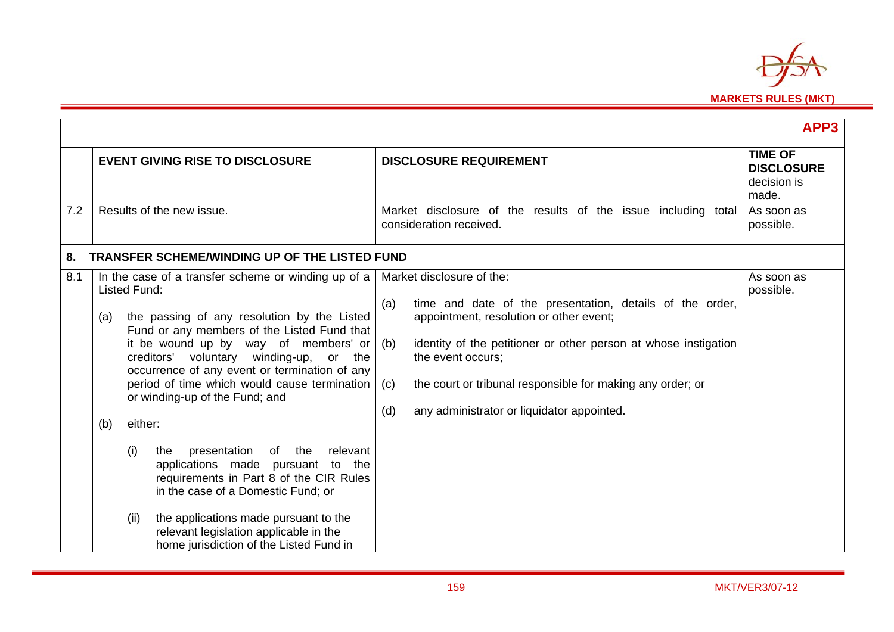## APP3

| | EVENT GIVING RISE TO DISCLOSURE | DISCLOSURE REQUIREMENT | TIME OF DISCLOSURE |
|---|---|---|---|
| | | | decision is made. |
| 7.2 | Results of the new issue. | Market disclosure of the results of the issue including total consideration received. | As soon as possible. |
| **8.** | **TRANSFER SCHEME/WINDING UP OF THE LISTED FUND** | | |
| 8.1 | In the case of a transfer scheme or winding up of a Listed Fund:<br><br>(a) the passing of any resolution by the Listed Fund or any members of the Listed Fund that it be wound up by way of members' or creditors' voluntary winding-up, or the occurrence of any event or termination of any period of time which would cause termination or winding-up of the Fund; and<br><br>(b) either:<br><br>(i) the presentation of the relevant applications made pursuant to the requirements in Part 8 of the CIR Rules in the case of a Domestic Fund; or<br><br>(ii) the applications made pursuant to the relevant legislation applicable in the home jurisdiction of the Listed Fund in | Market disclosure of the:<br><br>(a) time and date of the presentation, details of the order, appointment, resolution or other event;<br><br>(b) identity of the petitioner or other person at whose instigation the event occurs;<br><br>(c) the court or tribunal responsible for making any order; or<br><br>(d) any administrator or liquidator appointed. | As soon as possible. |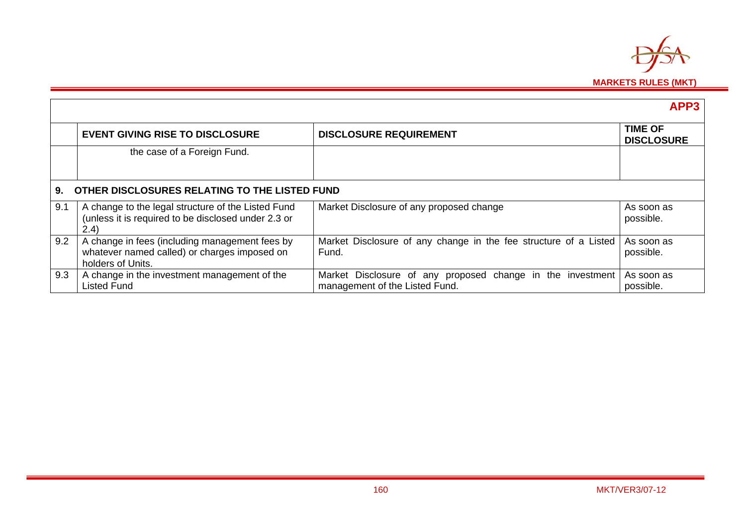**APP3**

| | EVENT GIVING RISE TO DISCLOSURE | DISCLOSURE REQUIREMENT | TIME OF DISCLOSURE |
|---|---|---|---|
| | the case of a Foreign Fund. | | |
| **9.** | **OTHER DISCLOSURES RELATING TO THE LISTED FUND** | | |
| 9.1 | A change to the legal structure of the Listed Fund (unless it is required to be disclosed under 2.3 or 2.4) | Market Disclosure of any proposed change | As soon as possible. |
| 9.2 | A change in fees (including management fees by whatever named called) or charges imposed on holders of Units. | Market Disclosure of any change in the fee structure of a Listed Fund. | As soon as possible. |
| 9.3 | A change in the investment management of the Listed Fund | Market Disclosure of any proposed change in the investment management of the Listed Fund. | As soon as possible. |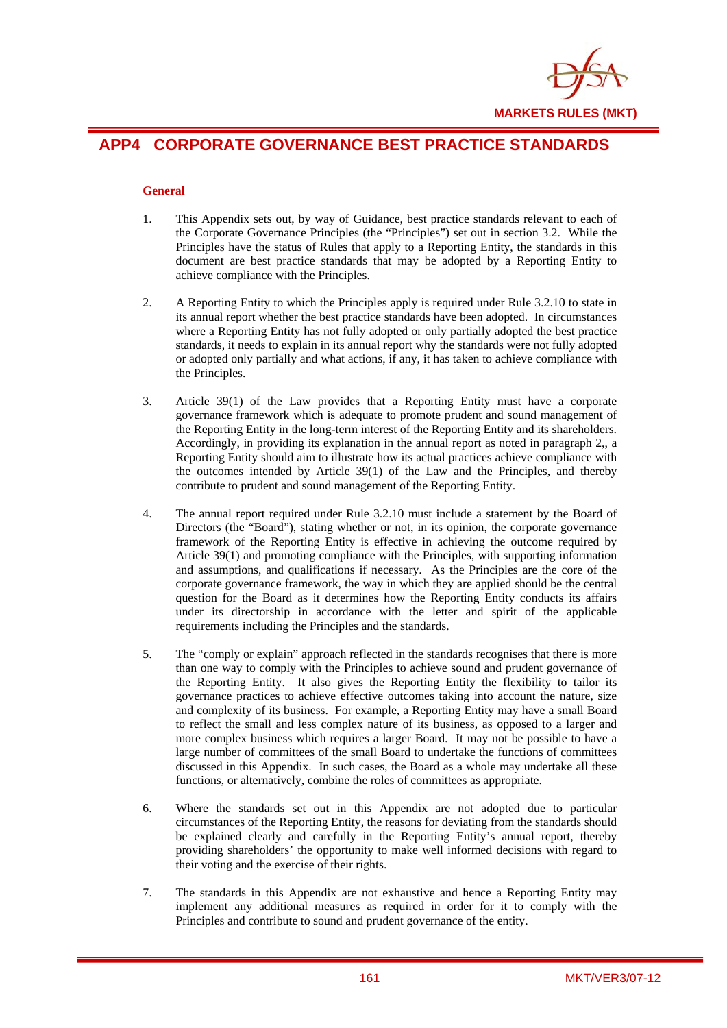# APP4 CORPORATE GOVERNANCE BEST PRACTICE STANDARDS

## General

1. This Appendix sets out, by way of Guidance, best practice standards relevant to each of the Corporate Governance Principles (the "Principles") set out in section 3.2. While the Principles have the status of Rules that apply to a Reporting Entity, the standards in this document are best practice standards that may be adopted by a Reporting Entity to achieve compliance with the Principles.

2. A Reporting Entity to which the Principles apply is required under Rule 3.2.10 to state in its annual report whether the best practice standards have been adopted. In circumstances where a Reporting Entity has not fully adopted or only partially adopted the best practice standards, it needs to explain in its annual report why the standards were not fully adopted or adopted only partially and what actions, if any, it has taken to achieve compliance with the Principles.

3. Article 39(1) of the Law provides that a Reporting Entity must have a corporate governance framework which is adequate to promote prudent and sound management of the Reporting Entity in the long-term interest of the Reporting Entity and its shareholders. Accordingly, in providing its explanation in the annual report as noted in paragraph 2,, a Reporting Entity should aim to illustrate how its actual practices achieve compliance with the outcomes intended by Article 39(1) of the Law and the Principles, and thereby contribute to prudent and sound management of the Reporting Entity.

4. The annual report required under Rule 3.2.10 must include a statement by the Board of Directors (the "Board"), stating whether or not, in its opinion, the corporate governance framework of the Reporting Entity is effective in achieving the outcome required by Article 39(1) and promoting compliance with the Principles, with supporting information and assumptions, and qualifications if necessary. As the Principles are the core of the corporate governance framework, the way in which they are applied should be the central question for the Board as it determines how the Reporting Entity conducts its affairs under its directorship in accordance with the letter and spirit of the applicable requirements including the Principles and the standards.

5. The "comply or explain" approach reflected in the standards recognises that there is more than one way to comply with the Principles to achieve sound and prudent governance of the Reporting Entity. It also gives the Reporting Entity the flexibility to tailor its governance practices to achieve effective outcomes taking into account the nature, size and complexity of its business. For example, a Reporting Entity may have a small Board to reflect the small and less complex nature of its business, as opposed to a larger and more complex business which requires a larger Board. It may not be possible to have a large number of committees of the small Board to undertake the functions of committees discussed in this Appendix. In such cases, the Board as a whole may undertake all these functions, or alternatively, combine the roles of committees as appropriate.

6. Where the standards set out in this Appendix are not adopted due to particular circumstances of the Reporting Entity, the reasons for deviating from the standards should be explained clearly and carefully in the Reporting Entity's annual report, thereby providing shareholders' the opportunity to make well informed decisions with regard to their voting and the exercise of their rights.

7. The standards in this Appendix are not exhaustive and hence a Reporting Entity may implement any additional measures as required in order for it to comply with the Principles and contribute to sound and prudent governance of the entity.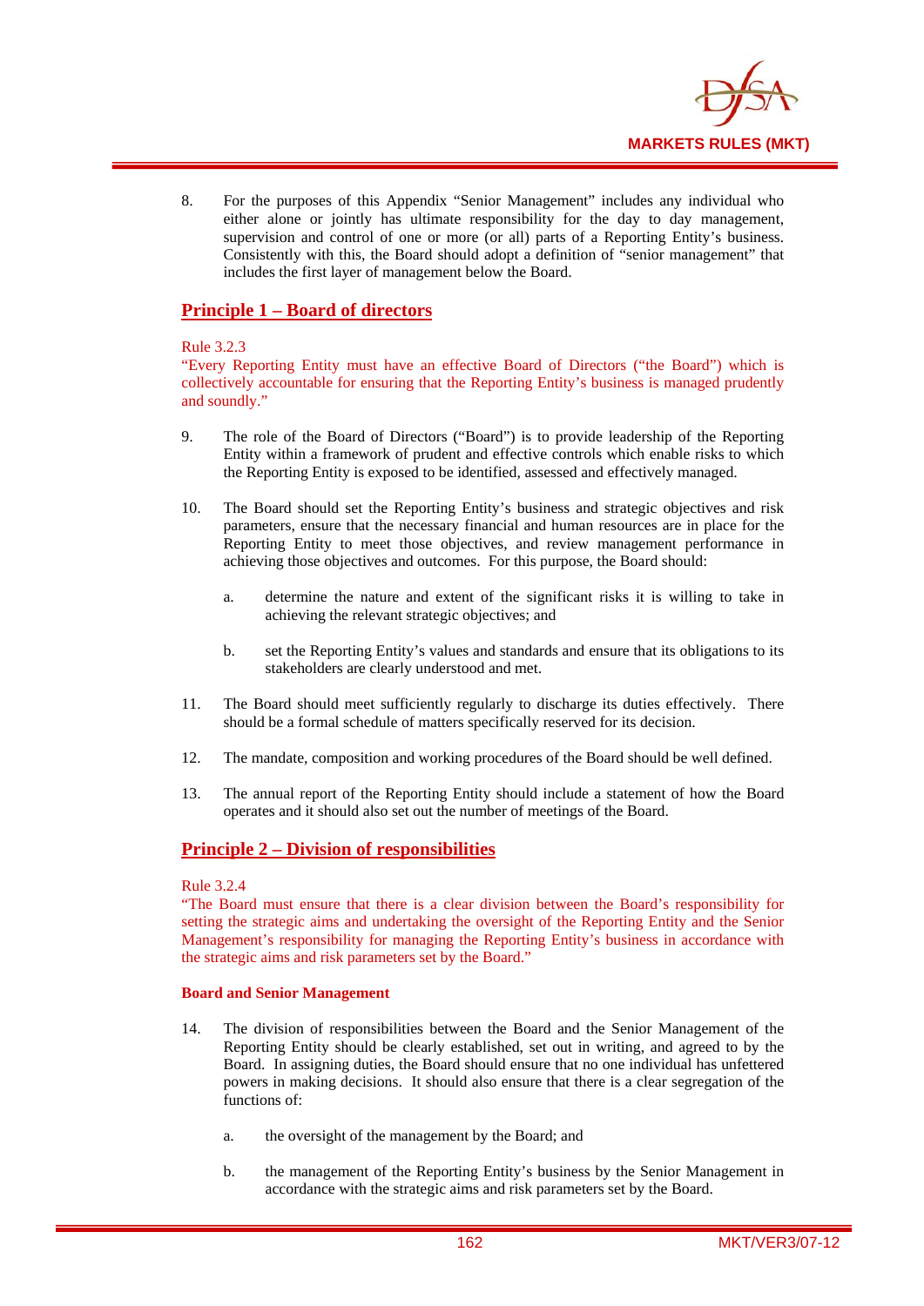8. For the purposes of this Appendix "Senior Management" includes any individual who either alone or jointly has ultimate responsibility for the day to day management, supervision and control of one or more (or all) parts of a Reporting Entity's business. Consistently with this, the Board should adopt a definition of "senior management" that includes the first layer of management below the Board.

## Principle 1 – Board of directors

Rule 3.2.3
"Every Reporting Entity must have an effective Board of Directors ("the Board") which is collectively accountable for ensuring that the Reporting Entity's business is managed prudently and soundly."

9. The role of the Board of Directors ("Board") is to provide leadership of the Reporting Entity within a framework of prudent and effective controls which enable risks to which the Reporting Entity is exposed to be identified, assessed and effectively managed.

10. The Board should set the Reporting Entity's business and strategic objectives and risk parameters, ensure that the necessary financial and human resources are in place for the Reporting Entity to meet those objectives, and review management performance in achieving those objectives and outcomes. For this purpose, the Board should:

    a. determine the nature and extent of the significant risks it is willing to take in achieving the relevant strategic objectives; and

    b. set the Reporting Entity's values and standards and ensure that its obligations to its stakeholders are clearly understood and met.

11. The Board should meet sufficiently regularly to discharge its duties effectively. There should be a formal schedule of matters specifically reserved for its decision.

12. The mandate, composition and working procedures of the Board should be well defined.

13. The annual report of the Reporting Entity should include a statement of how the Board operates and it should also set out the number of meetings of the Board.

## Principle 2 – Division of responsibilities

Rule 3.2.4
"The Board must ensure that there is a clear division between the Board's responsibility for setting the strategic aims and undertaking the oversight of the Reporting Entity and the Senior Management's responsibility for managing the Reporting Entity's business in accordance with the strategic aims and risk parameters set by the Board."

**Board and Senior Management**

14. The division of responsibilities between the Board and the Senior Management of the Reporting Entity should be clearly established, set out in writing, and agreed to by the Board. In assigning duties, the Board should ensure that no one individual has unfettered powers in making decisions. It should also ensure that there is a clear segregation of the functions of:

    a. the oversight of the management by the Board; and

    b. the management of the Reporting Entity's business by the Senior Management in accordance with the strategic aims and risk parameters set by the Board.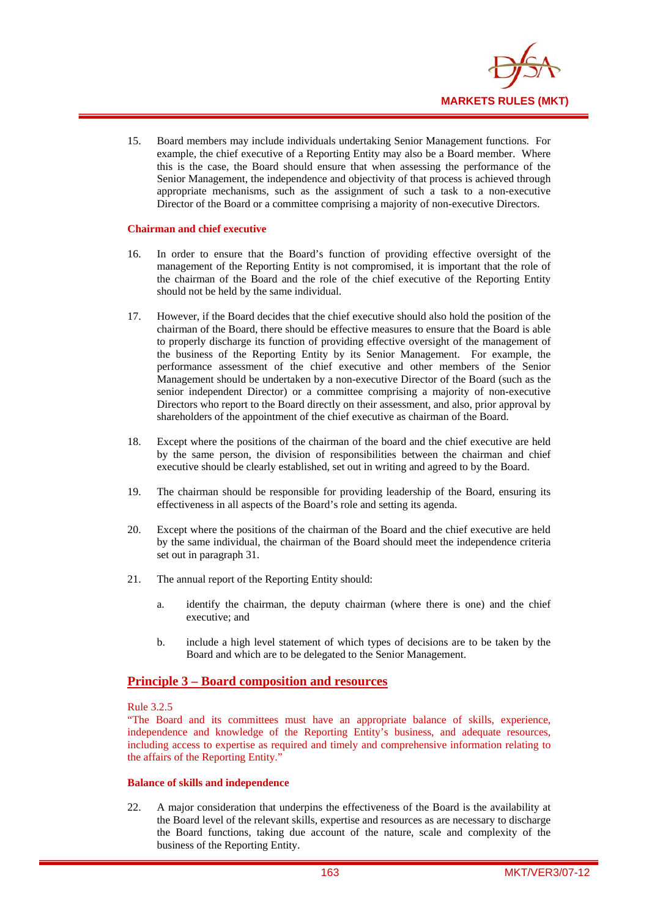15. Board members may include individuals undertaking Senior Management functions. For example, the chief executive of a Reporting Entity may also be a Board member. Where this is the case, the Board should ensure that when assessing the performance of the Senior Management, the independence and objectivity of that process is achieved through appropriate mechanisms, such as the assignment of such a task to a non-executive Director of the Board or a committee comprising a majority of non-executive Directors.

**Chairman and chief executive**

16. In order to ensure that the Board's function of providing effective oversight of the management of the Reporting Entity is not compromised, it is important that the role of the chairman of the Board and the role of the chief executive of the Reporting Entity should not be held by the same individual.

17. However, if the Board decides that the chief executive should also hold the position of the chairman of the Board, there should be effective measures to ensure that the Board is able to properly discharge its function of providing effective oversight of the management of the business of the Reporting Entity by its Senior Management. For example, the performance assessment of the chief executive and other members of the Senior Management should be undertaken by a non-executive Director of the Board (such as the senior independent Director) or a committee comprising a majority of non-executive Directors who report to the Board directly on their assessment, and also, prior approval by shareholders of the appointment of the chief executive as chairman of the Board.

18. Except where the positions of the chairman of the board and the chief executive are held by the same person, the division of responsibilities between the chairman and chief executive should be clearly established, set out in writing and agreed to by the Board.

19. The chairman should be responsible for providing leadership of the Board, ensuring its effectiveness in all aspects of the Board's role and setting its agenda.

20. Except where the positions of the chairman of the Board and the chief executive are held by the same individual, the chairman of the Board should meet the independence criteria set out in paragraph 31.

21. The annual report of the Reporting Entity should:

    a. identify the chairman, the deputy chairman (where there is one) and the chief executive; and

    b. include a high level statement of which types of decisions are to be taken by the Board and which are to be delegated to the Senior Management.

## Principle 3 – Board composition and resources

Rule 3.2.5
"The Board and its committees must have an appropriate balance of skills, experience, independence and knowledge of the Reporting Entity's business, and adequate resources, including access to expertise as required and timely and comprehensive information relating to the affairs of the Reporting Entity."

**Balance of skills and independence**

22. A major consideration that underpins the effectiveness of the Board is the availability at the Board level of the relevant skills, expertise and resources as are necessary to discharge the Board functions, taking due account of the nature, scale and complexity of the business of the Reporting Entity.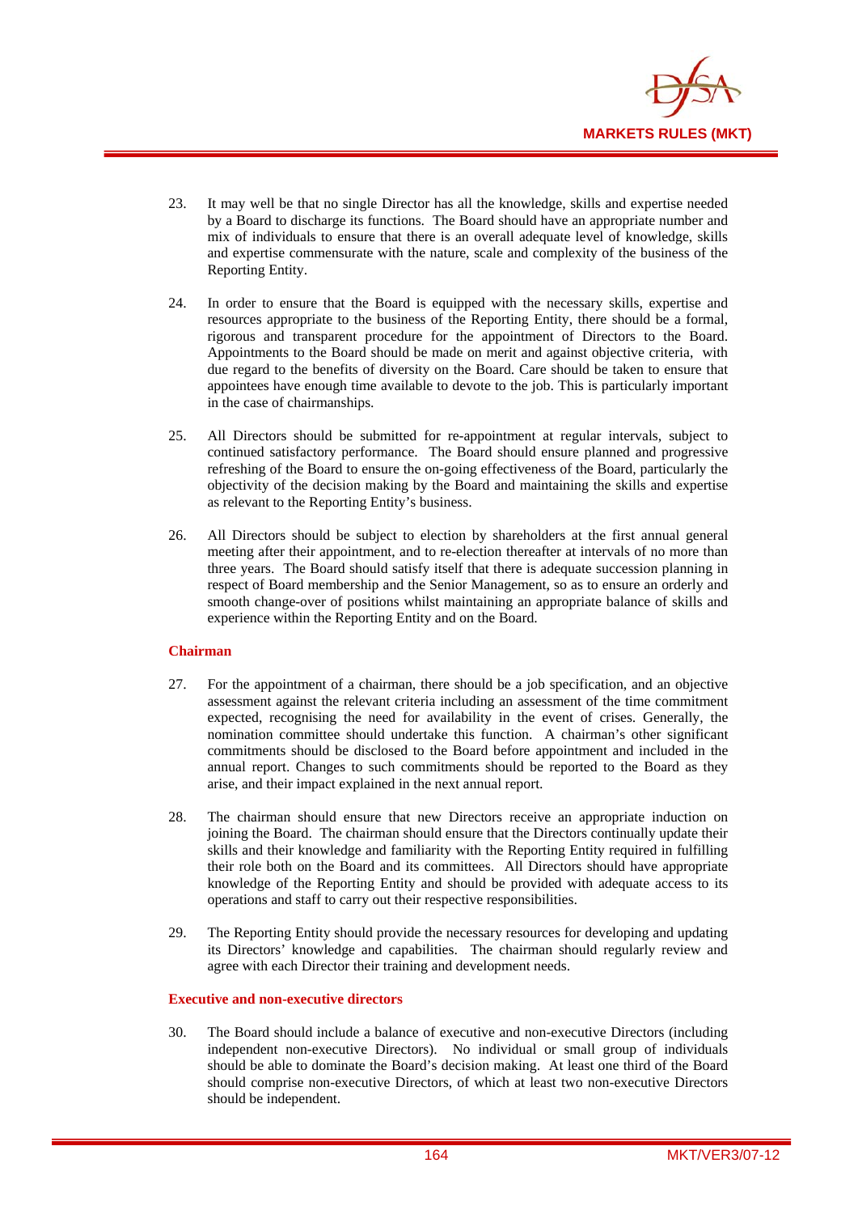23. It may well be that no single Director has all the knowledge, skills and expertise needed by a Board to discharge its functions. The Board should have an appropriate number and mix of individuals to ensure that there is an overall adequate level of knowledge, skills and expertise commensurate with the nature, scale and complexity of the business of the Reporting Entity.

24. In order to ensure that the Board is equipped with the necessary skills, expertise and resources appropriate to the business of the Reporting Entity, there should be a formal, rigorous and transparent procedure for the appointment of Directors to the Board. Appointments to the Board should be made on merit and against objective criteria, with due regard to the benefits of diversity on the Board. Care should be taken to ensure that appointees have enough time available to devote to the job. This is particularly important in the case of chairmanships.

25. All Directors should be submitted for re-appointment at regular intervals, subject to continued satisfactory performance. The Board should ensure planned and progressive refreshing of the Board to ensure the on-going effectiveness of the Board, particularly the objectivity of the decision making by the Board and maintaining the skills and expertise as relevant to the Reporting Entity's business.

26. All Directors should be subject to election by shareholders at the first annual general meeting after their appointment, and to re-election thereafter at intervals of no more than three years. The Board should satisfy itself that there is adequate succession planning in respect of Board membership and the Senior Management, so as to ensure an orderly and smooth change-over of positions whilst maintaining an appropriate balance of skills and experience within the Reporting Entity and on the Board.

**Chairman**

27. For the appointment of a chairman, there should be a job specification, and an objective assessment against the relevant criteria including an assessment of the time commitment expected, recognising the need for availability in the event of crises. Generally, the nomination committee should undertake this function. A chairman's other significant commitments should be disclosed to the Board before appointment and included in the annual report. Changes to such commitments should be reported to the Board as they arise, and their impact explained in the next annual report.

28. The chairman should ensure that new Directors receive an appropriate induction on joining the Board. The chairman should ensure that the Directors continually update their skills and their knowledge and familiarity with the Reporting Entity required in fulfilling their role both on the Board and its committees. All Directors should have appropriate knowledge of the Reporting Entity and should be provided with adequate access to its operations and staff to carry out their respective responsibilities.

29. The Reporting Entity should provide the necessary resources for developing and updating its Directors' knowledge and capabilities. The chairman should regularly review and agree with each Director their training and development needs.

**Executive and non-executive directors**

30. The Board should include a balance of executive and non-executive Directors (including independent non-executive Directors). No individual or small group of individuals should be able to dominate the Board's decision making. At least one third of the Board should comprise non-executive Directors, of which at least two non-executive Directors should be independent.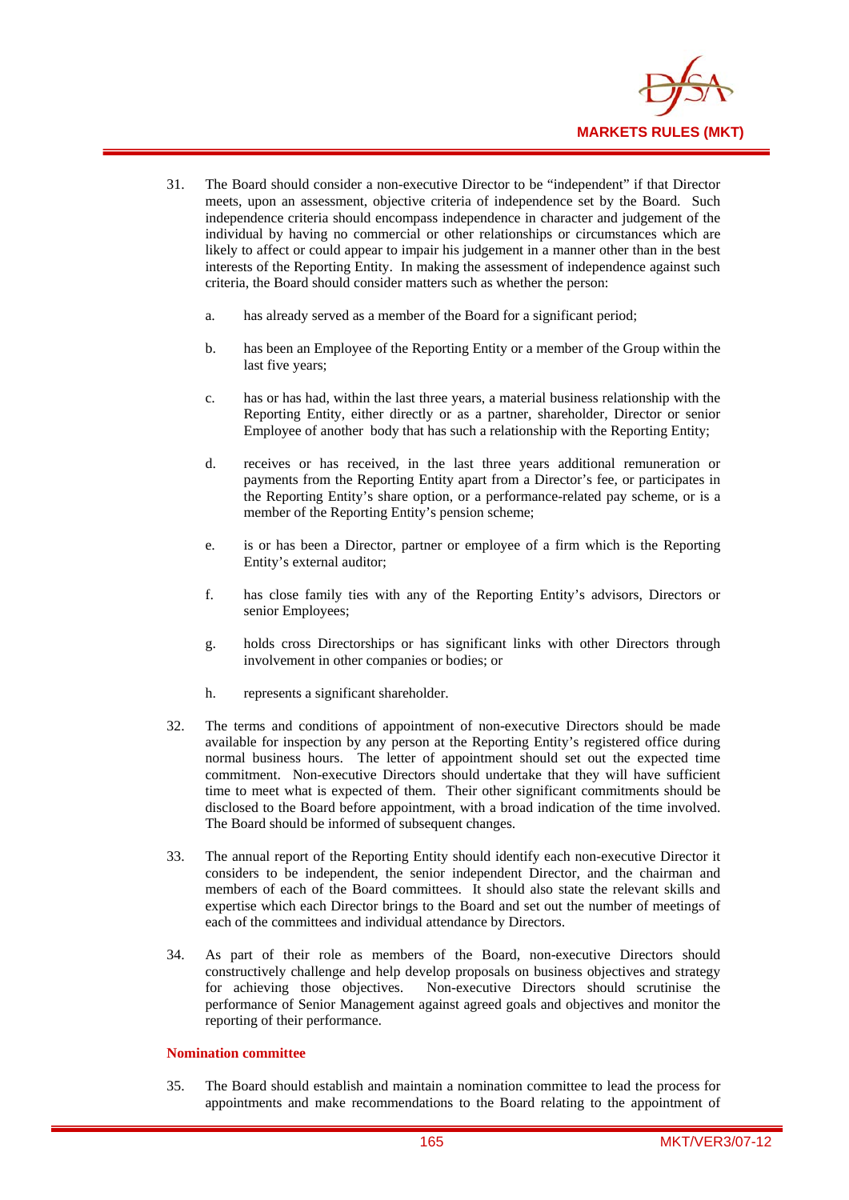31. The Board should consider a non-executive Director to be "independent" if that Director meets, upon an assessment, objective criteria of independence set by the Board. Such independence criteria should encompass independence in character and judgement of the individual by having no commercial or other relationships or circumstances which are likely to affect or could appear to impair his judgement in a manner other than in the best interests of the Reporting Entity. In making the assessment of independence against such criteria, the Board should consider matters such as whether the person:

    a. has already served as a member of the Board for a significant period;

    b. has been an Employee of the Reporting Entity or a member of the Group within the last five years;

    c. has or has had, within the last three years, a material business relationship with the Reporting Entity, either directly or as a partner, shareholder, Director or senior Employee of another body that has such a relationship with the Reporting Entity;

    d. receives or has received, in the last three years additional remuneration or payments from the Reporting Entity apart from a Director's fee, or participates in the Reporting Entity's share option, or a performance-related pay scheme, or is a member of the Reporting Entity's pension scheme;

    e. is or has been a Director, partner or employee of a firm which is the Reporting Entity's external auditor;

    f. has close family ties with any of the Reporting Entity's advisors, Directors or senior Employees;

    g. holds cross Directorships or has significant links with other Directors through involvement in other companies or bodies; or

    h. represents a significant shareholder.

32. The terms and conditions of appointment of non-executive Directors should be made available for inspection by any person at the Reporting Entity's registered office during normal business hours. The letter of appointment should set out the expected time commitment. Non-executive Directors should undertake that they will have sufficient time to meet what is expected of them. Their other significant commitments should be disclosed to the Board before appointment, with a broad indication of the time involved. The Board should be informed of subsequent changes.

33. The annual report of the Reporting Entity should identify each non-executive Director it considers to be independent, the senior independent Director, and the chairman and members of each of the Board committees. It should also state the relevant skills and expertise which each Director brings to the Board and set out the number of meetings of each of the committees and individual attendance by Directors.

34. As part of their role as members of the Board, non-executive Directors should constructively challenge and help develop proposals on business objectives and strategy for achieving those objectives. Non-executive Directors should scrutinise the performance of Senior Management against agreed goals and objectives and monitor the reporting of their performance.

**Nomination committee**

35. The Board should establish and maintain a nomination committee to lead the process for appointments and make recommendations to the Board relating to the appointment of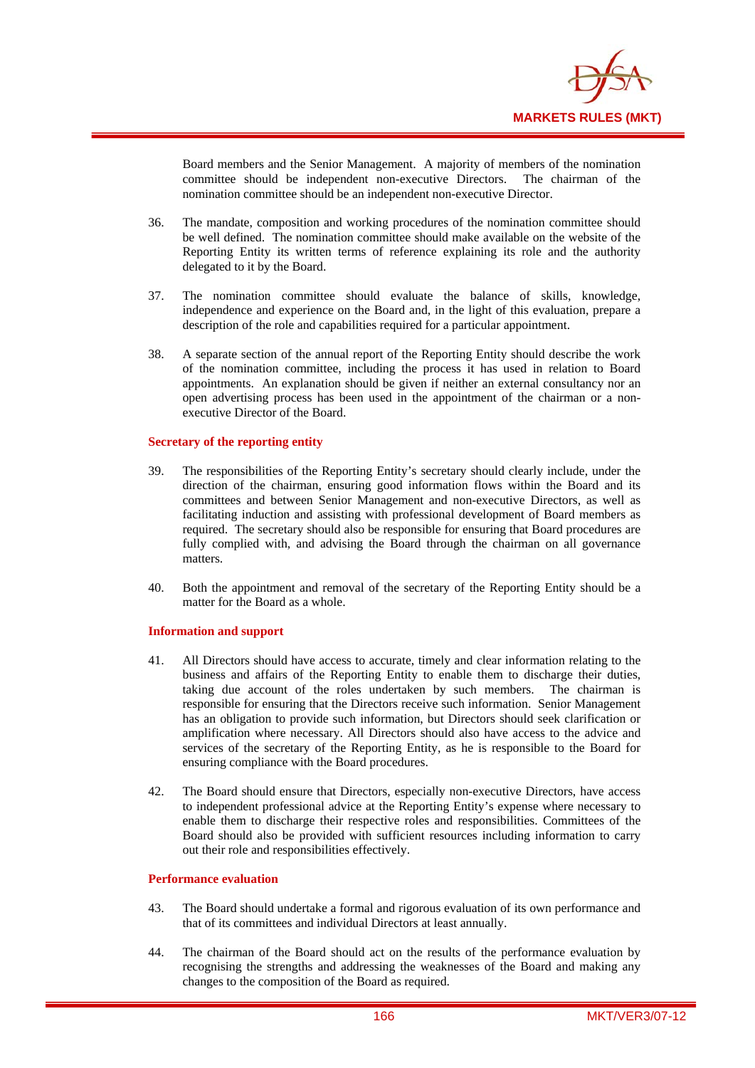Board members and the Senior Management. A majority of members of the nomination committee should be independent non-executive Directors. The chairman of the nomination committee should be an independent non-executive Director.

36. The mandate, composition and working procedures of the nomination committee should be well defined. The nomination committee should make available on the website of the Reporting Entity its written terms of reference explaining its role and the authority delegated to it by the Board.

37. The nomination committee should evaluate the balance of skills, knowledge, independence and experience on the Board and, in the light of this evaluation, prepare a description of the role and capabilities required for a particular appointment.

38. A separate section of the annual report of the Reporting Entity should describe the work of the nomination committee, including the process it has used in relation to Board appointments. An explanation should be given if neither an external consultancy nor an open advertising process has been used in the appointment of the chairman or a non-executive Director of the Board.

### Secretary of the reporting entity

39. The responsibilities of the Reporting Entity's secretary should clearly include, under the direction of the chairman, ensuring good information flows within the Board and its committees and between Senior Management and non-executive Directors, as well as facilitating induction and assisting with professional development of Board members as required. The secretary should also be responsible for ensuring that Board procedures are fully complied with, and advising the Board through the chairman on all governance matters.

40. Both the appointment and removal of the secretary of the Reporting Entity should be a matter for the Board as a whole.

### Information and support

41. All Directors should have access to accurate, timely and clear information relating to the business and affairs of the Reporting Entity to enable them to discharge their duties, taking due account of the roles undertaken by such members. The chairman is responsible for ensuring that the Directors receive such information. Senior Management has an obligation to provide such information, but Directors should seek clarification or amplification where necessary. All Directors should also have access to the advice and services of the secretary of the Reporting Entity, as he is responsible to the Board for ensuring compliance with the Board procedures.

42. The Board should ensure that Directors, especially non-executive Directors, have access to independent professional advice at the Reporting Entity's expense where necessary to enable them to discharge their respective roles and responsibilities. Committees of the Board should also be provided with sufficient resources including information to carry out their role and responsibilities effectively.

### Performance evaluation

43. The Board should undertake a formal and rigorous evaluation of its own performance and that of its committees and individual Directors at least annually.

44. The chairman of the Board should act on the results of the performance evaluation by recognising the strengths and addressing the weaknesses of the Board and making any changes to the composition of the Board as required.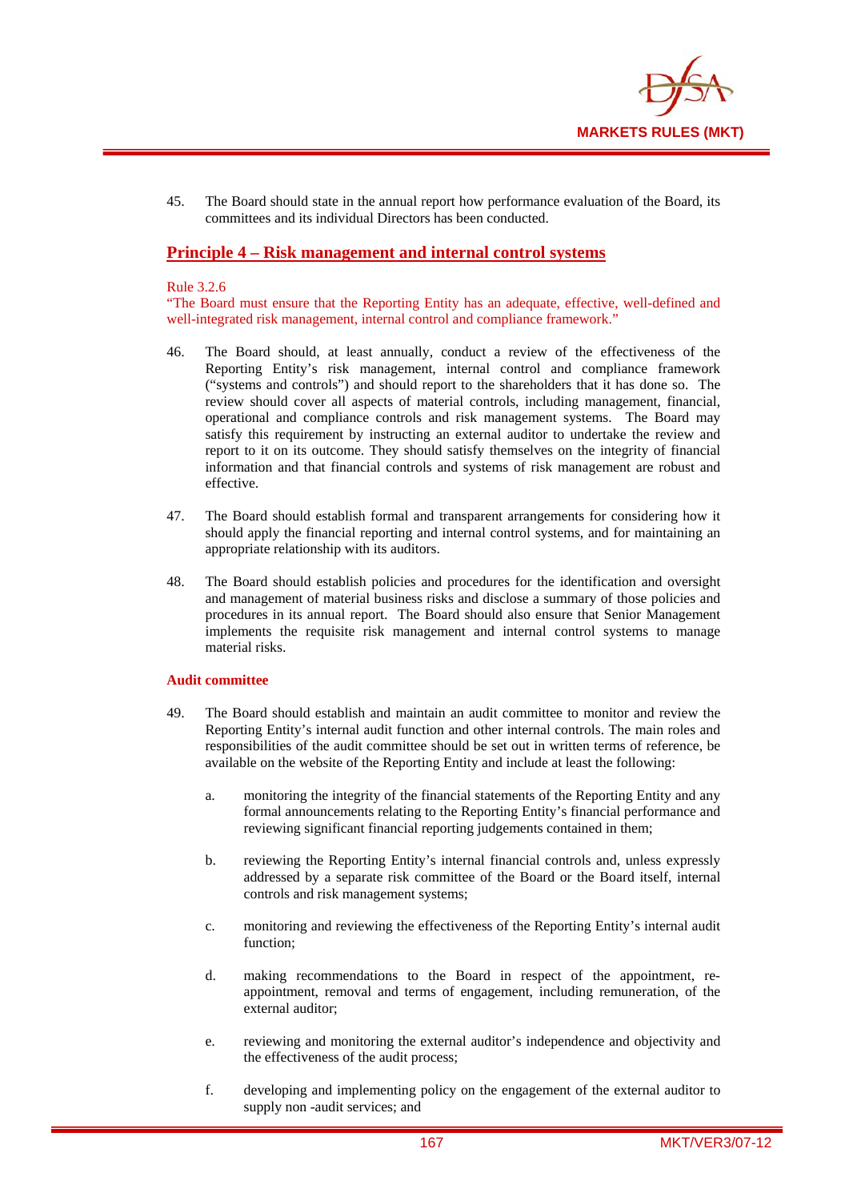45. The Board should state in the annual report how performance evaluation of the Board, its committees and its individual Directors has been conducted.

## Principle 4 – Risk management and internal control systems

Rule 3.2.6
"The Board must ensure that the Reporting Entity has an adequate, effective, well-defined and well-integrated risk management, internal control and compliance framework."

46. The Board should, at least annually, conduct a review of the effectiveness of the Reporting Entity's risk management, internal control and compliance framework ("systems and controls") and should report to the shareholders that it has done so. The review should cover all aspects of material controls, including management, financial, operational and compliance controls and risk management systems. The Board may satisfy this requirement by instructing an external auditor to undertake the review and report to it on its outcome. They should satisfy themselves on the integrity of financial information and that financial controls and systems of risk management are robust and effective.

47. The Board should establish formal and transparent arrangements for considering how it should apply the financial reporting and internal control systems, and for maintaining an appropriate relationship with its auditors.

48. The Board should establish policies and procedures for the identification and oversight and management of material business risks and disclose a summary of those policies and procedures in its annual report. The Board should also ensure that Senior Management implements the requisite risk management and internal control systems to manage material risks.

### Audit committee

49. The Board should establish and maintain an audit committee to monitor and review the Reporting Entity's internal audit function and other internal controls. The main roles and responsibilities of the audit committee should be set out in written terms of reference, be available on the website of the Reporting Entity and include at least the following:

    a. monitoring the integrity of the financial statements of the Reporting Entity and any formal announcements relating to the Reporting Entity's financial performance and reviewing significant financial reporting judgements contained in them;

    b. reviewing the Reporting Entity's internal financial controls and, unless expressly addressed by a separate risk committee of the Board or the Board itself, internal controls and risk management systems;

    c. monitoring and reviewing the effectiveness of the Reporting Entity's internal audit function;

    d. making recommendations to the Board in respect of the appointment, re-appointment, removal and terms of engagement, including remuneration, of the external auditor;

    e. reviewing and monitoring the external auditor's independence and objectivity and the effectiveness of the audit process;

    f. developing and implementing policy on the engagement of the external auditor to supply non -audit services; and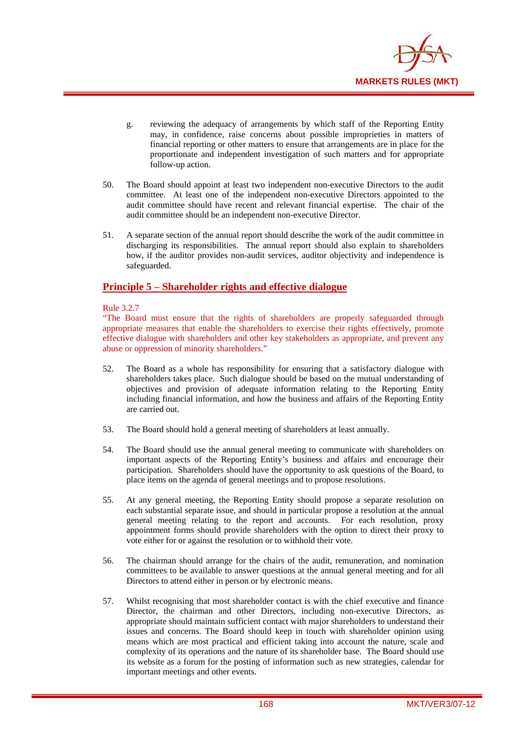g. reviewing the adequacy of arrangements by which staff of the Reporting Entity may, in confidence, raise concerns about possible improprieties in matters of financial reporting or other matters to ensure that arrangements are in place for the proportionate and independent investigation of such matters and for appropriate follow-up action.

50. The Board should appoint at least two independent non-executive Directors to the audit committee. At least one of the independent non-executive Directors appointed to the audit committee should have recent and relevant financial expertise. The chair of the audit committee should be an independent non-executive Director.

51. A separate section of the annual report should describe the work of the audit committee in discharging its responsibilities. The annual report should also explain to shareholders how, if the auditor provides non-audit services, auditor objectivity and independence is safeguarded.

## Principle 5 – Shareholder rights and effective dialogue

Rule 3.2.7
"The Board must ensure that the rights of shareholders are properly safeguarded through appropriate measures that enable the shareholders to exercise their rights effectively, promote effective dialogue with shareholders and other key stakeholders as appropriate, and prevent any abuse or oppression of minority shareholders."

52. The Board as a whole has responsibility for ensuring that a satisfactory dialogue with shareholders takes place. Such dialogue should be based on the mutual understanding of objectives and provision of adequate information relating to the Reporting Entity including financial information, and how the business and affairs of the Reporting Entity are carried out.

53. The Board should hold a general meeting of shareholders at least annually.

54. The Board should use the annual general meeting to communicate with shareholders on important aspects of the Reporting Entity's business and affairs and encourage their participation. Shareholders should have the opportunity to ask questions of the Board, to place items on the agenda of general meetings and to propose resolutions.

55. At any general meeting, the Reporting Entity should propose a separate resolution on each substantial separate issue, and should in particular propose a resolution at the annual general meeting relating to the report and accounts. For each resolution, proxy appointment forms should provide shareholders with the option to direct their proxy to vote either for or against the resolution or to withhold their vote.

56. The chairman should arrange for the chairs of the audit, remuneration, and nomination committees to be available to answer questions at the annual general meeting and for all Directors to attend either in person or by electronic means.

57. Whilst recognising that most shareholder contact is with the chief executive and finance Director, the chairman and other Directors, including non-executive Directors, as appropriate should maintain sufficient contact with major shareholders to understand their issues and concerns. The Board should keep in touch with shareholder opinion using means which are most practical and efficient taking into account the nature, scale and complexity of its operations and the nature of its shareholder base. The Board should use its website as a forum for the posting of information such as new strategies, calendar for important meetings and other events.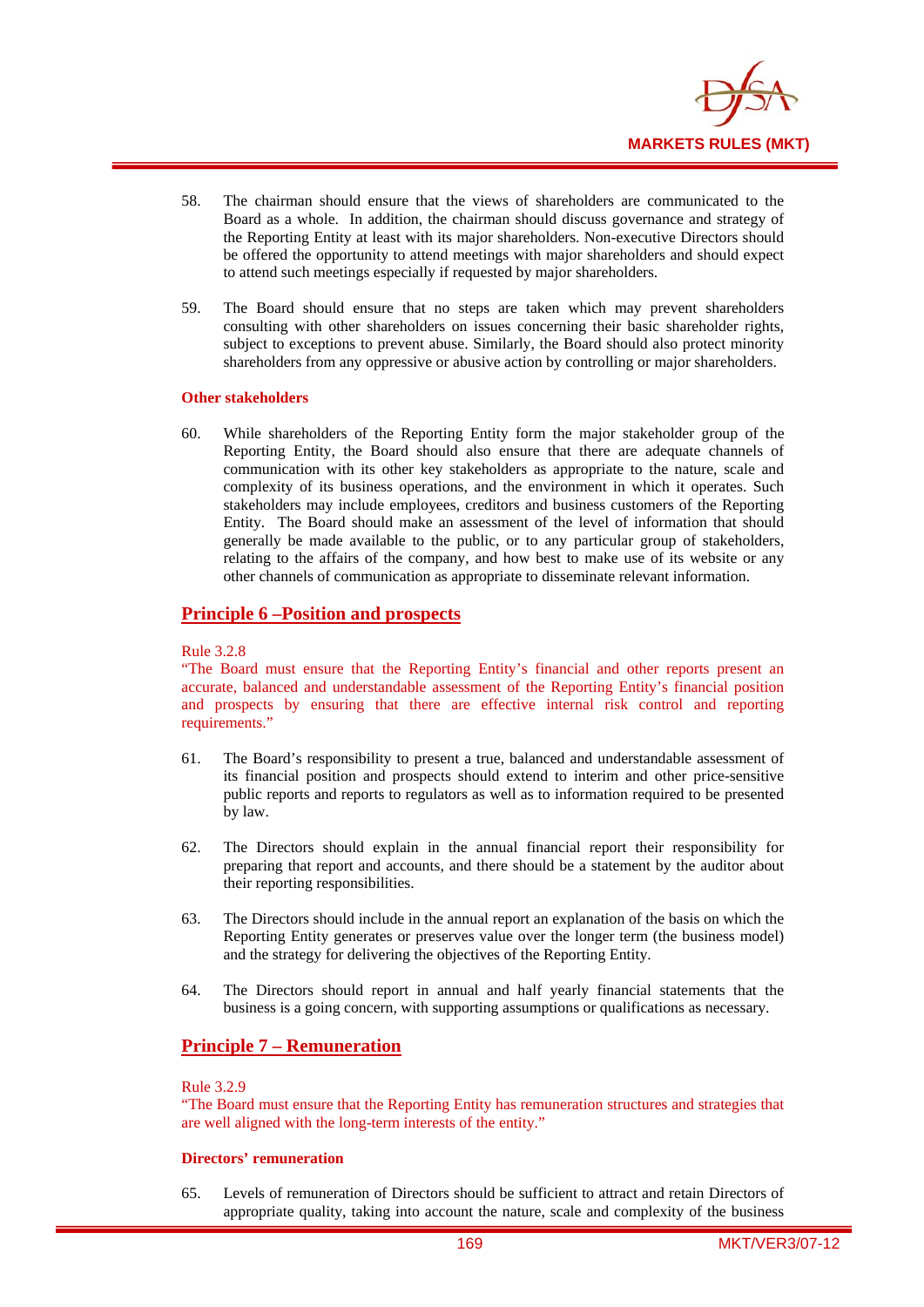58. The chairman should ensure that the views of shareholders are communicated to the Board as a whole. In addition, the chairman should discuss governance and strategy of the Reporting Entity at least with its major shareholders. Non-executive Directors should be offered the opportunity to attend meetings with major shareholders and should expect to attend such meetings especially if requested by major shareholders.

59. The Board should ensure that no steps are taken which may prevent shareholders consulting with other shareholders on issues concerning their basic shareholder rights, subject to exceptions to prevent abuse. Similarly, the Board should also protect minority shareholders from any oppressive or abusive action by controlling or major shareholders.

**Other stakeholders**

60. While shareholders of the Reporting Entity form the major stakeholder group of the Reporting Entity, the Board should also ensure that there are adequate channels of communication with its other key stakeholders as appropriate to the nature, scale and complexity of its business operations, and the environment in which it operates. Such stakeholders may include employees, creditors and business customers of the Reporting Entity. The Board should make an assessment of the level of information that should generally be made available to the public, or to any particular group of stakeholders, relating to the affairs of the company, and how best to make use of its website or any other channels of communication as appropriate to disseminate relevant information.

## Principle 6 –Position and prospects

Rule 3.2.8
"The Board must ensure that the Reporting Entity's financial and other reports present an accurate, balanced and understandable assessment of the Reporting Entity's financial position and prospects by ensuring that there are effective internal risk control and reporting requirements."

61. The Board's responsibility to present a true, balanced and understandable assessment of its financial position and prospects should extend to interim and other price-sensitive public reports and reports to regulators as well as to information required to be presented by law.

62. The Directors should explain in the annual financial report their responsibility for preparing that report and accounts, and there should be a statement by the auditor about their reporting responsibilities.

63. The Directors should include in the annual report an explanation of the basis on which the Reporting Entity generates or preserves value over the longer term (the business model) and the strategy for delivering the objectives of the Reporting Entity.

64. The Directors should report in annual and half yearly financial statements that the business is a going concern, with supporting assumptions or qualifications as necessary.

## Principle 7 – Remuneration

Rule 3.2.9
"The Board must ensure that the Reporting Entity has remuneration structures and strategies that are well aligned with the long-term interests of the entity."

**Directors' remuneration**

65. Levels of remuneration of Directors should be sufficient to attract and retain Directors of appropriate quality, taking into account the nature, scale and complexity of the business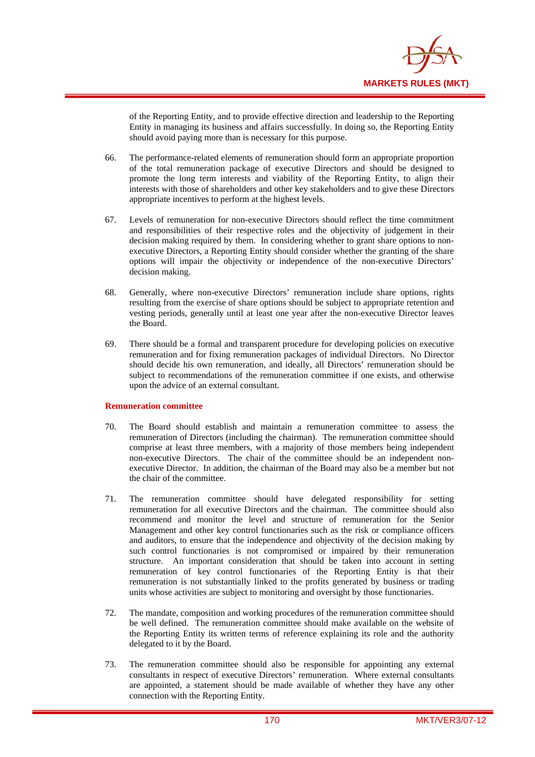of the Reporting Entity, and to provide effective direction and leadership to the Reporting Entity in managing its business and affairs successfully. In doing so, the Reporting Entity should avoid paying more than is necessary for this purpose.

66. The performance-related elements of remuneration should form an appropriate proportion of the total remuneration package of executive Directors and should be designed to promote the long term interests and viability of the Reporting Entity, to align their interests with those of shareholders and other key stakeholders and to give these Directors appropriate incentives to perform at the highest levels.

67. Levels of remuneration for non-executive Directors should reflect the time commitment and responsibilities of their respective roles and the objectivity of judgement in their decision making required by them. In considering whether to grant share options to non-executive Directors, a Reporting Entity should consider whether the granting of the share options will impair the objectivity or independence of the non-executive Directors' decision making.

68. Generally, where non-executive Directors' remuneration include share options, rights resulting from the exercise of share options should be subject to appropriate retention and vesting periods, generally until at least one year after the non-executive Director leaves the Board.

69. There should be a formal and transparent procedure for developing policies on executive remuneration and for fixing remuneration packages of individual Directors. No Director should decide his own remuneration, and ideally, all Directors' remuneration should be subject to recommendations of the remuneration committee if one exists, and otherwise upon the advice of an external consultant.

**Remuneration committee**

70. The Board should establish and maintain a remuneration committee to assess the remuneration of Directors (including the chairman). The remuneration committee should comprise at least three members, with a majority of those members being independent non-executive Directors. The chair of the committee should be an independent non-executive Director. In addition, the chairman of the Board may also be a member but not the chair of the committee.

71. The remuneration committee should have delegated responsibility for setting remuneration for all executive Directors and the chairman. The committee should also recommend and monitor the level and structure of remuneration for the Senior Management and other key control functionaries such as the risk or compliance officers and auditors, to ensure that the independence and objectivity of the decision making by such control functionaries is not compromised or impaired by their remuneration structure. An important consideration that should be taken into account in setting remuneration of key control functionaries of the Reporting Entity is that their remuneration is not substantially linked to the profits generated by business or trading units whose activities are subject to monitoring and oversight by those functionaries.

72. The mandate, composition and working procedures of the remuneration committee should be well defined. The remuneration committee should make available on the website of the Reporting Entity its written terms of reference explaining its role and the authority delegated to it by the Board.

73. The remuneration committee should also be responsible for appointing any external consultants in respect of executive Directors' remuneration. Where external consultants are appointed, a statement should be made available of whether they have any other connection with the Reporting Entity.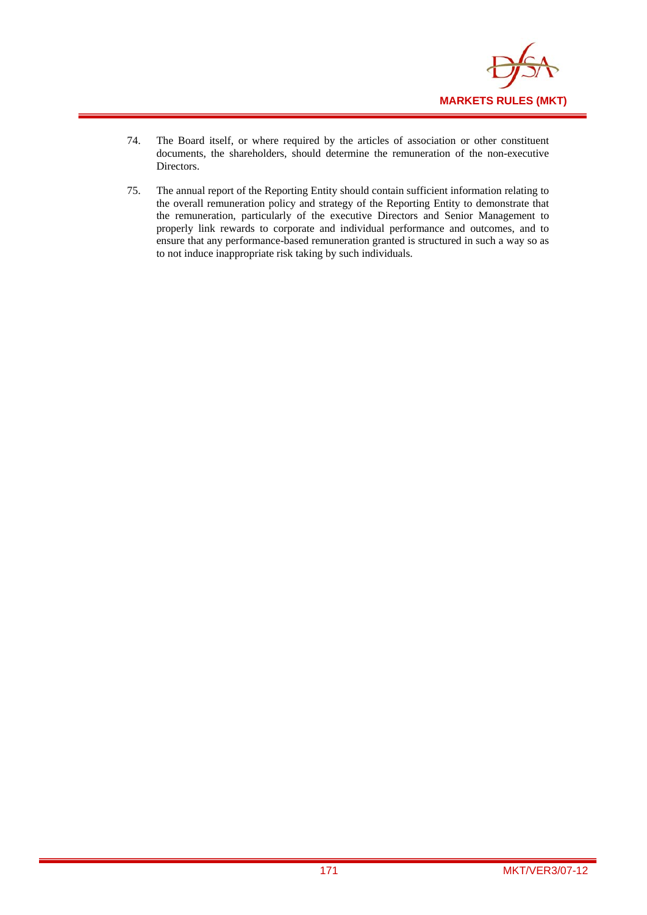74. The Board itself, or where required by the articles of association or other constituent documents, the shareholders, should determine the remuneration of the non-executive Directors.

75. The annual report of the Reporting Entity should contain sufficient information relating to the overall remuneration policy and strategy of the Reporting Entity to demonstrate that the remuneration, particularly of the executive Directors and Senior Management to properly link rewards to corporate and individual performance and outcomes, and to ensure that any performance-based remuneration granted is structured in such a way so as to not induce inappropriate risk taking by such individuals.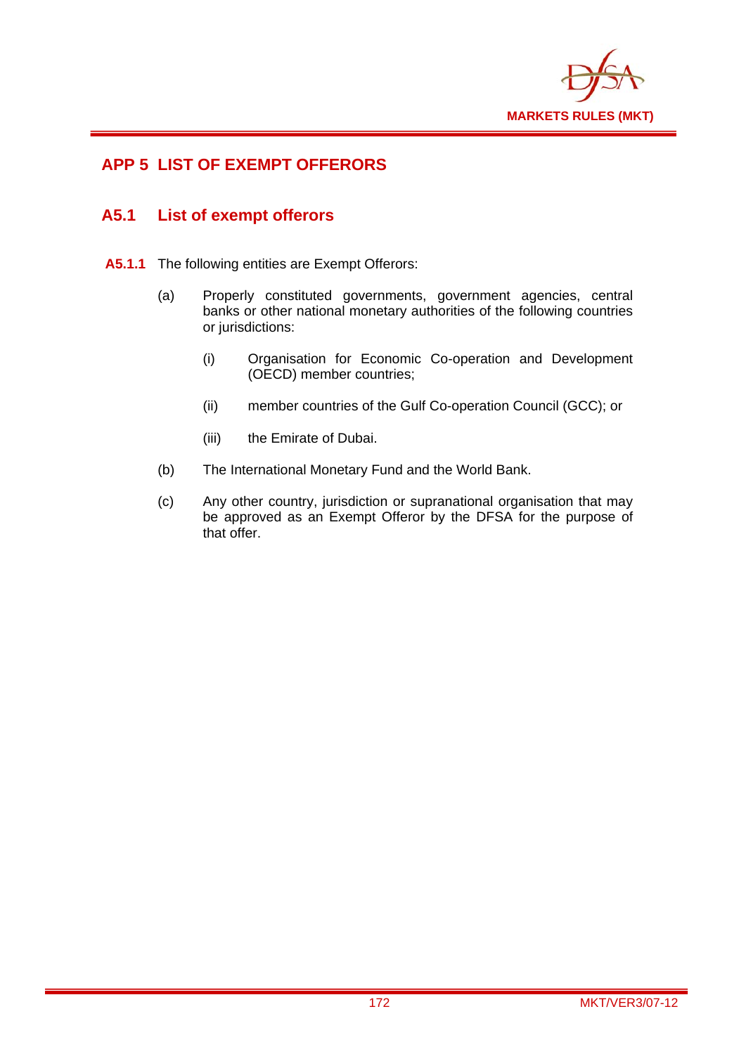# APP 5 LIST OF EXEMPT OFFERORS

## A5.1 List of exempt offerors

**A5.1.1** The following entities are Exempt Offerors:

(a) Properly constituted governments, government agencies, central banks or other national monetary authorities of the following countries or jurisdictions:

- (i) Organisation for Economic Co-operation and Development (OECD) member countries;
- (ii) member countries of the Gulf Co-operation Council (GCC); or
- (iii) the Emirate of Dubai.

(b) The International Monetary Fund and the World Bank.

(c) Any other country, jurisdiction or supranational organisation that may be approved as an Exempt Offeror by the DFSA for the purpose of that offer.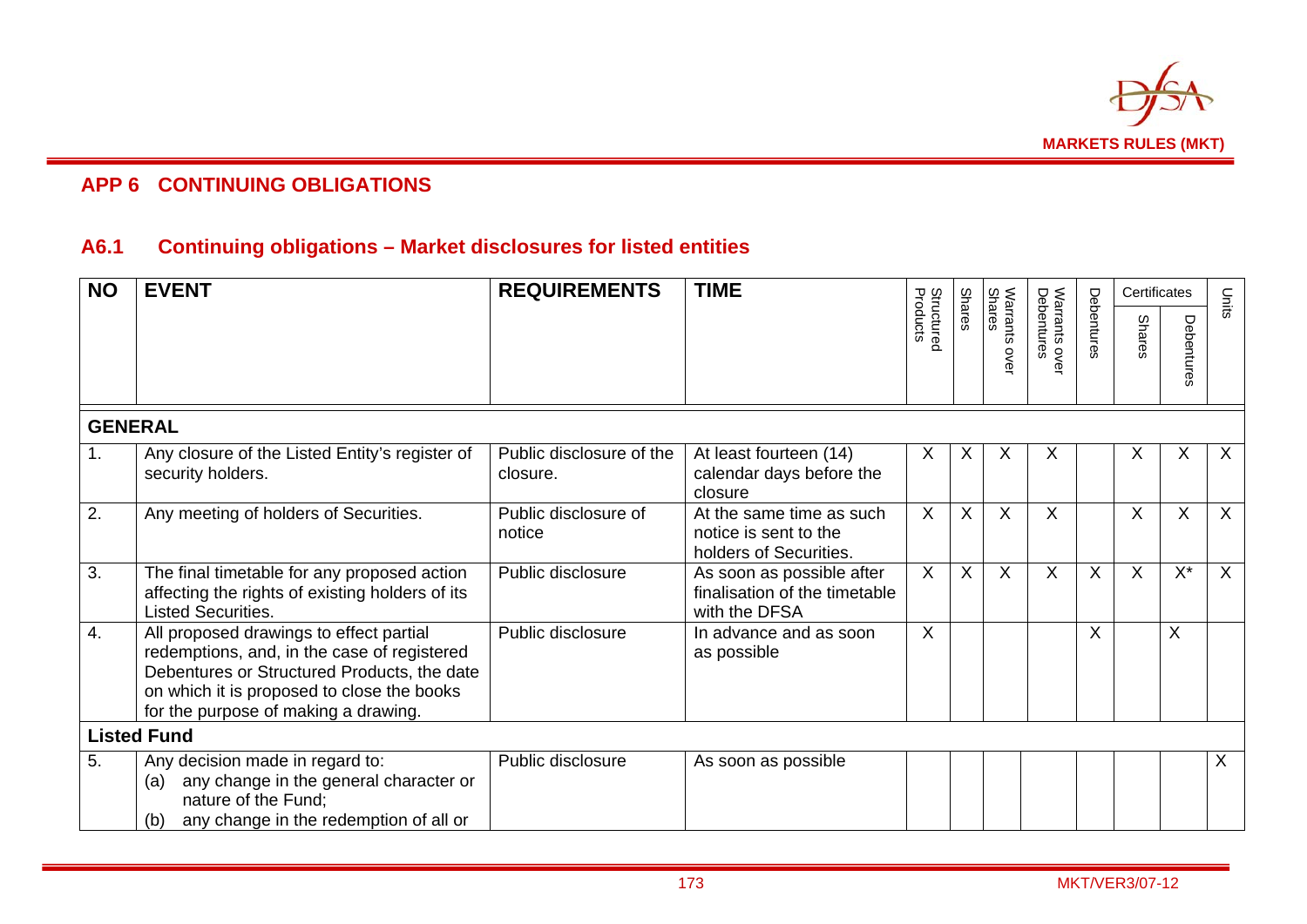## APP 6 CONTINUING OBLIGATIONS

### A6.1 Continuing obligations – Market disclosures for listed entities

| NO | EVENT | REQUIREMENTS | TIME | Structured Products | Shares | Warrants over Shares | Warrants over Debentures | Debentures | Certificates | | Units |
|---|---|---|---|---|---|---|---|---|---|---|---|
| | | | | | | | | | Shares | Debentures | |
| **GENERAL** | | | | | | | | | | | |
| 1. | Any closure of the Listed Entity's register of security holders. | Public disclosure of the closure. | At least fourteen (14) calendar days before the closure | X | X | X | X | | X | X | X |
| 2. | Any meeting of holders of Securities. | Public disclosure of notice | At the same time as such notice is sent to the holders of Securities. | X | X | X | X | | X | X | X |
| 3. | The final timetable for any proposed action affecting the rights of existing holders of its Listed Securities. | Public disclosure | As soon as possible after finalisation of the timetable with the DFSA | X | X | X | X | X | X | X* | X |
| 4. | All proposed drawings to effect partial redemptions, and, in the case of registered Debentures or Structured Products, the date on which it is proposed to close the books for the purpose of making a drawing. | Public disclosure | In advance and as soon as possible | X | | | | X | | X | |
| **Listed Fund** | | | | | | | | | | | |
| 5. | Any decision made in regard to:<br>(a) any change in the general character or nature of the Fund;<br>(b) any change in the redemption of all or | Public disclosure | As soon as possible | | | | | | | | X |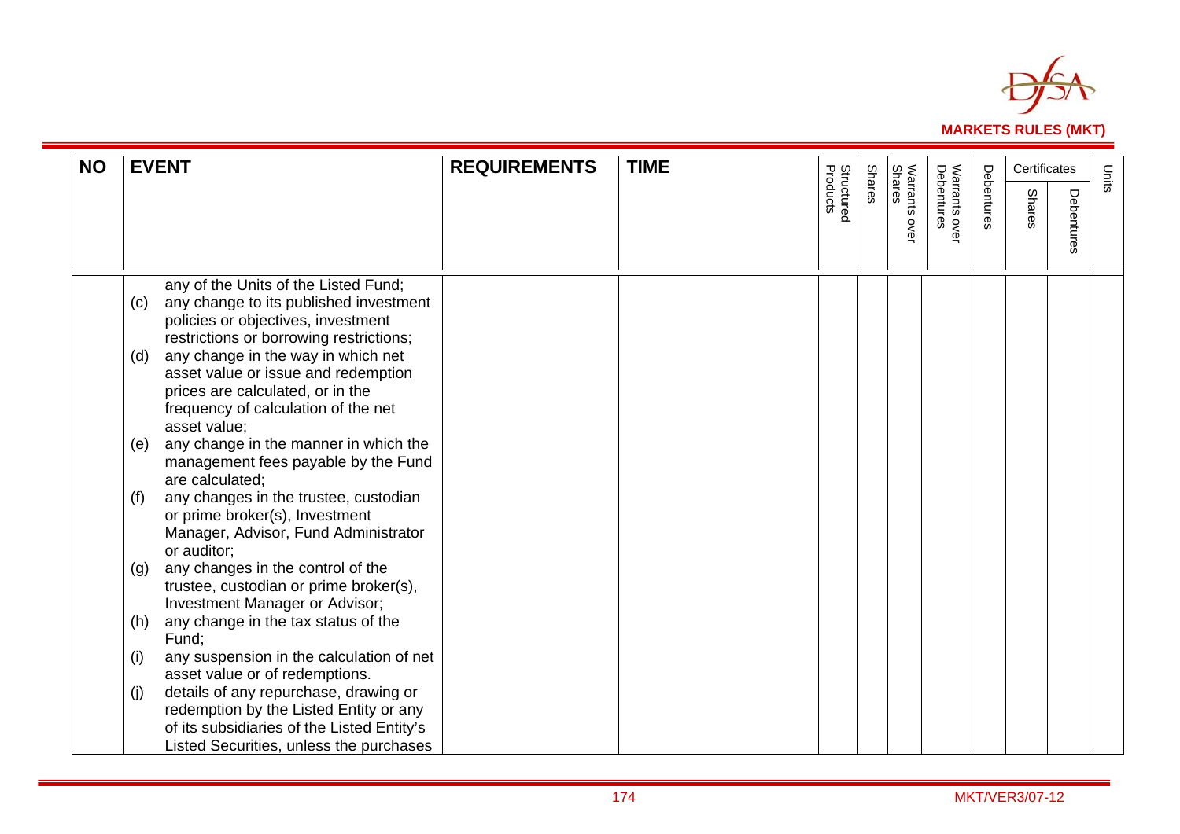| NO | EVENT | REQUIREMENTS | TIME | Structured Products | Shares | Warrants over Shares | Warrants over Debentures | Debentures | Certificates | | Units |
|---|---|---|---|---|---|---|---|---|---|---|---|
| | | | | | | | | | Shares | Debentures | |
| | any of the Units of the Listed Fund;<br>(c) any change to its published investment policies or objectives, investment restrictions or borrowing restrictions;<br>(d) any change in the way in which net asset value or issue and redemption prices are calculated, or in the frequency of calculation of the net asset value;<br>(e) any change in the manner in which the management fees payable by the Fund are calculated;<br>(f) any changes in the trustee, custodian or prime broker(s), Investment Manager, Advisor, Fund Administrator or auditor;<br>(g) any changes in the control of the trustee, custodian or prime broker(s), Investment Manager or Advisor;<br>(h) any change in the tax status of the Fund;<br>(i) any suspension in the calculation of net asset value or of redemptions.<br>(j) details of any repurchase, drawing or redemption by the Listed Entity or any of its subsidiaries of the Listed Entity's Listed Securities, unless the purchases | | | | | | | | | | |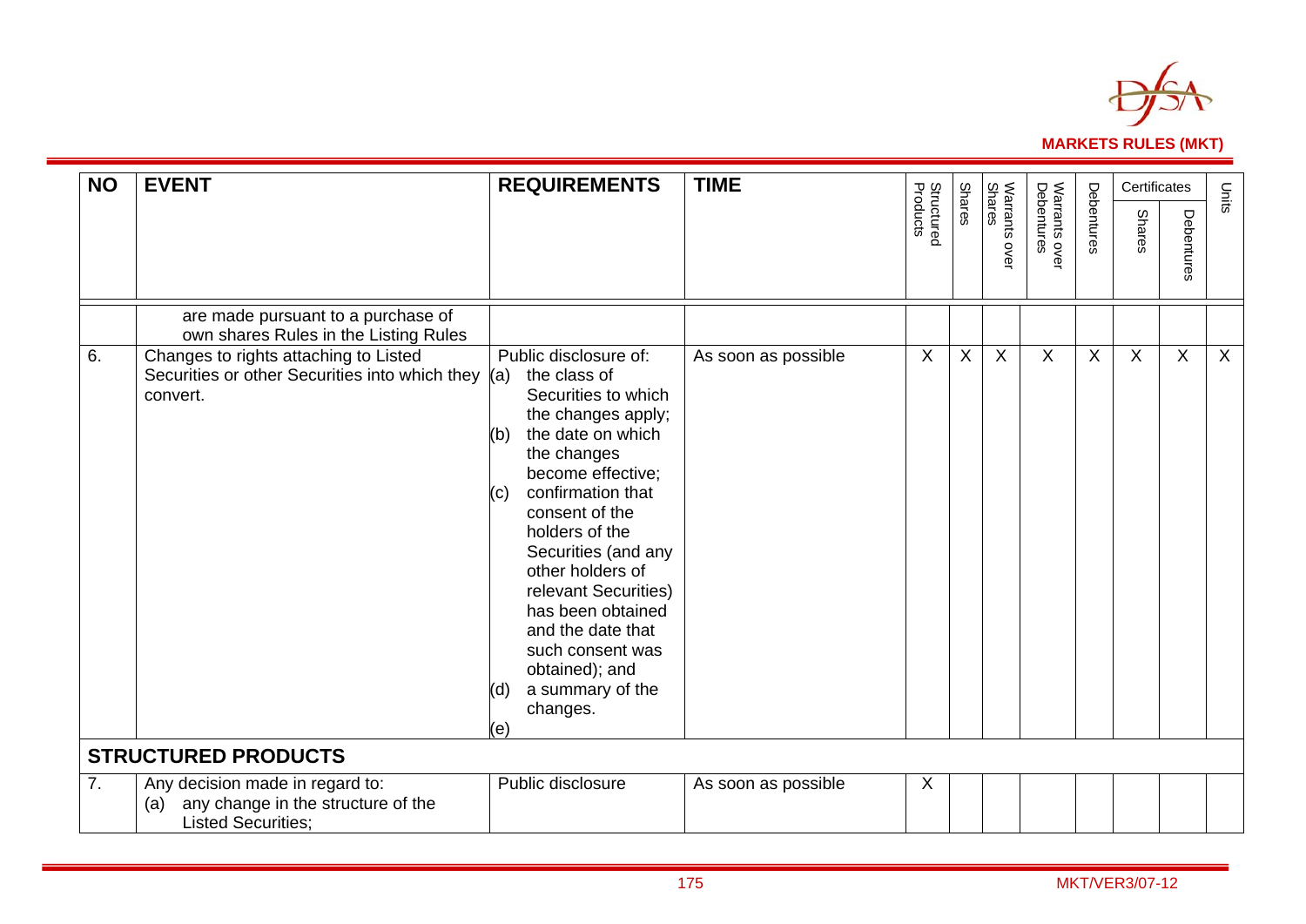| NO | EVENT | REQUIREMENTS | TIME | Structured Products | Shares | Warrants over Shares | Warrants over Debentures | Debentures | Certificates | | Units |
|---|---|---|---|---|---|---|---|---|---|---|---|
| | | | | | | | | | Shares | Debentures | |
| | are made pursuant to a purchase of own shares Rules in the Listing Rules | | | | | | | | | | |
| 6. | Changes to rights attaching to Listed Securities or other Securities into which they convert. | Public disclosure of: (a) the class of Securities to which the changes apply; (b) the date on which the changes become effective; (c) confirmation that consent of the holders of the Securities (and any other holders of relevant Securities) has been obtained and the date that such consent was obtained); and (d) a summary of the changes. (e) | As soon as possible | X | X | X | X | X | X | X | X |
| **STRUCTURED PRODUCTS** | | | | | | | | | | | |
| 7. | Any decision made in regard to: (a) any change in the structure of the Listed Securities; | Public disclosure | As soon as possible | X | | | | | | | |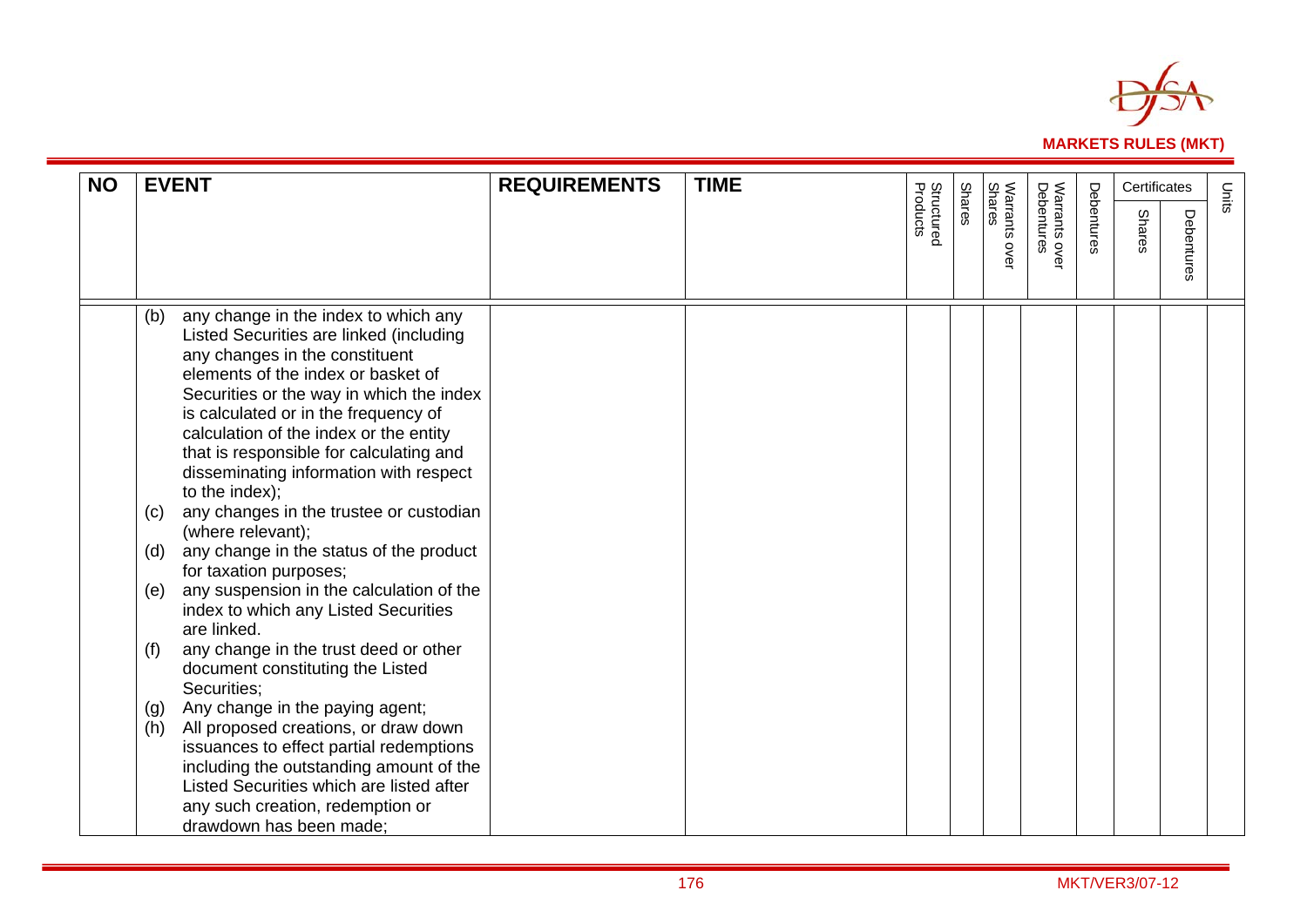| NO | EVENT | REQUIREMENTS | TIME | Structured Products | Shares | Warrants over Shares | Warrants over Debentures | Debentures | Certificates | | Units |
|---|---|---|---|---|---|---|---|---|---|---|---|
| | | | | | | | | | Shares | Debentures | |
| | (b) any change in the index to which any Listed Securities are linked (including any changes in the constituent elements of the index or basket of Securities or the way in which the index is calculated or in the frequency of calculation of the index or the entity that is responsible for calculating and disseminating information with respect to the index);<br>(c) any changes in the trustee or custodian (where relevant);<br>(d) any change in the status of the product for taxation purposes;<br>(e) any suspension in the calculation of the index to which any Listed Securities are linked.<br>(f) any change in the trust deed or other document constituting the Listed Securities;<br>(g) Any change in the paying agent;<br>(h) All proposed creations, or draw down issuances to effect partial redemptions including the outstanding amount of the Listed Securities which are listed after any such creation, redemption or drawdown has been made; | | | | | | | | | | |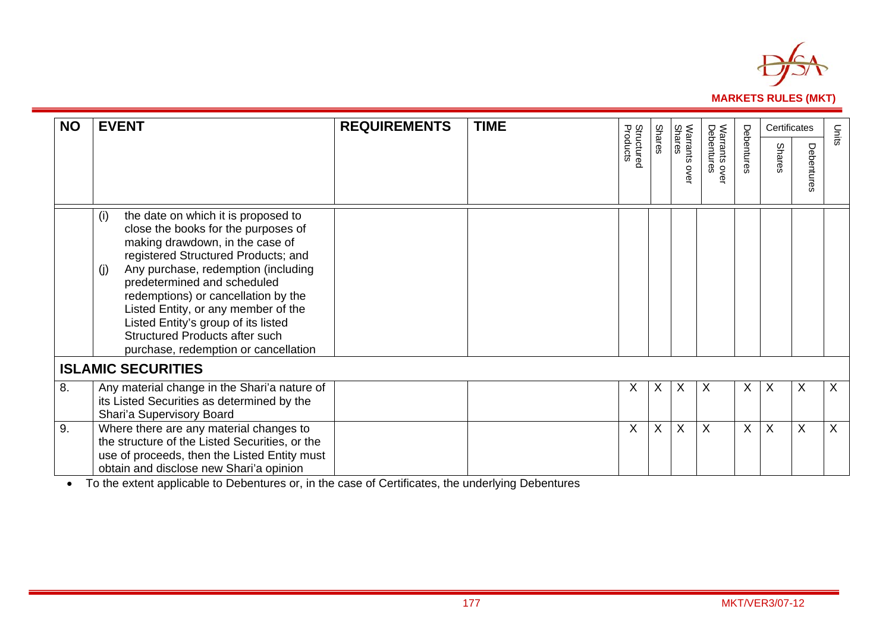| NO | EVENT | REQUIREMENTS | TIME | Structured Products | Shares | Warrants over Shares | Warrants over Debentures | Debentures | Certificates | | Units |
|---|---|---|---|---|---|---|---|---|---|---|---|
| | | | | | | | | | Shares | Debentures | |
| | (i) the date on which it is proposed to close the books for the purposes of making drawdown, in the case of registered Structured Products; and<br>(j) Any purchase, redemption (including predetermined and scheduled redemptions) or cancellation by the Listed Entity, or any member of the Listed Entity's group of its listed Structured Products after such purchase, redemption or cancellation | | | | | | | | | | |
| **ISLAMIC SECURITIES** | | | | | | | | | | | |
| 8. | Any material change in the Shari'a nature of its Listed Securities as determined by the Shari'a Supervisory Board | | | X | X | X | X | X | X | X | X |
| 9. | Where there are any material changes to the structure of the Listed Securities, or the use of proceeds, then the Listed Entity must obtain and disclose new Shari'a opinion | | | X | X | X | X | X | X | X | X |

- To the extent applicable to Debentures or, in the case of Certificates, the underlying Debentures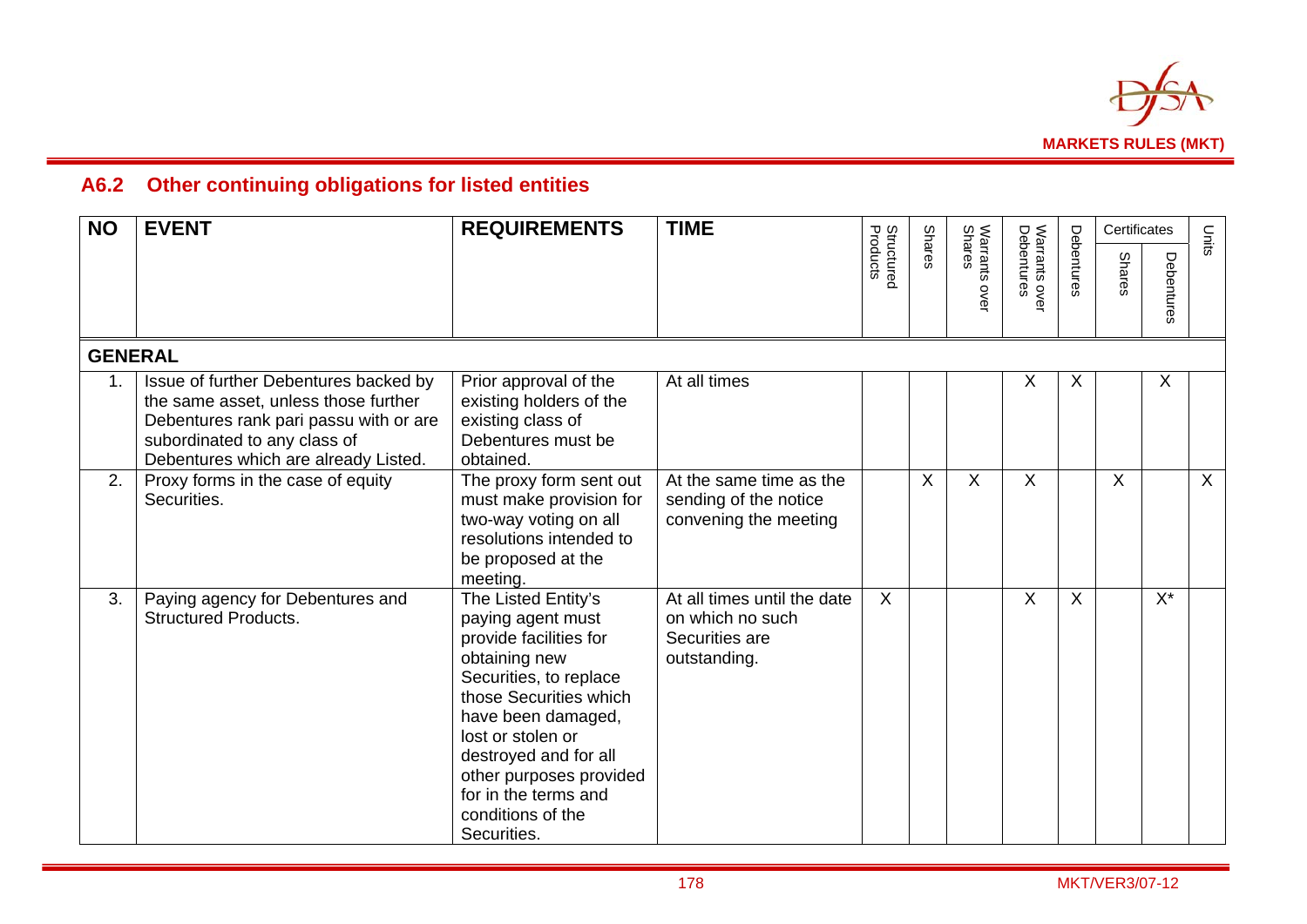## A6.2 Other continuing obligations for listed entities

| NO | EVENT | REQUIREMENTS | TIME | Structured Products | Shares | Warrants over Shares | Warrants over Debentures | Debentures | Certificates | | Units |
|---|---|---|---|---|---|---|---|---|---|---|---|
| | | | | | | | | | Shares | Debentures | |
| **GENERAL** | | | | | | | | | | | |
| 1. | Issue of further Debentures backed by the same asset, unless those further Debentures rank pari passu with or are subordinated to any class of Debentures which are already Listed. | Prior approval of the existing holders of the existing class of Debentures must be obtained. | At all times | | | | X | X | | X | |
| 2. | Proxy forms in the case of equity Securities. | The proxy form sent out must make provision for two-way voting on all resolutions intended to be proposed at the meeting. | At the same time as the sending of the notice convening the meeting | | X | X | X | | X | | X |
| 3. | Paying agency for Debentures and Structured Products. | The Listed Entity's paying agent must provide facilities for obtaining new Securities, to replace those Securities which have been damaged, lost or stolen or destroyed and for all other purposes provided for in the terms and conditions of the Securities. | At all times until the date on which no such Securities are outstanding. | X | | | X | X | | X* | |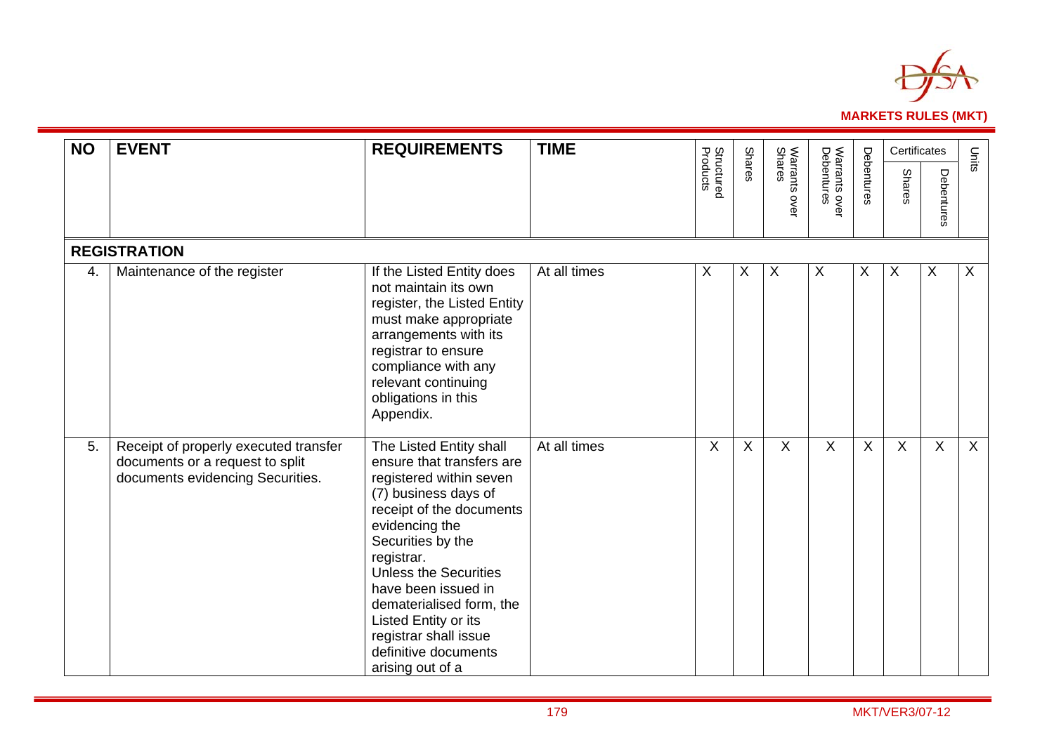| NO | EVENT | REQUIREMENTS | TIME | Structured Products | Shares | Warrants over Shares | Warrants over Debentures | Debentures | Certificates | | Units |
|---|---|---|---|---|---|---|---|---|---|---|---|
| | | | | | | | | | Shares | Debentures | |
| **REGISTRATION** | | | | | | | | | | | |
| 4. | Maintenance of the register | If the Listed Entity does not maintain its own register, the Listed Entity must make appropriate arrangements with its registrar to ensure compliance with any relevant continuing obligations in this Appendix. | At all times | X | X | X | X | X | X | X | X |
| 5. | Receipt of properly executed transfer documents or a request to split documents evidencing Securities. | The Listed Entity shall ensure that transfers are registered within seven (7) business days of receipt of the documents evidencing the Securities by the registrar. Unless the Securities have been issued in dematerialised form, the Listed Entity or its registrar shall issue definitive documents arising out of a | At all times | X | X | X | X | X | X | X | X |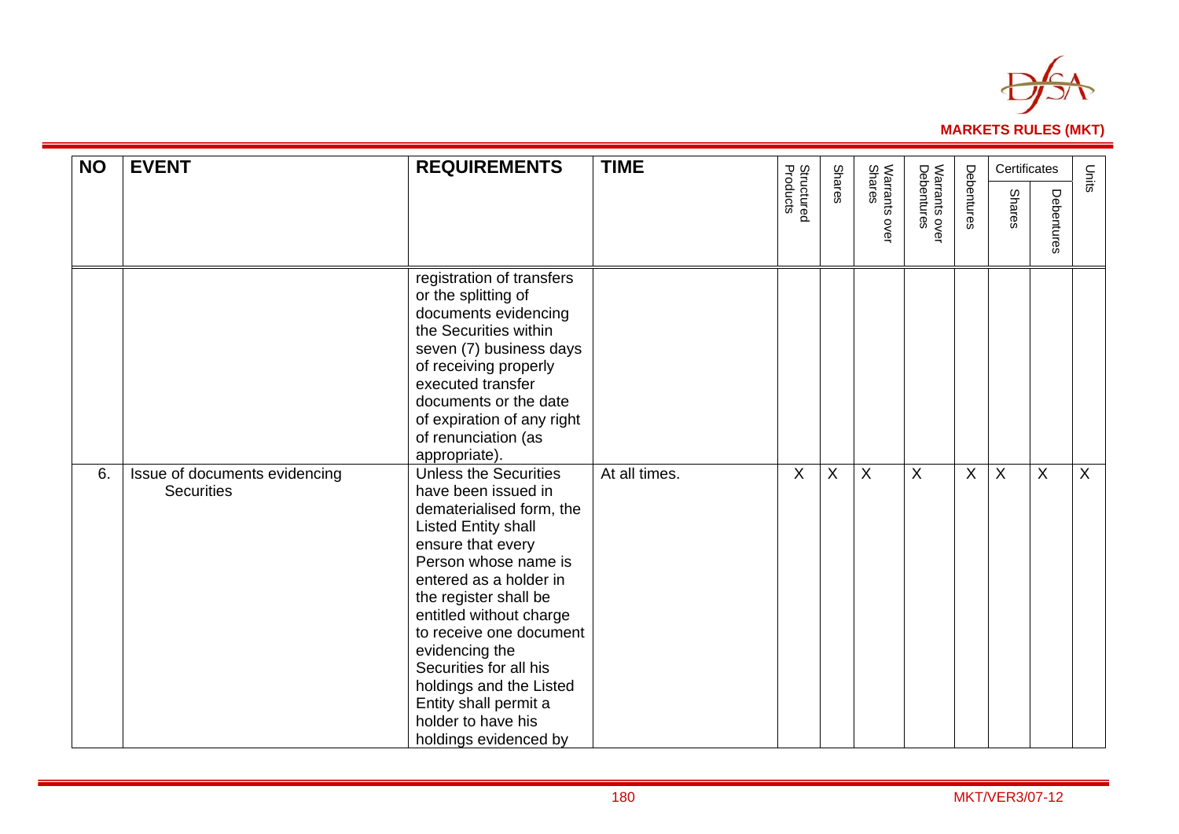| NO | EVENT | REQUIREMENTS | TIME | Structured Products | Shares | Warrants over Shares | Warrants over Debentures | Debentures | Certificates | | Units |
|---|---|---|---|---|---|---|---|---|---|---|---|
| | | | | | | | | | Shares | Debentures | |
| | | registration of transfers or the splitting of documents evidencing the Securities within seven (7) business days of receiving properly executed transfer documents or the date of expiration of any right of renunciation (as appropriate). | | | | | | | | | |
| 6. | Issue of documents evidencing Securities | Unless the Securities have been issued in dematerialised form, the Listed Entity shall ensure that every Person whose name is entered as a holder in the register shall be entitled without charge to receive one document evidencing the Securities for all his holdings and the Listed Entity shall permit a holder to have his holdings evidenced by | At all times. | X | X | X | X | X | X | X | X |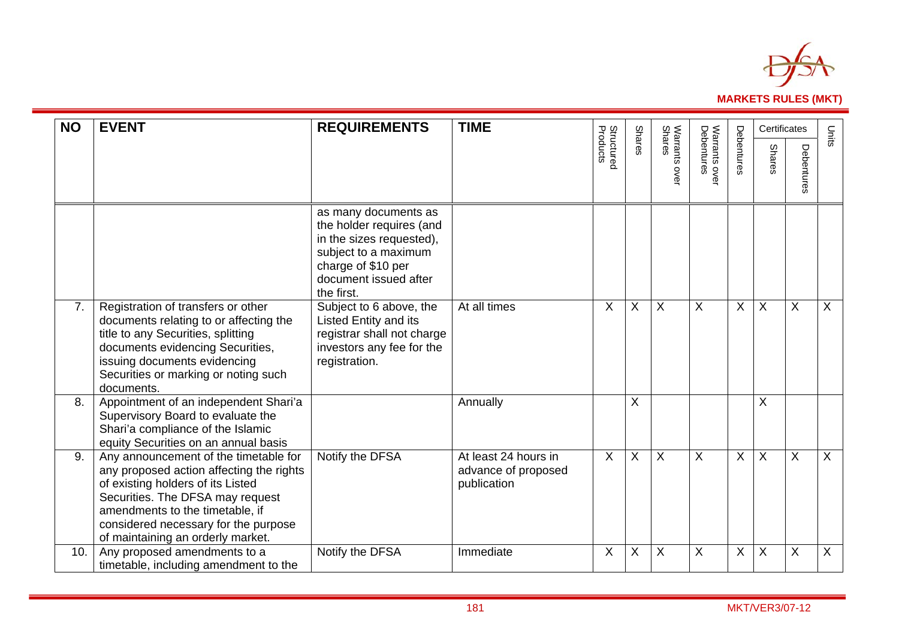| NO | EVENT | REQUIREMENTS | TIME | Structured Products | Shares | Warrants over Shares | Warrants over Debentures | Debentures | Certificates | | Units |
|---|---|---|---|---|---|---|---|---|---|---|---|
| | | | | | | | | | Shares | Debentures | |
| | | as many documents as the holder requires (and in the sizes requested), subject to a maximum charge of $10 per document issued after the first. | | | | | | | | | |
| 7. | Registration of transfers or other documents relating to or affecting the title to any Securities, splitting documents evidencing Securities, issuing documents evidencing Securities or marking or noting such documents. | Subject to 6 above, the Listed Entity and its registrar shall not charge investors any fee for the registration. | At all times | X | X | X | X | X | X | X | X |
| 8. | Appointment of an independent Shari'a Supervisory Board to evaluate the Shari'a compliance of the Islamic equity Securities on an annual basis | | Annually | | X | | | | X | | |
| 9. | Any announcement of the timetable for any proposed action affecting the rights of existing holders of its Listed Securities. The DFSA may request amendments to the timetable, if considered necessary for the purpose of maintaining an orderly market. | Notify the DFSA | At least 24 hours in advance of proposed publication | X | X | X | X | X | X | X | X |
| 10. | Any proposed amendments to a timetable, including amendment to the | Notify the DFSA | Immediate | X | X | X | X | X | X | X | X |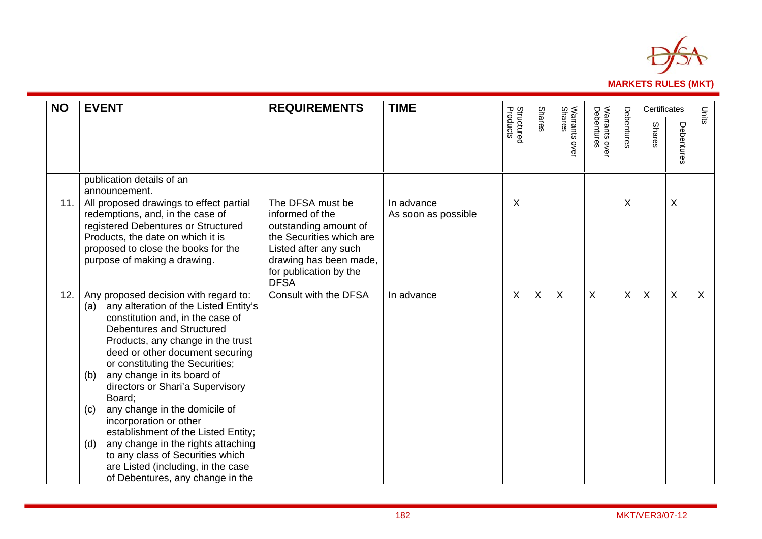| NO | EVENT | REQUIREMENTS | TIME | Structured Products | Shares | Warrants over Shares | Warrants over Debentures | Debentures | Certificates | | Units |
|---|---|---|---|---|---|---|---|---|---|---|---|
| | | | | | | | | | Shares | Debentures | |
| | publication details of an announcement. | | | | | | | | | | |
| 11. | All proposed drawings to effect partial redemptions, and, in the case of registered Debentures or Structured Products, the date on which it is proposed to close the books for the purpose of making a drawing. | The DFSA must be informed of the outstanding amount of the Securities which are Listed after any such drawing has been made, for publication by the DFSA | In advance<br>As soon as possible | X | | | | X | | X | |
| 12. | Any proposed decision with regard to:<br>(a) any alteration of the Listed Entity's constitution and, in the case of Debentures and Structured Products, any change in the trust deed or other document securing or constituting the Securities;<br>(b) any change in its board of directors or Shari'a Supervisory Board;<br>(c) any change in the domicile of incorporation or other establishment of the Listed Entity;<br>(d) any change in the rights attaching to any class of Securities which are Listed (including, in the case of Debentures, any change in the | Consult with the DFSA | In advance | X | X | X | X | X | X | X | X |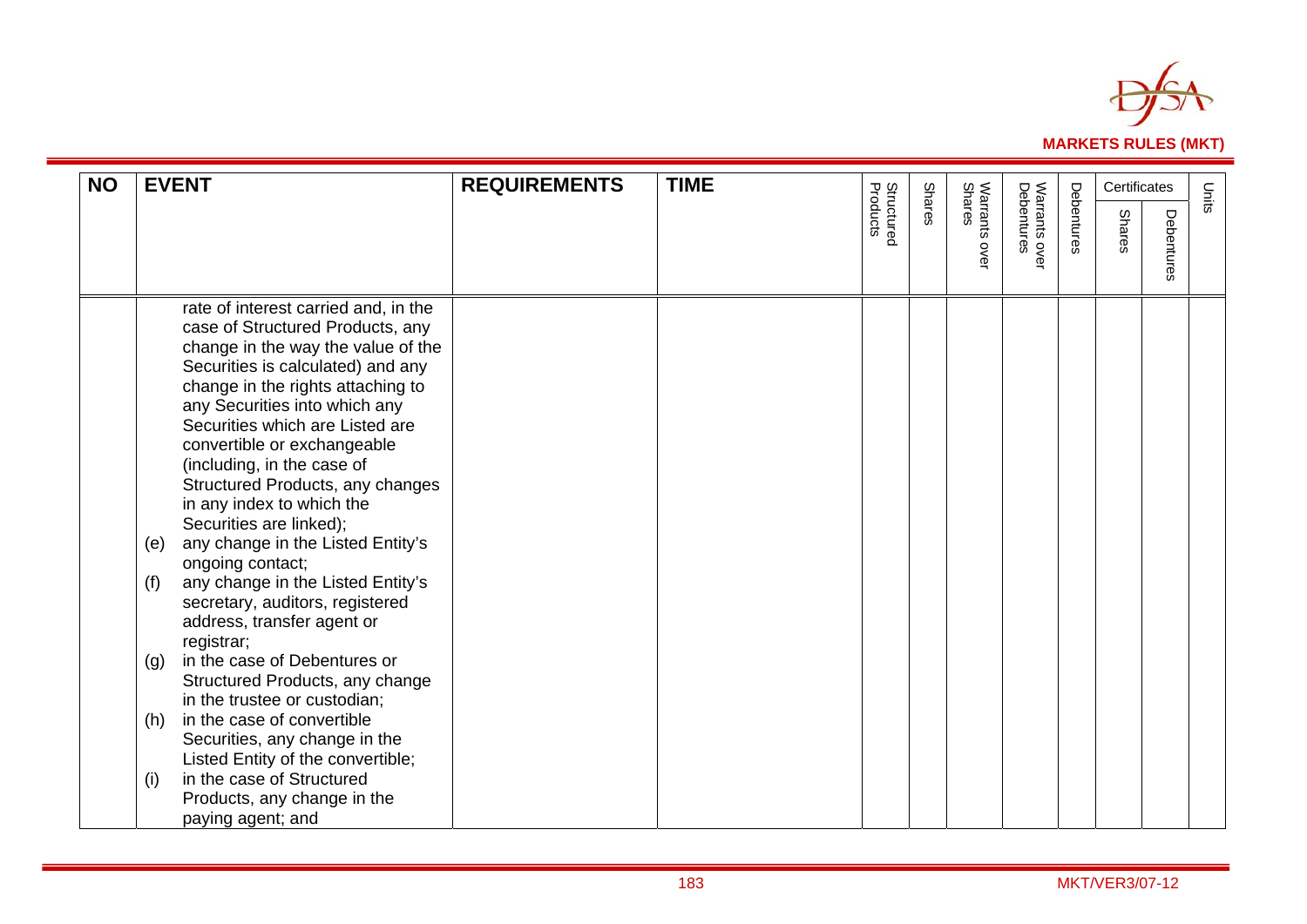| NO | EVENT | REQUIREMENTS | TIME | Structured Products | Shares | Warrants over Shares | Warrants over Debentures | Debentures | Certificates | | Units |
|---|---|---|---|---|---|---|---|---|---|---|---|
| | | | | | | | | | Shares | Debentures | |
| | rate of interest carried and, in the case of Structured Products, any change in the way the value of the Securities is calculated) and any change in the rights attaching to any Securities into which any Securities which are Listed are convertible or exchangeable (including, in the case of Structured Products, any changes in any index to which the Securities are linked);<br>(e) any change in the Listed Entity's ongoing contact;<br>(f) any change in the Listed Entity's secretary, auditors, registered address, transfer agent or registrar;<br>(g) in the case of Debentures or Structured Products, any change in the trustee or custodian;<br>(h) in the case of convertible Securities, any change in the Listed Entity of the convertible;<br>(i) in the case of Structured Products, any change in the paying agent; and | | | | | | | | | | |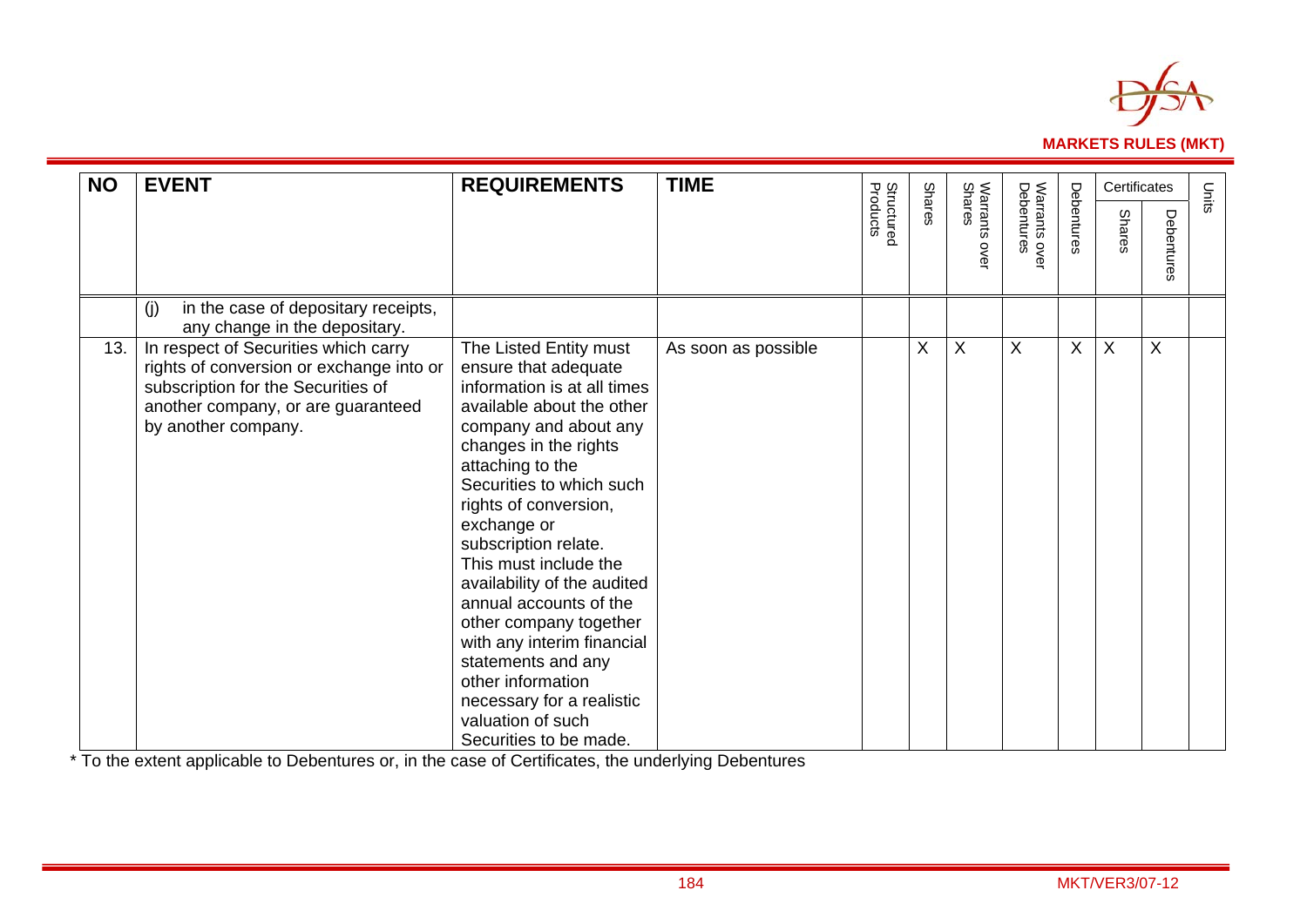| NO | EVENT | REQUIREMENTS | TIME | Structured Products | Shares | Warrants over Shares | Warrants over Debentures | Debentures | Certificates | | Units |
|---|---|---|---|---|---|---|---|---|---|---|---|
| | | | | | | | | | Shares | Debentures | |
| | (j) in the case of depositary receipts, any change in the depositary. | | | | | | | | | | |
| 13. | In respect of Securities which carry rights of conversion or exchange into or subscription for the Securities of another company, or are guaranteed by another company. | The Listed Entity must ensure that adequate information is at all times available about the other company and about any changes in the rights attaching to the Securities to which such rights of conversion, exchange or subscription relate. This must include the availability of the audited annual accounts of the other company together with any interim financial statements and any other information necessary for a realistic valuation of such Securities to be made. | As soon as possible | | X | X | X | X | X | X | |

* To the extent applicable to Debentures or, in the case of Certificates, the underlying Debentures